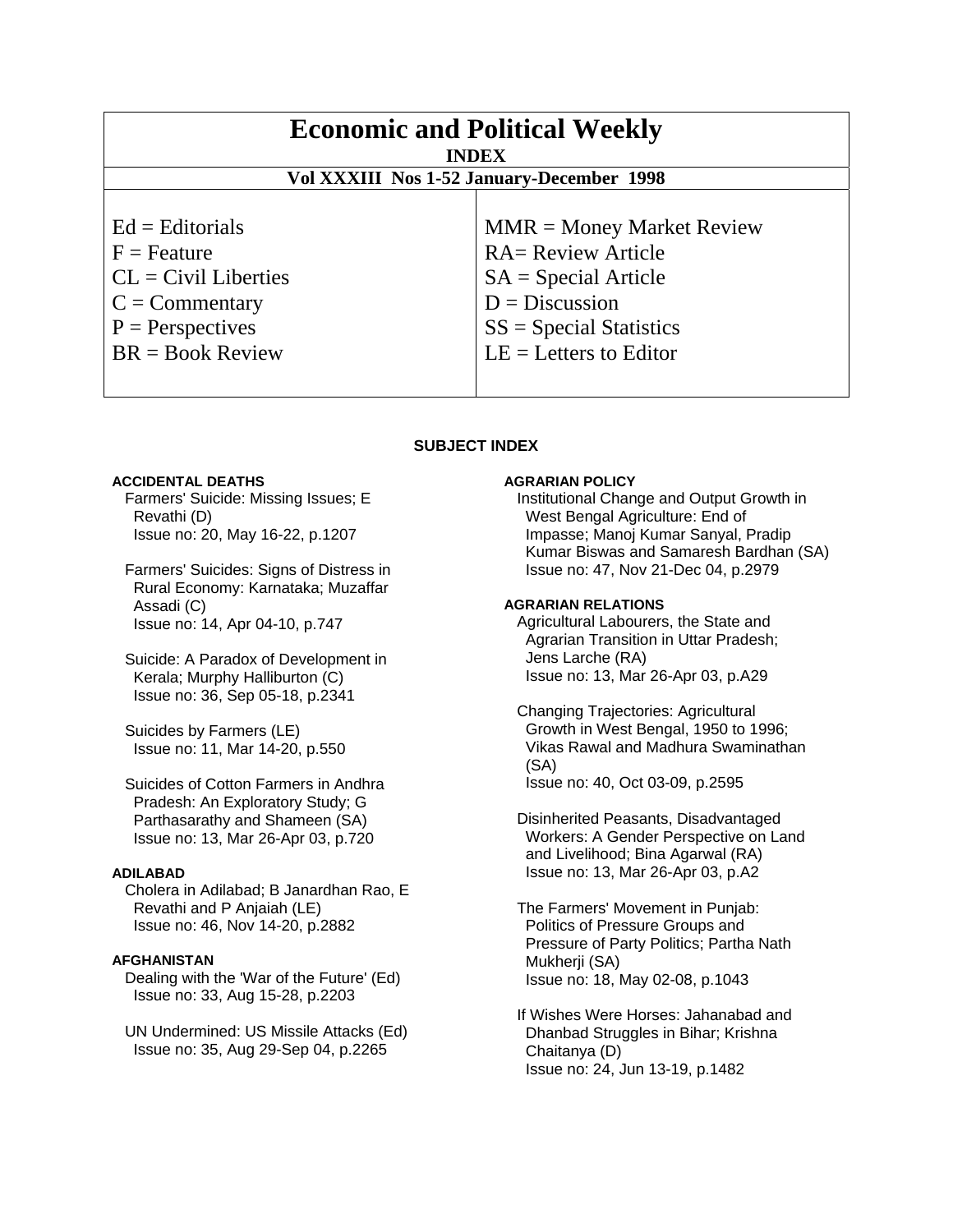# Economic and Political Weekly

**INDEX**

**Vol XXXIII Nos 1-52 January-December 1998**

| | |
|---|---|
| Ed = Editorials | MMR = Money Market Review |
| F = Feature | RA= Review Article |
| CL = Civil Liberties | SA = Special Article |
| C = Commentary | D = Discussion |
| P = Perspectives | SS = Special Statistics |
| BR = Book Review | LE = Letters to Editor |

## SUBJECT INDEX

### ACCIDENTAL DEATHS

Farmers' Suicide: Missing Issues; E Revathi (D)
Issue no: 20, May 16-22, p.1207

Farmers' Suicides: Signs of Distress in Rural Economy: Karnataka; Muzaffar Assadi (C)
Issue no: 14, Apr 04-10, p.747

Suicide: A Paradox of Development in Kerala; Murphy Halliburton (C)
Issue no: 36, Sep 05-18, p.2341

Suicides by Farmers (LE)
Issue no: 11, Mar 14-20, p.550

Suicides of Cotton Farmers in Andhra Pradesh: An Exploratory Study; G Parthasarathy and Shameen (SA)
Issue no: 13, Mar 26-Apr 03, p.720

### ADILABAD

Cholera in Adilabad; B Janardhan Rao, E Revathi and P Anjaiah (LE)
Issue no: 46, Nov 14-20, p.2882

### AFGHANISTAN

Dealing with the 'War of the Future' (Ed)
Issue no: 33, Aug 15-28, p.2203

UN Undermined: US Missile Attacks (Ed)
Issue no: 35, Aug 29-Sep 04, p.2265

### AGRARIAN POLICY

Institutional Change and Output Growth in West Bengal Agriculture: End of Impasse; Manoj Kumar Sanyal, Pradip Kumar Biswas and Samaresh Bardhan (SA)
Issue no: 47, Nov 21-Dec 04, p.2979

### AGRARIAN RELATIONS

Agricultural Labourers, the State and Agrarian Transition in Uttar Pradesh; Jens Larche (RA)
Issue no: 13, Mar 26-Apr 03, p.A29

Changing Trajectories: Agricultural Growth in West Bengal, 1950 to 1996; Vikas Rawal and Madhura Swaminathan (SA)
Issue no: 40, Oct 03-09, p.2595

Disinherited Peasants, Disadvantaged Workers: A Gender Perspective on Land and Livelihood; Bina Agarwal (RA)
Issue no: 13, Mar 26-Apr 03, p.A2

The Farmers' Movement in Punjab: Politics of Pressure Groups and Pressure of Party Politics; Partha Nath Mukherji (SA)
Issue no: 18, May 02-08, p.1043

If Wishes Were Horses: Jahanabad and Dhanbad Struggles in Bihar; Krishna Chaitanya (D)
Issue no: 24, Jun 13-19, p.1482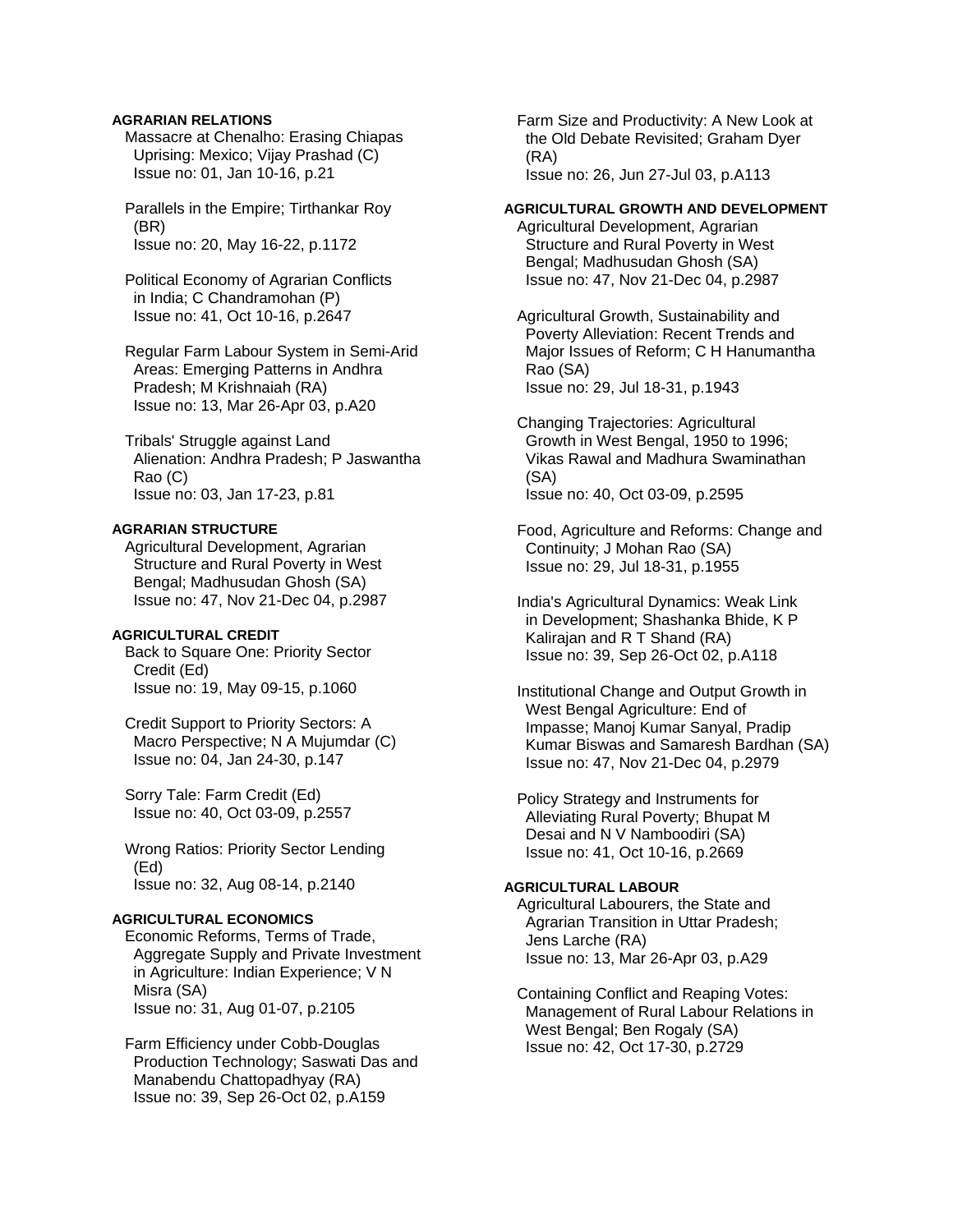**AGRARIAN RELATIONS**

Massacre at Chenalho: Erasing Chiapas Uprising: Mexico; Vijay Prashad (C)
Issue no: 01, Jan 10-16, p.21

Parallels in the Empire; Tirthankar Roy (BR)
Issue no: 20, May 16-22, p.1172

Political Economy of Agrarian Conflicts in India; C Chandramohan (P)
Issue no: 41, Oct 10-16, p.2647

Regular Farm Labour System in Semi-Arid Areas: Emerging Patterns in Andhra Pradesh; M Krishnaiah (RA)
Issue no: 13, Mar 26-Apr 03, p.A20

Tribals' Struggle against Land Alienation: Andhra Pradesh; P Jaswantha Rao (C)
Issue no: 03, Jan 17-23, p.81

**AGRARIAN STRUCTURE**

Agricultural Development, Agrarian Structure and Rural Poverty in West Bengal; Madhusudan Ghosh (SA)
Issue no: 47, Nov 21-Dec 04, p.2987

**AGRICULTURAL CREDIT**

Back to Square One: Priority Sector Credit (Ed)
Issue no: 19, May 09-15, p.1060

Credit Support to Priority Sectors: A Macro Perspective; N A Mujumdar (C)
Issue no: 04, Jan 24-30, p.147

Sorry Tale: Farm Credit (Ed)
Issue no: 40, Oct 03-09, p.2557

Wrong Ratios: Priority Sector Lending (Ed)
Issue no: 32, Aug 08-14, p.2140

**AGRICULTURAL ECONOMICS**

Economic Reforms, Terms of Trade, Aggregate Supply and Private Investment in Agriculture: Indian Experience; V N Misra (SA)
Issue no: 31, Aug 01-07, p.2105

Farm Efficiency under Cobb-Douglas Production Technology; Saswati Das and Manabendu Chattopadhyay (RA)
Issue no: 39, Sep 26-Oct 02, p.A159

Farm Size and Productivity: A New Look at the Old Debate Revisited; Graham Dyer (RA)
Issue no: 26, Jun 27-Jul 03, p.A113

**AGRICULTURAL GROWTH AND DEVELOPMENT**

Agricultural Development, Agrarian Structure and Rural Poverty in West Bengal; Madhusudan Ghosh (SA)
Issue no: 47, Nov 21-Dec 04, p.2987

Agricultural Growth, Sustainability and Poverty Alleviation: Recent Trends and Major Issues of Reform; C H Hanumantha Rao (SA)
Issue no: 29, Jul 18-31, p.1943

Changing Trajectories: Agricultural Growth in West Bengal, 1950 to 1996; Vikas Rawal and Madhura Swaminathan (SA)
Issue no: 40, Oct 03-09, p.2595

Food, Agriculture and Reforms: Change and Continuity; J Mohan Rao (SA)
Issue no: 29, Jul 18-31, p.1955

India's Agricultural Dynamics: Weak Link in Development; Shashanka Bhide, K P Kalirajan and R T Shand (RA)
Issue no: 39, Sep 26-Oct 02, p.A118

Institutional Change and Output Growth in West Bengal Agriculture: End of Impasse; Manoj Kumar Sanyal, Pradip Kumar Biswas and Samaresh Bardhan (SA)
Issue no: 47, Nov 21-Dec 04, p.2979

Policy Strategy and Instruments for Alleviating Rural Poverty; Bhupat M Desai and N V Namboodiri (SA)
Issue no: 41, Oct 10-16, p.2669

**AGRICULTURAL LABOUR**

Agricultural Labourers, the State and Agrarian Transition in Uttar Pradesh; Jens Larche (RA)
Issue no: 13, Mar 26-Apr 03, p.A29

Containing Conflict and Reaping Votes: Management of Rural Labour Relations in West Bengal; Ben Rogaly (SA)
Issue no: 42, Oct 17-30, p.2729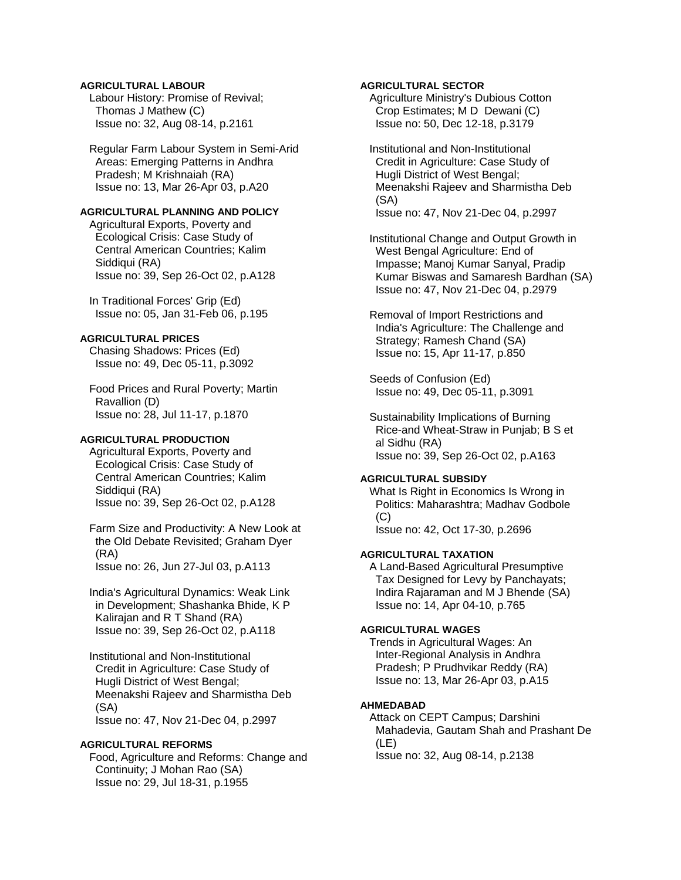**AGRICULTURAL LABOUR**

Labour History: Promise of Revival; Thomas J Mathew (C)
Issue no: 32, Aug 08-14, p.2161

Regular Farm Labour System in Semi-Arid Areas: Emerging Patterns in Andhra Pradesh; M Krishnaiah (RA)
Issue no: 13, Mar 26-Apr 03, p.A20

**AGRICULTURAL PLANNING AND POLICY**

Agricultural Exports, Poverty and Ecological Crisis: Case Study of Central American Countries; Kalim Siddiqui (RA)
Issue no: 39, Sep 26-Oct 02, p.A128

In Traditional Forces' Grip (Ed)
Issue no: 05, Jan 31-Feb 06, p.195

**AGRICULTURAL PRICES**

Chasing Shadows: Prices (Ed)
Issue no: 49, Dec 05-11, p.3092

Food Prices and Rural Poverty; Martin Ravallion (D)
Issue no: 28, Jul 11-17, p.1870

**AGRICULTURAL PRODUCTION**

Agricultural Exports, Poverty and Ecological Crisis: Case Study of Central American Countries; Kalim Siddiqui (RA)
Issue no: 39, Sep 26-Oct 02, p.A128

Farm Size and Productivity: A New Look at the Old Debate Revisited; Graham Dyer (RA)
Issue no: 26, Jun 27-Jul 03, p.A113

India's Agricultural Dynamics: Weak Link in Development; Shashanka Bhide, K P Kalirajan and R T Shand (RA)
Issue no: 39, Sep 26-Oct 02, p.A118

Institutional and Non-Institutional Credit in Agriculture: Case Study of Hugli District of West Bengal; Meenakshi Rajeev and Sharmistha Deb (SA)
Issue no: 47, Nov 21-Dec 04, p.2997

**AGRICULTURAL REFORMS**

Food, Agriculture and Reforms: Change and Continuity; J Mohan Rao (SA)
Issue no: 29, Jul 18-31, p.1955

**AGRICULTURAL SECTOR**

Agriculture Ministry's Dubious Cotton Crop Estimates; M D Dewani (C)
Issue no: 50, Dec 12-18, p.3179

Institutional and Non-Institutional Credit in Agriculture: Case Study of Hugli District of West Bengal; Meenakshi Rajeev and Sharmistha Deb (SA)
Issue no: 47, Nov 21-Dec 04, p.2997

Institutional Change and Output Growth in West Bengal Agriculture: End of Impasse; Manoj Kumar Sanyal, Pradip Kumar Biswas and Samaresh Bardhan (SA)
Issue no: 47, Nov 21-Dec 04, p.2979

Removal of Import Restrictions and India's Agriculture: The Challenge and Strategy; Ramesh Chand (SA)
Issue no: 15, Apr 11-17, p.850

Seeds of Confusion (Ed)
Issue no: 49, Dec 05-11, p.3091

Sustainability Implications of Burning Rice-and Wheat-Straw in Punjab; B S et al Sidhu (RA)
Issue no: 39, Sep 26-Oct 02, p.A163

**AGRICULTURAL SUBSIDY**

What Is Right in Economics Is Wrong in Politics: Maharashtra; Madhav Godbole (C)
Issue no: 42, Oct 17-30, p.2696

**AGRICULTURAL TAXATION**

A Land-Based Agricultural Presumptive Tax Designed for Levy by Panchayats; Indira Rajaraman and M J Bhende (SA)
Issue no: 14, Apr 04-10, p.765

**AGRICULTURAL WAGES**

Trends in Agricultural Wages: An Inter-Regional Analysis in Andhra Pradesh; P Prudhvikar Reddy (RA)
Issue no: 13, Mar 26-Apr 03, p.A15

**AHMEDABAD**

Attack on CEPT Campus; Darshini Mahadevia, Gautam Shah and Prashant De (LE)
Issue no: 32, Aug 08-14, p.2138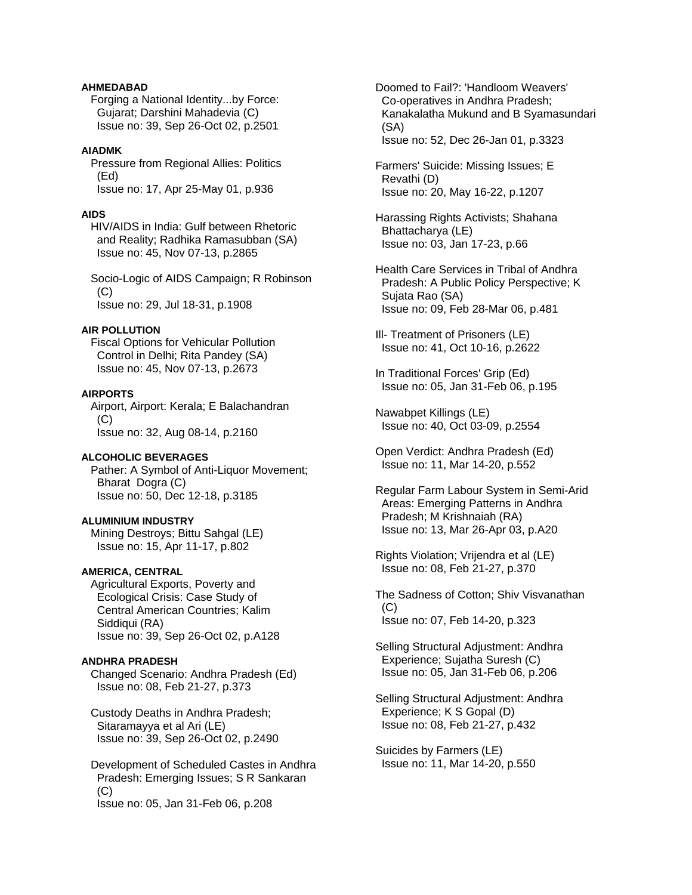**AHMEDABAD**

Forging a National Identity...by Force: Gujarat; Darshini Mahadevia (C)
Issue no: 39, Sep 26-Oct 02, p.2501

**AIADMK**

Pressure from Regional Allies: Politics (Ed)
Issue no: 17, Apr 25-May 01, p.936

**AIDS**

HIV/AIDS in India: Gulf between Rhetoric and Reality; Radhika Ramasubban (SA)
Issue no: 45, Nov 07-13, p.2865

Socio-Logic of AIDS Campaign; R Robinson (C)
Issue no: 29, Jul 18-31, p.1908

**AIR POLLUTION**

Fiscal Options for Vehicular Pollution Control in Delhi; Rita Pandey (SA)
Issue no: 45, Nov 07-13, p.2673

**AIRPORTS**

Airport, Airport: Kerala; E Balachandran (C)
Issue no: 32, Aug 08-14, p.2160

**ALCOHOLIC BEVERAGES**

Pather: A Symbol of Anti-Liquor Movement; Bharat Dogra (C)
Issue no: 50, Dec 12-18, p.3185

**ALUMINIUM INDUSTRY**

Mining Destroys; Bittu Sahgal (LE)
Issue no: 15, Apr 11-17, p.802

**AMERICA, CENTRAL**

Agricultural Exports, Poverty and Ecological Crisis: Case Study of Central American Countries; Kalim Siddiqui (RA)
Issue no: 39, Sep 26-Oct 02, p.A128

**ANDHRA PRADESH**

Changed Scenario: Andhra Pradesh (Ed)
Issue no: 08, Feb 21-27, p.373

Custody Deaths in Andhra Pradesh; Sitaramayya et al Ari (LE)
Issue no: 39, Sep 26-Oct 02, p.2490

Development of Scheduled Castes in Andhra Pradesh: Emerging Issues; S R Sankaran (C)
Issue no: 05, Jan 31-Feb 06, p.208

Doomed to Fail?: 'Handloom Weavers' Co-operatives in Andhra Pradesh; Kanakalatha Mukund and B Syamasundari (SA)
Issue no: 52, Dec 26-Jan 01, p.3323

Farmers' Suicide: Missing Issues; E Revathi (D)
Issue no: 20, May 16-22, p.1207

Harassing Rights Activists; Shahana Bhattacharya (LE)
Issue no: 03, Jan 17-23, p.66

Health Care Services in Tribal of Andhra Pradesh: A Public Policy Perspective; K Sujata Rao (SA)
Issue no: 09, Feb 28-Mar 06, p.481

Ill- Treatment of Prisoners (LE)
Issue no: 41, Oct 10-16, p.2622

In Traditional Forces' Grip (Ed)
Issue no: 05, Jan 31-Feb 06, p.195

Nawabpet Killings (LE)
Issue no: 40, Oct 03-09, p.2554

Open Verdict: Andhra Pradesh (Ed)
Issue no: 11, Mar 14-20, p.552

Regular Farm Labour System in Semi-Arid Areas: Emerging Patterns in Andhra Pradesh; M Krishnaiah (RA)
Issue no: 13, Mar 26-Apr 03, p.A20

Rights Violation; Vrijendra et al (LE)
Issue no: 08, Feb 21-27, p.370

The Sadness of Cotton; Shiv Visvanathan (C)
Issue no: 07, Feb 14-20, p.323

Selling Structural Adjustment: Andhra Experience; Sujatha Suresh (C)
Issue no: 05, Jan 31-Feb 06, p.206

Selling Structural Adjustment: Andhra Experience; K S Gopal (D)
Issue no: 08, Feb 21-27, p.432

Suicides by Farmers (LE)
Issue no: 11, Mar 14-20, p.550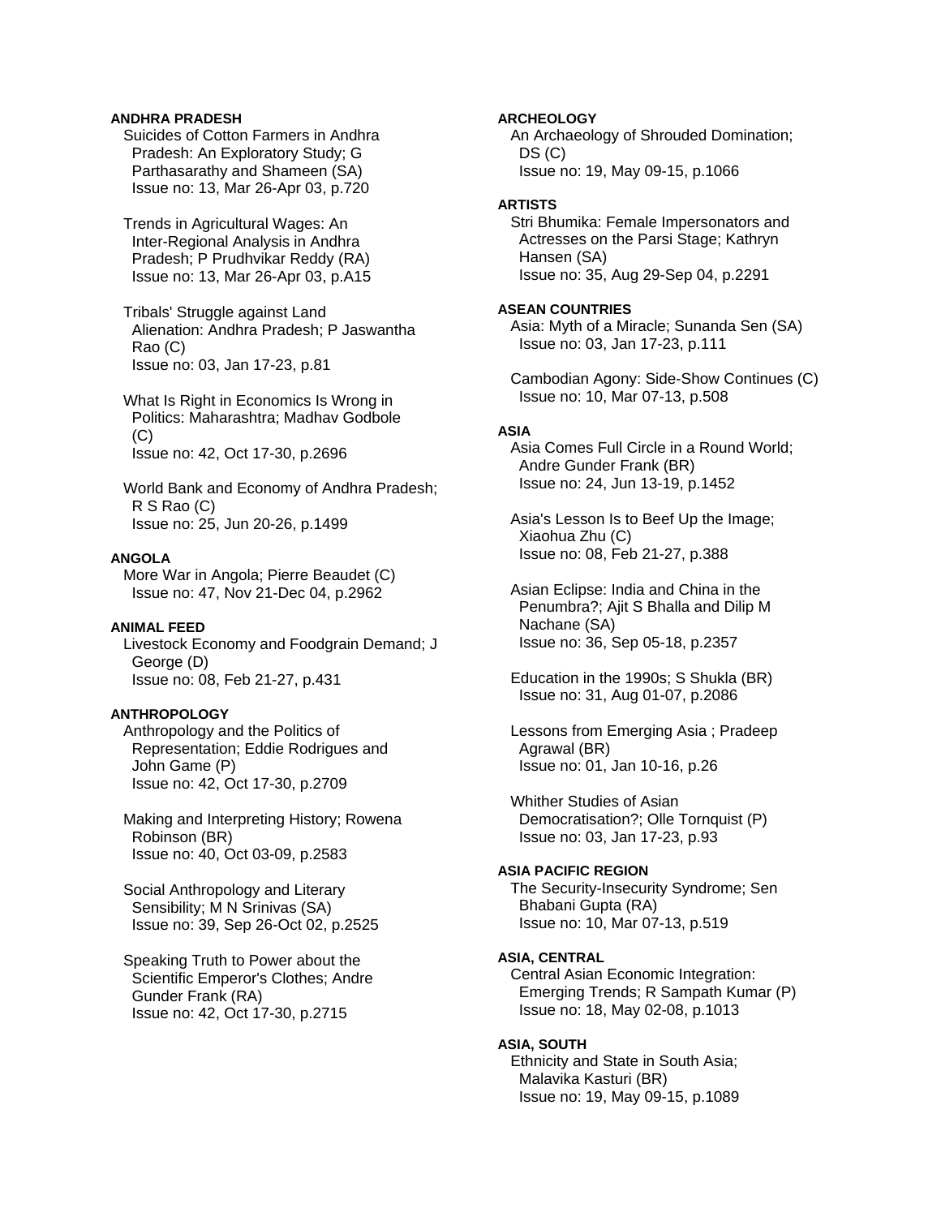**ANDHRA PRADESH**

Suicides of Cotton Farmers in Andhra Pradesh: An Exploratory Study; G Parthasarathy and Shameen (SA)
Issue no: 13, Mar 26-Apr 03, p.720

Trends in Agricultural Wages: An Inter-Regional Analysis in Andhra Pradesh; P Prudhvikar Reddy (RA)
Issue no: 13, Mar 26-Apr 03, p.A15

Tribals' Struggle against Land Alienation: Andhra Pradesh; P Jaswantha Rao (C)
Issue no: 03, Jan 17-23, p.81

What Is Right in Economics Is Wrong in Politics: Maharashtra; Madhav Godbole (C)
Issue no: 42, Oct 17-30, p.2696

World Bank and Economy of Andhra Pradesh; R S Rao (C)
Issue no: 25, Jun 20-26, p.1499

**ANGOLA**

More War in Angola; Pierre Beaudet (C)
Issue no: 47, Nov 21-Dec 04, p.2962

**ANIMAL FEED**

Livestock Economy and Foodgrain Demand; J George (D)
Issue no: 08, Feb 21-27, p.431

**ANTHROPOLOGY**

Anthropology and the Politics of Representation; Eddie Rodrigues and John Game (P)
Issue no: 42, Oct 17-30, p.2709

Making and Interpreting History; Rowena Robinson (BR)
Issue no: 40, Oct 03-09, p.2583

Social Anthropology and Literary Sensibility; M N Srinivas (SA)
Issue no: 39, Sep 26-Oct 02, p.2525

Speaking Truth to Power about the Scientific Emperor's Clothes; Andre Gunder Frank (RA)
Issue no: 42, Oct 17-30, p.2715

**ARCHEOLOGY**

An Archaeology of Shrouded Domination; DS (C)
Issue no: 19, May 09-15, p.1066

**ARTISTS**

Stri Bhumika: Female Impersonators and Actresses on the Parsi Stage; Kathryn Hansen (SA)
Issue no: 35, Aug 29-Sep 04, p.2291

**ASEAN COUNTRIES**

Asia: Myth of a Miracle; Sunanda Sen (SA)
Issue no: 03, Jan 17-23, p.111

Cambodian Agony: Side-Show Continues (C)
Issue no: 10, Mar 07-13, p.508

**ASIA**

Asia Comes Full Circle in a Round World; Andre Gunder Frank (BR)
Issue no: 24, Jun 13-19, p.1452

Asia's Lesson Is to Beef Up the Image; Xiaohua Zhu (C)
Issue no: 08, Feb 21-27, p.388

Asian Eclipse: India and China in the Penumbra?; Ajit S Bhalla and Dilip M Nachane (SA)
Issue no: 36, Sep 05-18, p.2357

Education in the 1990s; S Shukla (BR)
Issue no: 31, Aug 01-07, p.2086

Lessons from Emerging Asia ; Pradeep Agrawal (BR)
Issue no: 01, Jan 10-16, p.26

Whither Studies of Asian Democratisation?; Olle Tornquist (P)
Issue no: 03, Jan 17-23, p.93

**ASIA PACIFIC REGION**

The Security-Insecurity Syndrome; Sen Bhabani Gupta (RA)
Issue no: 10, Mar 07-13, p.519

**ASIA, CENTRAL**

Central Asian Economic Integration: Emerging Trends; R Sampath Kumar (P)
Issue no: 18, May 02-08, p.1013

**ASIA, SOUTH**

Ethnicity and State in South Asia; Malavika Kasturi (BR)
Issue no: 19, May 09-15, p.1089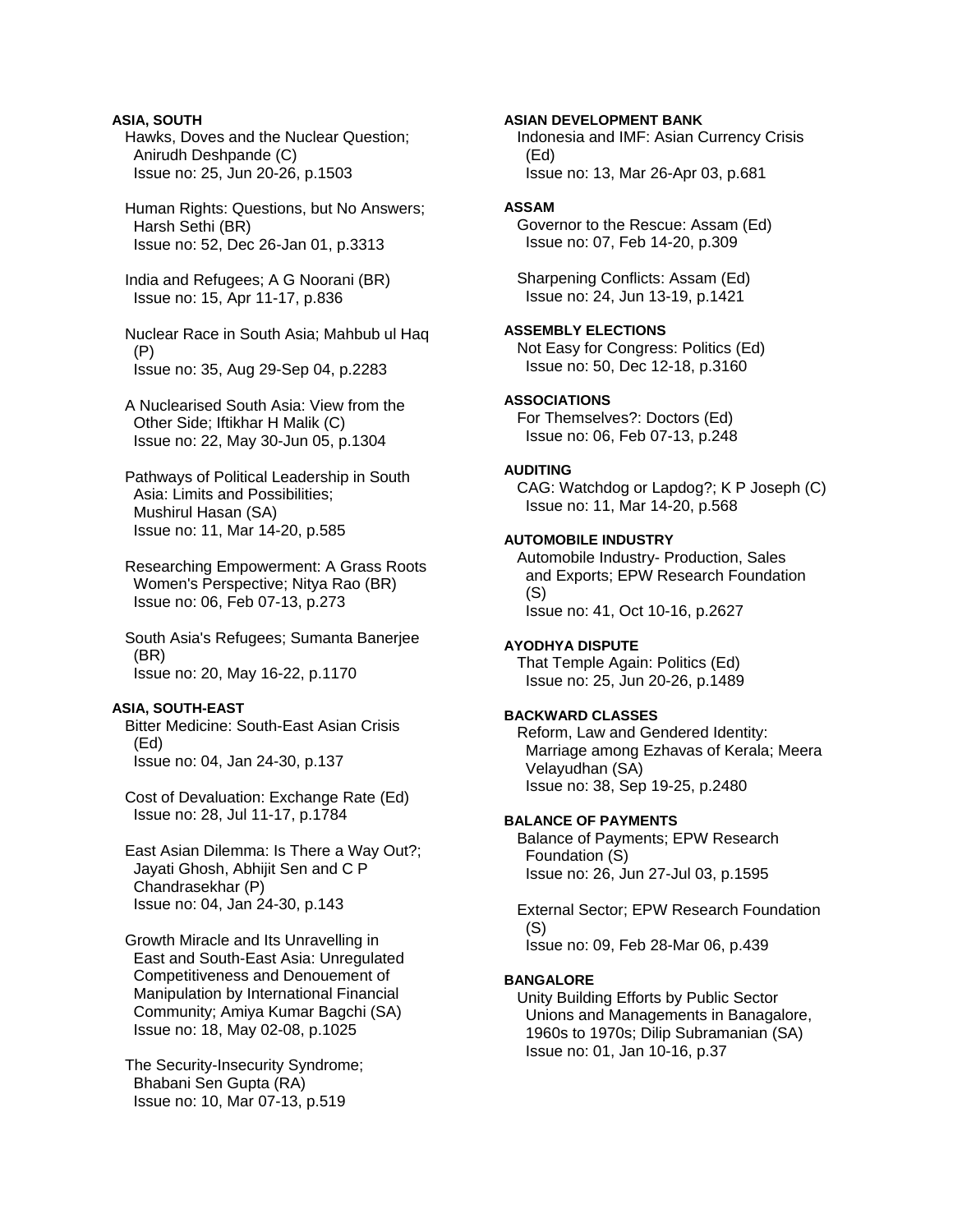**ASIA, SOUTH**

Hawks, Doves and the Nuclear Question; Anirudh Deshpande (C)
Issue no: 25, Jun 20-26, p.1503

Human Rights: Questions, but No Answers; Harsh Sethi (BR)
Issue no: 52, Dec 26-Jan 01, p.3313

India and Refugees; A G Noorani (BR)
Issue no: 15, Apr 11-17, p.836

Nuclear Race in South Asia; Mahbub ul Haq (P)
Issue no: 35, Aug 29-Sep 04, p.2283

A Nuclearised South Asia: View from the Other Side; Iftikhar H Malik (C)
Issue no: 22, May 30-Jun 05, p.1304

Pathways of Political Leadership in South Asia: Limits and Possibilities; Mushirul Hasan (SA)
Issue no: 11, Mar 14-20, p.585

Researching Empowerment: A Grass Roots Women's Perspective; Nitya Rao (BR)
Issue no: 06, Feb 07-13, p.273

South Asia's Refugees; Sumanta Banerjee (BR)
Issue no: 20, May 16-22, p.1170

**ASIA, SOUTH-EAST**

Bitter Medicine: South-East Asian Crisis (Ed)
Issue no: 04, Jan 24-30, p.137

Cost of Devaluation: Exchange Rate (Ed)
Issue no: 28, Jul 11-17, p.1784

East Asian Dilemma: Is There a Way Out?; Jayati Ghosh, Abhijit Sen and C P Chandrasekhar (P)
Issue no: 04, Jan 24-30, p.143

Growth Miracle and Its Unravelling in East and South-East Asia: Unregulated Competitiveness and Denouement of Manipulation by International Financial Community; Amiya Kumar Bagchi (SA)
Issue no: 18, May 02-08, p.1025

The Security-Insecurity Syndrome; Bhabani Sen Gupta (RA)
Issue no: 10, Mar 07-13, p.519

**ASIAN DEVELOPMENT BANK**

Indonesia and IMF: Asian Currency Crisis (Ed)
Issue no: 13, Mar 26-Apr 03, p.681

**ASSAM**

Governor to the Rescue: Assam (Ed)
Issue no: 07, Feb 14-20, p.309

Sharpening Conflicts: Assam (Ed)
Issue no: 24, Jun 13-19, p.1421

**ASSEMBLY ELECTIONS**

Not Easy for Congress: Politics (Ed)
Issue no: 50, Dec 12-18, p.3160

**ASSOCIATIONS**

For Themselves?: Doctors (Ed)
Issue no: 06, Feb 07-13, p.248

**AUDITING**

CAG: Watchdog or Lapdog?; K P Joseph (C)
Issue no: 11, Mar 14-20, p.568

**AUTOMOBILE INDUSTRY**

Automobile Industry- Production, Sales and Exports; EPW Research Foundation (S)
Issue no: 41, Oct 10-16, p.2627

**AYODHYA DISPUTE**

That Temple Again: Politics (Ed)
Issue no: 25, Jun 20-26, p.1489

**BACKWARD CLASSES**

Reform, Law and Gendered Identity: Marriage among Ezhavas of Kerala; Meera Velayudhan (SA)
Issue no: 38, Sep 19-25, p.2480

**BALANCE OF PAYMENTS**

Balance of Payments; EPW Research Foundation (S)
Issue no: 26, Jun 27-Jul 03, p.1595

External Sector; EPW Research Foundation (S)
Issue no: 09, Feb 28-Mar 06, p.439

**BANGALORE**

Unity Building Efforts by Public Sector Unions and Managements in Banagalore, 1960s to 1970s; Dilip Subramanian (SA)
Issue no: 01, Jan 10-16, p.37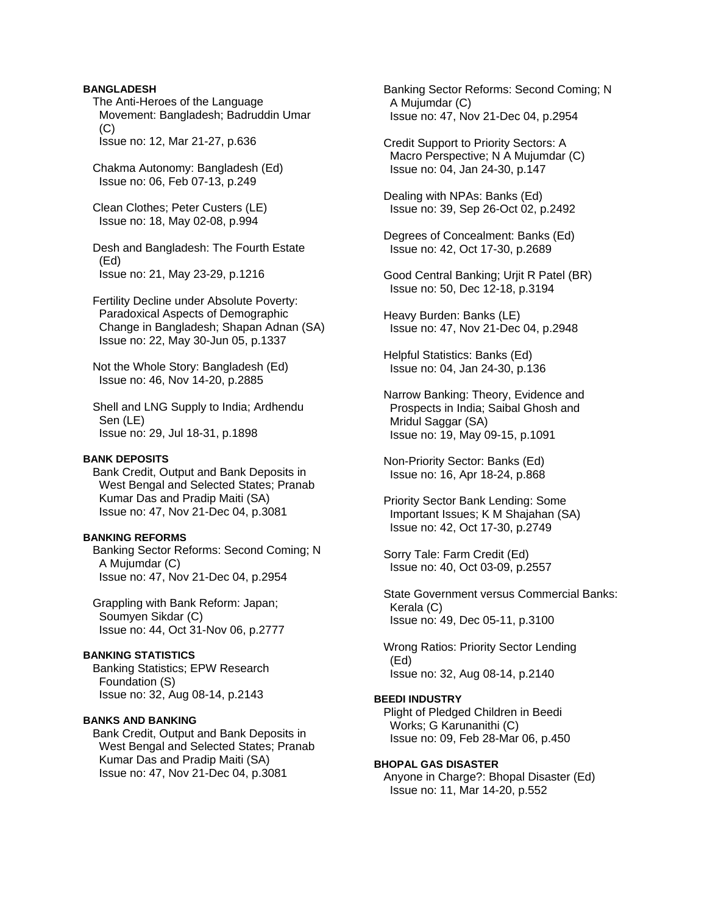**BANGLADESH**

The Anti-Heroes of the Language Movement: Bangladesh; Badruddin Umar (C)
Issue no: 12, Mar 21-27, p.636

Chakma Autonomy: Bangladesh (Ed)
Issue no: 06, Feb 07-13, p.249

Clean Clothes; Peter Custers (LE)
Issue no: 18, May 02-08, p.994

Desh and Bangladesh: The Fourth Estate (Ed)
Issue no: 21, May 23-29, p.1216

Fertility Decline under Absolute Poverty: Paradoxical Aspects of Demographic Change in Bangladesh; Shapan Adnan (SA)
Issue no: 22, May 30-Jun 05, p.1337

Not the Whole Story: Bangladesh (Ed)
Issue no: 46, Nov 14-20, p.2885

Shell and LNG Supply to India; Ardhendu Sen (LE)
Issue no: 29, Jul 18-31, p.1898

**BANK DEPOSITS**

Bank Credit, Output and Bank Deposits in West Bengal and Selected States; Pranab Kumar Das and Pradip Maiti (SA)
Issue no: 47, Nov 21-Dec 04, p.3081

**BANKING REFORMS**

Banking Sector Reforms: Second Coming; N A Mujumdar (C)
Issue no: 47, Nov 21-Dec 04, p.2954

Grappling with Bank Reform: Japan; Soumyen Sikdar (C)
Issue no: 44, Oct 31-Nov 06, p.2777

**BANKING STATISTICS**

Banking Statistics; EPW Research Foundation (S)
Issue no: 32, Aug 08-14, p.2143

**BANKS AND BANKING**

Bank Credit, Output and Bank Deposits in West Bengal and Selected States; Pranab Kumar Das and Pradip Maiti (SA)
Issue no: 47, Nov 21-Dec 04, p.3081

Banking Sector Reforms: Second Coming; N A Mujumdar (C)
Issue no: 47, Nov 21-Dec 04, p.2954

Credit Support to Priority Sectors: A Macro Perspective; N A Mujumdar (C)
Issue no: 04, Jan 24-30, p.147

Dealing with NPAs: Banks (Ed)
Issue no: 39, Sep 26-Oct 02, p.2492

Degrees of Concealment: Banks (Ed)
Issue no: 42, Oct 17-30, p.2689

Good Central Banking; Urjit R Patel (BR)
Issue no: 50, Dec 12-18, p.3194

Heavy Burden: Banks (LE)
Issue no: 47, Nov 21-Dec 04, p.2948

Helpful Statistics: Banks (Ed)
Issue no: 04, Jan 24-30, p.136

Narrow Banking: Theory, Evidence and Prospects in India; Saibal Ghosh and Mridul Saggar (SA)
Issue no: 19, May 09-15, p.1091

Non-Priority Sector: Banks (Ed)
Issue no: 16, Apr 18-24, p.868

Priority Sector Bank Lending: Some Important Issues; K M Shajahan (SA)
Issue no: 42, Oct 17-30, p.2749

Sorry Tale: Farm Credit (Ed)
Issue no: 40, Oct 03-09, p.2557

State Government versus Commercial Banks: Kerala (C)
Issue no: 49, Dec 05-11, p.3100

Wrong Ratios: Priority Sector Lending (Ed)
Issue no: 32, Aug 08-14, p.2140

**BEEDI INDUSTRY**

Plight of Pledged Children in Beedi Works; G Karunanithi (C)
Issue no: 09, Feb 28-Mar 06, p.450

**BHOPAL GAS DISASTER**

Anyone in Charge?: Bhopal Disaster (Ed)
Issue no: 11, Mar 14-20, p.552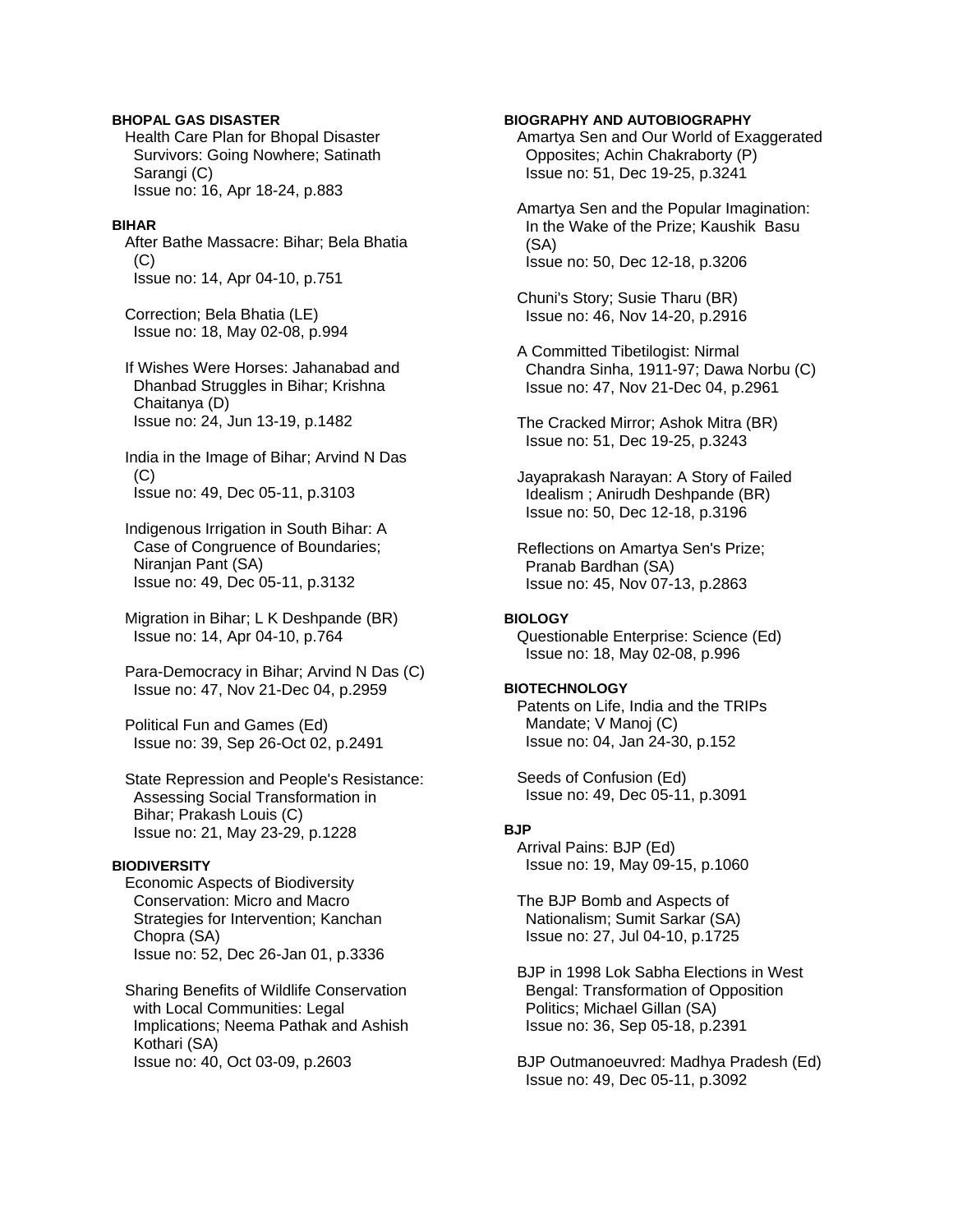**BHOPAL GAS DISASTER**

Health Care Plan for Bhopal Disaster Survivors: Going Nowhere; Satinath Sarangi (C)
Issue no: 16, Apr 18-24, p.883

**BIHAR**

After Bathe Massacre: Bihar; Bela Bhatia (C)
Issue no: 14, Apr 04-10, p.751

Correction; Bela Bhatia (LE)
Issue no: 18, May 02-08, p.994

If Wishes Were Horses: Jahanabad and Dhanbad Struggles in Bihar; Krishna Chaitanya (D)
Issue no: 24, Jun 13-19, p.1482

India in the Image of Bihar; Arvind N Das (C)
Issue no: 49, Dec 05-11, p.3103

Indigenous Irrigation in South Bihar: A Case of Congruence of Boundaries; Niranjan Pant (SA)
Issue no: 49, Dec 05-11, p.3132

Migration in Bihar; L K Deshpande (BR)
Issue no: 14, Apr 04-10, p.764

Para-Democracy in Bihar; Arvind N Das (C)
Issue no: 47, Nov 21-Dec 04, p.2959

Political Fun and Games (Ed)
Issue no: 39, Sep 26-Oct 02, p.2491

State Repression and People's Resistance: Assessing Social Transformation in Bihar; Prakash Louis (C)
Issue no: 21, May 23-29, p.1228

**BIODIVERSITY**

Economic Aspects of Biodiversity Conservation: Micro and Macro Strategies for Intervention; Kanchan Chopra (SA)
Issue no: 52, Dec 26-Jan 01, p.3336

Sharing Benefits of Wildlife Conservation with Local Communities: Legal Implications; Neema Pathak and Ashish Kothari (SA)
Issue no: 40, Oct 03-09, p.2603

**BIOGRAPHY AND AUTOBIOGRAPHY**

Amartya Sen and Our World of Exaggerated Opposites; Achin Chakraborty (P)
Issue no: 51, Dec 19-25, p.3241

Amartya Sen and the Popular Imagination: In the Wake of the Prize; Kaushik Basu (SA)
Issue no: 50, Dec 12-18, p.3206

Chuni's Story; Susie Tharu (BR)
Issue no: 46, Nov 14-20, p.2916

A Committed Tibetilogist: Nirmal Chandra Sinha, 1911-97; Dawa Norbu (C)
Issue no: 47, Nov 21-Dec 04, p.2961

The Cracked Mirror; Ashok Mitra (BR)
Issue no: 51, Dec 19-25, p.3243

Jayaprakash Narayan: A Story of Failed Idealism ; Anirudh Deshpande (BR)
Issue no: 50, Dec 12-18, p.3196

Reflections on Amartya Sen's Prize; Pranab Bardhan (SA)
Issue no: 45, Nov 07-13, p.2863

**BIOLOGY**

Questionable Enterprise: Science (Ed)
Issue no: 18, May 02-08, p.996

**BIOTECHNOLOGY**

Patents on Life, India and the TRIPs Mandate; V Manoj (C)
Issue no: 04, Jan 24-30, p.152

Seeds of Confusion (Ed)
Issue no: 49, Dec 05-11, p.3091

**BJP**

Arrival Pains: BJP (Ed)
Issue no: 19, May 09-15, p.1060

The BJP Bomb and Aspects of Nationalism; Sumit Sarkar (SA)
Issue no: 27, Jul 04-10, p.1725

BJP in 1998 Lok Sabha Elections in West Bengal: Transformation of Opposition Politics; Michael Gillan (SA)
Issue no: 36, Sep 05-18, p.2391

BJP Outmanoeuvred: Madhya Pradesh (Ed)
Issue no: 49, Dec 05-11, p.3092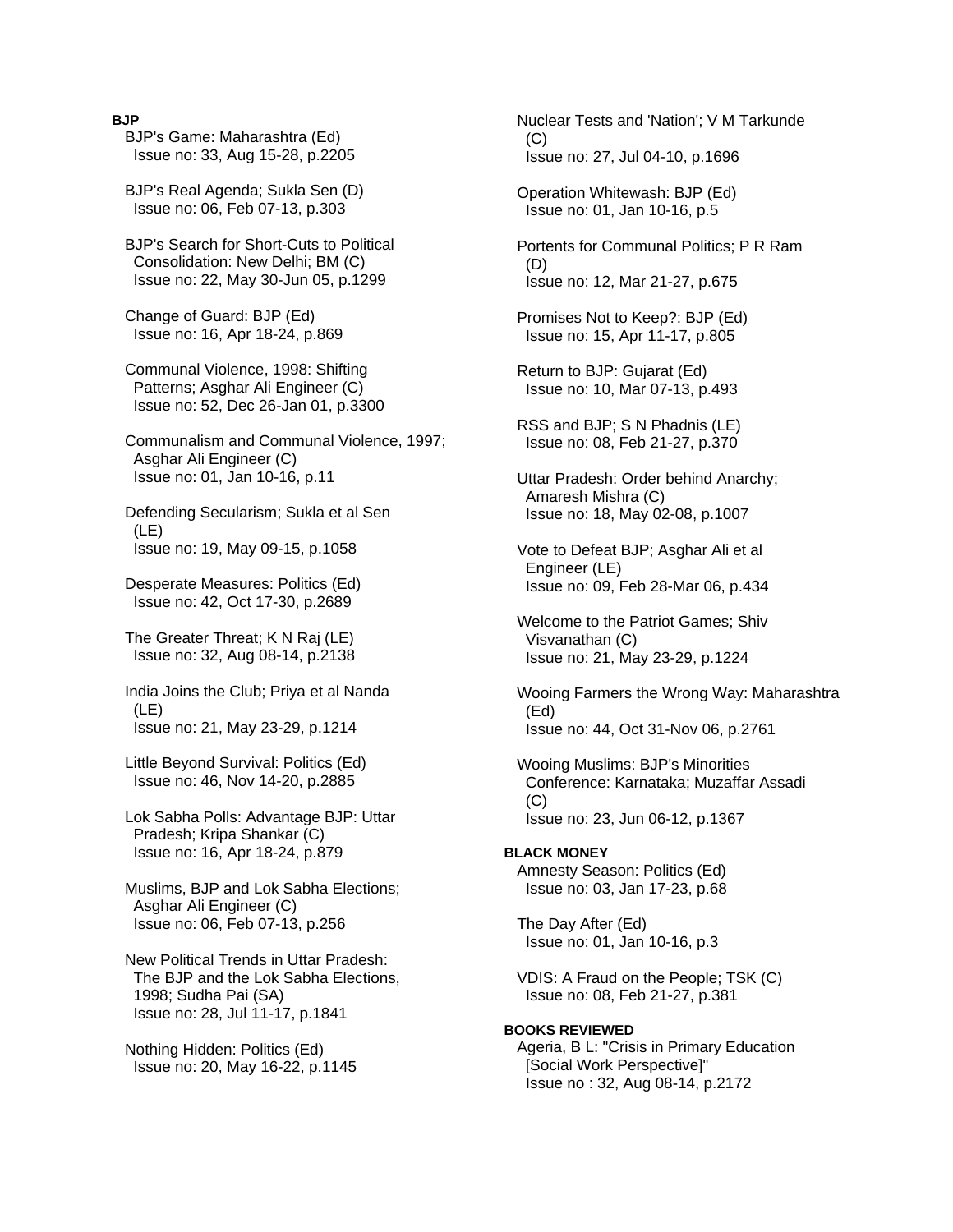**BJP**

BJP's Game: Maharashtra (Ed)
Issue no: 33, Aug 15-28, p.2205

BJP's Real Agenda; Sukla Sen (D)
Issue no: 06, Feb 07-13, p.303

BJP's Search for Short-Cuts to Political Consolidation: New Delhi; BM (C)
Issue no: 22, May 30-Jun 05, p.1299

Change of Guard: BJP (Ed)
Issue no: 16, Apr 18-24, p.869

Communal Violence, 1998: Shifting Patterns; Asghar Ali Engineer (C)
Issue no: 52, Dec 26-Jan 01, p.3300

Communalism and Communal Violence, 1997; Asghar Ali Engineer (C)
Issue no: 01, Jan 10-16, p.11

Defending Secularism; Sukla et al Sen (LE)
Issue no: 19, May 09-15, p.1058

Desperate Measures: Politics (Ed)
Issue no: 42, Oct 17-30, p.2689

The Greater Threat; K N Raj (LE)
Issue no: 32, Aug 08-14, p.2138

India Joins the Club; Priya et al Nanda (LE)
Issue no: 21, May 23-29, p.1214

Little Beyond Survival: Politics (Ed)
Issue no: 46, Nov 14-20, p.2885

Lok Sabha Polls: Advantage BJP: Uttar Pradesh; Kripa Shankar (C)
Issue no: 16, Apr 18-24, p.879

Muslims, BJP and Lok Sabha Elections; Asghar Ali Engineer (C)
Issue no: 06, Feb 07-13, p.256

New Political Trends in Uttar Pradesh: The BJP and the Lok Sabha Elections, 1998; Sudha Pai (SA)
Issue no: 28, Jul 11-17, p.1841

Nothing Hidden: Politics (Ed)
Issue no: 20, May 16-22, p.1145

Nuclear Tests and 'Nation'; V M Tarkunde (C)
Issue no: 27, Jul 04-10, p.1696

Operation Whitewash: BJP (Ed)
Issue no: 01, Jan 10-16, p.5

Portents for Communal Politics; P R Ram (D)
Issue no: 12, Mar 21-27, p.675

Promises Not to Keep?: BJP (Ed)
Issue no: 15, Apr 11-17, p.805

Return to BJP: Gujarat (Ed)
Issue no: 10, Mar 07-13, p.493

RSS and BJP; S N Phadnis (LE)
Issue no: 08, Feb 21-27, p.370

Uttar Pradesh: Order behind Anarchy; Amaresh Mishra (C)
Issue no: 18, May 02-08, p.1007

Vote to Defeat BJP; Asghar Ali et al Engineer (LE)
Issue no: 09, Feb 28-Mar 06, p.434

Welcome to the Patriot Games; Shiv Visvanathan (C)
Issue no: 21, May 23-29, p.1224

Wooing Farmers the Wrong Way: Maharashtra (Ed)
Issue no: 44, Oct 31-Nov 06, p.2761

Wooing Muslims: BJP's Minorities Conference: Karnataka; Muzaffar Assadi (C)
Issue no: 23, Jun 06-12, p.1367

**BLACK MONEY**

Amnesty Season: Politics (Ed)
Issue no: 03, Jan 17-23, p.68

The Day After (Ed)
Issue no: 01, Jan 10-16, p.3

VDIS: A Fraud on the People; TSK (C)
Issue no: 08, Feb 21-27, p.381

**BOOKS REVIEWED**

Ageria, B L: "Crisis in Primary Education [Social Work Perspective]"
Issue no : 32, Aug 08-14, p.2172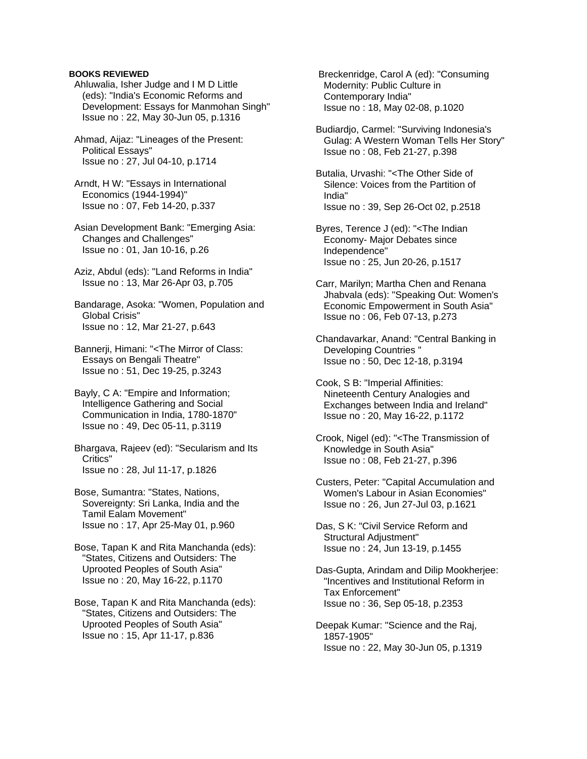**BOOKS REVIEWED**

Ahluwalia, Isher Judge and I M D Little (eds): "India's Economic Reforms and Development: Essays for Manmohan Singh"
Issue no : 22, May 30-Jun 05, p.1316

Ahmad, Aijaz: "Lineages of the Present: Political Essays"
Issue no : 27, Jul 04-10, p.1714

Arndt, H W: "Essays in International Economics (1944-1994)"
Issue no : 07, Feb 14-20, p.337

Asian Development Bank: "Emerging Asia: Changes and Challenges"
Issue no : 01, Jan 10-16, p.26

Aziz, Abdul (eds): "Land Reforms in India"
Issue no : 13, Mar 26-Apr 03, p.705

Bandarage, Asoka: "Women, Population and Global Crisis"
Issue no : 12, Mar 21-27, p.643

Bannerji, Himani: "<The Mirror of Class: Essays on Bengali Theatre"
Issue no : 51, Dec 19-25, p.3243

Bayly, C A: "Empire and Information; Intelligence Gathering and Social Communication in India, 1780-1870"
Issue no : 49, Dec 05-11, p.3119

Bhargava, Rajeev (ed): "Secularism and Its Critics"
Issue no : 28, Jul 11-17, p.1826

Bose, Sumantra: "States, Nations, Sovereignty: Sri Lanka, India and the Tamil Ealam Movement"
Issue no : 17, Apr 25-May 01, p.960

Bose, Tapan K and Rita Manchanda (eds): "States, Citizens and Outsiders: The Uprooted Peoples of South Asia"
Issue no : 20, May 16-22, p.1170

Bose, Tapan K and Rita Manchanda (eds): "States, Citizens and Outsiders: The Uprooted Peoples of South Asia"
Issue no : 15, Apr 11-17, p.836

Breckenridge, Carol A (ed): "Consuming Modernity: Public Culture in Contemporary India"
Issue no : 18, May 02-08, p.1020

Budiardjo, Carmel: "Surviving Indonesia's Gulag: A Western Woman Tells Her Story"
Issue no : 08, Feb 21-27, p.398

Butalia, Urvashi: "<The Other Side of Silence: Voices from the Partition of India"
Issue no : 39, Sep 26-Oct 02, p.2518

Byres, Terence J (ed): "<The Indian Economy- Major Debates since Independence"
Issue no : 25, Jun 20-26, p.1517

Carr, Marilyn; Martha Chen and Renana Jhabvala (eds): "Speaking Out: Women's Economic Empowerment in South Asia"
Issue no : 06, Feb 07-13, p.273

Chandavarkar, Anand: "Central Banking in Developing Countries "
Issue no : 50, Dec 12-18, p.3194

Cook, S B: "Imperial Affinities: Nineteenth Century Analogies and Exchanges between India and Ireland"
Issue no : 20, May 16-22, p.1172

Crook, Nigel (ed): "<The Transmission of Knowledge in South Asia"
Issue no : 08, Feb 21-27, p.396

Custers, Peter: "Capital Accumulation and Women's Labour in Asian Economies"
Issue no : 26, Jun 27-Jul 03, p.1621

Das, S K: "Civil Service Reform and Structural Adjustment"
Issue no : 24, Jun 13-19, p.1455

Das-Gupta, Arindam and Dilip Mookherjee: "Incentives and Institutional Reform in Tax Enforcement"
Issue no : 36, Sep 05-18, p.2353

Deepak Kumar: "Science and the Raj, 1857-1905"
Issue no : 22, May 30-Jun 05, p.1319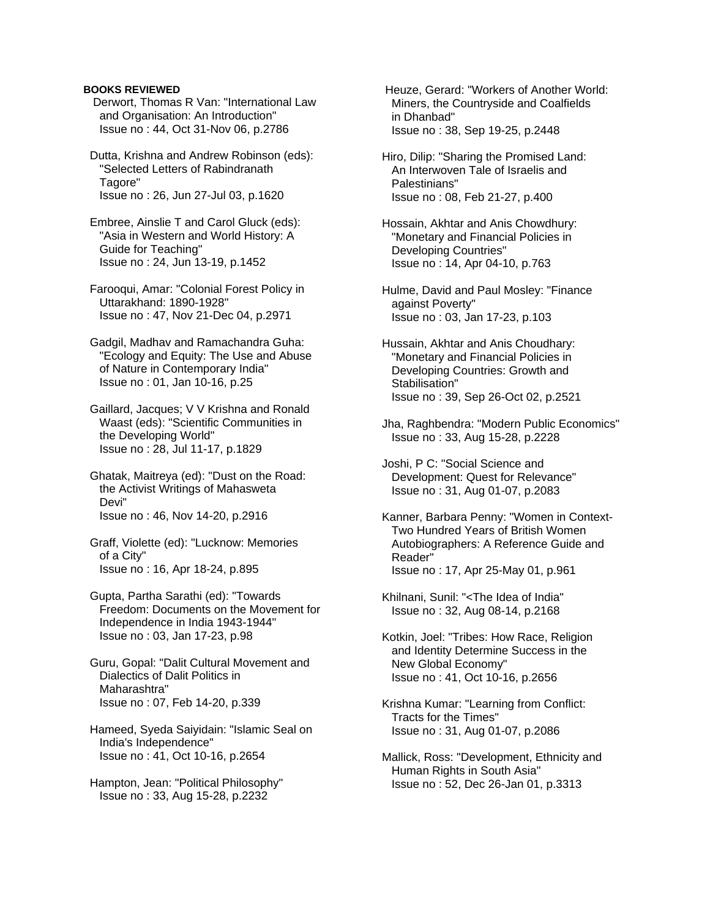**BOOKS REVIEWED**

Derwort, Thomas R Van: "International Law and Organisation: An Introduction"
Issue no : 44, Oct 31-Nov 06, p.2786

Dutta, Krishna and Andrew Robinson (eds): "Selected Letters of Rabindranath Tagore"
Issue no : 26, Jun 27-Jul 03, p.1620

Embree, Ainslie T and Carol Gluck (eds): "Asia in Western and World History: A Guide for Teaching"
Issue no : 24, Jun 13-19, p.1452

Farooqui, Amar: "Colonial Forest Policy in Uttarakhand: 1890-1928"
Issue no : 47, Nov 21-Dec 04, p.2971

Gadgil, Madhav and Ramachandra Guha: "Ecology and Equity: The Use and Abuse of Nature in Contemporary India"
Issue no : 01, Jan 10-16, p.25

Gaillard, Jacques; V V Krishna and Ronald Waast (eds): "Scientific Communities in the Developing World"
Issue no : 28, Jul 11-17, p.1829

Ghatak, Maitreya (ed): "Dust on the Road: the Activist Writings of Mahasweta Devi"
Issue no : 46, Nov 14-20, p.2916

Graff, Violette (ed): "Lucknow: Memories of a City"
Issue no : 16, Apr 18-24, p.895

Gupta, Partha Sarathi (ed): "Towards Freedom: Documents on the Movement for Independence in India 1943-1944"
Issue no : 03, Jan 17-23, p.98

Guru, Gopal: "Dalit Cultural Movement and Dialectics of Dalit Politics in Maharashtra"
Issue no : 07, Feb 14-20, p.339

Hameed, Syeda Saiyidain: "Islamic Seal on India's Independence"
Issue no : 41, Oct 10-16, p.2654

Hampton, Jean: "Political Philosophy"
Issue no : 33, Aug 15-28, p.2232

Heuze, Gerard: "Workers of Another World: Miners, the Countryside and Coalfields in Dhanbad"
Issue no : 38, Sep 19-25, p.2448

Hiro, Dilip: "Sharing the Promised Land: An Interwoven Tale of Israelis and Palestinians"
Issue no : 08, Feb 21-27, p.400

Hossain, Akhtar and Anis Chowdhury: "Monetary and Financial Policies in Developing Countries"
Issue no : 14, Apr 04-10, p.763

Hulme, David and Paul Mosley: "Finance against Poverty"
Issue no : 03, Jan 17-23, p.103

Hussain, Akhtar and Anis Choudhary: "Monetary and Financial Policies in Developing Countries: Growth and Stabilisation"
Issue no : 39, Sep 26-Oct 02, p.2521

Jha, Raghbendra: "Modern Public Economics"
Issue no : 33, Aug 15-28, p.2228

Joshi, P C: "Social Science and Development: Quest for Relevance"
Issue no : 31, Aug 01-07, p.2083

Kanner, Barbara Penny: "Women in Context-Two Hundred Years of British Women Autobiographers: A Reference Guide and Reader"
Issue no : 17, Apr 25-May 01, p.961

Khilnani, Sunil: "<The Idea of India"
Issue no : 32, Aug 08-14, p.2168

Kotkin, Joel: "Tribes: How Race, Religion and Identity Determine Success in the New Global Economy"
Issue no : 41, Oct 10-16, p.2656

Krishna Kumar: "Learning from Conflict: Tracts for the Times"
Issue no : 31, Aug 01-07, p.2086

Mallick, Ross: "Development, Ethnicity and Human Rights in South Asia"
Issue no : 52, Dec 26-Jan 01, p.3313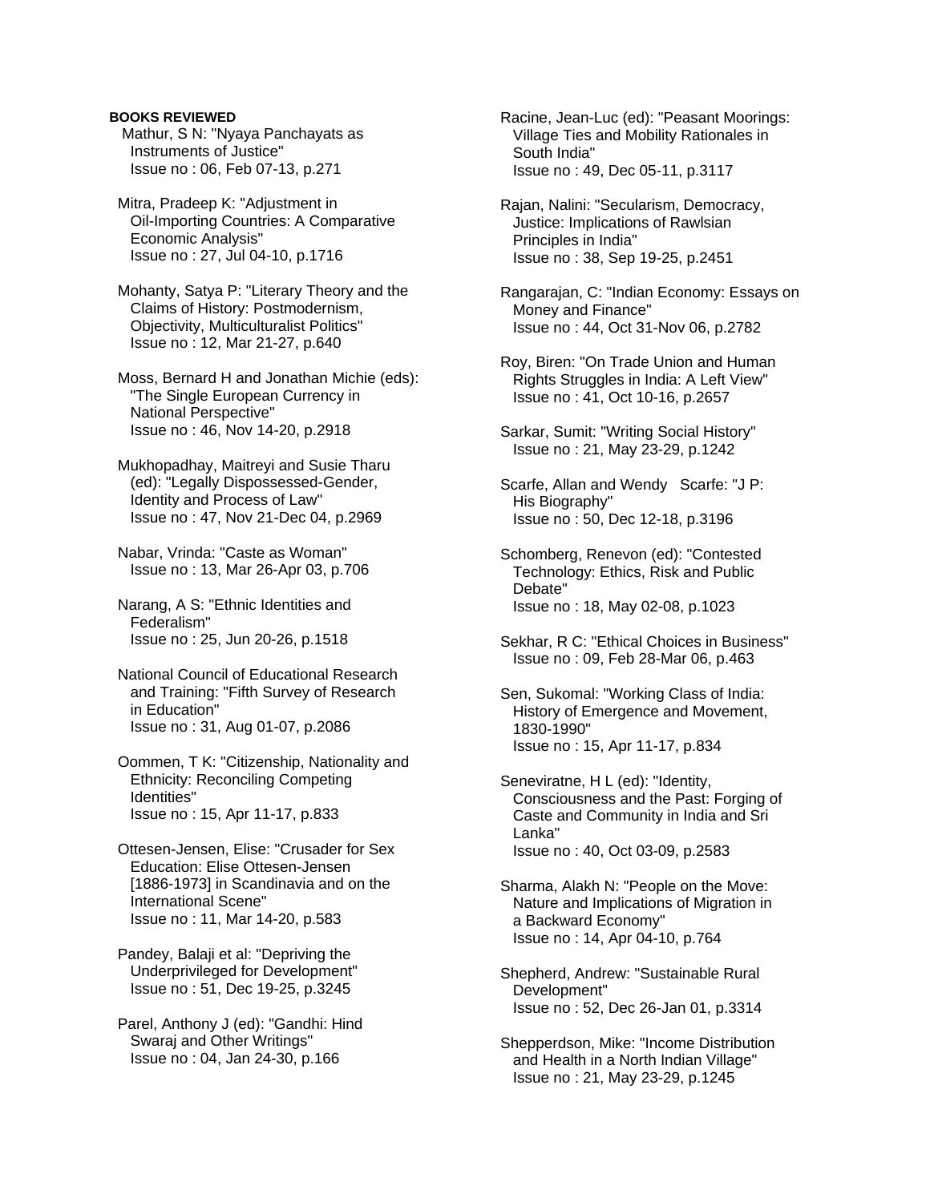**BOOKS REVIEWED**

Mathur, S N: "Nyaya Panchayats as Instruments of Justice"
Issue no : 06, Feb 07-13, p.271

Mitra, Pradeep K: "Adjustment in Oil-Importing Countries: A Comparative Economic Analysis"
Issue no : 27, Jul 04-10, p.1716

Mohanty, Satya P: "Literary Theory and the Claims of History: Postmodernism, Objectivity, Multiculturalist Politics"
Issue no : 12, Mar 21-27, p.640

Moss, Bernard H and Jonathan Michie (eds): "The Single European Currency in National Perspective"
Issue no : 46, Nov 14-20, p.2918

Mukhopadhay, Maitreyi and Susie Tharu (ed): "Legally Dispossessed-Gender, Identity and Process of Law"
Issue no : 47, Nov 21-Dec 04, p.2969

Nabar, Vrinda: "Caste as Woman"
Issue no : 13, Mar 26-Apr 03, p.706

Narang, A S: "Ethnic Identities and Federalism"
Issue no : 25, Jun 20-26, p.1518

National Council of Educational Research and Training: "Fifth Survey of Research in Education"
Issue no : 31, Aug 01-07, p.2086

Oommen, T K: "Citizenship, Nationality and Ethnicity: Reconciling Competing Identities"
Issue no : 15, Apr 11-17, p.833

Ottesen-Jensen, Elise: "Crusader for Sex Education: Elise Ottesen-Jensen [1886-1973] in Scandinavia and on the International Scene"
Issue no : 11, Mar 14-20, p.583

Pandey, Balaji et al: "Depriving the Underprivileged for Development"
Issue no : 51, Dec 19-25, p.3245

Parel, Anthony J (ed): "Gandhi: Hind Swaraj and Other Writings"
Issue no : 04, Jan 24-30, p.166

Racine, Jean-Luc (ed): "Peasant Moorings: Village Ties and Mobility Rationales in South India"
Issue no : 49, Dec 05-11, p.3117

Rajan, Nalini: "Secularism, Democracy, Justice: Implications of Rawlsian Principles in India"
Issue no : 38, Sep 19-25, p.2451

Rangarajan, C: "Indian Economy: Essays on Money and Finance"
Issue no : 44, Oct 31-Nov 06, p.2782

Roy, Biren: "On Trade Union and Human Rights Struggles in India: A Left View"
Issue no : 41, Oct 10-16, p.2657

Sarkar, Sumit: "Writing Social History"
Issue no : 21, May 23-29, p.1242

Scarfe, Allan and Wendy Scarfe: "J P: His Biography"
Issue no : 50, Dec 12-18, p.3196

Schomberg, Renevon (ed): "Contested Technology: Ethics, Risk and Public Debate"
Issue no : 18, May 02-08, p.1023

Sekhar, R C: "Ethical Choices in Business"
Issue no : 09, Feb 28-Mar 06, p.463

Sen, Sukomal: "Working Class of India: History of Emergence and Movement, 1830-1990"
Issue no : 15, Apr 11-17, p.834

Seneviratne, H L (ed): "Identity, Consciousness and the Past: Forging of Caste and Community in India and Sri Lanka"
Issue no : 40, Oct 03-09, p.2583

Sharma, Alakh N: "People on the Move: Nature and Implications of Migration in a Backward Economy"
Issue no : 14, Apr 04-10, p.764

Shepherd, Andrew: "Sustainable Rural Development"
Issue no : 52, Dec 26-Jan 01, p.3314

Shepperdson, Mike: "Income Distribution and Health in a North Indian Village"
Issue no : 21, May 23-29, p.1245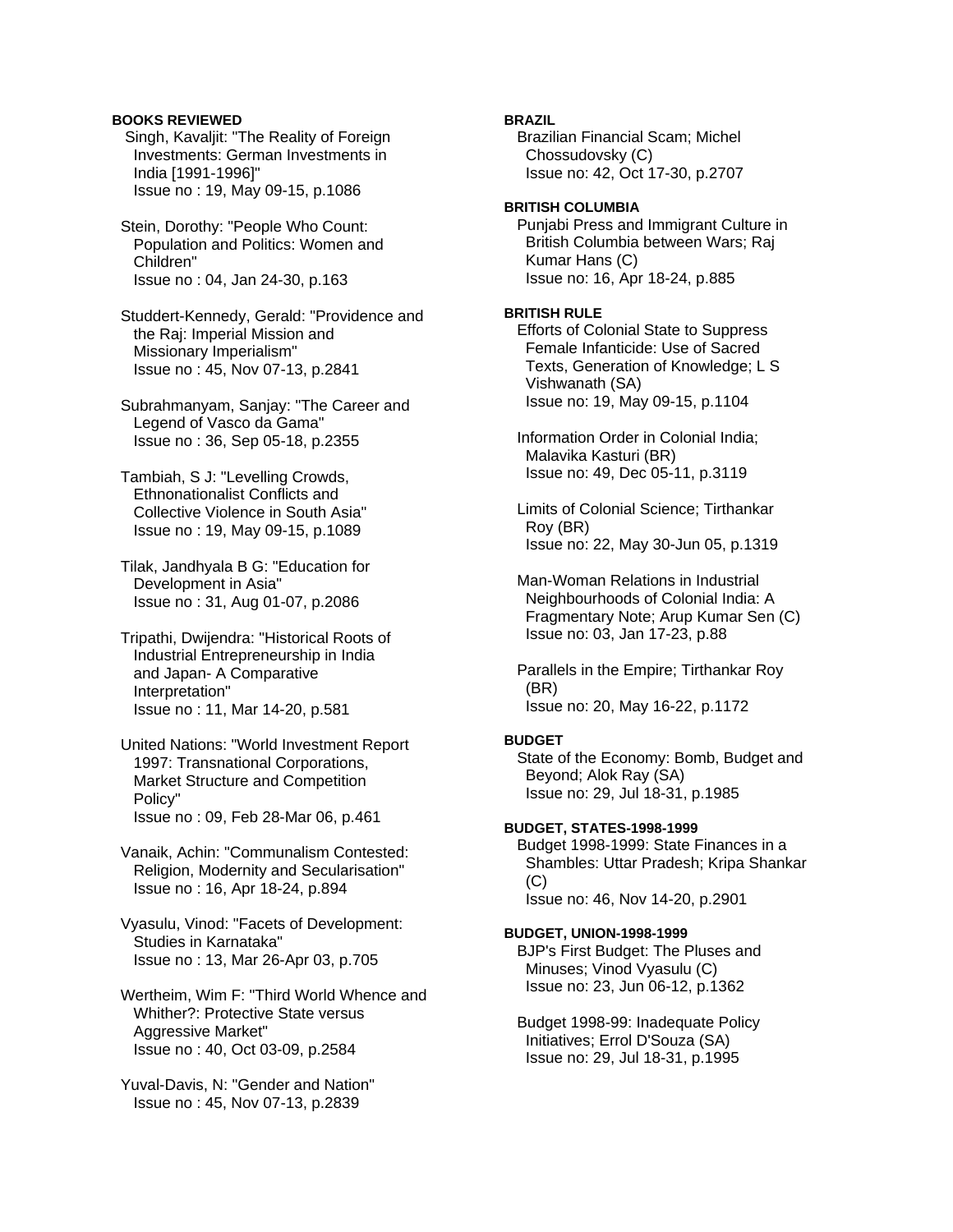**BOOKS REVIEWED**

Singh, Kavaljit: "The Reality of Foreign Investments: German Investments in India [1991-1996]"
Issue no : 19, May 09-15, p.1086

Stein, Dorothy: "People Who Count: Population and Politics: Women and Children"
Issue no : 04, Jan 24-30, p.163

Studdert-Kennedy, Gerald: "Providence and the Raj: Imperial Mission and Missionary Imperialism"
Issue no : 45, Nov 07-13, p.2841

Subrahmanyam, Sanjay: "The Career and Legend of Vasco da Gama"
Issue no : 36, Sep 05-18, p.2355

Tambiah, S J: "Levelling Crowds, Ethnonationalist Conflicts and Collective Violence in South Asia"
Issue no : 19, May 09-15, p.1089

Tilak, Jandhyala B G: "Education for Development in Asia"
Issue no : 31, Aug 01-07, p.2086

Tripathi, Dwijendra: "Historical Roots of Industrial Entrepreneurship in India and Japan- A Comparative Interpretation"
Issue no : 11, Mar 14-20, p.581

United Nations: "World Investment Report 1997: Transnational Corporations, Market Structure and Competition Policy"
Issue no : 09, Feb 28-Mar 06, p.461

Vanaik, Achin: "Communalism Contested: Religion, Modernity and Secularisation"
Issue no : 16, Apr 18-24, p.894

Vyasulu, Vinod: "Facets of Development: Studies in Karnataka"
Issue no : 13, Mar 26-Apr 03, p.705

Wertheim, Wim F: "Third World Whence and Whither?: Protective State versus Aggressive Market"
Issue no : 40, Oct 03-09, p.2584

Yuval-Davis, N: "Gender and Nation"
Issue no : 45, Nov 07-13, p.2839

**BRAZIL**

Brazilian Financial Scam; Michel Chossudovsky (C)
Issue no: 42, Oct 17-30, p.2707

**BRITISH COLUMBIA**

Punjabi Press and Immigrant Culture in British Columbia between Wars; Raj Kumar Hans (C)
Issue no: 16, Apr 18-24, p.885

**BRITISH RULE**

Efforts of Colonial State to Suppress Female Infanticide: Use of Sacred Texts, Generation of Knowledge; L S Vishwanath (SA)
Issue no: 19, May 09-15, p.1104

Information Order in Colonial India; Malavika Kasturi (BR)
Issue no: 49, Dec 05-11, p.3119

Limits of Colonial Science; Tirthankar Roy (BR)
Issue no: 22, May 30-Jun 05, p.1319

Man-Woman Relations in Industrial Neighbourhoods of Colonial India: A Fragmentary Note; Arup Kumar Sen (C)
Issue no: 03, Jan 17-23, p.88

Parallels in the Empire; Tirthankar Roy (BR)
Issue no: 20, May 16-22, p.1172

**BUDGET**

State of the Economy: Bomb, Budget and Beyond; Alok Ray (SA)
Issue no: 29, Jul 18-31, p.1985

**BUDGET, STATES-1998-1999**

Budget 1998-1999: State Finances in a Shambles: Uttar Pradesh; Kripa Shankar (C)
Issue no: 46, Nov 14-20, p.2901

**BUDGET, UNION-1998-1999**

BJP's First Budget: The Pluses and Minuses; Vinod Vyasulu (C)
Issue no: 23, Jun 06-12, p.1362

Budget 1998-99: Inadequate Policy Initiatives; Errol D'Souza (SA)
Issue no: 29, Jul 18-31, p.1995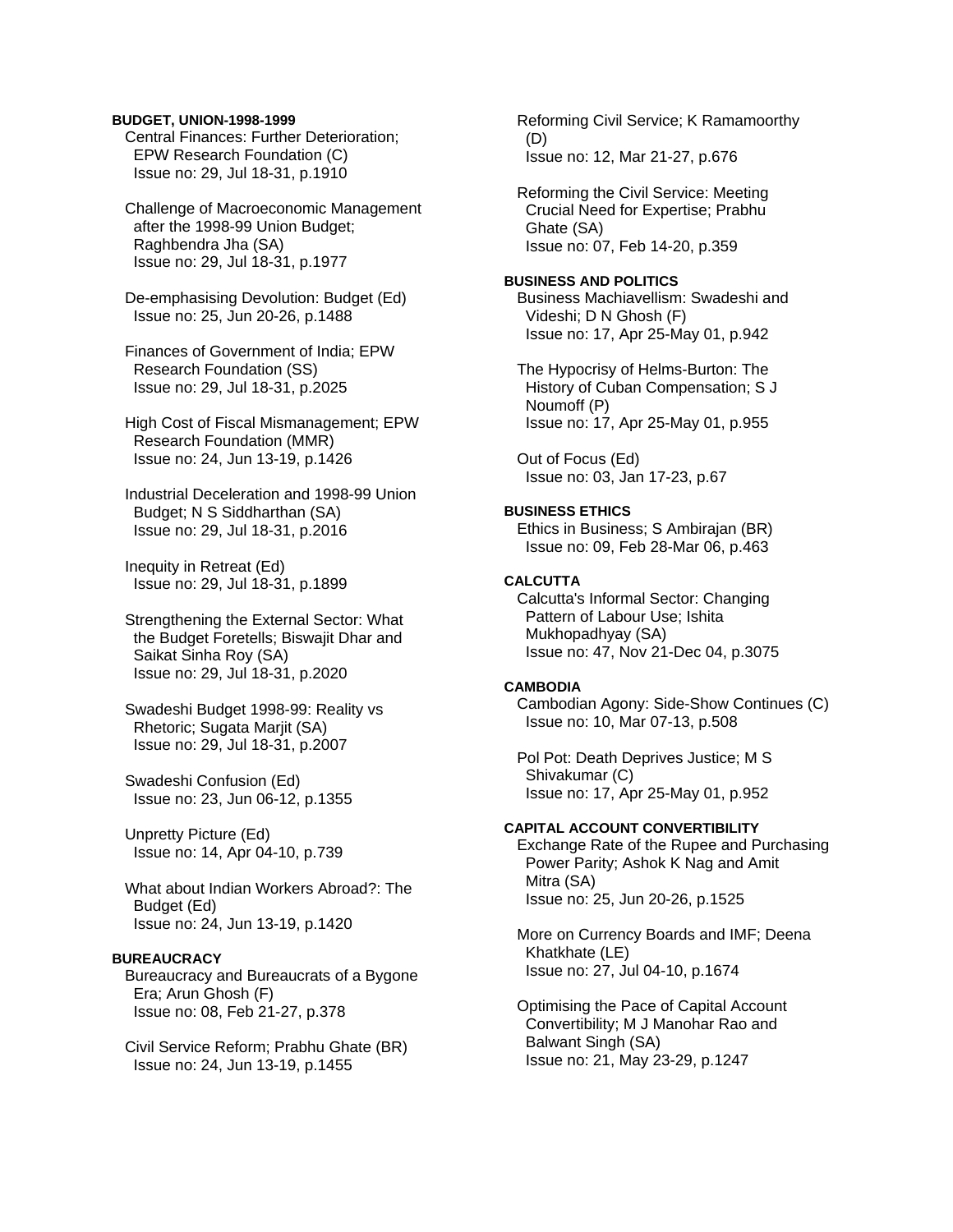**BUDGET, UNION-1998-1999**

Central Finances: Further Deterioration; EPW Research Foundation (C)
Issue no: 29, Jul 18-31, p.1910

Challenge of Macroeconomic Management after the 1998-99 Union Budget; Raghbendra Jha (SA)
Issue no: 29, Jul 18-31, p.1977

De-emphasising Devolution: Budget (Ed)
Issue no: 25, Jun 20-26, p.1488

Finances of Government of India; EPW Research Foundation (SS)
Issue no: 29, Jul 18-31, p.2025

High Cost of Fiscal Mismanagement; EPW Research Foundation (MMR)
Issue no: 24, Jun 13-19, p.1426

Industrial Deceleration and 1998-99 Union Budget; N S Siddharthan (SA)
Issue no: 29, Jul 18-31, p.2016

Inequity in Retreat (Ed)
Issue no: 29, Jul 18-31, p.1899

Strengthening the External Sector: What the Budget Foretells; Biswajit Dhar and Saikat Sinha Roy (SA)
Issue no: 29, Jul 18-31, p.2020

Swadeshi Budget 1998-99: Reality vs Rhetoric; Sugata Marjit (SA)
Issue no: 29, Jul 18-31, p.2007

Swadeshi Confusion (Ed)
Issue no: 23, Jun 06-12, p.1355

Unpretty Picture (Ed)
Issue no: 14, Apr 04-10, p.739

What about Indian Workers Abroad?: The Budget (Ed)
Issue no: 24, Jun 13-19, p.1420

**BUREAUCRACY**

Bureaucracy and Bureaucrats of a Bygone Era; Arun Ghosh (F)
Issue no: 08, Feb 21-27, p.378

Civil Service Reform; Prabhu Ghate (BR)
Issue no: 24, Jun 13-19, p.1455

Reforming Civil Service; K Ramamoorthy (D)
Issue no: 12, Mar 21-27, p.676

Reforming the Civil Service: Meeting Crucial Need for Expertise; Prabhu Ghate (SA)
Issue no: 07, Feb 14-20, p.359

**BUSINESS AND POLITICS**

Business Machiavellism: Swadeshi and Videshi; D N Ghosh (F)
Issue no: 17, Apr 25-May 01, p.942

The Hypocrisy of Helms-Burton: The History of Cuban Compensation; S J Noumoff (P)
Issue no: 17, Apr 25-May 01, p.955

Out of Focus (Ed)
Issue no: 03, Jan 17-23, p.67

**BUSINESS ETHICS**

Ethics in Business; S Ambirajan (BR)
Issue no: 09, Feb 28-Mar 06, p.463

**CALCUTTA**

Calcutta's Informal Sector: Changing Pattern of Labour Use; Ishita Mukhopadhyay (SA)
Issue no: 47, Nov 21-Dec 04, p.3075

**CAMBODIA**

Cambodian Agony: Side-Show Continues (C)
Issue no: 10, Mar 07-13, p.508

Pol Pot: Death Deprives Justice; M S Shivakumar (C)
Issue no: 17, Apr 25-May 01, p.952

**CAPITAL ACCOUNT CONVERTIBILITY**

Exchange Rate of the Rupee and Purchasing Power Parity; Ashok K Nag and Amit Mitra (SA)
Issue no: 25, Jun 20-26, p.1525

More on Currency Boards and IMF; Deena Khatkhate (LE)
Issue no: 27, Jul 04-10, p.1674

Optimising the Pace of Capital Account Convertibility; M J Manohar Rao and Balwant Singh (SA)
Issue no: 21, May 23-29, p.1247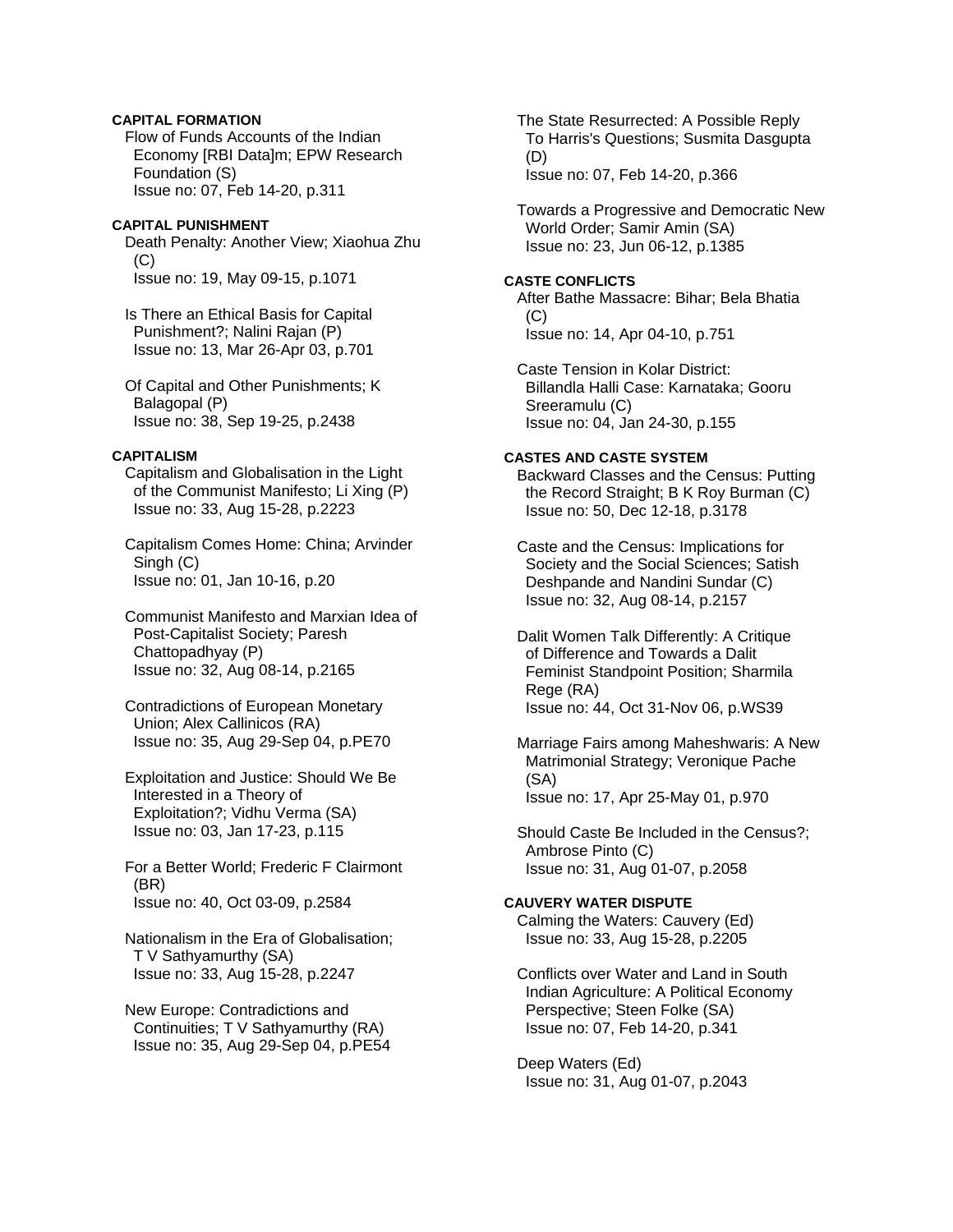**CAPITAL FORMATION**

Flow of Funds Accounts of the Indian Economy [RBI Data]m; EPW Research Foundation (S)
Issue no: 07, Feb 14-20, p.311

**CAPITAL PUNISHMENT**

Death Penalty: Another View; Xiaohua Zhu (C)
Issue no: 19, May 09-15, p.1071

Is There an Ethical Basis for Capital Punishment?; Nalini Rajan (P)
Issue no: 13, Mar 26-Apr 03, p.701

Of Capital and Other Punishments; K Balagopal (P)
Issue no: 38, Sep 19-25, p.2438

**CAPITALISM**

Capitalism and Globalisation in the Light of the Communist Manifesto; Li Xing (P)
Issue no: 33, Aug 15-28, p.2223

Capitalism Comes Home: China; Arvinder Singh (C)
Issue no: 01, Jan 10-16, p.20

Communist Manifesto and Marxian Idea of Post-Capitalist Society; Paresh Chattopadhyay (P)
Issue no: 32, Aug 08-14, p.2165

Contradictions of European Monetary Union; Alex Callinicos (RA)
Issue no: 35, Aug 29-Sep 04, p.PE70

Exploitation and Justice: Should We Be Interested in a Theory of Exploitation?; Vidhu Verma (SA)
Issue no: 03, Jan 17-23, p.115

For a Better World; Frederic F Clairmont (BR)
Issue no: 40, Oct 03-09, p.2584

Nationalism in the Era of Globalisation; T V Sathyamurthy (SA)
Issue no: 33, Aug 15-28, p.2247

New Europe: Contradictions and Continuities; T V Sathyamurthy (RA)
Issue no: 35, Aug 29-Sep 04, p.PE54

The State Resurrected: A Possible Reply To Harris's Questions; Susmita Dasgupta (D)
Issue no: 07, Feb 14-20, p.366

Towards a Progressive and Democratic New World Order; Samir Amin (SA)
Issue no: 23, Jun 06-12, p.1385

**CASTE CONFLICTS**

After Bathe Massacre: Bihar; Bela Bhatia (C)
Issue no: 14, Apr 04-10, p.751

Caste Tension in Kolar District: Billandla Halli Case: Karnataka; Gooru Sreeramulu (C)
Issue no: 04, Jan 24-30, p.155

**CASTES AND CASTE SYSTEM**

Backward Classes and the Census: Putting the Record Straight; B K Roy Burman (C)
Issue no: 50, Dec 12-18, p.3178

Caste and the Census: Implications for Society and the Social Sciences; Satish Deshpande and Nandini Sundar (C)
Issue no: 32, Aug 08-14, p.2157

Dalit Women Talk Differently: A Critique of Difference and Towards a Dalit Feminist Standpoint Position; Sharmila Rege (RA)
Issue no: 44, Oct 31-Nov 06, p.WS39

Marriage Fairs among Maheshwaris: A New Matrimonial Strategy; Veronique Pache (SA)
Issue no: 17, Apr 25-May 01, p.970

Should Caste Be Included in the Census?; Ambrose Pinto (C)
Issue no: 31, Aug 01-07, p.2058

**CAUVERY WATER DISPUTE**

Calming the Waters: Cauvery (Ed)
Issue no: 33, Aug 15-28, p.2205

Conflicts over Water and Land in South Indian Agriculture: A Political Economy Perspective; Steen Folke (SA)
Issue no: 07, Feb 14-20, p.341

Deep Waters (Ed)
Issue no: 31, Aug 01-07, p.2043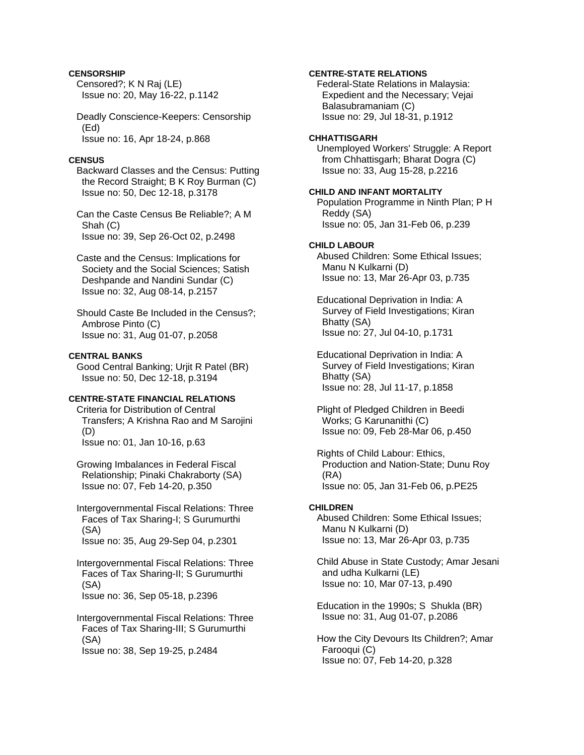**CENSORSHIP**

Censored?; K N Raj (LE)
Issue no: 20, May 16-22, p.1142

Deadly Conscience-Keepers: Censorship (Ed)
Issue no: 16, Apr 18-24, p.868

**CENSUS**

Backward Classes and the Census: Putting the Record Straight; B K Roy Burman (C)
Issue no: 50, Dec 12-18, p.3178

Can the Caste Census Be Reliable?; A M Shah (C)
Issue no: 39, Sep 26-Oct 02, p.2498

Caste and the Census: Implications for Society and the Social Sciences; Satish Deshpande and Nandini Sundar (C)
Issue no: 32, Aug 08-14, p.2157

Should Caste Be Included in the Census?; Ambrose Pinto (C)
Issue no: 31, Aug 01-07, p.2058

**CENTRAL BANKS**

Good Central Banking; Urjit R Patel (BR)
Issue no: 50, Dec 12-18, p.3194

**CENTRE-STATE FINANCIAL RELATIONS**

Criteria for Distribution of Central Transfers; A Krishna Rao and M Sarojini (D)
Issue no: 01, Jan 10-16, p.63

Growing Imbalances in Federal Fiscal Relationship; Pinaki Chakraborty (SA)
Issue no: 07, Feb 14-20, p.350

Intergovernmental Fiscal Relations: Three Faces of Tax Sharing-I; S Gurumurthi (SA)
Issue no: 35, Aug 29-Sep 04, p.2301

Intergovernmental Fiscal Relations: Three Faces of Tax Sharing-II; S Gurumurthi (SA)
Issue no: 36, Sep 05-18, p.2396

Intergovernmental Fiscal Relations: Three Faces of Tax Sharing-III; S Gurumurthi (SA)
Issue no: 38, Sep 19-25, p.2484

**CENTRE-STATE RELATIONS**

Federal-State Relations in Malaysia: Expedient and the Necessary; Vejai Balasubramaniam (C)
Issue no: 29, Jul 18-31, p.1912

**CHHATTISGARH**

Unemployed Workers' Struggle: A Report from Chhattisgarh; Bharat Dogra (C)
Issue no: 33, Aug 15-28, p.2216

**CHILD AND INFANT MORTALITY**

Population Programme in Ninth Plan; P H Reddy (SA)
Issue no: 05, Jan 31-Feb 06, p.239

**CHILD LABOUR**

Abused Children: Some Ethical Issues; Manu N Kulkarni (D)
Issue no: 13, Mar 26-Apr 03, p.735

Educational Deprivation in India: A Survey of Field Investigations; Kiran Bhatty (SA)
Issue no: 27, Jul 04-10, p.1731

Educational Deprivation in India: A Survey of Field Investigations; Kiran Bhatty (SA)
Issue no: 28, Jul 11-17, p.1858

Plight of Pledged Children in Beedi Works; G Karunanithi (C)
Issue no: 09, Feb 28-Mar 06, p.450

Rights of Child Labour: Ethics, Production and Nation-State; Dunu Roy (RA)
Issue no: 05, Jan 31-Feb 06, p.PE25

**CHILDREN**

Abused Children: Some Ethical Issues; Manu N Kulkarni (D)
Issue no: 13, Mar 26-Apr 03, p.735

Child Abuse in State Custody; Amar Jesani and udha Kulkarni (LE)
Issue no: 10, Mar 07-13, p.490

Education in the 1990s; S Shukla (BR)
Issue no: 31, Aug 01-07, p.2086

How the City Devours Its Children?; Amar Farooqui (C)
Issue no: 07, Feb 14-20, p.328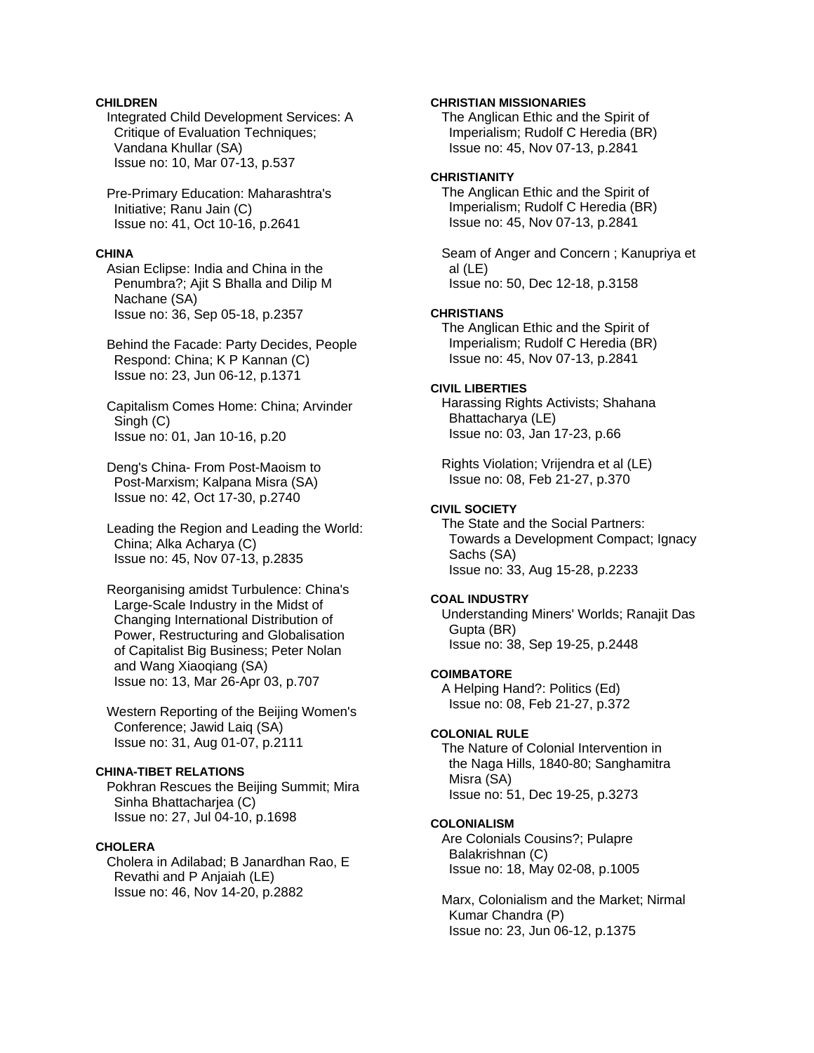**CHILDREN**

Integrated Child Development Services: A Critique of Evaluation Techniques; Vandana Khullar (SA)
Issue no: 10, Mar 07-13, p.537

Pre-Primary Education: Maharashtra's Initiative; Ranu Jain (C)
Issue no: 41, Oct 10-16, p.2641

**CHINA**

Asian Eclipse: India and China in the Penumbra?; Ajit S Bhalla and Dilip M Nachane (SA)
Issue no: 36, Sep 05-18, p.2357

Behind the Facade: Party Decides, People Respond: China; K P Kannan (C)
Issue no: 23, Jun 06-12, p.1371

Capitalism Comes Home: China; Arvinder Singh (C)
Issue no: 01, Jan 10-16, p.20

Deng's China- From Post-Maoism to Post-Marxism; Kalpana Misra (SA)
Issue no: 42, Oct 17-30, p.2740

Leading the Region and Leading the World: China; Alka Acharya (C)
Issue no: 45, Nov 07-13, p.2835

Reorganising amidst Turbulence: China's Large-Scale Industry in the Midst of Changing International Distribution of Power, Restructuring and Globalisation of Capitalist Big Business; Peter Nolan and Wang Xiaoqiang (SA)
Issue no: 13, Mar 26-Apr 03, p.707

Western Reporting of the Beijing Women's Conference; Jawid Laiq (SA)
Issue no: 31, Aug 01-07, p.2111

**CHINA-TIBET RELATIONS**

Pokhran Rescues the Beijing Summit; Mira Sinha Bhattacharjea (C)
Issue no: 27, Jul 04-10, p.1698

**CHOLERA**

Cholera in Adilabad; B Janardhan Rao, E Revathi and P Anjaiah (LE)
Issue no: 46, Nov 14-20, p.2882

**CHRISTIAN MISSIONARIES**

The Anglican Ethic and the Spirit of Imperialism; Rudolf C Heredia (BR)
Issue no: 45, Nov 07-13, p.2841

**CHRISTIANITY**

The Anglican Ethic and the Spirit of Imperialism; Rudolf C Heredia (BR)
Issue no: 45, Nov 07-13, p.2841

Seam of Anger and Concern ; Kanupriya et al (LE)
Issue no: 50, Dec 12-18, p.3158

**CHRISTIANS**

The Anglican Ethic and the Spirit of Imperialism; Rudolf C Heredia (BR)
Issue no: 45, Nov 07-13, p.2841

**CIVIL LIBERTIES**

Harassing Rights Activists; Shahana Bhattacharya (LE)
Issue no: 03, Jan 17-23, p.66

Rights Violation; Vrijendra et al (LE)
Issue no: 08, Feb 21-27, p.370

**CIVIL SOCIETY**

The State and the Social Partners: Towards a Development Compact; Ignacy Sachs (SA)
Issue no: 33, Aug 15-28, p.2233

**COAL INDUSTRY**

Understanding Miners' Worlds; Ranajit Das Gupta (BR)
Issue no: 38, Sep 19-25, p.2448

**COIMBATORE**

A Helping Hand?: Politics (Ed)
Issue no: 08, Feb 21-27, p.372

**COLONIAL RULE**

The Nature of Colonial Intervention in the Naga Hills, 1840-80; Sanghamitra Misra (SA)
Issue no: 51, Dec 19-25, p.3273

**COLONIALISM**

Are Colonials Cousins?; Pulapre Balakrishnan (C)
Issue no: 18, May 02-08, p.1005

Marx, Colonialism and the Market; Nirmal Kumar Chandra (P)
Issue no: 23, Jun 06-12, p.1375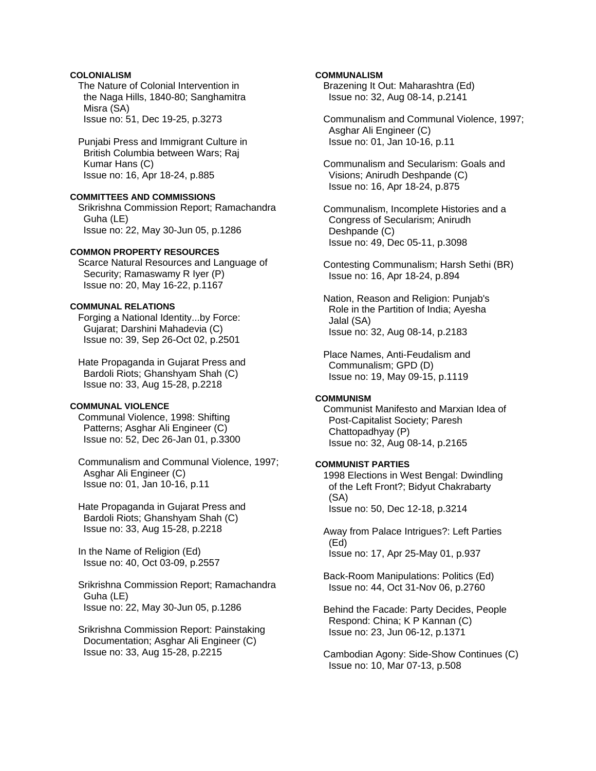**COLONIALISM**

The Nature of Colonial Intervention in the Naga Hills, 1840-80; Sanghamitra Misra (SA)
Issue no: 51, Dec 19-25, p.3273

Punjabi Press and Immigrant Culture in British Columbia between Wars; Raj Kumar Hans (C)
Issue no: 16, Apr 18-24, p.885

**COMMITTEES AND COMMISSIONS**

Srikrishna Commission Report; Ramachandra Guha (LE)
Issue no: 22, May 30-Jun 05, p.1286

**COMMON PROPERTY RESOURCES**

Scarce Natural Resources and Language of Security; Ramaswamy R Iyer (P)
Issue no: 20, May 16-22, p.1167

**COMMUNAL RELATIONS**

Forging a National Identity...by Force: Gujarat; Darshini Mahadevia (C)
Issue no: 39, Sep 26-Oct 02, p.2501

Hate Propaganda in Gujarat Press and Bardoli Riots; Ghanshyam Shah (C)
Issue no: 33, Aug 15-28, p.2218

**COMMUNAL VIOLENCE**

Communal Violence, 1998: Shifting Patterns; Asghar Ali Engineer (C)
Issue no: 52, Dec 26-Jan 01, p.3300

Communalism and Communal Violence, 1997; Asghar Ali Engineer (C)
Issue no: 01, Jan 10-16, p.11

Hate Propaganda in Gujarat Press and Bardoli Riots; Ghanshyam Shah (C)
Issue no: 33, Aug 15-28, p.2218

In the Name of Religion (Ed)
Issue no: 40, Oct 03-09, p.2557

Srikrishna Commission Report; Ramachandra Guha (LE)
Issue no: 22, May 30-Jun 05, p.1286

Srikrishna Commission Report: Painstaking Documentation; Asghar Ali Engineer (C)
Issue no: 33, Aug 15-28, p.2215

**COMMUNALISM**

Brazening It Out: Maharashtra (Ed)
Issue no: 32, Aug 08-14, p.2141

Communalism and Communal Violence, 1997; Asghar Ali Engineer (C)
Issue no: 01, Jan 10-16, p.11

Communalism and Secularism: Goals and Visions; Anirudh Deshpande (C)
Issue no: 16, Apr 18-24, p.875

Communalism, Incomplete Histories and a Congress of Secularism; Anirudh Deshpande (C)
Issue no: 49, Dec 05-11, p.3098

Contesting Communalism; Harsh Sethi (BR)
Issue no: 16, Apr 18-24, p.894

Nation, Reason and Religion: Punjab's Role in the Partition of India; Ayesha Jalal (SA)
Issue no: 32, Aug 08-14, p.2183

Place Names, Anti-Feudalism and Communalism; GPD (D)
Issue no: 19, May 09-15, p.1119

**COMMUNISM**

Communist Manifesto and Marxian Idea of Post-Capitalist Society; Paresh Chattopadhyay (P)
Issue no: 32, Aug 08-14, p.2165

**COMMUNIST PARTIES**

1998 Elections in West Bengal: Dwindling of the Left Front?; Bidyut Chakrabarty (SA)
Issue no: 50, Dec 12-18, p.3214

Away from Palace Intrigues?: Left Parties (Ed)
Issue no: 17, Apr 25-May 01, p.937

Back-Room Manipulations: Politics (Ed)
Issue no: 44, Oct 31-Nov 06, p.2760

Behind the Facade: Party Decides, People Respond: China; K P Kannan (C)
Issue no: 23, Jun 06-12, p.1371

Cambodian Agony: Side-Show Continues (C)
Issue no: 10, Mar 07-13, p.508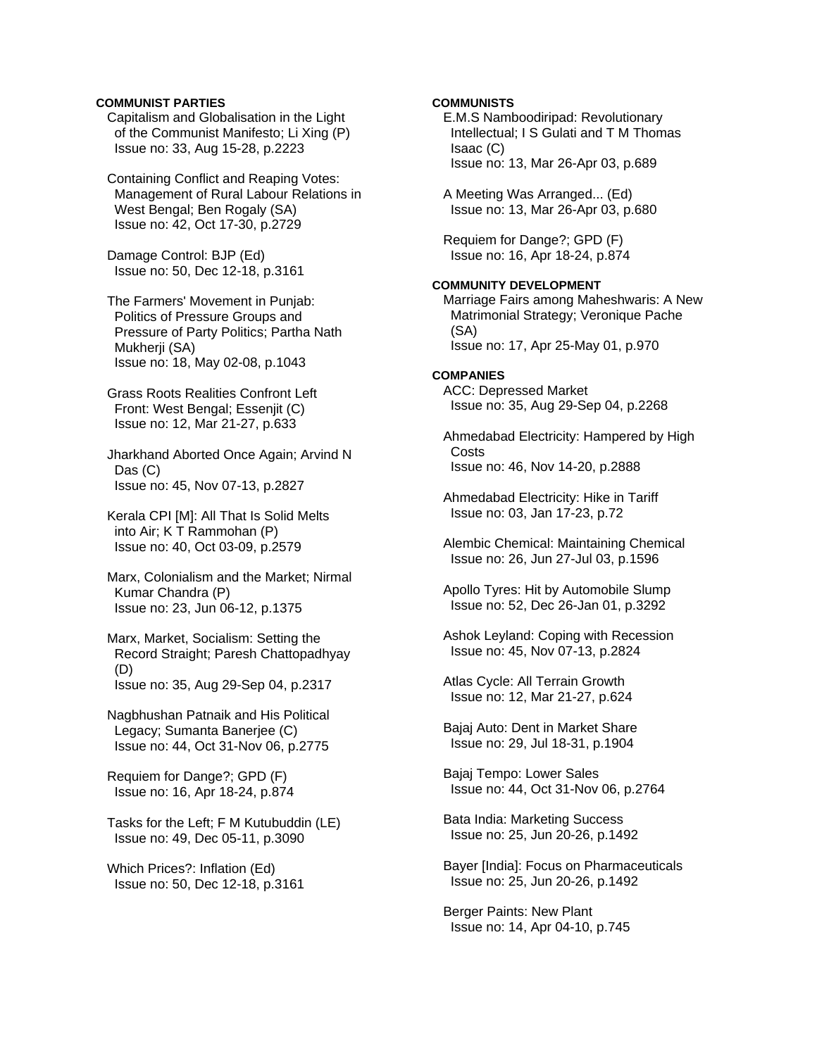**COMMUNIST PARTIES**

Capitalism and Globalisation in the Light of the Communist Manifesto; Li Xing (P)
Issue no: 33, Aug 15-28, p.2223

Containing Conflict and Reaping Votes: Management of Rural Labour Relations in West Bengal; Ben Rogaly (SA)
Issue no: 42, Oct 17-30, p.2729

Damage Control: BJP (Ed)
Issue no: 50, Dec 12-18, p.3161

The Farmers' Movement in Punjab: Politics of Pressure Groups and Pressure of Party Politics; Partha Nath Mukherji (SA)
Issue no: 18, May 02-08, p.1043

Grass Roots Realities Confront Left Front: West Bengal; Essenjit (C)
Issue no: 12, Mar 21-27, p.633

Jharkhand Aborted Once Again; Arvind N Das (C)
Issue no: 45, Nov 07-13, p.2827

Kerala CPI [M]: All That Is Solid Melts into Air; K T Rammohan (P)
Issue no: 40, Oct 03-09, p.2579

Marx, Colonialism and the Market; Nirmal Kumar Chandra (P)
Issue no: 23, Jun 06-12, p.1375

Marx, Market, Socialism: Setting the Record Straight; Paresh Chattopadhyay (D)
Issue no: 35, Aug 29-Sep 04, p.2317

Nagbhushan Patnaik and His Political Legacy; Sumanta Banerjee (C)
Issue no: 44, Oct 31-Nov 06, p.2775

Requiem for Dange?; GPD (F)
Issue no: 16, Apr 18-24, p.874

Tasks for the Left; F M Kutubuddin (LE)
Issue no: 49, Dec 05-11, p.3090

Which Prices?: Inflation (Ed)
Issue no: 50, Dec 12-18, p.3161

**COMMUNISTS**

E.M.S Namboodiripad: Revolutionary Intellectual; I S Gulati and T M Thomas Isaac (C)
Issue no: 13, Mar 26-Apr 03, p.689

A Meeting Was Arranged... (Ed)
Issue no: 13, Mar 26-Apr 03, p.680

Requiem for Dange?; GPD (F)
Issue no: 16, Apr 18-24, p.874

**COMMUNITY DEVELOPMENT**

Marriage Fairs among Maheshwaris: A New Matrimonial Strategy; Veronique Pache (SA)
Issue no: 17, Apr 25-May 01, p.970

**COMPANIES**

ACC: Depressed Market
Issue no: 35, Aug 29-Sep 04, p.2268

Ahmedabad Electricity: Hampered by High Costs
Issue no: 46, Nov 14-20, p.2888

Ahmedabad Electricity: Hike in Tariff
Issue no: 03, Jan 17-23, p.72

Alembic Chemical: Maintaining Chemical
Issue no: 26, Jun 27-Jul 03, p.1596

Apollo Tyres: Hit by Automobile Slump
Issue no: 52, Dec 26-Jan 01, p.3292

Ashok Leyland: Coping with Recession
Issue no: 45, Nov 07-13, p.2824

Atlas Cycle: All Terrain Growth
Issue no: 12, Mar 21-27, p.624

Bajaj Auto: Dent in Market Share
Issue no: 29, Jul 18-31, p.1904

Bajaj Tempo: Lower Sales
Issue no: 44, Oct 31-Nov 06, p.2764

Bata India: Marketing Success
Issue no: 25, Jun 20-26, p.1492

Bayer [India]: Focus on Pharmaceuticals
Issue no: 25, Jun 20-26, p.1492

Berger Paints: New Plant
Issue no: 14, Apr 04-10, p.745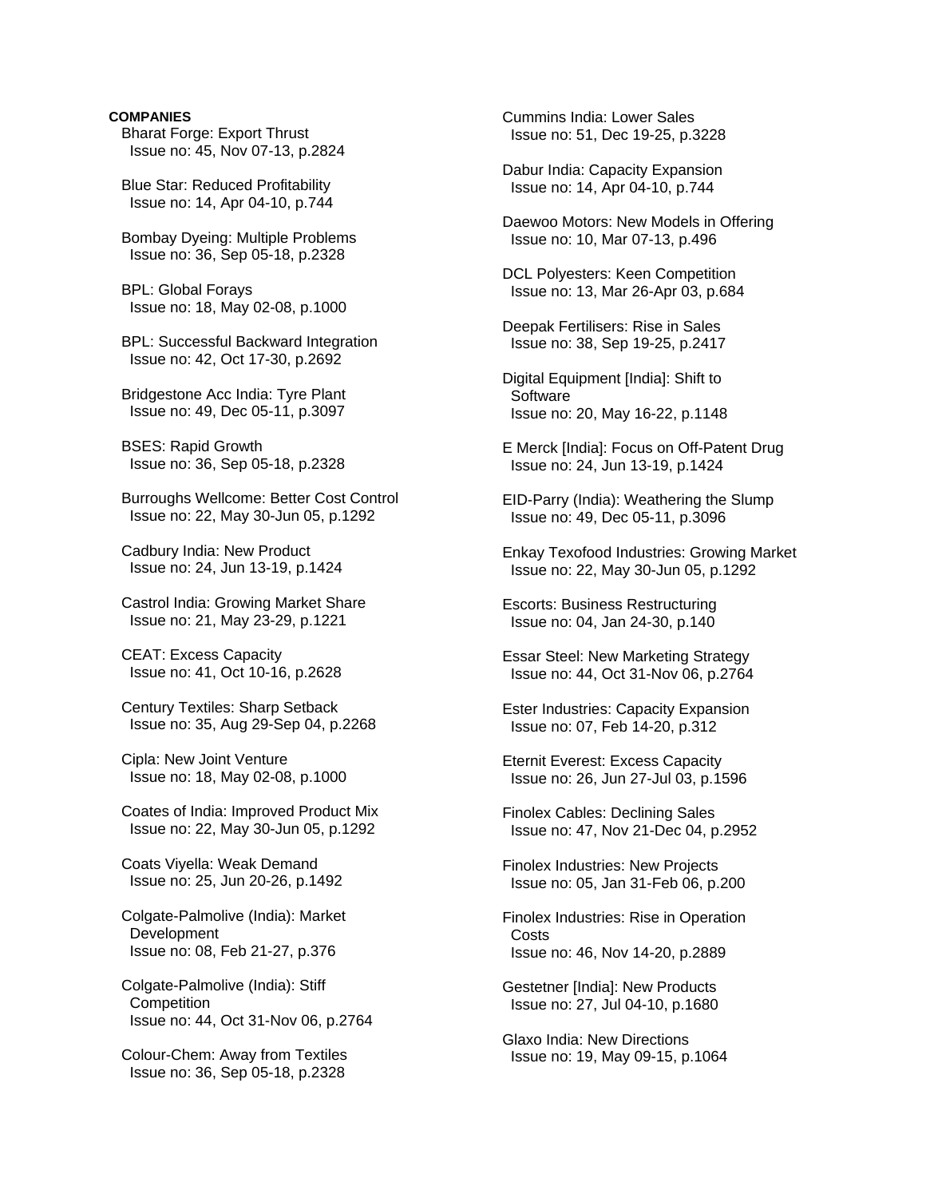**COMPANIES**

Bharat Forge: Export Thrust
Issue no: 45, Nov 07-13, p.2824

Blue Star: Reduced Profitability
Issue no: 14, Apr 04-10, p.744

Bombay Dyeing: Multiple Problems
Issue no: 36, Sep 05-18, p.2328

BPL: Global Forays
Issue no: 18, May 02-08, p.1000

BPL: Successful Backward Integration
Issue no: 42, Oct 17-30, p.2692

Bridgestone Acc India: Tyre Plant
Issue no: 49, Dec 05-11, p.3097

BSES: Rapid Growth
Issue no: 36, Sep 05-18, p.2328

Burroughs Wellcome: Better Cost Control
Issue no: 22, May 30-Jun 05, p.1292

Cadbury India: New Product
Issue no: 24, Jun 13-19, p.1424

Castrol India: Growing Market Share
Issue no: 21, May 23-29, p.1221

CEAT: Excess Capacity
Issue no: 41, Oct 10-16, p.2628

Century Textiles: Sharp Setback
Issue no: 35, Aug 29-Sep 04, p.2268

Cipla: New Joint Venture
Issue no: 18, May 02-08, p.1000

Coates of India: Improved Product Mix
Issue no: 22, May 30-Jun 05, p.1292

Coats Viyella: Weak Demand
Issue no: 25, Jun 20-26, p.1492

Colgate-Palmolive (India): Market Development
Issue no: 08, Feb 21-27, p.376

Colgate-Palmolive (India): Stiff Competition
Issue no: 44, Oct 31-Nov 06, p.2764

Colour-Chem: Away from Textiles
Issue no: 36, Sep 05-18, p.2328

Cummins India: Lower Sales
Issue no: 51, Dec 19-25, p.3228

Dabur India: Capacity Expansion
Issue no: 14, Apr 04-10, p.744

Daewoo Motors: New Models in Offering
Issue no: 10, Mar 07-13, p.496

DCL Polyesters: Keen Competition
Issue no: 13, Mar 26-Apr 03, p.684

Deepak Fertilisers: Rise in Sales
Issue no: 38, Sep 19-25, p.2417

Digital Equipment [India]: Shift to Software
Issue no: 20, May 16-22, p.1148

E Merck [India]: Focus on Off-Patent Drug
Issue no: 24, Jun 13-19, p.1424

EID-Parry (India): Weathering the Slump
Issue no: 49, Dec 05-11, p.3096

Enkay Texofood Industries: Growing Market
Issue no: 22, May 30-Jun 05, p.1292

Escorts: Business Restructuring
Issue no: 04, Jan 24-30, p.140

Essar Steel: New Marketing Strategy
Issue no: 44, Oct 31-Nov 06, p.2764

Ester Industries: Capacity Expansion
Issue no: 07, Feb 14-20, p.312

Eternit Everest: Excess Capacity
Issue no: 26, Jun 27-Jul 03, p.1596

Finolex Cables: Declining Sales
Issue no: 47, Nov 21-Dec 04, p.2952

Finolex Industries: New Projects
Issue no: 05, Jan 31-Feb 06, p.200

Finolex Industries: Rise in Operation Costs
Issue no: 46, Nov 14-20, p.2889

Gestetner [India]: New Products
Issue no: 27, Jul 04-10, p.1680

Glaxo India: New Directions
Issue no: 19, May 09-15, p.1064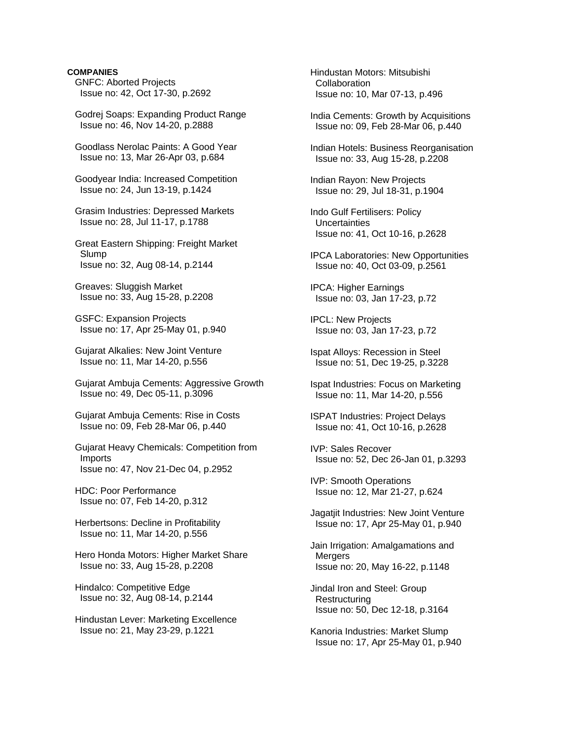**COMPANIES**

GNFC: Aborted Projects
Issue no: 42, Oct 17-30, p.2692

Godrej Soaps: Expanding Product Range
Issue no: 46, Nov 14-20, p.2888

Goodlass Nerolac Paints: A Good Year
Issue no: 13, Mar 26-Apr 03, p.684

Goodyear India: Increased Competition
Issue no: 24, Jun 13-19, p.1424

Grasim Industries: Depressed Markets
Issue no: 28, Jul 11-17, p.1788

Great Eastern Shipping: Freight Market Slump
Issue no: 32, Aug 08-14, p.2144

Greaves: Sluggish Market
Issue no: 33, Aug 15-28, p.2208

GSFC: Expansion Projects
Issue no: 17, Apr 25-May 01, p.940

Gujarat Alkalies: New Joint Venture
Issue no: 11, Mar 14-20, p.556

Gujarat Ambuja Cements: Aggressive Growth
Issue no: 49, Dec 05-11, p.3096

Gujarat Ambuja Cements: Rise in Costs
Issue no: 09, Feb 28-Mar 06, p.440

Gujarat Heavy Chemicals: Competition from Imports
Issue no: 47, Nov 21-Dec 04, p.2952

HDC: Poor Performance
Issue no: 07, Feb 14-20, p.312

Herbertsons: Decline in Profitability
Issue no: 11, Mar 14-20, p.556

Hero Honda Motors: Higher Market Share
Issue no: 33, Aug 15-28, p.2208

Hindalco: Competitive Edge
Issue no: 32, Aug 08-14, p.2144

Hindustan Lever: Marketing Excellence
Issue no: 21, May 23-29, p.1221

Hindustan Motors: Mitsubishi Collaboration
Issue no: 10, Mar 07-13, p.496

India Cements: Growth by Acquisitions
Issue no: 09, Feb 28-Mar 06, p.440

Indian Hotels: Business Reorganisation
Issue no: 33, Aug 15-28, p.2208

Indian Rayon: New Projects
Issue no: 29, Jul 18-31, p.1904

Indo Gulf Fertilisers: Policy Uncertainties
Issue no: 41, Oct 10-16, p.2628

IPCA Laboratories: New Opportunities
Issue no: 40, Oct 03-09, p.2561

IPCA: Higher Earnings
Issue no: 03, Jan 17-23, p.72

IPCL: New Projects
Issue no: 03, Jan 17-23, p.72

Ispat Alloys: Recession in Steel
Issue no: 51, Dec 19-25, p.3228

Ispat Industries: Focus on Marketing
Issue no: 11, Mar 14-20, p.556

ISPAT Industries: Project Delays
Issue no: 41, Oct 10-16, p.2628

IVP: Sales Recover
Issue no: 52, Dec 26-Jan 01, p.3293

IVP: Smooth Operations
Issue no: 12, Mar 21-27, p.624

Jagatjit Industries: New Joint Venture
Issue no: 17, Apr 25-May 01, p.940

Jain Irrigation: Amalgamations and Mergers
Issue no: 20, May 16-22, p.1148

Jindal Iron and Steel: Group Restructuring
Issue no: 50, Dec 12-18, p.3164

Kanoria Industries: Market Slump
Issue no: 17, Apr 25-May 01, p.940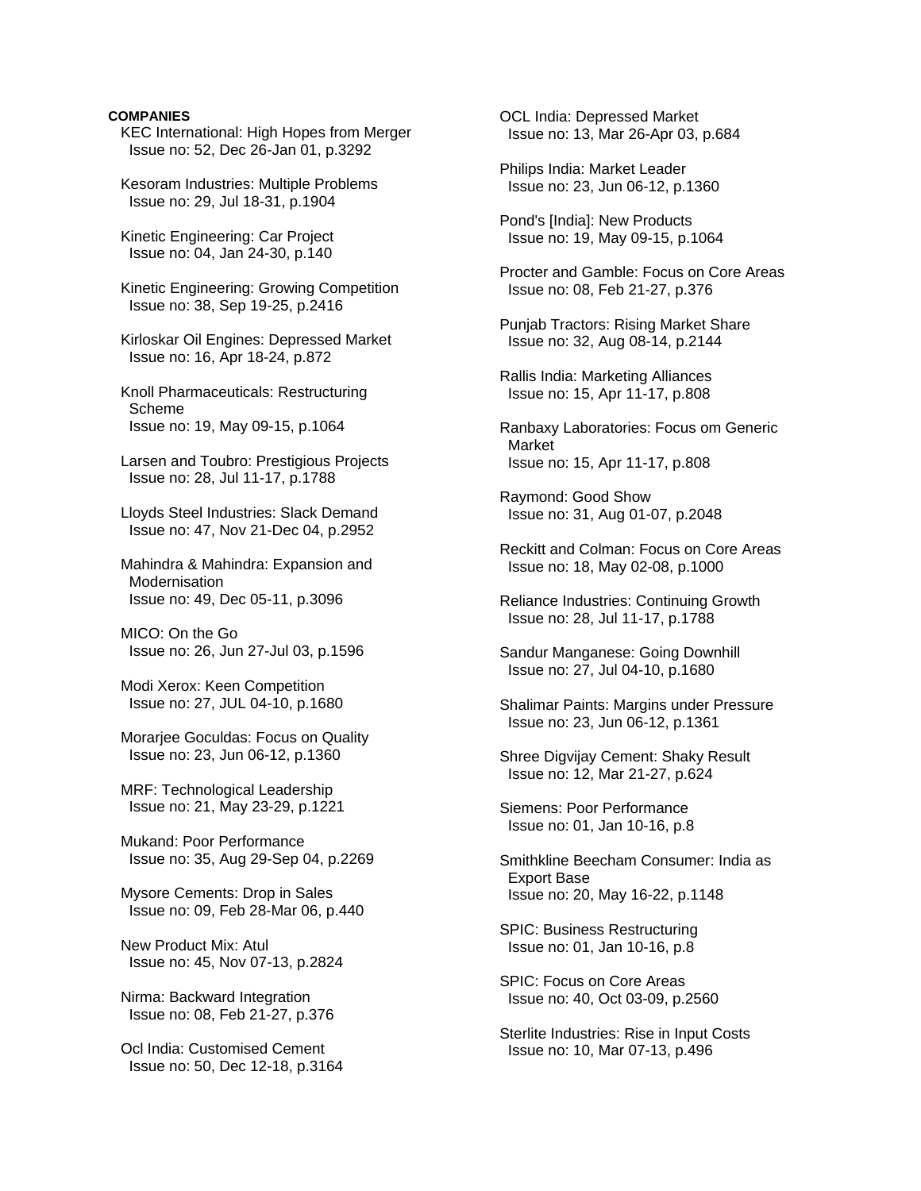**COMPANIES**

KEC International: High Hopes from Merger
Issue no: 52, Dec 26-Jan 01, p.3292

Kesoram Industries: Multiple Problems
Issue no: 29, Jul 18-31, p.1904

Kinetic Engineering: Car Project
Issue no: 04, Jan 24-30, p.140

Kinetic Engineering: Growing Competition
Issue no: 38, Sep 19-25, p.2416

Kirloskar Oil Engines: Depressed Market
Issue no: 16, Apr 18-24, p.872

Knoll Pharmaceuticals: Restructuring Scheme
Issue no: 19, May 09-15, p.1064

Larsen and Toubro: Prestigious Projects
Issue no: 28, Jul 11-17, p.1788

Lloyds Steel Industries: Slack Demand
Issue no: 47, Nov 21-Dec 04, p.2952

Mahindra & Mahindra: Expansion and Modernisation
Issue no: 49, Dec 05-11, p.3096

MICO: On the Go
Issue no: 26, Jun 27-Jul 03, p.1596

Modi Xerox: Keen Competition
Issue no: 27, JUL 04-10, p.1680

Morarjee Goculdas: Focus on Quality
Issue no: 23, Jun 06-12, p.1360

MRF: Technological Leadership
Issue no: 21, May 23-29, p.1221

Mukand: Poor Performance
Issue no: 35, Aug 29-Sep 04, p.2269

Mysore Cements: Drop in Sales
Issue no: 09, Feb 28-Mar 06, p.440

New Product Mix: Atul
Issue no: 45, Nov 07-13, p.2824

Nirma: Backward Integration
Issue no: 08, Feb 21-27, p.376

Ocl India: Customised Cement
Issue no: 50, Dec 12-18, p.3164

OCL India: Depressed Market
Issue no: 13, Mar 26-Apr 03, p.684

Philips India: Market Leader
Issue no: 23, Jun 06-12, p.1360

Pond's [India]: New Products
Issue no: 19, May 09-15, p.1064

Procter and Gamble: Focus on Core Areas
Issue no: 08, Feb 21-27, p.376

Punjab Tractors: Rising Market Share
Issue no: 32, Aug 08-14, p.2144

Rallis India: Marketing Alliances
Issue no: 15, Apr 11-17, p.808

Ranbaxy Laboratories: Focus om Generic Market
Issue no: 15, Apr 11-17, p.808

Raymond: Good Show
Issue no: 31, Aug 01-07, p.2048

Reckitt and Colman: Focus on Core Areas
Issue no: 18, May 02-08, p.1000

Reliance Industries: Continuing Growth
Issue no: 28, Jul 11-17, p.1788

Sandur Manganese: Going Downhill
Issue no: 27, Jul 04-10, p.1680

Shalimar Paints: Margins under Pressure
Issue no: 23, Jun 06-12, p.1361

Shree Digvijay Cement: Shaky Result
Issue no: 12, Mar 21-27, p.624

Siemens: Poor Performance
Issue no: 01, Jan 10-16, p.8

Smithkline Beecham Consumer: India as Export Base
Issue no: 20, May 16-22, p.1148

SPIC: Business Restructuring
Issue no: 01, Jan 10-16, p.8

SPIC: Focus on Core Areas
Issue no: 40, Oct 03-09, p.2560

Sterlite Industries: Rise in Input Costs
Issue no: 10, Mar 07-13, p.496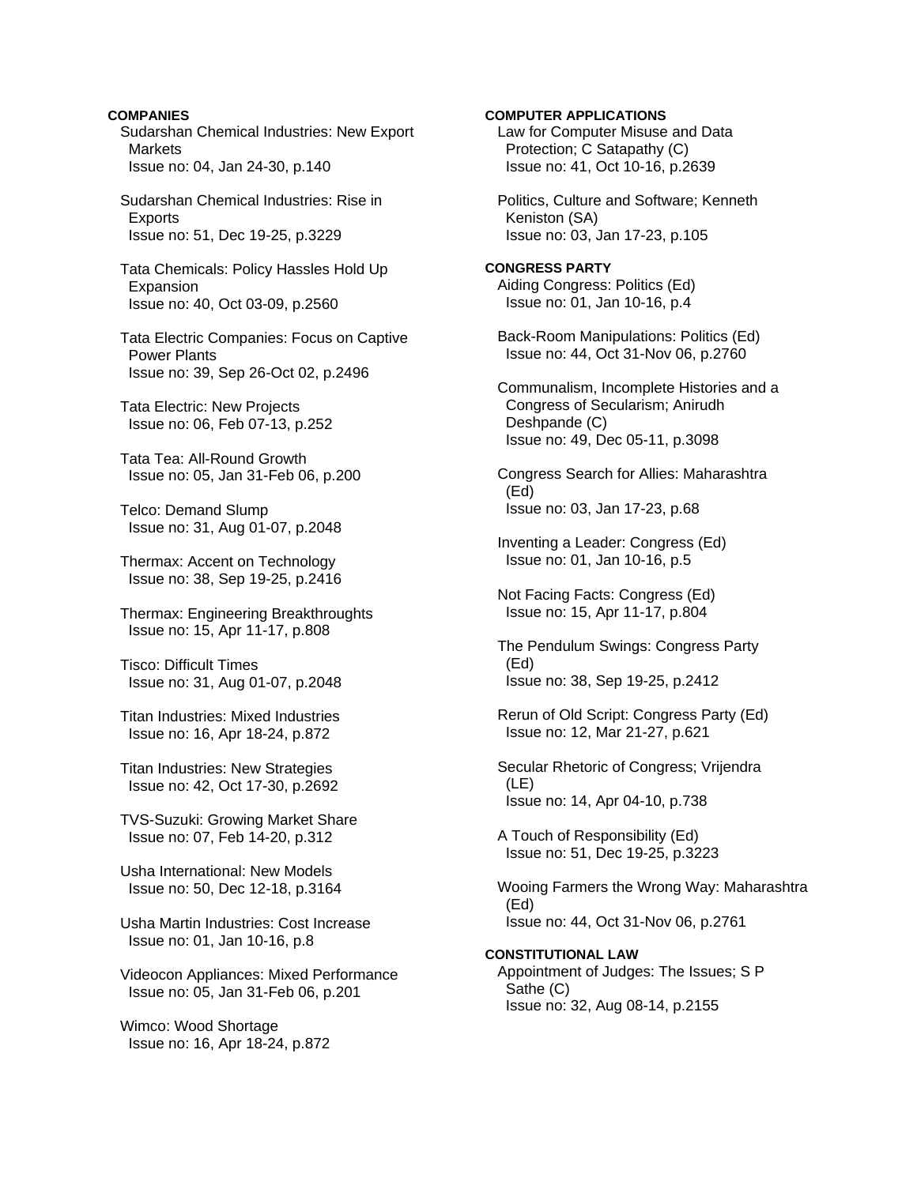**COMPANIES**

Sudarshan Chemical Industries: New Export Markets
Issue no: 04, Jan 24-30, p.140

Sudarshan Chemical Industries: Rise in Exports
Issue no: 51, Dec 19-25, p.3229

Tata Chemicals: Policy Hassles Hold Up Expansion
Issue no: 40, Oct 03-09, p.2560

Tata Electric Companies: Focus on Captive Power Plants
Issue no: 39, Sep 26-Oct 02, p.2496

Tata Electric: New Projects
Issue no: 06, Feb 07-13, p.252

Tata Tea: All-Round Growth
Issue no: 05, Jan 31-Feb 06, p.200

Telco: Demand Slump
Issue no: 31, Aug 01-07, p.2048

Thermax: Accent on Technology
Issue no: 38, Sep 19-25, p.2416

Thermax: Engineering Breakthroughts
Issue no: 15, Apr 11-17, p.808

Tisco: Difficult Times
Issue no: 31, Aug 01-07, p.2048

Titan Industries: Mixed Industries
Issue no: 16, Apr 18-24, p.872

Titan Industries: New Strategies
Issue no: 42, Oct 17-30, p.2692

TVS-Suzuki: Growing Market Share
Issue no: 07, Feb 14-20, p.312

Usha International: New Models
Issue no: 50, Dec 12-18, p.3164

Usha Martin Industries: Cost Increase
Issue no: 01, Jan 10-16, p.8

Videocon Appliances: Mixed Performance
Issue no: 05, Jan 31-Feb 06, p.201

Wimco: Wood Shortage
Issue no: 16, Apr 18-24, p.872

**COMPUTER APPLICATIONS**

Law for Computer Misuse and Data Protection; C Satapathy (C)
Issue no: 41, Oct 10-16, p.2639

Politics, Culture and Software; Kenneth Keniston (SA)
Issue no: 03, Jan 17-23, p.105

**CONGRESS PARTY**

Aiding Congress: Politics (Ed)
Issue no: 01, Jan 10-16, p.4

Back-Room Manipulations: Politics (Ed)
Issue no: 44, Oct 31-Nov 06, p.2760

Communalism, Incomplete Histories and a Congress of Secularism; Anirudh Deshpande (C)
Issue no: 49, Dec 05-11, p.3098

Congress Search for Allies: Maharashtra (Ed)
Issue no: 03, Jan 17-23, p.68

Inventing a Leader: Congress (Ed)
Issue no: 01, Jan 10-16, p.5

Not Facing Facts: Congress (Ed)
Issue no: 15, Apr 11-17, p.804

The Pendulum Swings: Congress Party (Ed)
Issue no: 38, Sep 19-25, p.2412

Rerun of Old Script: Congress Party (Ed)
Issue no: 12, Mar 21-27, p.621

Secular Rhetoric of Congress; Vrijendra (LE)
Issue no: 14, Apr 04-10, p.738

A Touch of Responsibility (Ed)
Issue no: 51, Dec 19-25, p.3223

Wooing Farmers the Wrong Way: Maharashtra (Ed)
Issue no: 44, Oct 31-Nov 06, p.2761

**CONSTITUTIONAL LAW**

Appointment of Judges: The Issues; S P Sathe (C)
Issue no: 32, Aug 08-14, p.2155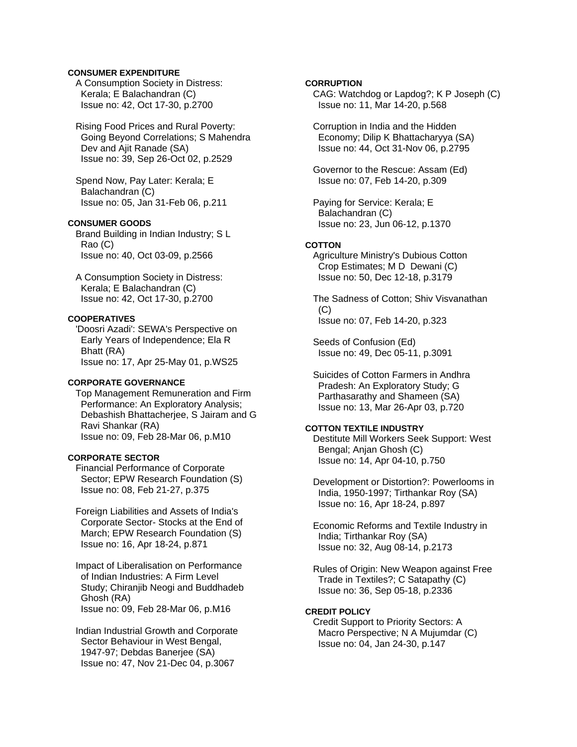**CONSUMER EXPENDITURE**

A Consumption Society in Distress: Kerala; E Balachandran (C)
Issue no: 42, Oct 17-30, p.2700

Rising Food Prices and Rural Poverty: Going Beyond Correlations; S Mahendra Dev and Ajit Ranade (SA)
Issue no: 39, Sep 26-Oct 02, p.2529

Spend Now, Pay Later: Kerala; E Balachandran (C)
Issue no: 05, Jan 31-Feb 06, p.211

**CONSUMER GOODS**

Brand Building in Indian Industry; S L Rao (C)
Issue no: 40, Oct 03-09, p.2566

A Consumption Society in Distress: Kerala; E Balachandran (C)
Issue no: 42, Oct 17-30, p.2700

**COOPERATIVES**

'Doosri Azadi': SEWA's Perspective on Early Years of Independence; Ela R Bhatt (RA)
Issue no: 17, Apr 25-May 01, p.WS25

**CORPORATE GOVERNANCE**

Top Management Remuneration and Firm Performance: An Exploratory Analysis; Debashish Bhattacherjee, S Jairam and G Ravi Shankar (RA)
Issue no: 09, Feb 28-Mar 06, p.M10

**CORPORATE SECTOR**

Financial Performance of Corporate Sector; EPW Research Foundation (S)
Issue no: 08, Feb 21-27, p.375

Foreign Liabilities and Assets of India's Corporate Sector- Stocks at the End of March; EPW Research Foundation (S)
Issue no: 16, Apr 18-24, p.871

Impact of Liberalisation on Performance of Indian Industries: A Firm Level Study; Chiranjib Neogi and Buddhadeb Ghosh (RA)
Issue no: 09, Feb 28-Mar 06, p.M16

Indian Industrial Growth and Corporate Sector Behaviour in West Bengal, 1947-97; Debdas Banerjee (SA)
Issue no: 47, Nov 21-Dec 04, p.3067

**CORRUPTION**

CAG: Watchdog or Lapdog?; K P Joseph (C)
Issue no: 11, Mar 14-20, p.568

Corruption in India and the Hidden Economy; Dilip K Bhattacharyya (SA)
Issue no: 44, Oct 31-Nov 06, p.2795

Governor to the Rescue: Assam (Ed)
Issue no: 07, Feb 14-20, p.309

Paying for Service: Kerala; E Balachandran (C)
Issue no: 23, Jun 06-12, p.1370

**COTTON**

Agriculture Ministry's Dubious Cotton Crop Estimates; M D Dewani (C)
Issue no: 50, Dec 12-18, p.3179

The Sadness of Cotton; Shiv Visvanathan (C)
Issue no: 07, Feb 14-20, p.323

Seeds of Confusion (Ed)
Issue no: 49, Dec 05-11, p.3091

Suicides of Cotton Farmers in Andhra Pradesh: An Exploratory Study; G Parthasarathy and Shameen (SA)
Issue no: 13, Mar 26-Apr 03, p.720

**COTTON TEXTILE INDUSTRY**

Destitute Mill Workers Seek Support: West Bengal; Anjan Ghosh (C)
Issue no: 14, Apr 04-10, p.750

Development or Distortion?: Powerlooms in India, 1950-1997; Tirthankar Roy (SA)
Issue no: 16, Apr 18-24, p.897

Economic Reforms and Textile Industry in India; Tirthankar Roy (SA)
Issue no: 32, Aug 08-14, p.2173

Rules of Origin: New Weapon against Free Trade in Textiles?; C Satapathy (C)
Issue no: 36, Sep 05-18, p.2336

**CREDIT POLICY**

Credit Support to Priority Sectors: A Macro Perspective; N A Mujumdar (C)
Issue no: 04, Jan 24-30, p.147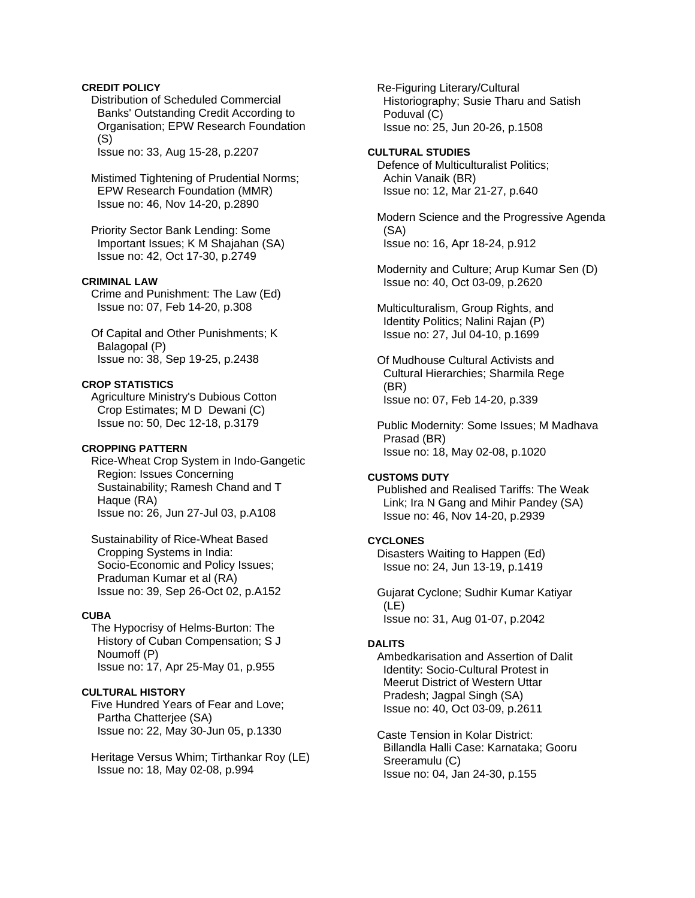**CREDIT POLICY**

Distribution of Scheduled Commercial Banks' Outstanding Credit According to Organisation; EPW Research Foundation (S)
Issue no: 33, Aug 15-28, p.2207

Mistimed Tightening of Prudential Norms; EPW Research Foundation (MMR)
Issue no: 46, Nov 14-20, p.2890

Priority Sector Bank Lending: Some Important Issues; K M Shajahan (SA)
Issue no: 42, Oct 17-30, p.2749

**CRIMINAL LAW**

Crime and Punishment: The Law (Ed)
Issue no: 07, Feb 14-20, p.308

Of Capital and Other Punishments; K Balagopal (P)
Issue no: 38, Sep 19-25, p.2438

**CROP STATISTICS**

Agriculture Ministry's Dubious Cotton Crop Estimates; M D Dewani (C)
Issue no: 50, Dec 12-18, p.3179

**CROPPING PATTERN**

Rice-Wheat Crop System in Indo-Gangetic Region: Issues Concerning Sustainability; Ramesh Chand and T Haque (RA)
Issue no: 26, Jun 27-Jul 03, p.A108

Sustainability of Rice-Wheat Based Cropping Systems in India: Socio-Economic and Policy Issues; Praduman Kumar et al (RA)
Issue no: 39, Sep 26-Oct 02, p.A152

**CUBA**

The Hypocrisy of Helms-Burton: The History of Cuban Compensation; S J Noumoff (P)
Issue no: 17, Apr 25-May 01, p.955

**CULTURAL HISTORY**

Five Hundred Years of Fear and Love; Partha Chatterjee (SA)
Issue no: 22, May 30-Jun 05, p.1330

Heritage Versus Whim; Tirthankar Roy (LE)
Issue no: 18, May 02-08, p.994

Re-Figuring Literary/Cultural Historiography; Susie Tharu and Satish Poduval (C)
Issue no: 25, Jun 20-26, p.1508

**CULTURAL STUDIES**

Defence of Multiculturalist Politics; Achin Vanaik (BR)
Issue no: 12, Mar 21-27, p.640

Modern Science and the Progressive Agenda (SA)
Issue no: 16, Apr 18-24, p.912

Modernity and Culture; Arup Kumar Sen (D)
Issue no: 40, Oct 03-09, p.2620

Multiculturalism, Group Rights, and Identity Politics; Nalini Rajan (P)
Issue no: 27, Jul 04-10, p.1699

Of Mudhouse Cultural Activists and Cultural Hierarchies; Sharmila Rege (BR)
Issue no: 07, Feb 14-20, p.339

Public Modernity: Some Issues; M Madhava Prasad (BR)
Issue no: 18, May 02-08, p.1020

**CUSTOMS DUTY**

Published and Realised Tariffs: The Weak Link; Ira N Gang and Mihir Pandey (SA)
Issue no: 46, Nov 14-20, p.2939

**CYCLONES**

Disasters Waiting to Happen (Ed)
Issue no: 24, Jun 13-19, p.1419

Gujarat Cyclone; Sudhir Kumar Katiyar (LE)
Issue no: 31, Aug 01-07, p.2042

**DALITS**

Ambedkarisation and Assertion of Dalit Identity: Socio-Cultural Protest in Meerut District of Western Uttar Pradesh; Jagpal Singh (SA)
Issue no: 40, Oct 03-09, p.2611

Caste Tension in Kolar District: Billandla Halli Case: Karnataka; Gooru Sreeramulu (C)
Issue no: 04, Jan 24-30, p.155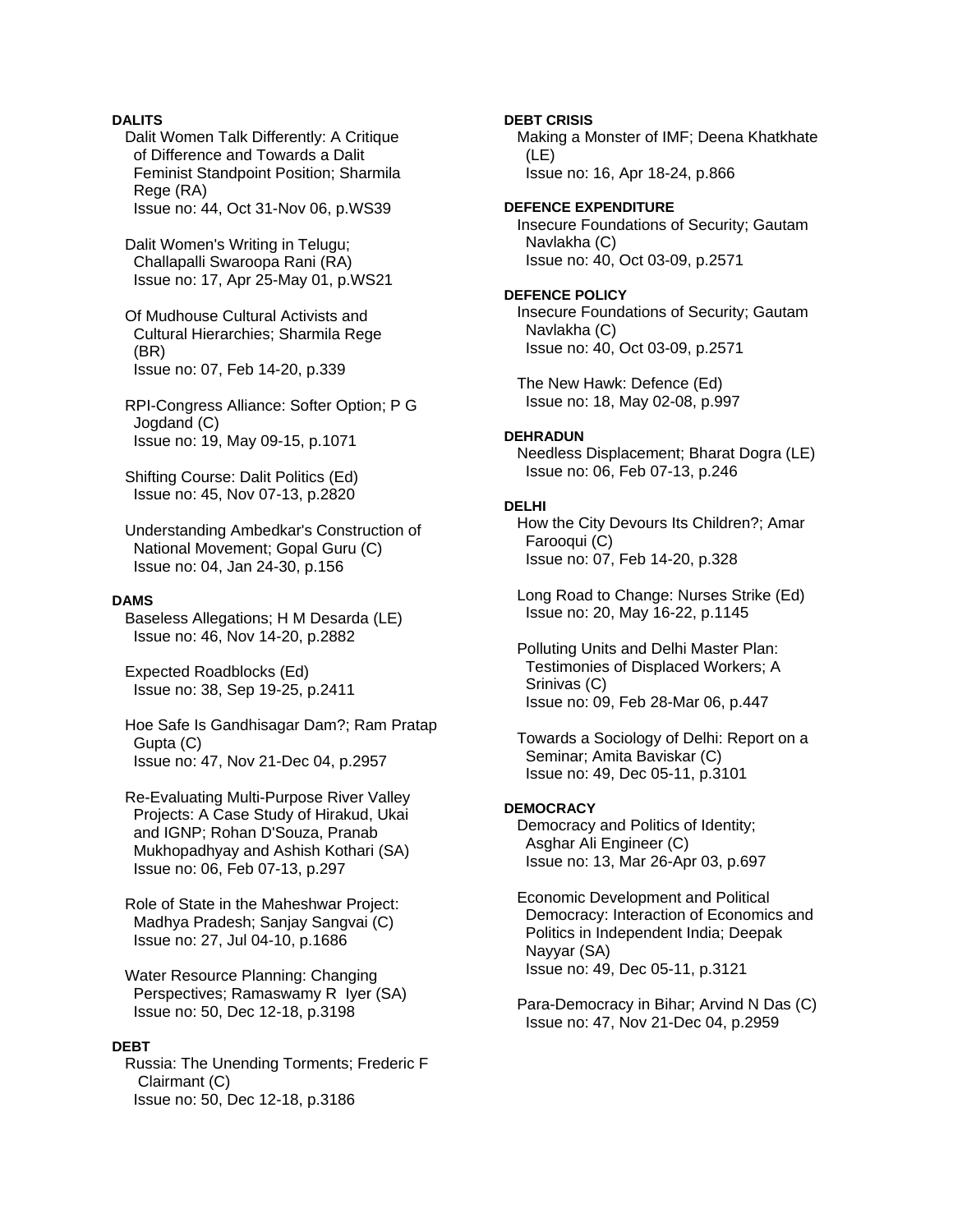**DALITS**

Dalit Women Talk Differently: A Critique of Difference and Towards a Dalit Feminist Standpoint Position; Sharmila Rege (RA)
Issue no: 44, Oct 31-Nov 06, p.WS39

Dalit Women's Writing in Telugu; Challapalli Swaroopa Rani (RA)
Issue no: 17, Apr 25-May 01, p.WS21

Of Mudhouse Cultural Activists and Cultural Hierarchies; Sharmila Rege (BR)
Issue no: 07, Feb 14-20, p.339

RPI-Congress Alliance: Softer Option; P G Jogdand (C)
Issue no: 19, May 09-15, p.1071

Shifting Course: Dalit Politics (Ed)
Issue no: 45, Nov 07-13, p.2820

Understanding Ambedkar's Construction of National Movement; Gopal Guru (C)
Issue no: 04, Jan 24-30, p.156

**DAMS**

Baseless Allegations; H M Desarda (LE)
Issue no: 46, Nov 14-20, p.2882

Expected Roadblocks (Ed)
Issue no: 38, Sep 19-25, p.2411

Hoe Safe Is Gandhisagar Dam?; Ram Pratap Gupta (C)
Issue no: 47, Nov 21-Dec 04, p.2957

Re-Evaluating Multi-Purpose River Valley Projects: A Case Study of Hirakud, Ukai and IGNP; Rohan D'Souza, Pranab Mukhopadhyay and Ashish Kothari (SA)
Issue no: 06, Feb 07-13, p.297

Role of State in the Maheshwar Project: Madhya Pradesh; Sanjay Sangvai (C)
Issue no: 27, Jul 04-10, p.1686

Water Resource Planning: Changing Perspectives; Ramaswamy R Iyer (SA)
Issue no: 50, Dec 12-18, p.3198

**DEBT**

Russia: The Unending Torments; Frederic F Clairmant (C)
Issue no: 50, Dec 12-18, p.3186

**DEBT CRISIS**

Making a Monster of IMF; Deena Khatkhate (LE)
Issue no: 16, Apr 18-24, p.866

**DEFENCE EXPENDITURE**

Insecure Foundations of Security; Gautam Navlakha (C)
Issue no: 40, Oct 03-09, p.2571

**DEFENCE POLICY**

Insecure Foundations of Security; Gautam Navlakha (C)
Issue no: 40, Oct 03-09, p.2571

The New Hawk: Defence (Ed)
Issue no: 18, May 02-08, p.997

**DEHRADUN**

Needless Displacement; Bharat Dogra (LE)
Issue no: 06, Feb 07-13, p.246

**DELHI**

How the City Devours Its Children?; Amar Farooqui (C)
Issue no: 07, Feb 14-20, p.328

Long Road to Change: Nurses Strike (Ed)
Issue no: 20, May 16-22, p.1145

Polluting Units and Delhi Master Plan: Testimonies of Displaced Workers; A Srinivas (C)
Issue no: 09, Feb 28-Mar 06, p.447

Towards a Sociology of Delhi: Report on a Seminar; Amita Baviskar (C)
Issue no: 49, Dec 05-11, p.3101

**DEMOCRACY**

Democracy and Politics of Identity; Asghar Ali Engineer (C)
Issue no: 13, Mar 26-Apr 03, p.697

Economic Development and Political Democracy: Interaction of Economics and Politics in Independent India; Deepak Nayyar (SA)
Issue no: 49, Dec 05-11, p.3121

Para-Democracy in Bihar; Arvind N Das (C)
Issue no: 47, Nov 21-Dec 04, p.2959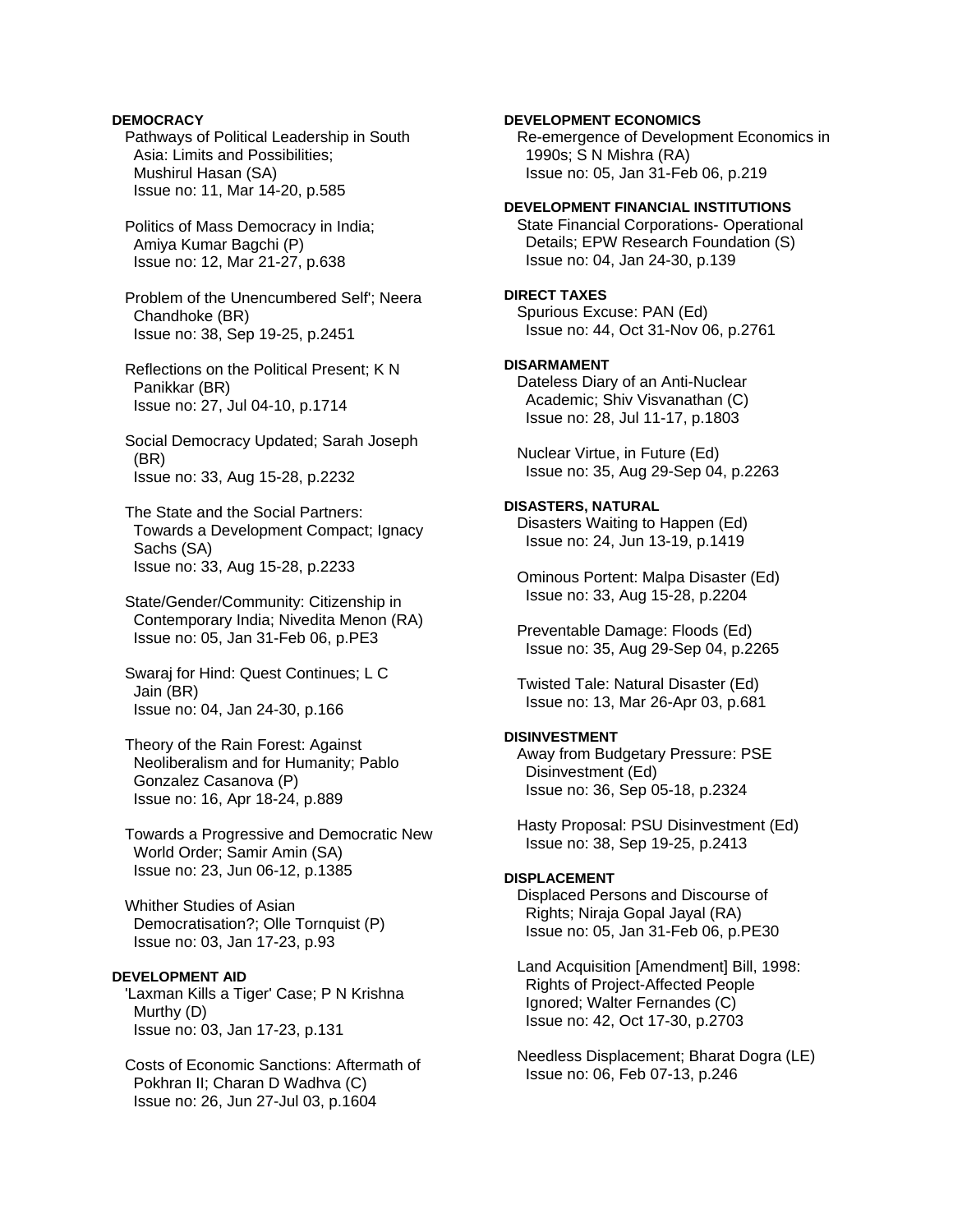**DEMOCRACY**

Pathways of Political Leadership in South Asia: Limits and Possibilities; Mushirul Hasan (SA)
Issue no: 11, Mar 14-20, p.585

Politics of Mass Democracy in India; Amiya Kumar Bagchi (P)
Issue no: 12, Mar 21-27, p.638

Problem of the Unencumbered Self'; Neera Chandhoke (BR)
Issue no: 38, Sep 19-25, p.2451

Reflections on the Political Present; K N Panikkar (BR)
Issue no: 27, Jul 04-10, p.1714

Social Democracy Updated; Sarah Joseph (BR)
Issue no: 33, Aug 15-28, p.2232

The State and the Social Partners: Towards a Development Compact; Ignacy Sachs (SA)
Issue no: 33, Aug 15-28, p.2233

State/Gender/Community: Citizenship in Contemporary India; Nivedita Menon (RA)
Issue no: 05, Jan 31-Feb 06, p.PE3

Swaraj for Hind: Quest Continues; L C Jain (BR)
Issue no: 04, Jan 24-30, p.166

Theory of the Rain Forest: Against Neoliberalism and for Humanity; Pablo Gonzalez Casanova (P)
Issue no: 16, Apr 18-24, p.889

Towards a Progressive and Democratic New World Order; Samir Amin (SA)
Issue no: 23, Jun 06-12, p.1385

Whither Studies of Asian Democratisation?; Olle Tornquist (P)
Issue no: 03, Jan 17-23, p.93

**DEVELOPMENT AID**

'Laxman Kills a Tiger' Case; P N Krishna Murthy (D)
Issue no: 03, Jan 17-23, p.131

Costs of Economic Sanctions: Aftermath of Pokhran II; Charan D Wadhva (C)
Issue no: 26, Jun 27-Jul 03, p.1604

**DEVELOPMENT ECONOMICS**

Re-emergence of Development Economics in 1990s; S N Mishra (RA)
Issue no: 05, Jan 31-Feb 06, p.219

**DEVELOPMENT FINANCIAL INSTITUTIONS**

State Financial Corporations- Operational Details; EPW Research Foundation (S)
Issue no: 04, Jan 24-30, p.139

**DIRECT TAXES**

Spurious Excuse: PAN (Ed)
Issue no: 44, Oct 31-Nov 06, p.2761

**DISARMAMENT**

Dateless Diary of an Anti-Nuclear Academic; Shiv Visvanathan (C)
Issue no: 28, Jul 11-17, p.1803

Nuclear Virtue, in Future (Ed)
Issue no: 35, Aug 29-Sep 04, p.2263

**DISASTERS, NATURAL**

Disasters Waiting to Happen (Ed)
Issue no: 24, Jun 13-19, p.1419

Ominous Portent: Malpa Disaster (Ed)
Issue no: 33, Aug 15-28, p.2204

Preventable Damage: Floods (Ed)
Issue no: 35, Aug 29-Sep 04, p.2265

Twisted Tale: Natural Disaster (Ed)
Issue no: 13, Mar 26-Apr 03, p.681

**DISINVESTMENT**

Away from Budgetary Pressure: PSE Disinvestment (Ed)
Issue no: 36, Sep 05-18, p.2324

Hasty Proposal: PSU Disinvestment (Ed)
Issue no: 38, Sep 19-25, p.2413

**DISPLACEMENT**

Displaced Persons and Discourse of Rights; Niraja Gopal Jayal (RA)
Issue no: 05, Jan 31-Feb 06, p.PE30

Land Acquisition [Amendment] Bill, 1998: Rights of Project-Affected People Ignored; Walter Fernandes (C)
Issue no: 42, Oct 17-30, p.2703

Needless Displacement; Bharat Dogra (LE)
Issue no: 06, Feb 07-13, p.246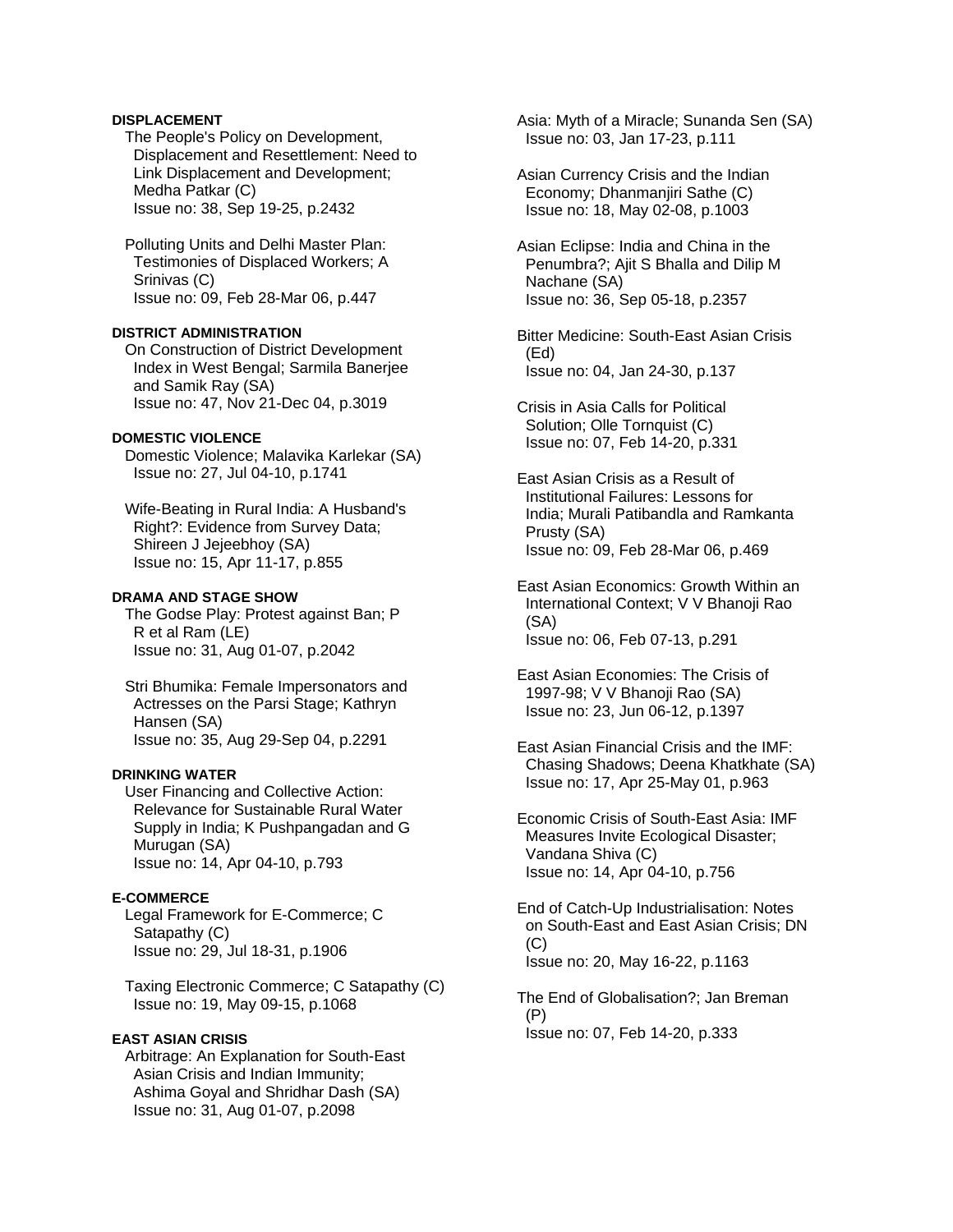#### DISPLACEMENT

The People's Policy on Development, Displacement and Resettlement: Need to Link Displacement and Development; Medha Patkar (C)
Issue no: 38, Sep 19-25, p.2432

Polluting Units and Delhi Master Plan: Testimonies of Displaced Workers; A Srinivas (C)
Issue no: 09, Feb 28-Mar 06, p.447

#### DISTRICT ADMINISTRATION

On Construction of District Development Index in West Bengal; Sarmila Banerjee and Samik Ray (SA)
Issue no: 47, Nov 21-Dec 04, p.3019

#### DOMESTIC VIOLENCE

Domestic Violence; Malavika Karlekar (SA)
Issue no: 27, Jul 04-10, p.1741

Wife-Beating in Rural India: A Husband's Right?: Evidence from Survey Data; Shireen J Jejeebhoy (SA)
Issue no: 15, Apr 11-17, p.855

#### DRAMA AND STAGE SHOW

The Godse Play: Protest against Ban; P R et al Ram (LE)
Issue no: 31, Aug 01-07, p.2042

Stri Bhumika: Female Impersonators and Actresses on the Parsi Stage; Kathryn Hansen (SA)
Issue no: 35, Aug 29-Sep 04, p.2291

#### DRINKING WATER

User Financing and Collective Action: Relevance for Sustainable Rural Water Supply in India; K Pushpangadan and G Murugan (SA)
Issue no: 14, Apr 04-10, p.793

#### E-COMMERCE

Legal Framework for E-Commerce; C Satapathy (C)
Issue no: 29, Jul 18-31, p.1906

Taxing Electronic Commerce; C Satapathy (C)
Issue no: 19, May 09-15, p.1068

#### EAST ASIAN CRISIS

Arbitrage: An Explanation for South-East Asian Crisis and Indian Immunity; Ashima Goyal and Shridhar Dash (SA)
Issue no: 31, Aug 01-07, p.2098

Asia: Myth of a Miracle; Sunanda Sen (SA)
Issue no: 03, Jan 17-23, p.111

Asian Currency Crisis and the Indian Economy; Dhanmanjiri Sathe (C)
Issue no: 18, May 02-08, p.1003

Asian Eclipse: India and China in the Penumbra?; Ajit S Bhalla and Dilip M Nachane (SA)
Issue no: 36, Sep 05-18, p.2357

Bitter Medicine: South-East Asian Crisis (Ed)
Issue no: 04, Jan 24-30, p.137

Crisis in Asia Calls for Political Solution; Olle Tornquist (C)
Issue no: 07, Feb 14-20, p.331

East Asian Crisis as a Result of Institutional Failures: Lessons for India; Murali Patibandla and Ramkanta Prusty (SA)
Issue no: 09, Feb 28-Mar 06, p.469

East Asian Economics: Growth Within an International Context; V V Bhanoji Rao (SA)
Issue no: 06, Feb 07-13, p.291

East Asian Economies: The Crisis of 1997-98; V V Bhanoji Rao (SA)
Issue no: 23, Jun 06-12, p.1397

East Asian Financial Crisis and the IMF: Chasing Shadows; Deena Khatkhate (SA)
Issue no: 17, Apr 25-May 01, p.963

Economic Crisis of South-East Asia: IMF Measures Invite Ecological Disaster; Vandana Shiva (C)
Issue no: 14, Apr 04-10, p.756

End of Catch-Up Industrialisation: Notes on South-East and East Asian Crisis; DN (C)
Issue no: 20, May 16-22, p.1163

The End of Globalisation?; Jan Breman (P)
Issue no: 07, Feb 14-20, p.333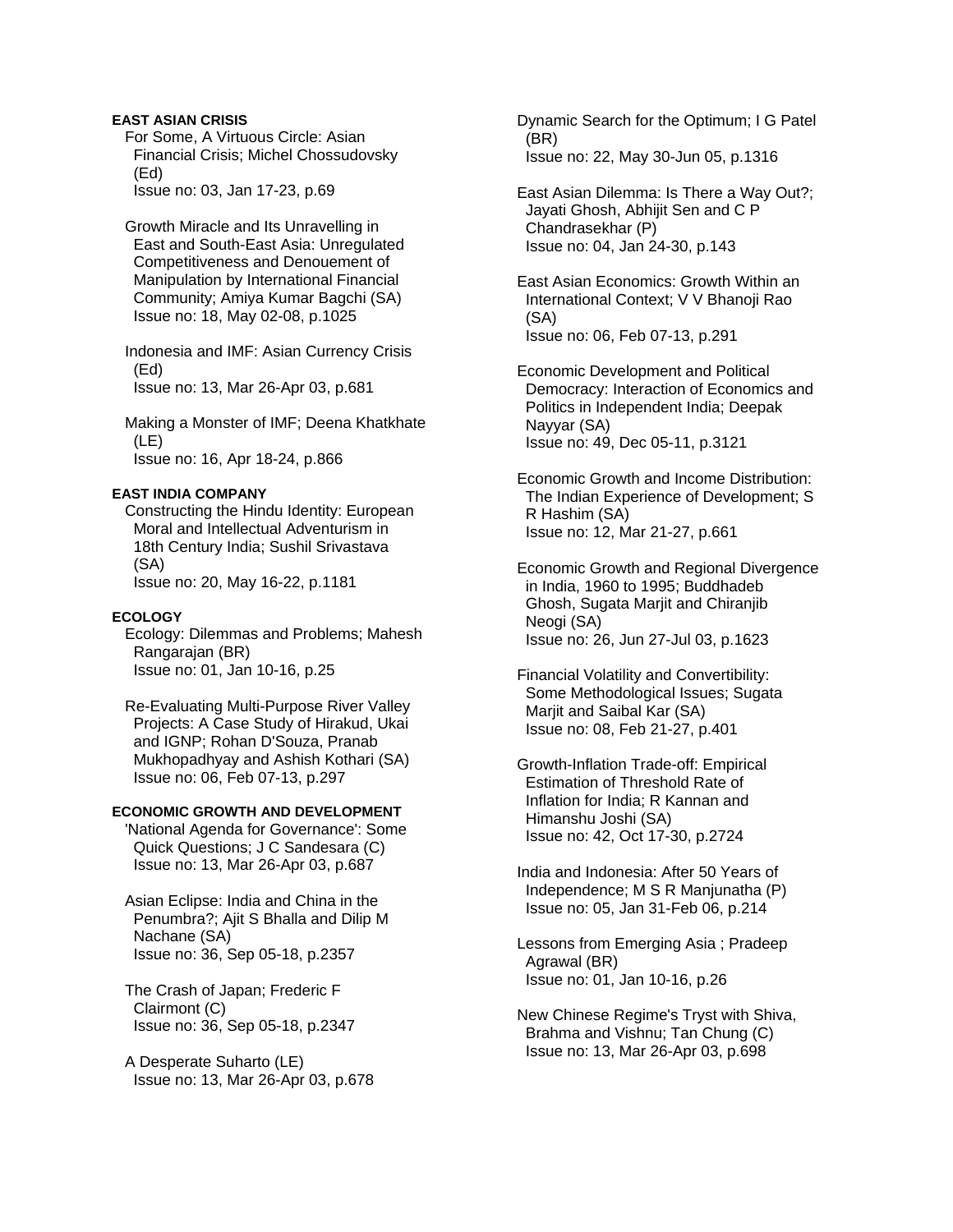**EAST ASIAN CRISIS**

For Some, A Virtuous Circle: Asian Financial Crisis; Michel Chossudovsky (Ed)
Issue no: 03, Jan 17-23, p.69

Growth Miracle and Its Unravelling in East and South-East Asia: Unregulated Competitiveness and Denouement of Manipulation by International Financial Community; Amiya Kumar Bagchi (SA)
Issue no: 18, May 02-08, p.1025

Indonesia and IMF: Asian Currency Crisis (Ed)
Issue no: 13, Mar 26-Apr 03, p.681

Making a Monster of IMF; Deena Khatkhate (LE)
Issue no: 16, Apr 18-24, p.866

**EAST INDIA COMPANY**

Constructing the Hindu Identity: European Moral and Intellectual Adventurism in 18th Century India; Sushil Srivastava (SA)
Issue no: 20, May 16-22, p.1181

**ECOLOGY**

Ecology: Dilemmas and Problems; Mahesh Rangarajan (BR)
Issue no: 01, Jan 10-16, p.25

Re-Evaluating Multi-Purpose River Valley Projects: A Case Study of Hirakud, Ukai and IGNP; Rohan D'Souza, Pranab Mukhopadhyay and Ashish Kothari (SA)
Issue no: 06, Feb 07-13, p.297

**ECONOMIC GROWTH AND DEVELOPMENT**

'National Agenda for Governance': Some Quick Questions; J C Sandesara (C)
Issue no: 13, Mar 26-Apr 03, p.687

Asian Eclipse: India and China in the Penumbra?; Ajit S Bhalla and Dilip M Nachane (SA)
Issue no: 36, Sep 05-18, p.2357

The Crash of Japan; Frederic F Clairmont (C)
Issue no: 36, Sep 05-18, p.2347

A Desperate Suharto (LE)
Issue no: 13, Mar 26-Apr 03, p.678

Dynamic Search for the Optimum; I G Patel (BR)
Issue no: 22, May 30-Jun 05, p.1316

East Asian Dilemma: Is There a Way Out?; Jayati Ghosh, Abhijit Sen and C P Chandrasekhar (P)
Issue no: 04, Jan 24-30, p.143

East Asian Economics: Growth Within an International Context; V V Bhanoji Rao (SA)
Issue no: 06, Feb 07-13, p.291

Economic Development and Political Democracy: Interaction of Economics and Politics in Independent India; Deepak Nayyar (SA)
Issue no: 49, Dec 05-11, p.3121

Economic Growth and Income Distribution: The Indian Experience of Development; S R Hashim (SA)
Issue no: 12, Mar 21-27, p.661

Economic Growth and Regional Divergence in India, 1960 to 1995; Buddhadeb Ghosh, Sugata Marjit and Chiranjib Neogi (SA)
Issue no: 26, Jun 27-Jul 03, p.1623

Financial Volatility and Convertibility: Some Methodological Issues; Sugata Marjit and Saibal Kar (SA)
Issue no: 08, Feb 21-27, p.401

Growth-Inflation Trade-off: Empirical Estimation of Threshold Rate of Inflation for India; R Kannan and Himanshu Joshi (SA)
Issue no: 42, Oct 17-30, p.2724

India and Indonesia: After 50 Years of Independence; M S R Manjunatha (P)
Issue no: 05, Jan 31-Feb 06, p.214

Lessons from Emerging Asia ; Pradeep Agrawal (BR)
Issue no: 01, Jan 10-16, p.26

New Chinese Regime's Tryst with Shiva, Brahma and Vishnu; Tan Chung (C)
Issue no: 13, Mar 26-Apr 03, p.698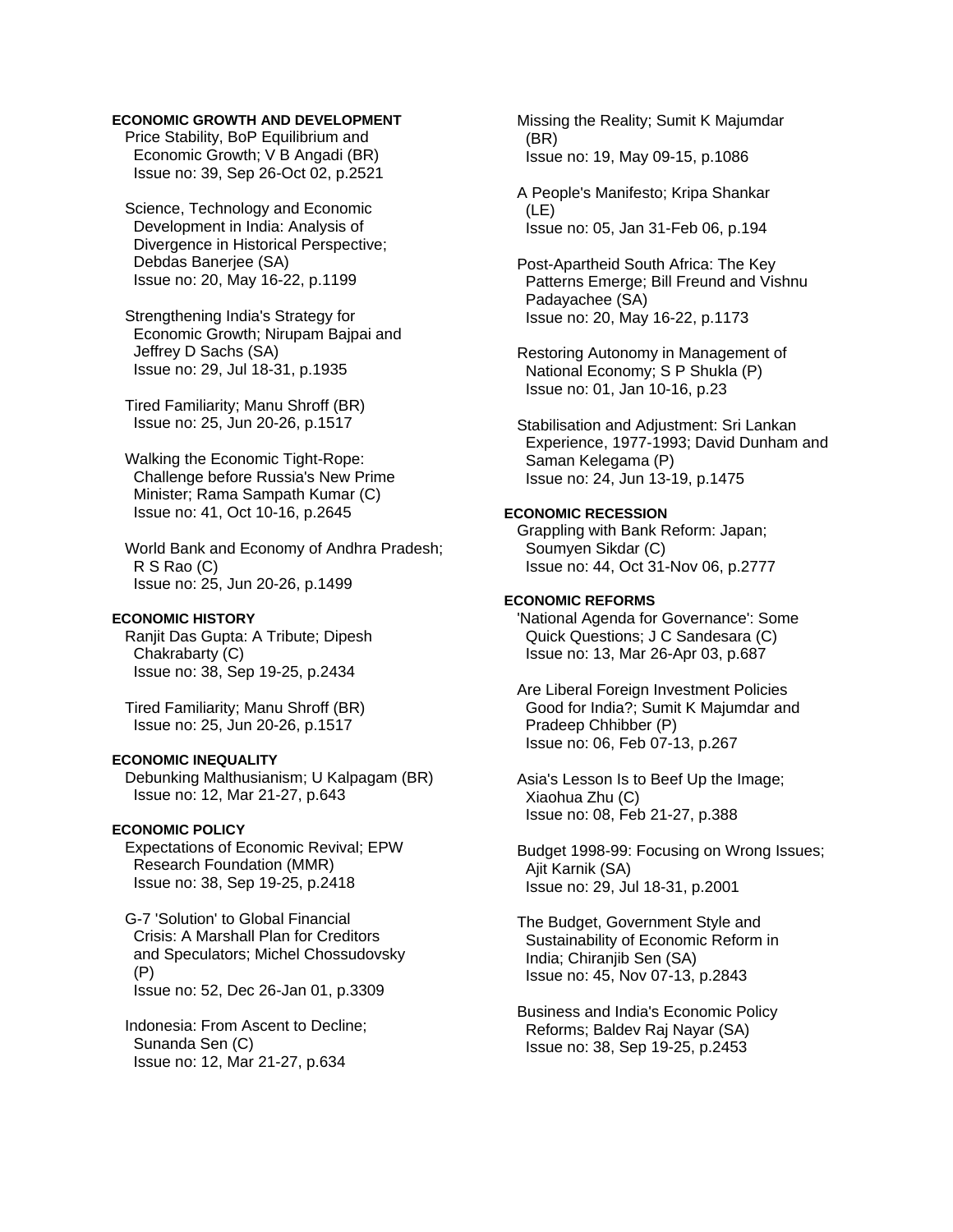**ECONOMIC GROWTH AND DEVELOPMENT**

Price Stability, BoP Equilibrium and Economic Growth; V B Angadi (BR)
Issue no: 39, Sep 26-Oct 02, p.2521

Science, Technology and Economic Development in India: Analysis of Divergence in Historical Perspective; Debdas Banerjee (SA)
Issue no: 20, May 16-22, p.1199

Strengthening India's Strategy for Economic Growth; Nirupam Bajpai and Jeffrey D Sachs (SA)
Issue no: 29, Jul 18-31, p.1935

Tired Familiarity; Manu Shroff (BR)
Issue no: 25, Jun 20-26, p.1517

Walking the Economic Tight-Rope: Challenge before Russia's New Prime Minister; Rama Sampath Kumar (C)
Issue no: 41, Oct 10-16, p.2645

World Bank and Economy of Andhra Pradesh; R S Rao (C)
Issue no: 25, Jun 20-26, p.1499

**ECONOMIC HISTORY**

Ranjit Das Gupta: A Tribute; Dipesh Chakrabarty (C)
Issue no: 38, Sep 19-25, p.2434

Tired Familiarity; Manu Shroff (BR)
Issue no: 25, Jun 20-26, p.1517

**ECONOMIC INEQUALITY**

Debunking Malthusianism; U Kalpagam (BR)
Issue no: 12, Mar 21-27, p.643

**ECONOMIC POLICY**

Expectations of Economic Revival; EPW Research Foundation (MMR)
Issue no: 38, Sep 19-25, p.2418

G-7 'Solution' to Global Financial Crisis: A Marshall Plan for Creditors and Speculators; Michel Chossudovsky (P)
Issue no: 52, Dec 26-Jan 01, p.3309

Indonesia: From Ascent to Decline; Sunanda Sen (C)
Issue no: 12, Mar 21-27, p.634

Missing the Reality; Sumit K Majumdar (BR)
Issue no: 19, May 09-15, p.1086

A People's Manifesto; Kripa Shankar (LE)
Issue no: 05, Jan 31-Feb 06, p.194

Post-Apartheid South Africa: The Key Patterns Emerge; Bill Freund and Vishnu Padayachee (SA)
Issue no: 20, May 16-22, p.1173

Restoring Autonomy in Management of National Economy; S P Shukla (P)
Issue no: 01, Jan 10-16, p.23

Stabilisation and Adjustment: Sri Lankan Experience, 1977-1993; David Dunham and Saman Kelegama (P)
Issue no: 24, Jun 13-19, p.1475

**ECONOMIC RECESSION**

Grappling with Bank Reform: Japan; Soumyen Sikdar (C)
Issue no: 44, Oct 31-Nov 06, p.2777

**ECONOMIC REFORMS**

'National Agenda for Governance': Some Quick Questions; J C Sandesara (C)
Issue no: 13, Mar 26-Apr 03, p.687

Are Liberal Foreign Investment Policies Good for India?; Sumit K Majumdar and Pradeep Chhibber (P)
Issue no: 06, Feb 07-13, p.267

Asia's Lesson Is to Beef Up the Image; Xiaohua Zhu (C)
Issue no: 08, Feb 21-27, p.388

Budget 1998-99: Focusing on Wrong Issues; Ajit Karnik (SA)
Issue no: 29, Jul 18-31, p.2001

The Budget, Government Style and Sustainability of Economic Reform in India; Chiranjib Sen (SA)
Issue no: 45, Nov 07-13, p.2843

Business and India's Economic Policy Reforms; Baldev Raj Nayar (SA)
Issue no: 38, Sep 19-25, p.2453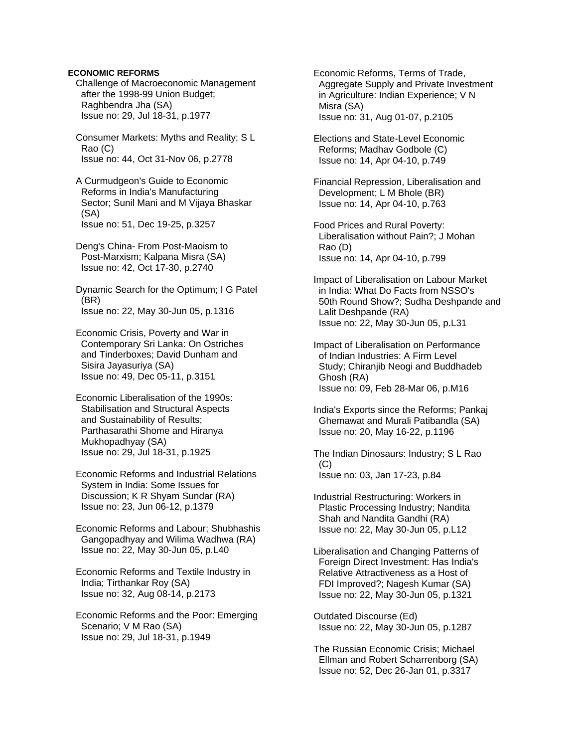**ECONOMIC REFORMS**

Challenge of Macroeconomic Management after the 1998-99 Union Budget; Raghbendra Jha (SA)
Issue no: 29, Jul 18-31, p.1977

Consumer Markets: Myths and Reality; S L Rao (C)
Issue no: 44, Oct 31-Nov 06, p.2778

A Curmudgeon's Guide to Economic Reforms in India's Manufacturing Sector; Sunil Mani and M Vijaya Bhaskar (SA)
Issue no: 51, Dec 19-25, p.3257

Deng's China- From Post-Maoism to Post-Marxism; Kalpana Misra (SA)
Issue no: 42, Oct 17-30, p.2740

Dynamic Search for the Optimum; I G Patel (BR)
Issue no: 22, May 30-Jun 05, p.1316

Economic Crisis, Poverty and War in Contemporary Sri Lanka: On Ostriches and Tinderboxes; David Dunham and Sisira Jayasuriya (SA)
Issue no: 49, Dec 05-11, p.3151

Economic Liberalisation of the 1990s: Stabilisation and Structural Aspects and Sustainability of Results; Parthasarathi Shome and Hiranya Mukhopadhyay (SA)
Issue no: 29, Jul 18-31, p.1925

Economic Reforms and Industrial Relations System in India: Some Issues for Discussion; K R Shyam Sundar (RA)
Issue no: 23, Jun 06-12, p.1379

Economic Reforms and Labour; Shubhashis Gangopadhyay and Wilima Wadhwa (RA)
Issue no: 22, May 30-Jun 05, p.L40

Economic Reforms and Textile Industry in India; Tirthankar Roy (SA)
Issue no: 32, Aug 08-14, p.2173

Economic Reforms and the Poor: Emerging Scenario; V M Rao (SA)
Issue no: 29, Jul 18-31, p.1949

Economic Reforms, Terms of Trade, Aggregate Supply and Private Investment in Agriculture: Indian Experience; V N Misra (SA)
Issue no: 31, Aug 01-07, p.2105

Elections and State-Level Economic Reforms; Madhav Godbole (C)
Issue no: 14, Apr 04-10, p.749

Financial Repression, Liberalisation and Development; L M Bhole (BR)
Issue no: 14, Apr 04-10, p.763

Food Prices and Rural Poverty: Liberalisation without Pain?; J Mohan Rao (D)
Issue no: 14, Apr 04-10, p.799

Impact of Liberalisation on Labour Market in India: What Do Facts from NSSO's 50th Round Show?; Sudha Deshpande and Lalit Deshpande (RA)
Issue no: 22, May 30-Jun 05, p.L31

Impact of Liberalisation on Performance of Indian Industries: A Firm Level Study; Chiranjib Neogi and Buddhadeb Ghosh (RA)
Issue no: 09, Feb 28-Mar 06, p.M16

India's Exports since the Reforms; Pankaj Ghemawat and Murali Patibandla (SA)
Issue no: 20, May 16-22, p.1196

The Indian Dinosaurs: Industry; S L Rao (C)
Issue no: 03, Jan 17-23, p.84

Industrial Restructuring: Workers in Plastic Processing Industry; Nandita Shah and Nandita Gandhi (RA)
Issue no: 22, May 30-Jun 05, p.L12

Liberalisation and Changing Patterns of Foreign Direct Investment: Has India's Relative Attractiveness as a Host of FDI Improved?; Nagesh Kumar (SA)
Issue no: 22, May 30-Jun 05, p.1321

Outdated Discourse (Ed)
Issue no: 22, May 30-Jun 05, p.1287

The Russian Economic Crisis; Michael Ellman and Robert Scharrenborg (SA)
Issue no: 52, Dec 26-Jan 01, p.3317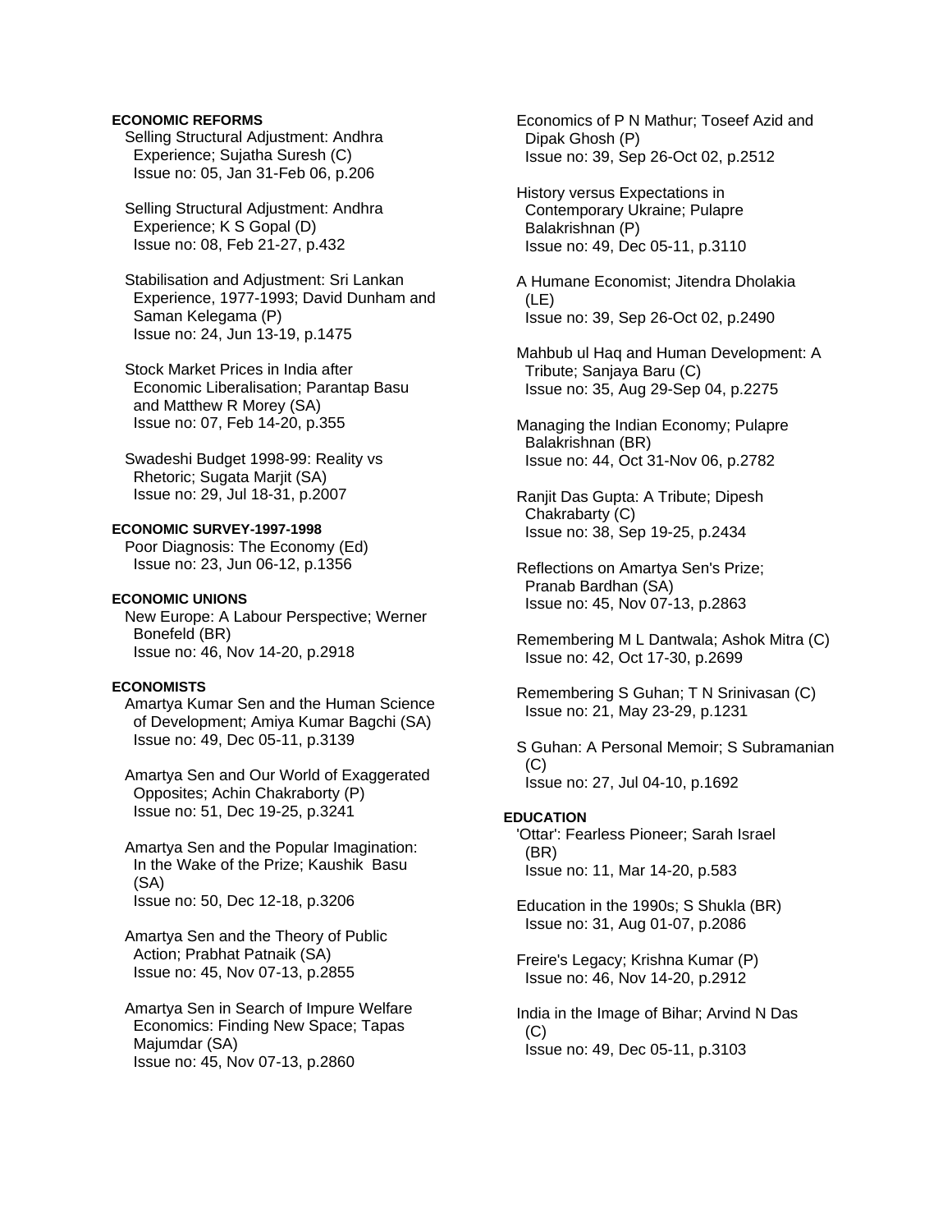**ECONOMIC REFORMS**

Selling Structural Adjustment: Andhra Experience; Sujatha Suresh (C)
Issue no: 05, Jan 31-Feb 06, p.206

Selling Structural Adjustment: Andhra Experience; K S Gopal (D)
Issue no: 08, Feb 21-27, p.432

Stabilisation and Adjustment: Sri Lankan Experience, 1977-1993; David Dunham and Saman Kelegama (P)
Issue no: 24, Jun 13-19, p.1475

Stock Market Prices in India after Economic Liberalisation; Parantap Basu and Matthew R Morey (SA)
Issue no: 07, Feb 14-20, p.355

Swadeshi Budget 1998-99: Reality vs Rhetoric; Sugata Marjit (SA)
Issue no: 29, Jul 18-31, p.2007

**ECONOMIC SURVEY-1997-1998**

Poor Diagnosis: The Economy (Ed)
Issue no: 23, Jun 06-12, p.1356

**ECONOMIC UNIONS**

New Europe: A Labour Perspective; Werner Bonefeld (BR)
Issue no: 46, Nov 14-20, p.2918

**ECONOMISTS**

Amartya Kumar Sen and the Human Science of Development; Amiya Kumar Bagchi (SA)
Issue no: 49, Dec 05-11, p.3139

Amartya Sen and Our World of Exaggerated Opposites; Achin Chakraborty (P)
Issue no: 51, Dec 19-25, p.3241

Amartya Sen and the Popular Imagination: In the Wake of the Prize; Kaushik Basu (SA)
Issue no: 50, Dec 12-18, p.3206

Amartya Sen and the Theory of Public Action; Prabhat Patnaik (SA)
Issue no: 45, Nov 07-13, p.2855

Amartya Sen in Search of Impure Welfare Economics: Finding New Space; Tapas Majumdar (SA)
Issue no: 45, Nov 07-13, p.2860

Economics of P N Mathur; Toseef Azid and Dipak Ghosh (P)
Issue no: 39, Sep 26-Oct 02, p.2512

History versus Expectations in Contemporary Ukraine; Pulapre Balakrishnan (P)
Issue no: 49, Dec 05-11, p.3110

A Humane Economist; Jitendra Dholakia (LE)
Issue no: 39, Sep 26-Oct 02, p.2490

Mahbub ul Haq and Human Development: A Tribute; Sanjaya Baru (C)
Issue no: 35, Aug 29-Sep 04, p.2275

Managing the Indian Economy; Pulapre Balakrishnan (BR)
Issue no: 44, Oct 31-Nov 06, p.2782

Ranjit Das Gupta: A Tribute; Dipesh Chakrabarty (C)
Issue no: 38, Sep 19-25, p.2434

Reflections on Amartya Sen's Prize; Pranab Bardhan (SA)
Issue no: 45, Nov 07-13, p.2863

Remembering M L Dantwala; Ashok Mitra (C)
Issue no: 42, Oct 17-30, p.2699

Remembering S Guhan; T N Srinivasan (C)
Issue no: 21, May 23-29, p.1231

S Guhan: A Personal Memoir; S Subramanian (C)
Issue no: 27, Jul 04-10, p.1692

**EDUCATION**

'Ottar': Fearless Pioneer; Sarah Israel (BR)
Issue no: 11, Mar 14-20, p.583

Education in the 1990s; S Shukla (BR)
Issue no: 31, Aug 01-07, p.2086

Freire's Legacy; Krishna Kumar (P)
Issue no: 46, Nov 14-20, p.2912

India in the Image of Bihar; Arvind N Das (C)
Issue no: 49, Dec 05-11, p.3103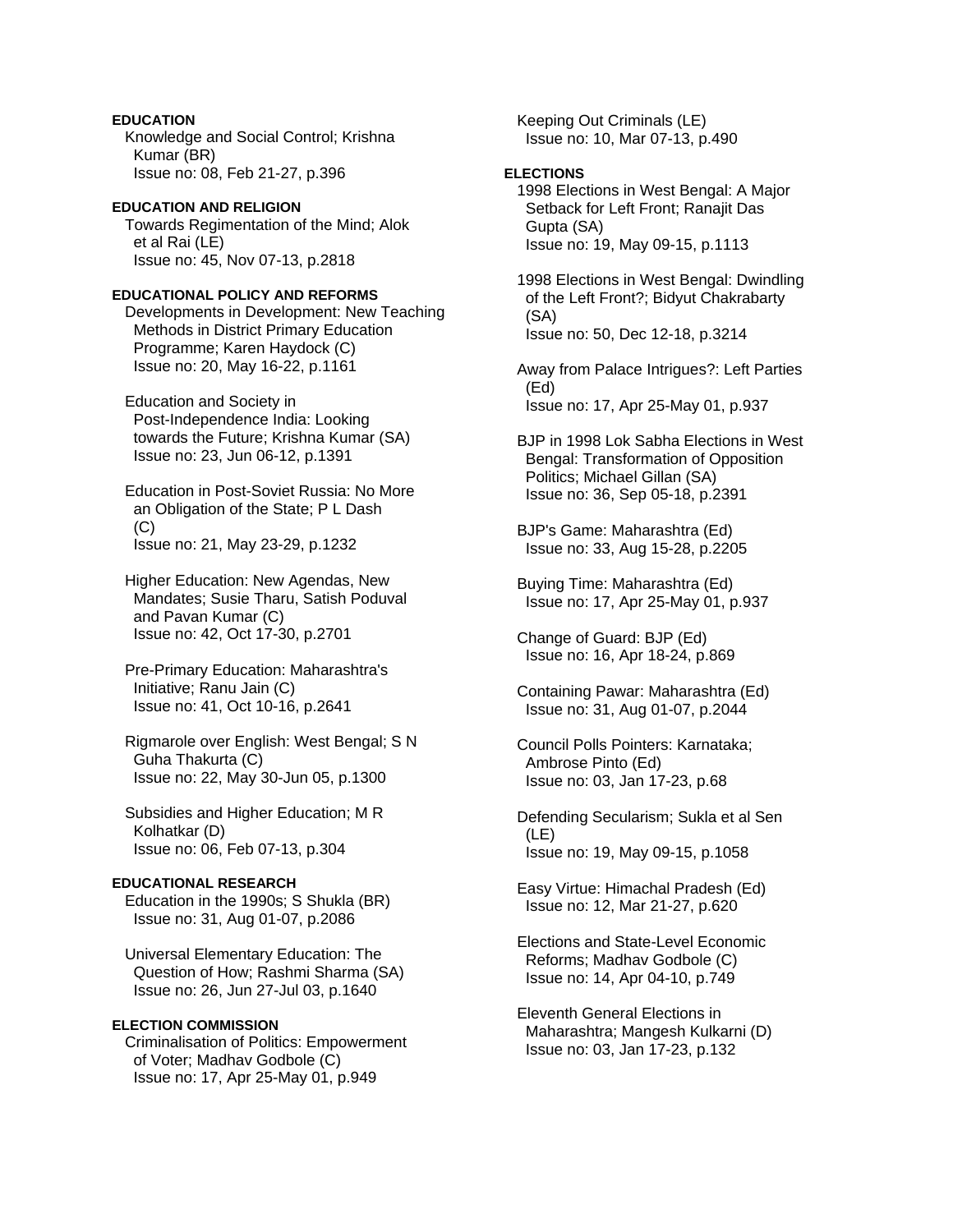**EDUCATION**

Knowledge and Social Control; Krishna Kumar (BR)
Issue no: 08, Feb 21-27, p.396

**EDUCATION AND RELIGION**

Towards Regimentation of the Mind; Alok et al Rai (LE)
Issue no: 45, Nov 07-13, p.2818

**EDUCATIONAL POLICY AND REFORMS**

Developments in Development: New Teaching Methods in District Primary Education Programme; Karen Haydock (C)
Issue no: 20, May 16-22, p.1161

Education and Society in Post-Independence India: Looking towards the Future; Krishna Kumar (SA)
Issue no: 23, Jun 06-12, p.1391

Education in Post-Soviet Russia: No More an Obligation of the State; P L Dash (C)
Issue no: 21, May 23-29, p.1232

Higher Education: New Agendas, New Mandates; Susie Tharu, Satish Poduval and Pavan Kumar (C)
Issue no: 42, Oct 17-30, p.2701

Pre-Primary Education: Maharashtra's Initiative; Ranu Jain (C)
Issue no: 41, Oct 10-16, p.2641

Rigmarole over English: West Bengal; S N Guha Thakurta (C)
Issue no: 22, May 30-Jun 05, p.1300

Subsidies and Higher Education; M R Kolhatkar (D)
Issue no: 06, Feb 07-13, p.304

**EDUCATIONAL RESEARCH**

Education in the 1990s; S Shukla (BR)
Issue no: 31, Aug 01-07, p.2086

Universal Elementary Education: The Question of How; Rashmi Sharma (SA)
Issue no: 26, Jun 27-Jul 03, p.1640

**ELECTION COMMISSION**

Criminalisation of Politics: Empowerment of Voter; Madhav Godbole (C)
Issue no: 17, Apr 25-May 01, p.949

Keeping Out Criminals (LE)
Issue no: 10, Mar 07-13, p.490

**ELECTIONS**

1998 Elections in West Bengal: A Major Setback for Left Front; Ranajit Das Gupta (SA)
Issue no: 19, May 09-15, p.1113

1998 Elections in West Bengal: Dwindling of the Left Front?; Bidyut Chakrabarty (SA)
Issue no: 50, Dec 12-18, p.3214

Away from Palace Intrigues?: Left Parties (Ed)
Issue no: 17, Apr 25-May 01, p.937

BJP in 1998 Lok Sabha Elections in West Bengal: Transformation of Opposition Politics; Michael Gillan (SA)
Issue no: 36, Sep 05-18, p.2391

BJP's Game: Maharashtra (Ed)
Issue no: 33, Aug 15-28, p.2205

Buying Time: Maharashtra (Ed)
Issue no: 17, Apr 25-May 01, p.937

Change of Guard: BJP (Ed)
Issue no: 16, Apr 18-24, p.869

Containing Pawar: Maharashtra (Ed)
Issue no: 31, Aug 01-07, p.2044

Council Polls Pointers: Karnataka; Ambrose Pinto (Ed)
Issue no: 03, Jan 17-23, p.68

Defending Secularism; Sukla et al Sen (LE)
Issue no: 19, May 09-15, p.1058

Easy Virtue: Himachal Pradesh (Ed)
Issue no: 12, Mar 21-27, p.620

Elections and State-Level Economic Reforms; Madhav Godbole (C)
Issue no: 14, Apr 04-10, p.749

Eleventh General Elections in Maharashtra; Mangesh Kulkarni (D)
Issue no: 03, Jan 17-23, p.132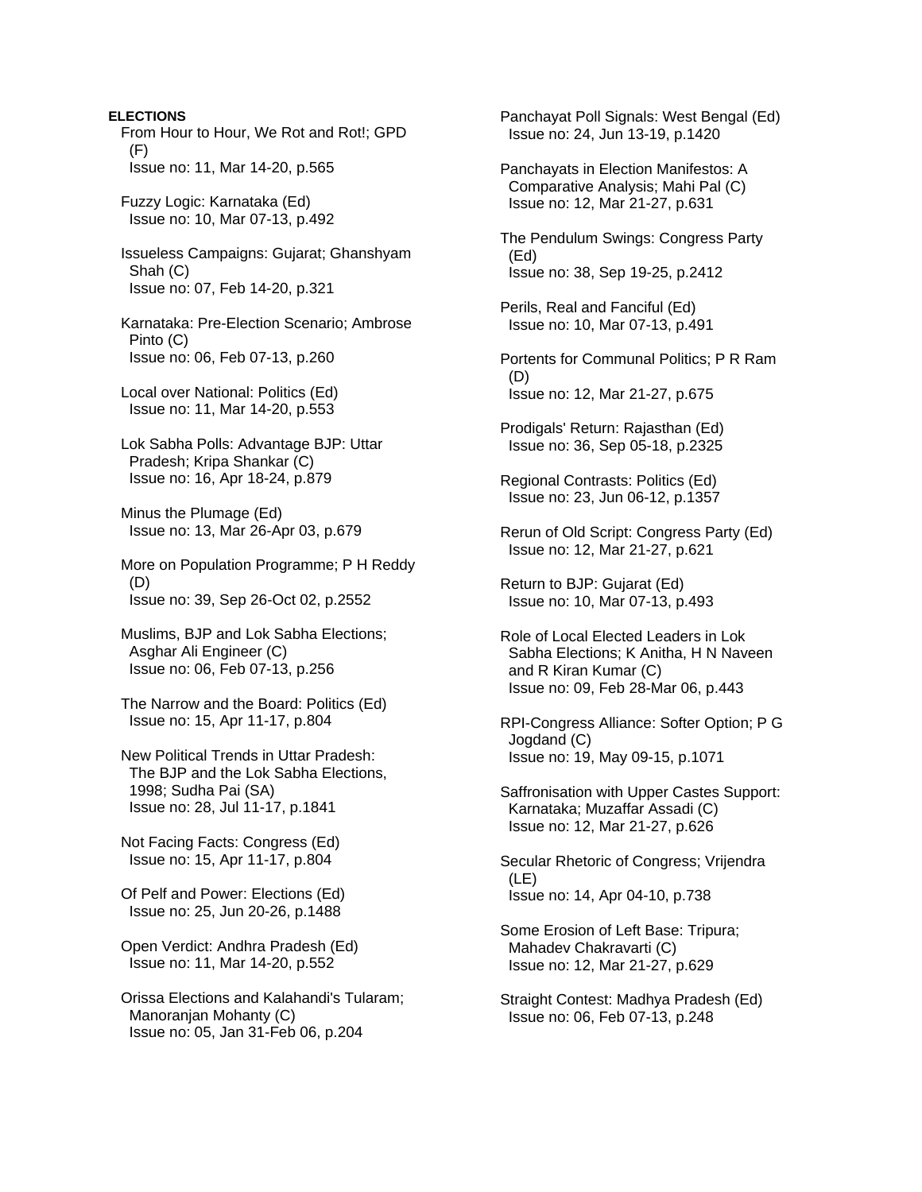**ELECTIONS**

From Hour to Hour, We Rot and Rot!; GPD (F)
Issue no: 11, Mar 14-20, p.565

Fuzzy Logic: Karnataka (Ed)
Issue no: 10, Mar 07-13, p.492

Issueless Campaigns: Gujarat; Ghanshyam Shah (C)
Issue no: 07, Feb 14-20, p.321

Karnataka: Pre-Election Scenario; Ambrose Pinto (C)
Issue no: 06, Feb 07-13, p.260

Local over National: Politics (Ed)
Issue no: 11, Mar 14-20, p.553

Lok Sabha Polls: Advantage BJP: Uttar Pradesh; Kripa Shankar (C)
Issue no: 16, Apr 18-24, p.879

Minus the Plumage (Ed)
Issue no: 13, Mar 26-Apr 03, p.679

More on Population Programme; P H Reddy (D)
Issue no: 39, Sep 26-Oct 02, p.2552

Muslims, BJP and Lok Sabha Elections; Asghar Ali Engineer (C)
Issue no: 06, Feb 07-13, p.256

The Narrow and the Board: Politics (Ed)
Issue no: 15, Apr 11-17, p.804

New Political Trends in Uttar Pradesh: The BJP and the Lok Sabha Elections, 1998; Sudha Pai (SA)
Issue no: 28, Jul 11-17, p.1841

Not Facing Facts: Congress (Ed)
Issue no: 15, Apr 11-17, p.804

Of Pelf and Power: Elections (Ed)
Issue no: 25, Jun 20-26, p.1488

Open Verdict: Andhra Pradesh (Ed)
Issue no: 11, Mar 14-20, p.552

Orissa Elections and Kalahandi's Tularam; Manoranjan Mohanty (C)
Issue no: 05, Jan 31-Feb 06, p.204

Panchayat Poll Signals: West Bengal (Ed)
Issue no: 24, Jun 13-19, p.1420

Panchayats in Election Manifestos: A Comparative Analysis; Mahi Pal (C)
Issue no: 12, Mar 21-27, p.631

The Pendulum Swings: Congress Party (Ed)
Issue no: 38, Sep 19-25, p.2412

Perils, Real and Fanciful (Ed)
Issue no: 10, Mar 07-13, p.491

Portents for Communal Politics; P R Ram (D)
Issue no: 12, Mar 21-27, p.675

Prodigals' Return: Rajasthan (Ed)
Issue no: 36, Sep 05-18, p.2325

Regional Contrasts: Politics (Ed)
Issue no: 23, Jun 06-12, p.1357

Rerun of Old Script: Congress Party (Ed)
Issue no: 12, Mar 21-27, p.621

Return to BJP: Gujarat (Ed)
Issue no: 10, Mar 07-13, p.493

Role of Local Elected Leaders in Lok Sabha Elections; K Anitha, H N Naveen and R Kiran Kumar (C)
Issue no: 09, Feb 28-Mar 06, p.443

RPI-Congress Alliance: Softer Option; P G Jogdand (C)
Issue no: 19, May 09-15, p.1071

Saffronisation with Upper Castes Support: Karnataka; Muzaffar Assadi (C)
Issue no: 12, Mar 21-27, p.626

Secular Rhetoric of Congress; Vrijendra (LE)
Issue no: 14, Apr 04-10, p.738

Some Erosion of Left Base: Tripura; Mahadev Chakravarti (C)
Issue no: 12, Mar 21-27, p.629

Straight Contest: Madhya Pradesh (Ed)
Issue no: 06, Feb 07-13, p.248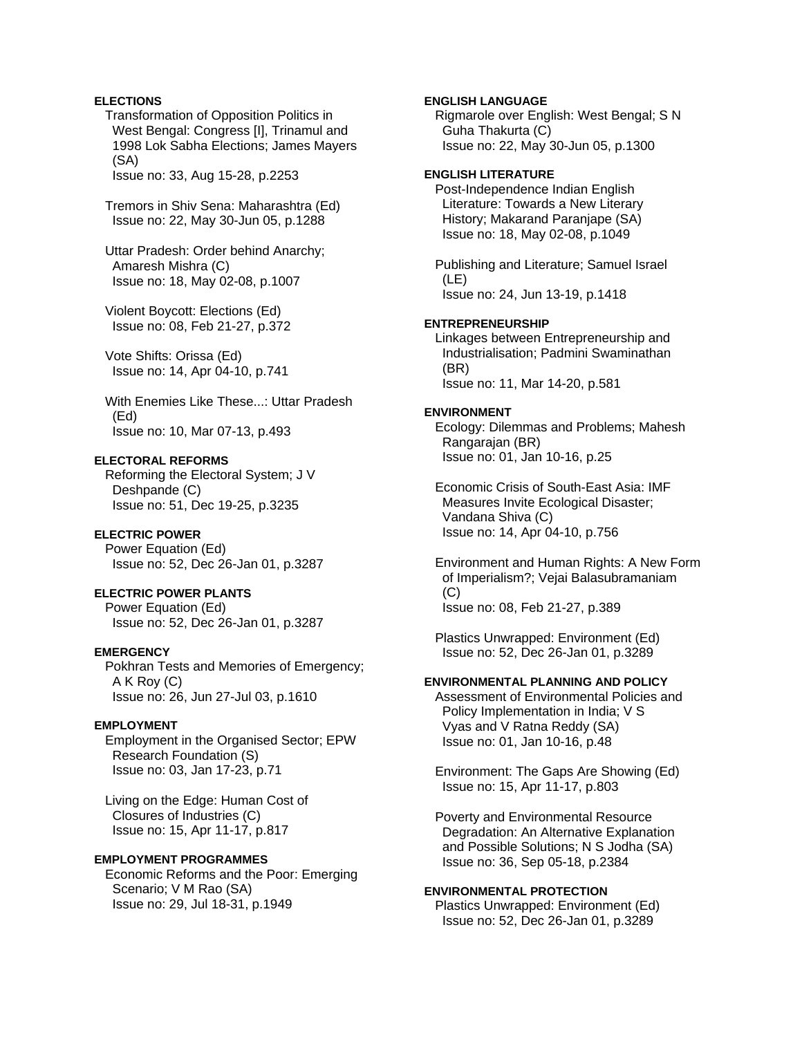**ELECTIONS**

Transformation of Opposition Politics in West Bengal: Congress [I], Trinamul and 1998 Lok Sabha Elections; James Mayers (SA)
Issue no: 33, Aug 15-28, p.2253

Tremors in Shiv Sena: Maharashtra (Ed)
Issue no: 22, May 30-Jun 05, p.1288

Uttar Pradesh: Order behind Anarchy; Amaresh Mishra (C)
Issue no: 18, May 02-08, p.1007

Violent Boycott: Elections (Ed)
Issue no: 08, Feb 21-27, p.372

Vote Shifts: Orissa (Ed)
Issue no: 14, Apr 04-10, p.741

With Enemies Like These...: Uttar Pradesh (Ed)
Issue no: 10, Mar 07-13, p.493

**ELECTORAL REFORMS**

Reforming the Electoral System; J V Deshpande (C)
Issue no: 51, Dec 19-25, p.3235

**ELECTRIC POWER**

Power Equation (Ed)
Issue no: 52, Dec 26-Jan 01, p.3287

**ELECTRIC POWER PLANTS**

Power Equation (Ed)
Issue no: 52, Dec 26-Jan 01, p.3287

**EMERGENCY**

Pokhran Tests and Memories of Emergency; A K Roy (C)
Issue no: 26, Jun 27-Jul 03, p.1610

**EMPLOYMENT**

Employment in the Organised Sector; EPW Research Foundation (S)
Issue no: 03, Jan 17-23, p.71

Living on the Edge: Human Cost of Closures of Industries (C)
Issue no: 15, Apr 11-17, p.817

**EMPLOYMENT PROGRAMMES**

Economic Reforms and the Poor: Emerging Scenario; V M Rao (SA)
Issue no: 29, Jul 18-31, p.1949

**ENGLISH LANGUAGE**

Rigmarole over English: West Bengal; S N Guha Thakurta (C)
Issue no: 22, May 30-Jun 05, p.1300

**ENGLISH LITERATURE**

Post-Independence Indian English Literature: Towards a New Literary History; Makarand Paranjape (SA)
Issue no: 18, May 02-08, p.1049

Publishing and Literature; Samuel Israel (LE)
Issue no: 24, Jun 13-19, p.1418

**ENTREPRENEURSHIP**

Linkages between Entrepreneurship and Industrialisation; Padmini Swaminathan (BR)
Issue no: 11, Mar 14-20, p.581

**ENVIRONMENT**

Ecology: Dilemmas and Problems; Mahesh Rangarajan (BR)
Issue no: 01, Jan 10-16, p.25

Economic Crisis of South-East Asia: IMF Measures Invite Ecological Disaster; Vandana Shiva (C)
Issue no: 14, Apr 04-10, p.756

Environment and Human Rights: A New Form of Imperialism?; Vejai Balasubramaniam (C)
Issue no: 08, Feb 21-27, p.389

Plastics Unwrapped: Environment (Ed)
Issue no: 52, Dec 26-Jan 01, p.3289

**ENVIRONMENTAL PLANNING AND POLICY**

Assessment of Environmental Policies and Policy Implementation in India; V S Vyas and V Ratna Reddy (SA)
Issue no: 01, Jan 10-16, p.48

Environment: The Gaps Are Showing (Ed)
Issue no: 15, Apr 11-17, p.803

Poverty and Environmental Resource Degradation: An Alternative Explanation and Possible Solutions; N S Jodha (SA)
Issue no: 36, Sep 05-18, p.2384

**ENVIRONMENTAL PROTECTION**

Plastics Unwrapped: Environment (Ed)
Issue no: 52, Dec 26-Jan 01, p.3289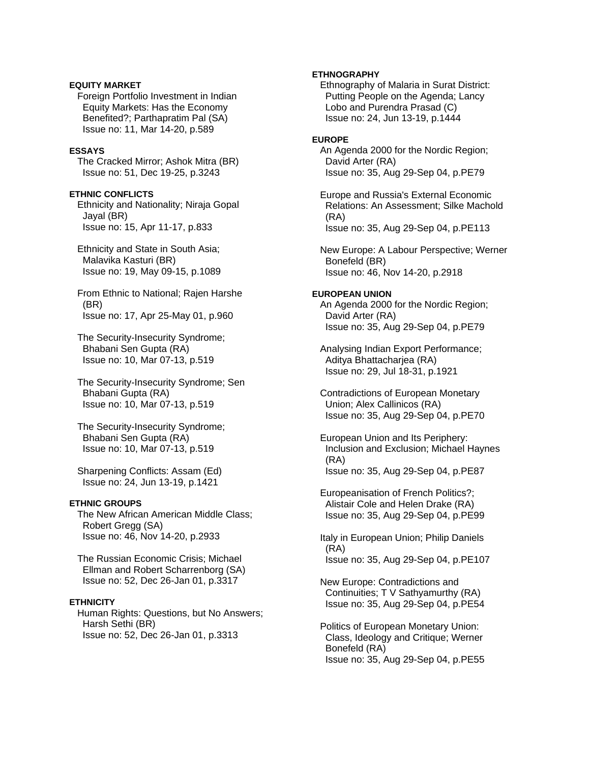**EQUITY MARKET**

Foreign Portfolio Investment in Indian Equity Markets: Has the Economy Benefited?; Parthapratim Pal (SA)
Issue no: 11, Mar 14-20, p.589

**ESSAYS**

The Cracked Mirror; Ashok Mitra (BR)
Issue no: 51, Dec 19-25, p.3243

**ETHNIC CONFLICTS**

Ethnicity and Nationality; Niraja Gopal Jayal (BR)
Issue no: 15, Apr 11-17, p.833

Ethnicity and State in South Asia; Malavika Kasturi (BR)
Issue no: 19, May 09-15, p.1089

From Ethnic to National; Rajen Harshe (BR)
Issue no: 17, Apr 25-May 01, p.960

The Security-Insecurity Syndrome; Bhabani Sen Gupta (RA)
Issue no: 10, Mar 07-13, p.519

The Security-Insecurity Syndrome; Sen Bhabani Gupta (RA)
Issue no: 10, Mar 07-13, p.519

The Security-Insecurity Syndrome; Bhabani Sen Gupta (RA)
Issue no: 10, Mar 07-13, p.519

Sharpening Conflicts: Assam (Ed)
Issue no: 24, Jun 13-19, p.1421

**ETHNIC GROUPS**

The New African American Middle Class; Robert Gregg (SA)
Issue no: 46, Nov 14-20, p.2933

The Russian Economic Crisis; Michael Ellman and Robert Scharrenborg (SA)
Issue no: 52, Dec 26-Jan 01, p.3317

**ETHNICITY**

Human Rights: Questions, but No Answers; Harsh Sethi (BR)
Issue no: 52, Dec 26-Jan 01, p.3313

**ETHNOGRAPHY**

Ethnography of Malaria in Surat District: Putting People on the Agenda; Lancy Lobo and Purendra Prasad (C)
Issue no: 24, Jun 13-19, p.1444

**EUROPE**

An Agenda 2000 for the Nordic Region; David Arter (RA)
Issue no: 35, Aug 29-Sep 04, p.PE79

Europe and Russia's External Economic Relations: An Assessment; Silke Machold (RA)
Issue no: 35, Aug 29-Sep 04, p.PE113

New Europe: A Labour Perspective; Werner Bonefeld (BR)
Issue no: 46, Nov 14-20, p.2918

**EUROPEAN UNION**

An Agenda 2000 for the Nordic Region; David Arter (RA)
Issue no: 35, Aug 29-Sep 04, p.PE79

Analysing Indian Export Performance; Aditya Bhattacharjea (RA)
Issue no: 29, Jul 18-31, p.1921

Contradictions of European Monetary Union; Alex Callinicos (RA)
Issue no: 35, Aug 29-Sep 04, p.PE70

European Union and Its Periphery: Inclusion and Exclusion; Michael Haynes (RA)
Issue no: 35, Aug 29-Sep 04, p.PE87

Europeanisation of French Politics?; Alistair Cole and Helen Drake (RA)
Issue no: 35, Aug 29-Sep 04, p.PE99

Italy in European Union; Philip Daniels (RA)
Issue no: 35, Aug 29-Sep 04, p.PE107

New Europe: Contradictions and Continuities; T V Sathyamurthy (RA)
Issue no: 35, Aug 29-Sep 04, p.PE54

Politics of European Monetary Union: Class, Ideology and Critique; Werner Bonefeld (RA)
Issue no: 35, Aug 29-Sep 04, p.PE55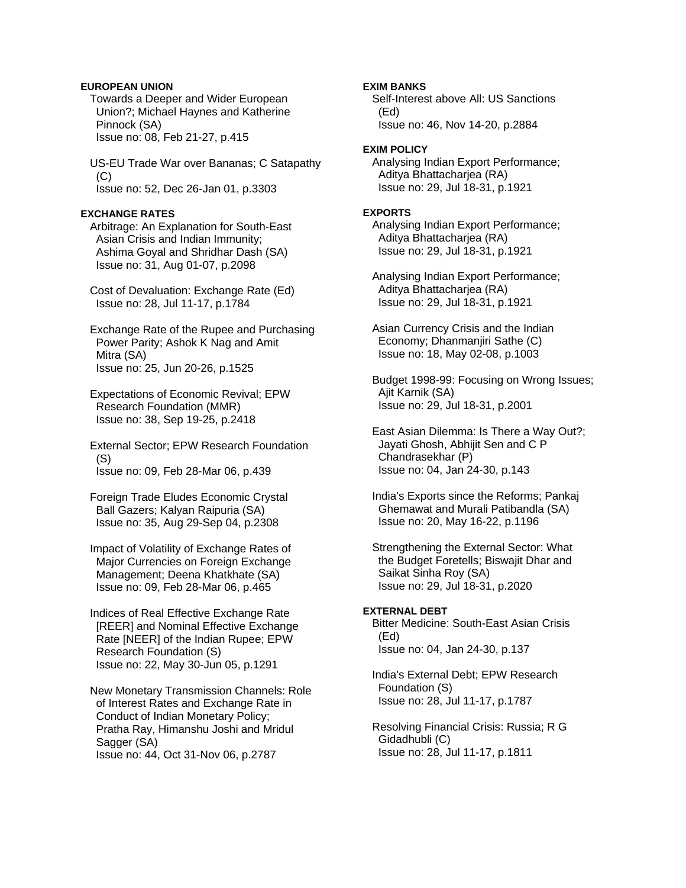**EUROPEAN UNION**

Towards a Deeper and Wider European Union?; Michael Haynes and Katherine Pinnock (SA)
Issue no: 08, Feb 21-27, p.415

US-EU Trade War over Bananas; C Satapathy (C)
Issue no: 52, Dec 26-Jan 01, p.3303

**EXCHANGE RATES**

Arbitrage: An Explanation for South-East Asian Crisis and Indian Immunity; Ashima Goyal and Shridhar Dash (SA)
Issue no: 31, Aug 01-07, p.2098

Cost of Devaluation: Exchange Rate (Ed)
Issue no: 28, Jul 11-17, p.1784

Exchange Rate of the Rupee and Purchasing Power Parity; Ashok K Nag and Amit Mitra (SA)
Issue no: 25, Jun 20-26, p.1525

Expectations of Economic Revival; EPW Research Foundation (MMR)
Issue no: 38, Sep 19-25, p.2418

External Sector; EPW Research Foundation (S)
Issue no: 09, Feb 28-Mar 06, p.439

Foreign Trade Eludes Economic Crystal Ball Gazers; Kalyan Raipuria (SA)
Issue no: 35, Aug 29-Sep 04, p.2308

Impact of Volatility of Exchange Rates of Major Currencies on Foreign Exchange Management; Deena Khatkhate (SA)
Issue no: 09, Feb 28-Mar 06, p.465

Indices of Real Effective Exchange Rate [REER] and Nominal Effective Exchange Rate [NEER] of the Indian Rupee; EPW Research Foundation (S)
Issue no: 22, May 30-Jun 05, p.1291

New Monetary Transmission Channels: Role of Interest Rates and Exchange Rate in Conduct of Indian Monetary Policy; Pratha Ray, Himanshu Joshi and Mridul Sagger (SA)
Issue no: 44, Oct 31-Nov 06, p.2787

**EXIM BANKS**

Self-Interest above All: US Sanctions (Ed)
Issue no: 46, Nov 14-20, p.2884

**EXIM POLICY**

Analysing Indian Export Performance; Aditya Bhattacharjea (RA)
Issue no: 29, Jul 18-31, p.1921

**EXPORTS**

Analysing Indian Export Performance; Aditya Bhattacharjea (RA)
Issue no: 29, Jul 18-31, p.1921

Analysing Indian Export Performance; Aditya Bhattacharjea (RA)
Issue no: 29, Jul 18-31, p.1921

Asian Currency Crisis and the Indian Economy; Dhanmanjiri Sathe (C)
Issue no: 18, May 02-08, p.1003

Budget 1998-99: Focusing on Wrong Issues; Ajit Karnik (SA)
Issue no: 29, Jul 18-31, p.2001

East Asian Dilemma: Is There a Way Out?; Jayati Ghosh, Abhijit Sen and C P Chandrasekhar (P)
Issue no: 04, Jan 24-30, p.143

India's Exports since the Reforms; Pankaj Ghemawat and Murali Patibandla (SA)
Issue no: 20, May 16-22, p.1196

Strengthening the External Sector: What the Budget Foretells; Biswajit Dhar and Saikat Sinha Roy (SA)
Issue no: 29, Jul 18-31, p.2020

**EXTERNAL DEBT**

Bitter Medicine: South-East Asian Crisis (Ed)
Issue no: 04, Jan 24-30, p.137

India's External Debt; EPW Research Foundation (S)
Issue no: 28, Jul 11-17, p.1787

Resolving Financial Crisis: Russia; R G Gidadhubli (C)
Issue no: 28, Jul 11-17, p.1811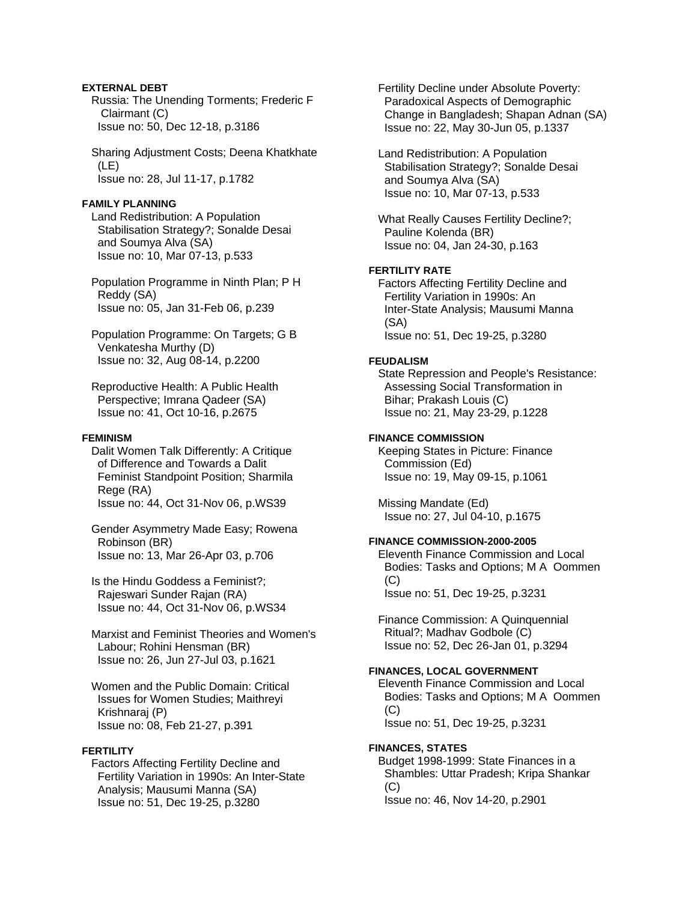**EXTERNAL DEBT**

Russia: The Unending Torments; Frederic F Clairmant (C)
Issue no: 50, Dec 12-18, p.3186

Sharing Adjustment Costs; Deena Khatkhate (LE)
Issue no: 28, Jul 11-17, p.1782

**FAMILY PLANNING**

Land Redistribution: A Population Stabilisation Strategy?; Sonalde Desai and Soumya Alva (SA)
Issue no: 10, Mar 07-13, p.533

Population Programme in Ninth Plan; P H Reddy (SA)
Issue no: 05, Jan 31-Feb 06, p.239

Population Programme: On Targets; G B Venkatesha Murthy (D)
Issue no: 32, Aug 08-14, p.2200

Reproductive Health: A Public Health Perspective; Imrana Qadeer (SA)
Issue no: 41, Oct 10-16, p.2675

**FEMINISM**

Dalit Women Talk Differently: A Critique of Difference and Towards a Dalit Feminist Standpoint Position; Sharmila Rege (RA)
Issue no: 44, Oct 31-Nov 06, p.WS39

Gender Asymmetry Made Easy; Rowena Robinson (BR)
Issue no: 13, Mar 26-Apr 03, p.706

Is the Hindu Goddess a Feminist?; Rajeswari Sunder Rajan (RA)
Issue no: 44, Oct 31-Nov 06, p.WS34

Marxist and Feminist Theories and Women's Labour; Rohini Hensman (BR)
Issue no: 26, Jun 27-Jul 03, p.1621

Women and the Public Domain: Critical Issues for Women Studies; Maithreyi Krishnaraj (P)
Issue no: 08, Feb 21-27, p.391

**FERTILITY**

Factors Affecting Fertility Decline and Fertility Variation in 1990s: An Inter-State Analysis; Mausumi Manna (SA)
Issue no: 51, Dec 19-25, p.3280

Fertility Decline under Absolute Poverty: Paradoxical Aspects of Demographic Change in Bangladesh; Shapan Adnan (SA)
Issue no: 22, May 30-Jun 05, p.1337

Land Redistribution: A Population Stabilisation Strategy?; Sonalde Desai and Soumya Alva (SA)
Issue no: 10, Mar 07-13, p.533

What Really Causes Fertility Decline?; Pauline Kolenda (BR)
Issue no: 04, Jan 24-30, p.163

**FERTILITY RATE**

Factors Affecting Fertility Decline and Fertility Variation in 1990s: An Inter-State Analysis; Mausumi Manna (SA)
Issue no: 51, Dec 19-25, p.3280

**FEUDALISM**

State Repression and People's Resistance: Assessing Social Transformation in Bihar; Prakash Louis (C)
Issue no: 21, May 23-29, p.1228

**FINANCE COMMISSION**

Keeping States in Picture: Finance Commission (Ed)
Issue no: 19, May 09-15, p.1061

Missing Mandate (Ed)
Issue no: 27, Jul 04-10, p.1675

**FINANCE COMMISSION-2000-2005**

Eleventh Finance Commission and Local Bodies: Tasks and Options; M A Oommen (C)
Issue no: 51, Dec 19-25, p.3231

Finance Commission: A Quinquennial Ritual?; Madhav Godbole (C)
Issue no: 52, Dec 26-Jan 01, p.3294

**FINANCES, LOCAL GOVERNMENT**

Eleventh Finance Commission and Local Bodies: Tasks and Options; M A Oommen (C)
Issue no: 51, Dec 19-25, p.3231

**FINANCES, STATES**

Budget 1998-1999: State Finances in a Shambles: Uttar Pradesh; Kripa Shankar (C)
Issue no: 46, Nov 14-20, p.2901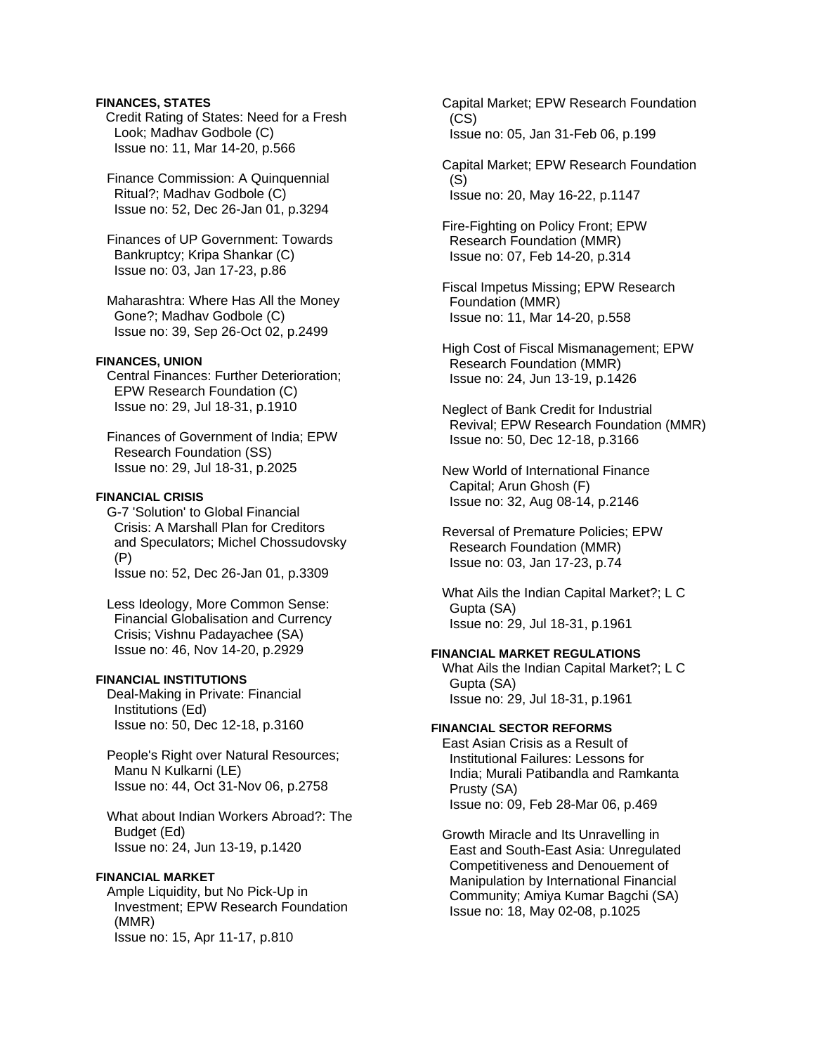**FINANCES, STATES**

Credit Rating of States: Need for a Fresh Look; Madhav Godbole (C)
Issue no: 11, Mar 14-20, p.566

Finance Commission: A Quinquennial Ritual?; Madhav Godbole (C)
Issue no: 52, Dec 26-Jan 01, p.3294

Finances of UP Government: Towards Bankruptcy; Kripa Shankar (C)
Issue no: 03, Jan 17-23, p.86

Maharashtra: Where Has All the Money Gone?; Madhav Godbole (C)
Issue no: 39, Sep 26-Oct 02, p.2499

**FINANCES, UNION**

Central Finances: Further Deterioration; EPW Research Foundation (C)
Issue no: 29, Jul 18-31, p.1910

Finances of Government of India; EPW Research Foundation (SS)
Issue no: 29, Jul 18-31, p.2025

**FINANCIAL CRISIS**

G-7 'Solution' to Global Financial Crisis: A Marshall Plan for Creditors and Speculators; Michel Chossudovsky (P)
Issue no: 52, Dec 26-Jan 01, p.3309

Less Ideology, More Common Sense: Financial Globalisation and Currency Crisis; Vishnu Padayachee (SA)
Issue no: 46, Nov 14-20, p.2929

**FINANCIAL INSTITUTIONS**

Deal-Making in Private: Financial Institutions (Ed)
Issue no: 50, Dec 12-18, p.3160

People's Right over Natural Resources; Manu N Kulkarni (LE)
Issue no: 44, Oct 31-Nov 06, p.2758

What about Indian Workers Abroad?: The Budget (Ed)
Issue no: 24, Jun 13-19, p.1420

**FINANCIAL MARKET**

Ample Liquidity, but No Pick-Up in Investment; EPW Research Foundation (MMR)
Issue no: 15, Apr 11-17, p.810

Capital Market; EPW Research Foundation (CS)
Issue no: 05, Jan 31-Feb 06, p.199

Capital Market; EPW Research Foundation (S)
Issue no: 20, May 16-22, p.1147

Fire-Fighting on Policy Front; EPW Research Foundation (MMR)
Issue no: 07, Feb 14-20, p.314

Fiscal Impetus Missing; EPW Research Foundation (MMR)
Issue no: 11, Mar 14-20, p.558

High Cost of Fiscal Mismanagement; EPW Research Foundation (MMR)
Issue no: 24, Jun 13-19, p.1426

Neglect of Bank Credit for Industrial Revival; EPW Research Foundation (MMR)
Issue no: 50, Dec 12-18, p.3166

New World of International Finance Capital; Arun Ghosh (F)
Issue no: 32, Aug 08-14, p.2146

Reversal of Premature Policies; EPW Research Foundation (MMR)
Issue no: 03, Jan 17-23, p.74

What Ails the Indian Capital Market?; L C Gupta (SA)
Issue no: 29, Jul 18-31, p.1961

**FINANCIAL MARKET REGULATIONS**

What Ails the Indian Capital Market?; L C Gupta (SA)
Issue no: 29, Jul 18-31, p.1961

**FINANCIAL SECTOR REFORMS**

East Asian Crisis as a Result of Institutional Failures: Lessons for India; Murali Patibandla and Ramkanta Prusty (SA)
Issue no: 09, Feb 28-Mar 06, p.469

Growth Miracle and Its Unravelling in East and South-East Asia: Unregulated Competitiveness and Denouement of Manipulation by International Financial Community; Amiya Kumar Bagchi (SA)
Issue no: 18, May 02-08, p.1025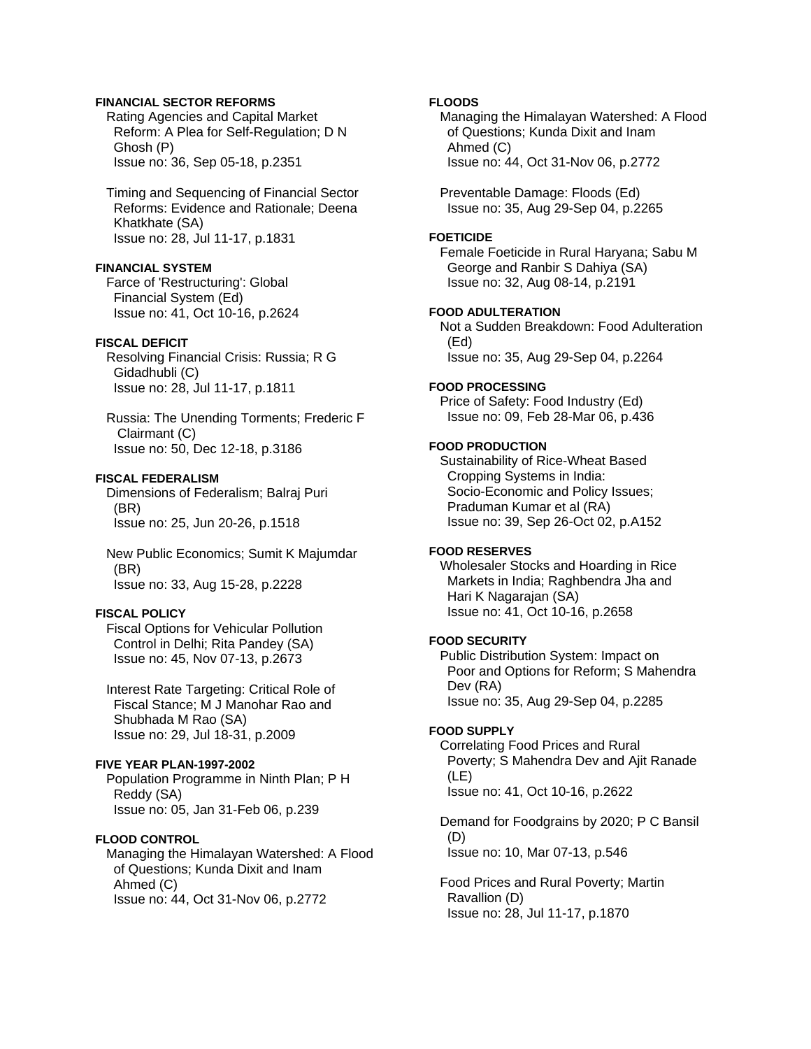**FINANCIAL SECTOR REFORMS**

Rating Agencies and Capital Market Reform: A Plea for Self-Regulation; D N Ghosh (P)
Issue no: 36, Sep 05-18, p.2351

Timing and Sequencing of Financial Sector Reforms: Evidence and Rationale; Deena Khatkhate (SA)
Issue no: 28, Jul 11-17, p.1831

**FINANCIAL SYSTEM**

Farce of 'Restructuring': Global Financial System (Ed)
Issue no: 41, Oct 10-16, p.2624

**FISCAL DEFICIT**

Resolving Financial Crisis: Russia; R G Gidadhubli (C)
Issue no: 28, Jul 11-17, p.1811

Russia: The Unending Torments; Frederic F Clairmant (C)
Issue no: 50, Dec 12-18, p.3186

**FISCAL FEDERALISM**

Dimensions of Federalism; Balraj Puri (BR)
Issue no: 25, Jun 20-26, p.1518

New Public Economics; Sumit K Majumdar (BR)
Issue no: 33, Aug 15-28, p.2228

**FISCAL POLICY**

Fiscal Options for Vehicular Pollution Control in Delhi; Rita Pandey (SA)
Issue no: 45, Nov 07-13, p.2673

Interest Rate Targeting: Critical Role of Fiscal Stance; M J Manohar Rao and Shubhada M Rao (SA)
Issue no: 29, Jul 18-31, p.2009

**FIVE YEAR PLAN-1997-2002**

Population Programme in Ninth Plan; P H Reddy (SA)
Issue no: 05, Jan 31-Feb 06, p.239

**FLOOD CONTROL**

Managing the Himalayan Watershed: A Flood of Questions; Kunda Dixit and Inam Ahmed (C)
Issue no: 44, Oct 31-Nov 06, p.2772

**FLOODS**

Managing the Himalayan Watershed: A Flood of Questions; Kunda Dixit and Inam Ahmed (C)
Issue no: 44, Oct 31-Nov 06, p.2772

Preventable Damage: Floods (Ed)
Issue no: 35, Aug 29-Sep 04, p.2265

**FOETICIDE**

Female Foeticide in Rural Haryana; Sabu M George and Ranbir S Dahiya (SA)
Issue no: 32, Aug 08-14, p.2191

**FOOD ADULTERATION**

Not a Sudden Breakdown: Food Adulteration (Ed)
Issue no: 35, Aug 29-Sep 04, p.2264

**FOOD PROCESSING**

Price of Safety: Food Industry (Ed)
Issue no: 09, Feb 28-Mar 06, p.436

**FOOD PRODUCTION**

Sustainability of Rice-Wheat Based Cropping Systems in India: Socio-Economic and Policy Issues; Praduman Kumar et al (RA)
Issue no: 39, Sep 26-Oct 02, p.A152

**FOOD RESERVES**

Wholesaler Stocks and Hoarding in Rice Markets in India; Raghbendra Jha and Hari K Nagarajan (SA)
Issue no: 41, Oct 10-16, p.2658

**FOOD SECURITY**

Public Distribution System: Impact on Poor and Options for Reform; S Mahendra Dev (RA)
Issue no: 35, Aug 29-Sep 04, p.2285

**FOOD SUPPLY**

Correlating Food Prices and Rural Poverty; S Mahendra Dev and Ajit Ranade (LE)
Issue no: 41, Oct 10-16, p.2622

Demand for Foodgrains by 2020; P C Bansil (D)
Issue no: 10, Mar 07-13, p.546

Food Prices and Rural Poverty; Martin Ravallion (D)
Issue no: 28, Jul 11-17, p.1870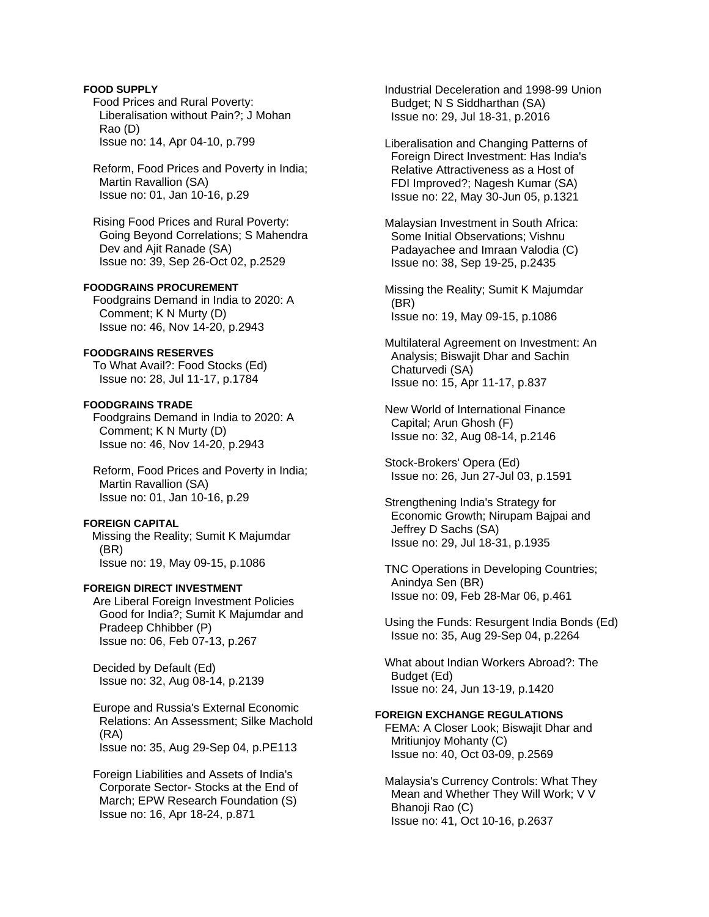**FOOD SUPPLY**

Food Prices and Rural Poverty: Liberalisation without Pain?; J Mohan Rao (D)
Issue no: 14, Apr 04-10, p.799

Reform, Food Prices and Poverty in India; Martin Ravallion (SA)
Issue no: 01, Jan 10-16, p.29

Rising Food Prices and Rural Poverty: Going Beyond Correlations; S Mahendra Dev and Ajit Ranade (SA)
Issue no: 39, Sep 26-Oct 02, p.2529

**FOODGRAINS PROCUREMENT**

Foodgrains Demand in India to 2020: A Comment; K N Murty (D)
Issue no: 46, Nov 14-20, p.2943

**FOODGRAINS RESERVES**

To What Avail?: Food Stocks (Ed)
Issue no: 28, Jul 11-17, p.1784

**FOODGRAINS TRADE**

Foodgrains Demand in India to 2020: A Comment; K N Murty (D)
Issue no: 46, Nov 14-20, p.2943

Reform, Food Prices and Poverty in India; Martin Ravallion (SA)
Issue no: 01, Jan 10-16, p.29

**FOREIGN CAPITAL**

Missing the Reality; Sumit K Majumdar (BR)
Issue no: 19, May 09-15, p.1086

**FOREIGN DIRECT INVESTMENT**

Are Liberal Foreign Investment Policies Good for India?; Sumit K Majumdar and Pradeep Chhibber (P)
Issue no: 06, Feb 07-13, p.267

Decided by Default (Ed)
Issue no: 32, Aug 08-14, p.2139

Europe and Russia's External Economic Relations: An Assessment; Silke Machold (RA)
Issue no: 35, Aug 29-Sep 04, p.PE113

Foreign Liabilities and Assets of India's Corporate Sector- Stocks at the End of March; EPW Research Foundation (S)
Issue no: 16, Apr 18-24, p.871

Industrial Deceleration and 1998-99 Union Budget; N S Siddharthan (SA)
Issue no: 29, Jul 18-31, p.2016

Liberalisation and Changing Patterns of Foreign Direct Investment: Has India's Relative Attractiveness as a Host of FDI Improved?; Nagesh Kumar (SA)
Issue no: 22, May 30-Jun 05, p.1321

Malaysian Investment in South Africa: Some Initial Observations; Vishnu Padayachee and Imraan Valodia (C)
Issue no: 38, Sep 19-25, p.2435

Missing the Reality; Sumit K Majumdar (BR)
Issue no: 19, May 09-15, p.1086

Multilateral Agreement on Investment: An Analysis; Biswajit Dhar and Sachin Chaturvedi (SA)
Issue no: 15, Apr 11-17, p.837

New World of International Finance Capital; Arun Ghosh (F)
Issue no: 32, Aug 08-14, p.2146

Stock-Brokers' Opera (Ed)
Issue no: 26, Jun 27-Jul 03, p.1591

Strengthening India's Strategy for Economic Growth; Nirupam Bajpai and Jeffrey D Sachs (SA)
Issue no: 29, Jul 18-31, p.1935

TNC Operations in Developing Countries; Anindya Sen (BR)
Issue no: 09, Feb 28-Mar 06, p.461

Using the Funds: Resurgent India Bonds (Ed)
Issue no: 35, Aug 29-Sep 04, p.2264

What about Indian Workers Abroad?: The Budget (Ed)
Issue no: 24, Jun 13-19, p.1420

**FOREIGN EXCHANGE REGULATIONS**

FEMA: A Closer Look; Biswajit Dhar and Mritiunjoy Mohanty (C)
Issue no: 40, Oct 03-09, p.2569

Malaysia's Currency Controls: What They Mean and Whether They Will Work; V V Bhanoji Rao (C)
Issue no: 41, Oct 10-16, p.2637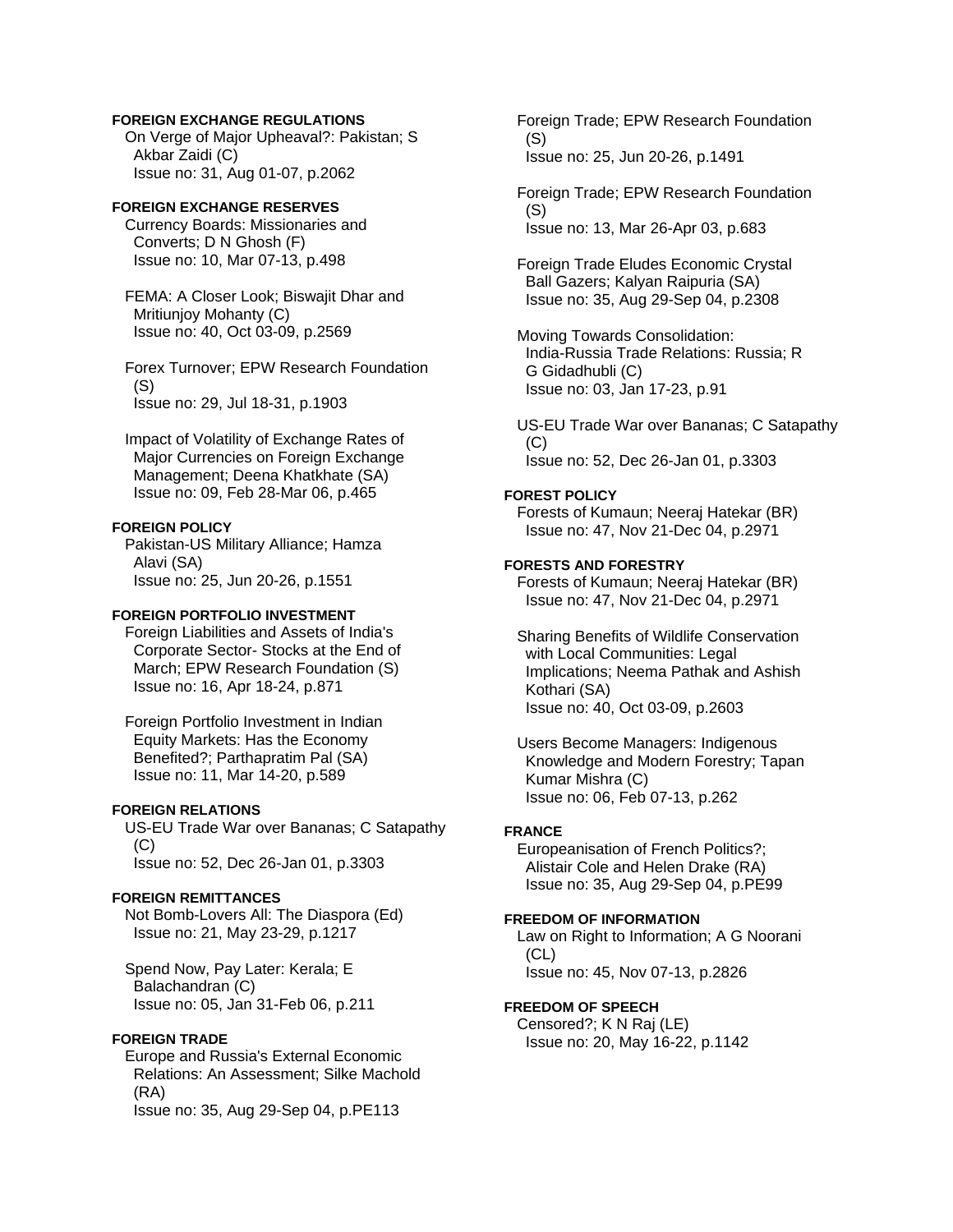**FOREIGN EXCHANGE REGULATIONS**

On Verge of Major Upheaval?: Pakistan; S Akbar Zaidi (C)
Issue no: 31, Aug 01-07, p.2062

**FOREIGN EXCHANGE RESERVES**

Currency Boards: Missionaries and Converts; D N Ghosh (F)
Issue no: 10, Mar 07-13, p.498

FEMA: A Closer Look; Biswajit Dhar and Mritiunjoy Mohanty (C)
Issue no: 40, Oct 03-09, p.2569

Forex Turnover; EPW Research Foundation (S)
Issue no: 29, Jul 18-31, p.1903

Impact of Volatility of Exchange Rates of Major Currencies on Foreign Exchange Management; Deena Khatkhate (SA)
Issue no: 09, Feb 28-Mar 06, p.465

**FOREIGN POLICY**

Pakistan-US Military Alliance; Hamza Alavi (SA)
Issue no: 25, Jun 20-26, p.1551

**FOREIGN PORTFOLIO INVESTMENT**

Foreign Liabilities and Assets of India's Corporate Sector- Stocks at the End of March; EPW Research Foundation (S)
Issue no: 16, Apr 18-24, p.871

Foreign Portfolio Investment in Indian Equity Markets: Has the Economy Benefited?; Parthapratim Pal (SA)
Issue no: 11, Mar 14-20, p.589

**FOREIGN RELATIONS**

US-EU Trade War over Bananas; C Satapathy (C)
Issue no: 52, Dec 26-Jan 01, p.3303

**FOREIGN REMITTANCES**

Not Bomb-Lovers All: The Diaspora (Ed)
Issue no: 21, May 23-29, p.1217

Spend Now, Pay Later: Kerala; E Balachandran (C)
Issue no: 05, Jan 31-Feb 06, p.211

**FOREIGN TRADE**

Europe and Russia's External Economic Relations: An Assessment; Silke Machold (RA)
Issue no: 35, Aug 29-Sep 04, p.PE113

Foreign Trade; EPW Research Foundation (S)
Issue no: 25, Jun 20-26, p.1491

Foreign Trade; EPW Research Foundation (S)
Issue no: 13, Mar 26-Apr 03, p.683

Foreign Trade Eludes Economic Crystal Ball Gazers; Kalyan Raipuria (SA)
Issue no: 35, Aug 29-Sep 04, p.2308

Moving Towards Consolidation: India-Russia Trade Relations: Russia; R G Gidadhubli (C)
Issue no: 03, Jan 17-23, p.91

US-EU Trade War over Bananas; C Satapathy (C)
Issue no: 52, Dec 26-Jan 01, p.3303

**FOREST POLICY**

Forests of Kumaun; Neeraj Hatekar (BR)
Issue no: 47, Nov 21-Dec 04, p.2971

**FORESTS AND FORESTRY**

Forests of Kumaun; Neeraj Hatekar (BR)
Issue no: 47, Nov 21-Dec 04, p.2971

Sharing Benefits of Wildlife Conservation with Local Communities: Legal Implications; Neema Pathak and Ashish Kothari (SA)
Issue no: 40, Oct 03-09, p.2603

Users Become Managers: Indigenous Knowledge and Modern Forestry; Tapan Kumar Mishra (C)
Issue no: 06, Feb 07-13, p.262

**FRANCE**

Europeanisation of French Politics?; Alistair Cole and Helen Drake (RA)
Issue no: 35, Aug 29-Sep 04, p.PE99

**FREEDOM OF INFORMATION**

Law on Right to Information; A G Noorani (CL)
Issue no: 45, Nov 07-13, p.2826

**FREEDOM OF SPEECH**

Censored?; K N Raj (LE)
Issue no: 20, May 16-22, p.1142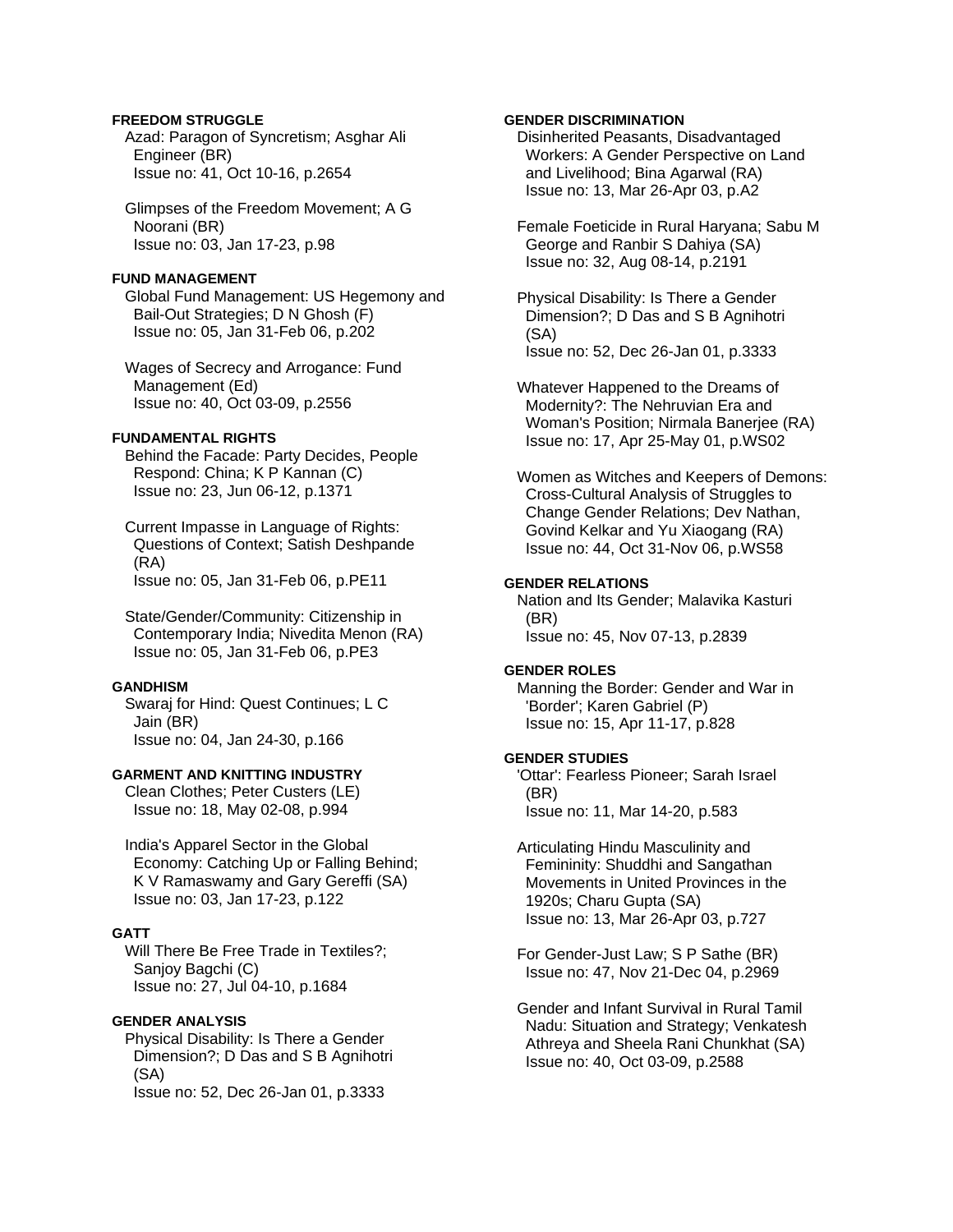**FREEDOM STRUGGLE**

Azad: Paragon of Syncretism; Asghar Ali Engineer (BR)
Issue no: 41, Oct 10-16, p.2654

Glimpses of the Freedom Movement; A G Noorani (BR)
Issue no: 03, Jan 17-23, p.98

**FUND MANAGEMENT**

Global Fund Management: US Hegemony and Bail-Out Strategies; D N Ghosh (F)
Issue no: 05, Jan 31-Feb 06, p.202

Wages of Secrecy and Arrogance: Fund Management (Ed)
Issue no: 40, Oct 03-09, p.2556

**FUNDAMENTAL RIGHTS**

Behind the Facade: Party Decides, People Respond: China; K P Kannan (C)
Issue no: 23, Jun 06-12, p.1371

Current Impasse in Language of Rights: Questions of Context; Satish Deshpande (RA)
Issue no: 05, Jan 31-Feb 06, p.PE11

State/Gender/Community: Citizenship in Contemporary India; Nivedita Menon (RA)
Issue no: 05, Jan 31-Feb 06, p.PE3

**GANDHISM**

Swaraj for Hind: Quest Continues; L C Jain (BR)
Issue no: 04, Jan 24-30, p.166

**GARMENT AND KNITTING INDUSTRY**

Clean Clothes; Peter Custers (LE)
Issue no: 18, May 02-08, p.994

India's Apparel Sector in the Global Economy: Catching Up or Falling Behind; K V Ramaswamy and Gary Gereffi (SA)
Issue no: 03, Jan 17-23, p.122

**GATT**

Will There Be Free Trade in Textiles?; Sanjoy Bagchi (C)
Issue no: 27, Jul 04-10, p.1684

**GENDER ANALYSIS**

Physical Disability: Is There a Gender Dimension?; D Das and S B Agnihotri (SA)
Issue no: 52, Dec 26-Jan 01, p.3333

**GENDER DISCRIMINATION**

Disinherited Peasants, Disadvantaged Workers: A Gender Perspective on Land and Livelihood; Bina Agarwal (RA)
Issue no: 13, Mar 26-Apr 03, p.A2

Female Foeticide in Rural Haryana; Sabu M George and Ranbir S Dahiya (SA)
Issue no: 32, Aug 08-14, p.2191

Physical Disability: Is There a Gender Dimension?; D Das and S B Agnihotri (SA)
Issue no: 52, Dec 26-Jan 01, p.3333

Whatever Happened to the Dreams of Modernity?: The Nehruvian Era and Woman's Position; Nirmala Banerjee (RA)
Issue no: 17, Apr 25-May 01, p.WS02

Women as Witches and Keepers of Demons: Cross-Cultural Analysis of Struggles to Change Gender Relations; Dev Nathan, Govind Kelkar and Yu Xiaogang (RA)
Issue no: 44, Oct 31-Nov 06, p.WS58

**GENDER RELATIONS**

Nation and Its Gender; Malavika Kasturi (BR)
Issue no: 45, Nov 07-13, p.2839

**GENDER ROLES**

Manning the Border: Gender and War in 'Border'; Karen Gabriel (P)
Issue no: 15, Apr 11-17, p.828

**GENDER STUDIES**

'Ottar': Fearless Pioneer; Sarah Israel (BR)
Issue no: 11, Mar 14-20, p.583

Articulating Hindu Masculinity and Femininity: Shuddhi and Sangathan Movements in United Provinces in the 1920s; Charu Gupta (SA)
Issue no: 13, Mar 26-Apr 03, p.727

For Gender-Just Law; S P Sathe (BR)
Issue no: 47, Nov 21-Dec 04, p.2969

Gender and Infant Survival in Rural Tamil Nadu: Situation and Strategy; Venkatesh Athreya and Sheela Rani Chunkhat (SA)
Issue no: 40, Oct 03-09, p.2588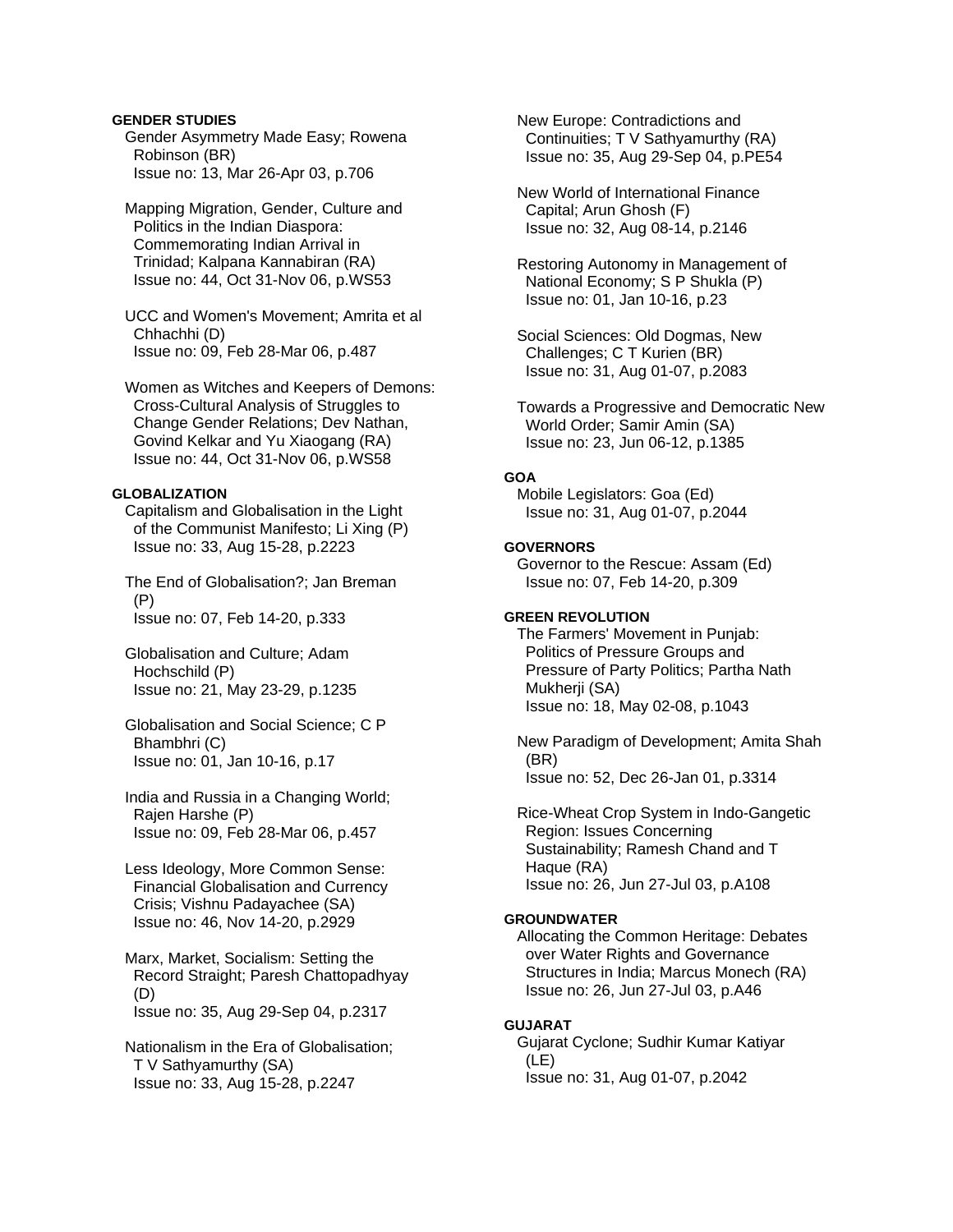**GENDER STUDIES**

Gender Asymmetry Made Easy; Rowena Robinson (BR)
Issue no: 13, Mar 26-Apr 03, p.706

Mapping Migration, Gender, Culture and Politics in the Indian Diaspora: Commemorating Indian Arrival in Trinidad; Kalpana Kannabiran (RA)
Issue no: 44, Oct 31-Nov 06, p.WS53

UCC and Women's Movement; Amrita et al Chhachhi (D)
Issue no: 09, Feb 28-Mar 06, p.487

Women as Witches and Keepers of Demons: Cross-Cultural Analysis of Struggles to Change Gender Relations; Dev Nathan, Govind Kelkar and Yu Xiaogang (RA)
Issue no: 44, Oct 31-Nov 06, p.WS58

**GLOBALIZATION**

Capitalism and Globalisation in the Light of the Communist Manifesto; Li Xing (P)
Issue no: 33, Aug 15-28, p.2223

The End of Globalisation?; Jan Breman (P)
Issue no: 07, Feb 14-20, p.333

Globalisation and Culture; Adam Hochschild (P)
Issue no: 21, May 23-29, p.1235

Globalisation and Social Science; C P Bhambhri (C)
Issue no: 01, Jan 10-16, p.17

India and Russia in a Changing World; Rajen Harshe (P)
Issue no: 09, Feb 28-Mar 06, p.457

Less Ideology, More Common Sense: Financial Globalisation and Currency Crisis; Vishnu Padayachee (SA)
Issue no: 46, Nov 14-20, p.2929

Marx, Market, Socialism: Setting the Record Straight; Paresh Chattopadhyay (D)
Issue no: 35, Aug 29-Sep 04, p.2317

Nationalism in the Era of Globalisation; T V Sathyamurthy (SA)
Issue no: 33, Aug 15-28, p.2247

New Europe: Contradictions and Continuities; T V Sathyamurthy (RA)
Issue no: 35, Aug 29-Sep 04, p.PE54

New World of International Finance Capital; Arun Ghosh (F)
Issue no: 32, Aug 08-14, p.2146

Restoring Autonomy in Management of National Economy; S P Shukla (P)
Issue no: 01, Jan 10-16, p.23

Social Sciences: Old Dogmas, New Challenges; C T Kurien (BR)
Issue no: 31, Aug 01-07, p.2083

Towards a Progressive and Democratic New World Order; Samir Amin (SA)
Issue no: 23, Jun 06-12, p.1385

**GOA**

Mobile Legislators: Goa (Ed)
Issue no: 31, Aug 01-07, p.2044

**GOVERNORS**

Governor to the Rescue: Assam (Ed)
Issue no: 07, Feb 14-20, p.309

**GREEN REVOLUTION**

The Farmers' Movement in Punjab: Politics of Pressure Groups and Pressure of Party Politics; Partha Nath Mukherji (SA)
Issue no: 18, May 02-08, p.1043

New Paradigm of Development; Amita Shah (BR)
Issue no: 52, Dec 26-Jan 01, p.3314

Rice-Wheat Crop System in Indo-Gangetic Region: Issues Concerning Sustainability; Ramesh Chand and T Haque (RA)
Issue no: 26, Jun 27-Jul 03, p.A108

**GROUNDWATER**

Allocating the Common Heritage: Debates over Water Rights and Governance Structures in India; Marcus Monech (RA)
Issue no: 26, Jun 27-Jul 03, p.A46

**GUJARAT**

Gujarat Cyclone; Sudhir Kumar Katiyar (LE)
Issue no: 31, Aug 01-07, p.2042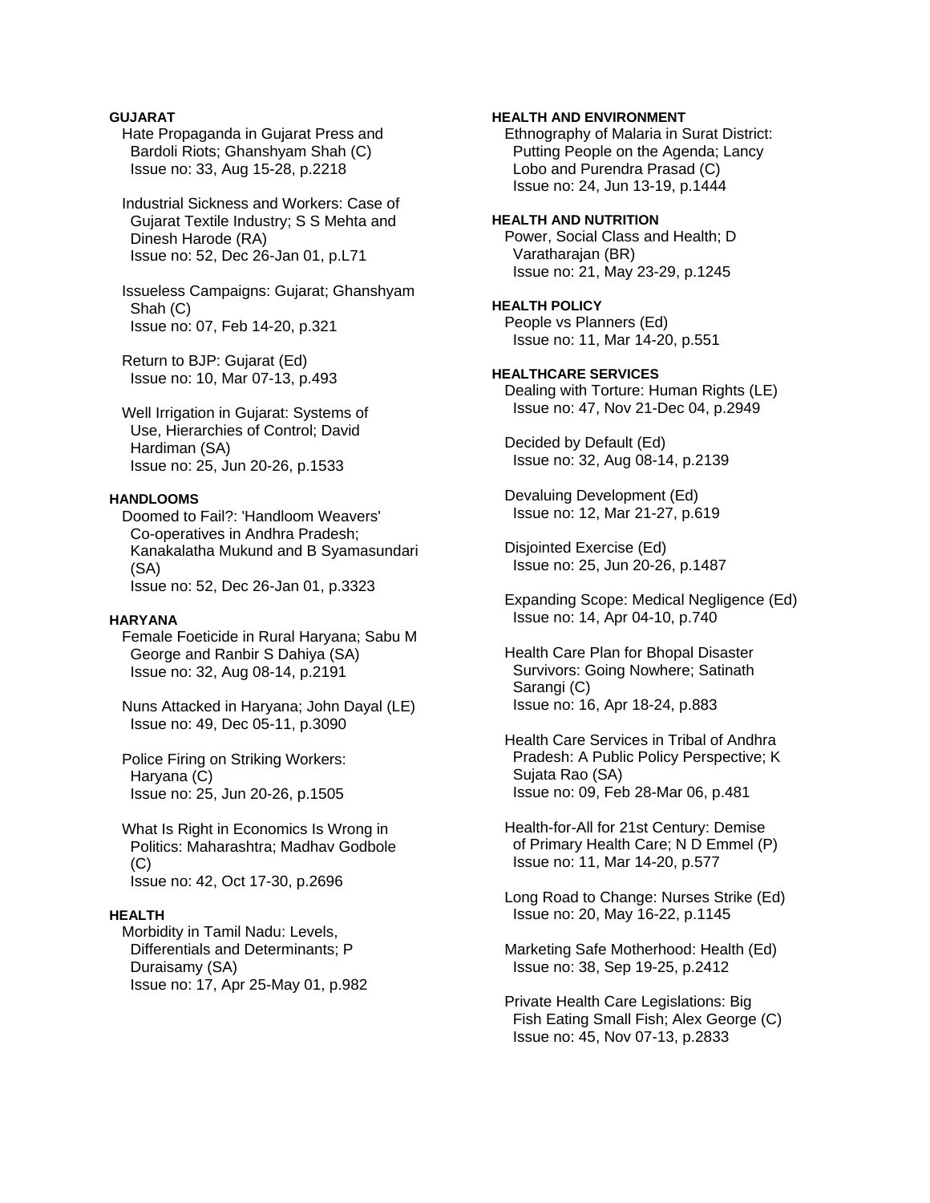**GUJARAT**

Hate Propaganda in Gujarat Press and Bardoli Riots; Ghanshyam Shah (C)
Issue no: 33, Aug 15-28, p.2218

Industrial Sickness and Workers: Case of Gujarat Textile Industry; S S Mehta and Dinesh Harode (RA)
Issue no: 52, Dec 26-Jan 01, p.L71

Issueless Campaigns: Gujarat; Ghanshyam Shah (C)
Issue no: 07, Feb 14-20, p.321

Return to BJP: Gujarat (Ed)
Issue no: 10, Mar 07-13, p.493

Well Irrigation in Gujarat: Systems of Use, Hierarchies of Control; David Hardiman (SA)
Issue no: 25, Jun 20-26, p.1533

**HANDLOOMS**

Doomed to Fail?: 'Handloom Weavers' Co-operatives in Andhra Pradesh; Kanakalatha Mukund and B Syamasundari (SA)
Issue no: 52, Dec 26-Jan 01, p.3323

**HARYANA**

Female Foeticide in Rural Haryana; Sabu M George and Ranbir S Dahiya (SA)
Issue no: 32, Aug 08-14, p.2191

Nuns Attacked in Haryana; John Dayal (LE)
Issue no: 49, Dec 05-11, p.3090

Police Firing on Striking Workers: Haryana (C)
Issue no: 25, Jun 20-26, p.1505

What Is Right in Economics Is Wrong in Politics: Maharashtra; Madhav Godbole (C)
Issue no: 42, Oct 17-30, p.2696

**HEALTH**

Morbidity in Tamil Nadu: Levels, Differentials and Determinants; P Duraisamy (SA)
Issue no: 17, Apr 25-May 01, p.982

**HEALTH AND ENVIRONMENT**

Ethnography of Malaria in Surat District: Putting People on the Agenda; Lancy Lobo and Purendra Prasad (C)
Issue no: 24, Jun 13-19, p.1444

**HEALTH AND NUTRITION**

Power, Social Class and Health; D Varatharajan (BR)
Issue no: 21, May 23-29, p.1245

**HEALTH POLICY**

People vs Planners (Ed)
Issue no: 11, Mar 14-20, p.551

**HEALTHCARE SERVICES**

Dealing with Torture: Human Rights (LE)
Issue no: 47, Nov 21-Dec 04, p.2949

Decided by Default (Ed)
Issue no: 32, Aug 08-14, p.2139

Devaluing Development (Ed)
Issue no: 12, Mar 21-27, p.619

Disjointed Exercise (Ed)
Issue no: 25, Jun 20-26, p.1487

Expanding Scope: Medical Negligence (Ed)
Issue no: 14, Apr 04-10, p.740

Health Care Plan for Bhopal Disaster Survivors: Going Nowhere; Satinath Sarangi (C)
Issue no: 16, Apr 18-24, p.883

Health Care Services in Tribal of Andhra Pradesh: A Public Policy Perspective; K Sujata Rao (SA)
Issue no: 09, Feb 28-Mar 06, p.481

Health-for-All for 21st Century: Demise of Primary Health Care; N D Emmel (P)
Issue no: 11, Mar 14-20, p.577

Long Road to Change: Nurses Strike (Ed)
Issue no: 20, May 16-22, p.1145

Marketing Safe Motherhood: Health (Ed)
Issue no: 38, Sep 19-25, p.2412

Private Health Care Legislations: Big Fish Eating Small Fish; Alex George (C)
Issue no: 45, Nov 07-13, p.2833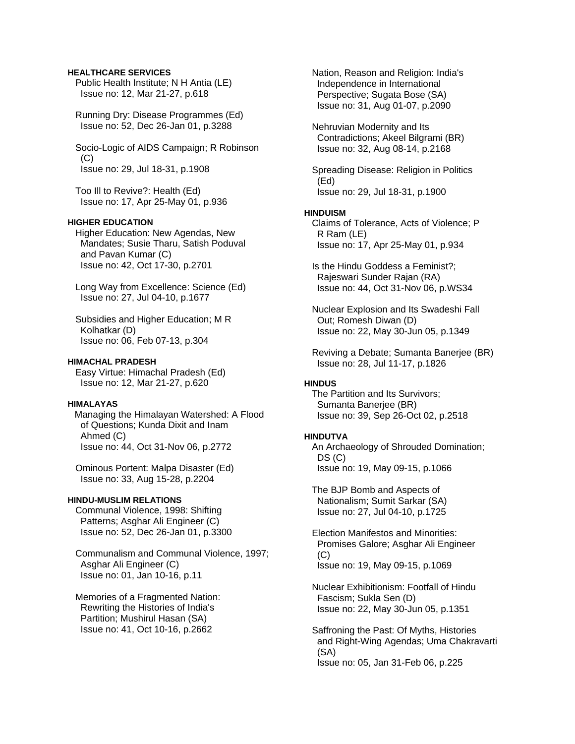**HEALTHCARE SERVICES**

Public Health Institute; N H Antia (LE)
Issue no: 12, Mar 21-27, p.618

Running Dry: Disease Programmes (Ed)
Issue no: 52, Dec 26-Jan 01, p.3288

Socio-Logic of AIDS Campaign; R Robinson (C)
Issue no: 29, Jul 18-31, p.1908

Too Ill to Revive?: Health (Ed)
Issue no: 17, Apr 25-May 01, p.936

**HIGHER EDUCATION**

Higher Education: New Agendas, New Mandates; Susie Tharu, Satish Poduval and Pavan Kumar (C)
Issue no: 42, Oct 17-30, p.2701

Long Way from Excellence: Science (Ed)
Issue no: 27, Jul 04-10, p.1677

Subsidies and Higher Education; M R Kolhatkar (D)
Issue no: 06, Feb 07-13, p.304

**HIMACHAL PRADESH**

Easy Virtue: Himachal Pradesh (Ed)
Issue no: 12, Mar 21-27, p.620

**HIMALAYAS**

Managing the Himalayan Watershed: A Flood of Questions; Kunda Dixit and Inam Ahmed (C)
Issue no: 44, Oct 31-Nov 06, p.2772

Ominous Portent: Malpa Disaster (Ed)
Issue no: 33, Aug 15-28, p.2204

**HINDU-MUSLIM RELATIONS**

Communal Violence, 1998: Shifting Patterns; Asghar Ali Engineer (C)
Issue no: 52, Dec 26-Jan 01, p.3300

Communalism and Communal Violence, 1997; Asghar Ali Engineer (C)
Issue no: 01, Jan 10-16, p.11

Memories of a Fragmented Nation: Rewriting the Histories of India's Partition; Mushirul Hasan (SA)
Issue no: 41, Oct 10-16, p.2662

Nation, Reason and Religion: India's Independence in International Perspective; Sugata Bose (SA)
Issue no: 31, Aug 01-07, p.2090

Nehruvian Modernity and Its Contradictions; Akeel Bilgrami (BR)
Issue no: 32, Aug 08-14, p.2168

Spreading Disease: Religion in Politics (Ed)
Issue no: 29, Jul 18-31, p.1900

**HINDUISM**

Claims of Tolerance, Acts of Violence; P R Ram (LE)
Issue no: 17, Apr 25-May 01, p.934

Is the Hindu Goddess a Feminist?; Rajeswari Sunder Rajan (RA)
Issue no: 44, Oct 31-Nov 06, p.WS34

Nuclear Explosion and Its Swadeshi Fall Out; Romesh Diwan (D)
Issue no: 22, May 30-Jun 05, p.1349

Reviving a Debate; Sumanta Banerjee (BR)
Issue no: 28, Jul 11-17, p.1826

**HINDUS**

The Partition and Its Survivors; Sumanta Banerjee (BR)
Issue no: 39, Sep 26-Oct 02, p.2518

**HINDUTVA**

An Archaeology of Shrouded Domination; DS (C)
Issue no: 19, May 09-15, p.1066

The BJP Bomb and Aspects of Nationalism; Sumit Sarkar (SA)
Issue no: 27, Jul 04-10, p.1725

Election Manifestos and Minorities: Promises Galore; Asghar Ali Engineer (C)
Issue no: 19, May 09-15, p.1069

Nuclear Exhibitionism: Footfall of Hindu Fascism; Sukla Sen (D)
Issue no: 22, May 30-Jun 05, p.1351

Saffroning the Past: Of Myths, Histories and Right-Wing Agendas; Uma Chakravarti (SA)
Issue no: 05, Jan 31-Feb 06, p.225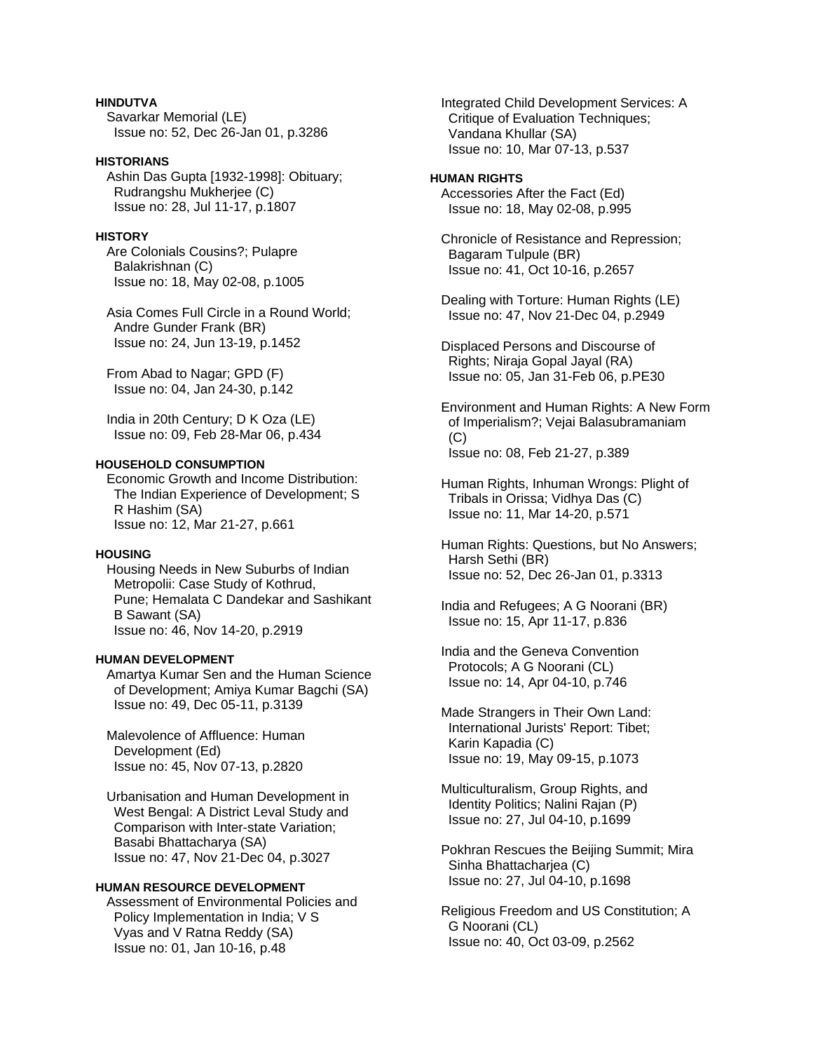**HINDUTVA**

Savarkar Memorial (LE)
Issue no: 52, Dec 26-Jan 01, p.3286

**HISTORIANS**

Ashin Das Gupta [1932-1998]: Obituary; Rudrangshu Mukherjee (C)
Issue no: 28, Jul 11-17, p.1807

**HISTORY**

Are Colonials Cousins?; Pulapre Balakrishnan (C)
Issue no: 18, May 02-08, p.1005

Asia Comes Full Circle in a Round World; Andre Gunder Frank (BR)
Issue no: 24, Jun 13-19, p.1452

From Abad to Nagar; GPD (F)
Issue no: 04, Jan 24-30, p.142

India in 20th Century; D K Oza (LE)
Issue no: 09, Feb 28-Mar 06, p.434

**HOUSEHOLD CONSUMPTION**

Economic Growth and Income Distribution: The Indian Experience of Development; S R Hashim (SA)
Issue no: 12, Mar 21-27, p.661

**HOUSING**

Housing Needs in New Suburbs of Indian Metropolii: Case Study of Kothrud, Pune; Hemalata C Dandekar and Sashikant B Sawant (SA)
Issue no: 46, Nov 14-20, p.2919

**HUMAN DEVELOPMENT**

Amartya Kumar Sen and the Human Science of Development; Amiya Kumar Bagchi (SA)
Issue no: 49, Dec 05-11, p.3139

Malevolence of Affluence: Human Development (Ed)
Issue no: 45, Nov 07-13, p.2820

Urbanisation and Human Development in West Bengal: A District Leval Study and Comparison with Inter-state Variation; Basabi Bhattacharya (SA)
Issue no: 47, Nov 21-Dec 04, p.3027

**HUMAN RESOURCE DEVELOPMENT**

Assessment of Environmental Policies and Policy Implementation in India; V S Vyas and V Ratna Reddy (SA)
Issue no: 01, Jan 10-16, p.48

Integrated Child Development Services: A Critique of Evaluation Techniques; Vandana Khullar (SA)
Issue no: 10, Mar 07-13, p.537

**HUMAN RIGHTS**

Accessories After the Fact (Ed)
Issue no: 18, May 02-08, p.995

Chronicle of Resistance and Repression; Bagaram Tulpule (BR)
Issue no: 41, Oct 10-16, p.2657

Dealing with Torture: Human Rights (LE)
Issue no: 47, Nov 21-Dec 04, p.2949

Displaced Persons and Discourse of Rights; Niraja Gopal Jayal (RA)
Issue no: 05, Jan 31-Feb 06, p.PE30

Environment and Human Rights: A New Form of Imperialism?; Vejai Balasubramaniam (C)
Issue no: 08, Feb 21-27, p.389

Human Rights, Inhuman Wrongs: Plight of Tribals in Orissa; Vidhya Das (C)
Issue no: 11, Mar 14-20, p.571

Human Rights: Questions, but No Answers; Harsh Sethi (BR)
Issue no: 52, Dec 26-Jan 01, p.3313

India and Refugees; A G Noorani (BR)
Issue no: 15, Apr 11-17, p.836

India and the Geneva Convention Protocols; A G Noorani (CL)
Issue no: 14, Apr 04-10, p.746

Made Strangers in Their Own Land: International Jurists' Report: Tibet; Karin Kapadia (C)
Issue no: 19, May 09-15, p.1073

Multiculturalism, Group Rights, and Identity Politics; Nalini Rajan (P)
Issue no: 27, Jul 04-10, p.1699

Pokhran Rescues the Beijing Summit; Mira Sinha Bhattacharjea (C)
Issue no: 27, Jul 04-10, p.1698

Religious Freedom and US Constitution; A G Noorani (CL)
Issue no: 40, Oct 03-09, p.2562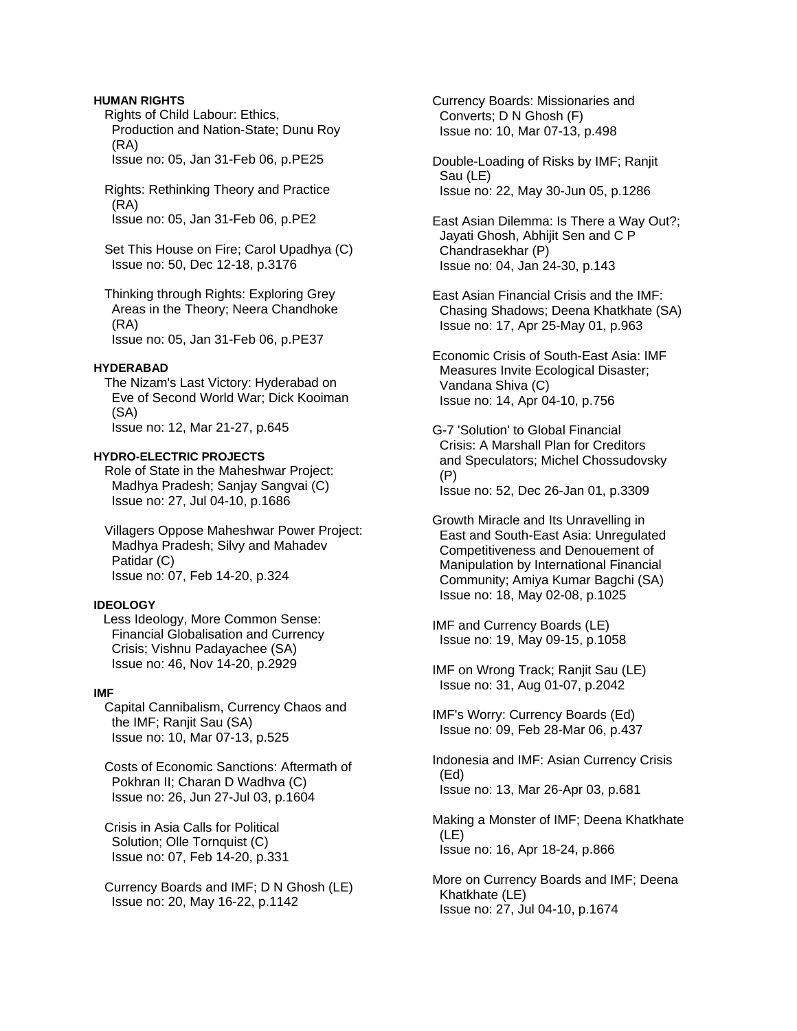**HUMAN RIGHTS**

Rights of Child Labour: Ethics, Production and Nation-State; Dunu Roy (RA)
Issue no: 05, Jan 31-Feb 06, p.PE25

Rights: Rethinking Theory and Practice (RA)
Issue no: 05, Jan 31-Feb 06, p.PE2

Set This House on Fire; Carol Upadhya (C)
Issue no: 50, Dec 12-18, p.3176

Thinking through Rights: Exploring Grey Areas in the Theory; Neera Chandhoke (RA)
Issue no: 05, Jan 31-Feb 06, p.PE37

**HYDERABAD**

The Nizam's Last Victory: Hyderabad on Eve of Second World War; Dick Kooiman (SA)
Issue no: 12, Mar 21-27, p.645

**HYDRO-ELECTRIC PROJECTS**

Role of State in the Maheshwar Project: Madhya Pradesh; Sanjay Sangvai (C)
Issue no: 27, Jul 04-10, p.1686

Villagers Oppose Maheshwar Power Project: Madhya Pradesh; Silvy and Mahadev Patidar (C)
Issue no: 07, Feb 14-20, p.324

**IDEOLOGY**

Less Ideology, More Common Sense: Financial Globalisation and Currency Crisis; Vishnu Padayachee (SA)
Issue no: 46, Nov 14-20, p.2929

**IMF**

Capital Cannibalism, Currency Chaos and the IMF; Ranjit Sau (SA)
Issue no: 10, Mar 07-13, p.525

Costs of Economic Sanctions: Aftermath of Pokhran II; Charan D Wadhva (C)
Issue no: 26, Jun 27-Jul 03, p.1604

Crisis in Asia Calls for Political Solution; Olle Tornquist (C)
Issue no: 07, Feb 14-20, p.331

Currency Boards and IMF; D N Ghosh (LE)
Issue no: 20, May 16-22, p.1142

Currency Boards: Missionaries and Converts; D N Ghosh (F)
Issue no: 10, Mar 07-13, p.498

Double-Loading of Risks by IMF; Ranjit Sau (LE)
Issue no: 22, May 30-Jun 05, p.1286

East Asian Dilemma: Is There a Way Out?; Jayati Ghosh, Abhijit Sen and C P Chandrasekhar (P)
Issue no: 04, Jan 24-30, p.143

East Asian Financial Crisis and the IMF: Chasing Shadows; Deena Khatkhate (SA)
Issue no: 17, Apr 25-May 01, p.963

Economic Crisis of South-East Asia: IMF Measures Invite Ecological Disaster; Vandana Shiva (C)
Issue no: 14, Apr 04-10, p.756

G-7 'Solution' to Global Financial Crisis: A Marshall Plan for Creditors and Speculators; Michel Chossudovsky (P)
Issue no: 52, Dec 26-Jan 01, p.3309

Growth Miracle and Its Unravelling in East and South-East Asia: Unregulated Competitiveness and Denouement of Manipulation by International Financial Community; Amiya Kumar Bagchi (SA)
Issue no: 18, May 02-08, p.1025

IMF and Currency Boards (LE)
Issue no: 19, May 09-15, p.1058

IMF on Wrong Track; Ranjit Sau (LE)
Issue no: 31, Aug 01-07, p.2042

IMF's Worry: Currency Boards (Ed)
Issue no: 09, Feb 28-Mar 06, p.437

Indonesia and IMF: Asian Currency Crisis (Ed)
Issue no: 13, Mar 26-Apr 03, p.681

Making a Monster of IMF; Deena Khatkhate (LE)
Issue no: 16, Apr 18-24, p.866

More on Currency Boards and IMF; Deena Khatkhate (LE)
Issue no: 27, Jul 04-10, p.1674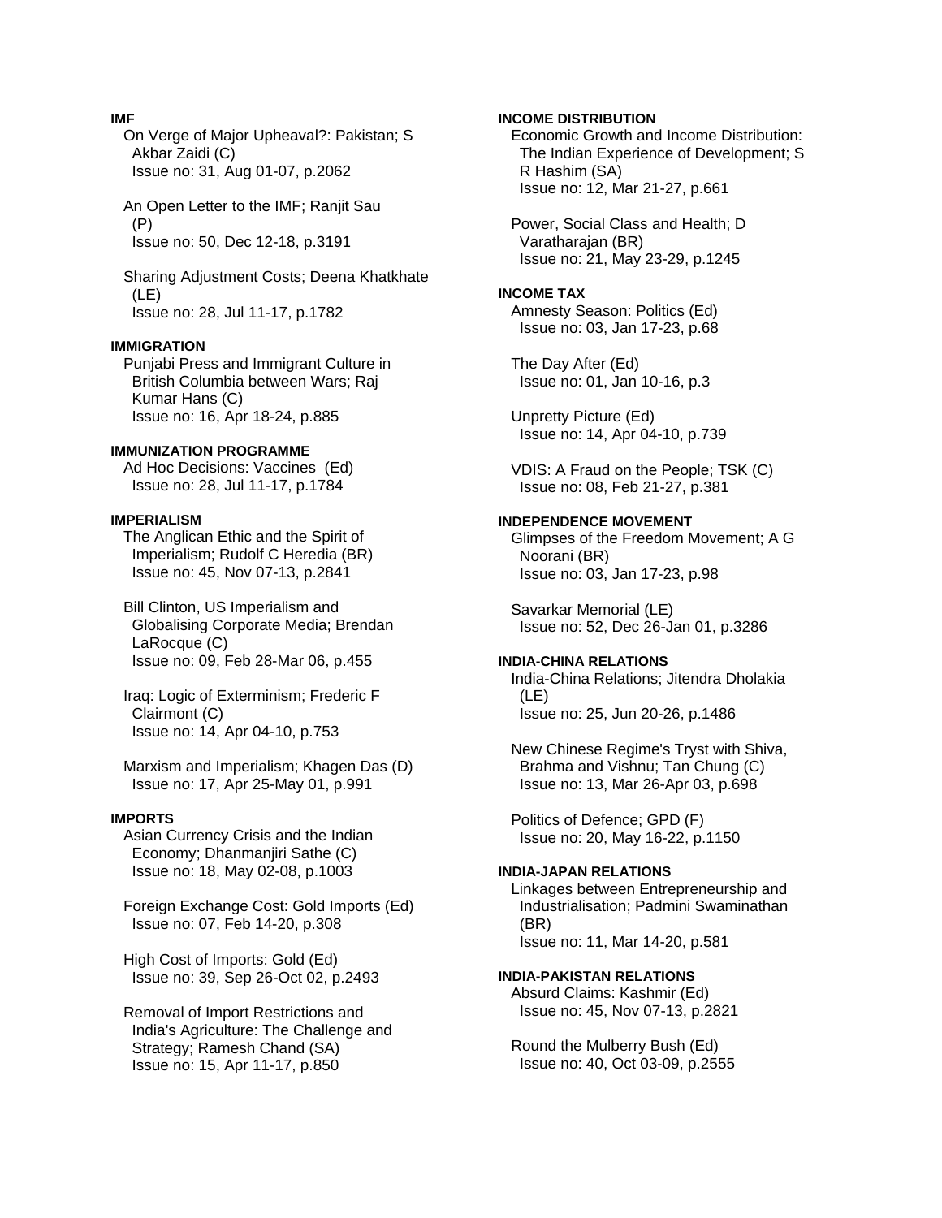**IMF**

On Verge of Major Upheaval?: Pakistan; S Akbar Zaidi (C)
Issue no: 31, Aug 01-07, p.2062

An Open Letter to the IMF; Ranjit Sau (P)
Issue no: 50, Dec 12-18, p.3191

Sharing Adjustment Costs; Deena Khatkhate (LE)
Issue no: 28, Jul 11-17, p.1782

**IMMIGRATION**

Punjabi Press and Immigrant Culture in British Columbia between Wars; Raj Kumar Hans (C)
Issue no: 16, Apr 18-24, p.885

**IMMUNIZATION PROGRAMME**

Ad Hoc Decisions: Vaccines (Ed)
Issue no: 28, Jul 11-17, p.1784

**IMPERIALISM**

The Anglican Ethic and the Spirit of Imperialism; Rudolf C Heredia (BR)
Issue no: 45, Nov 07-13, p.2841

Bill Clinton, US Imperialism and Globalising Corporate Media; Brendan LaRocque (C)
Issue no: 09, Feb 28-Mar 06, p.455

Iraq: Logic of Exterminism; Frederic F Clairmont (C)
Issue no: 14, Apr 04-10, p.753

Marxism and Imperialism; Khagen Das (D)
Issue no: 17, Apr 25-May 01, p.991

**IMPORTS**

Asian Currency Crisis and the Indian Economy; Dhanmanjiri Sathe (C)
Issue no: 18, May 02-08, p.1003

Foreign Exchange Cost: Gold Imports (Ed)
Issue no: 07, Feb 14-20, p.308

High Cost of Imports: Gold (Ed)
Issue no: 39, Sep 26-Oct 02, p.2493

Removal of Import Restrictions and India's Agriculture: The Challenge and Strategy; Ramesh Chand (SA)
Issue no: 15, Apr 11-17, p.850

**INCOME DISTRIBUTION**

Economic Growth and Income Distribution: The Indian Experience of Development; S R Hashim (SA)
Issue no: 12, Mar 21-27, p.661

Power, Social Class and Health; D Varatharajan (BR)
Issue no: 21, May 23-29, p.1245

**INCOME TAX**

Amnesty Season: Politics (Ed)
Issue no: 03, Jan 17-23, p.68

The Day After (Ed)
Issue no: 01, Jan 10-16, p.3

Unpretty Picture (Ed)
Issue no: 14, Apr 04-10, p.739

VDIS: A Fraud on the People; TSK (C)
Issue no: 08, Feb 21-27, p.381

**INDEPENDENCE MOVEMENT**

Glimpses of the Freedom Movement; A G Noorani (BR)
Issue no: 03, Jan 17-23, p.98

Savarkar Memorial (LE)
Issue no: 52, Dec 26-Jan 01, p.3286

**INDIA-CHINA RELATIONS**

India-China Relations; Jitendra Dholakia (LE)
Issue no: 25, Jun 20-26, p.1486

New Chinese Regime's Tryst with Shiva, Brahma and Vishnu; Tan Chung (C)
Issue no: 13, Mar 26-Apr 03, p.698

Politics of Defence; GPD (F)
Issue no: 20, May 16-22, p.1150

**INDIA-JAPAN RELATIONS**

Linkages between Entrepreneurship and Industrialisation; Padmini Swaminathan (BR)
Issue no: 11, Mar 14-20, p.581

**INDIA-PAKISTAN RELATIONS**

Absurd Claims: Kashmir (Ed)
Issue no: 45, Nov 07-13, p.2821

Round the Mulberry Bush (Ed)
Issue no: 40, Oct 03-09, p.2555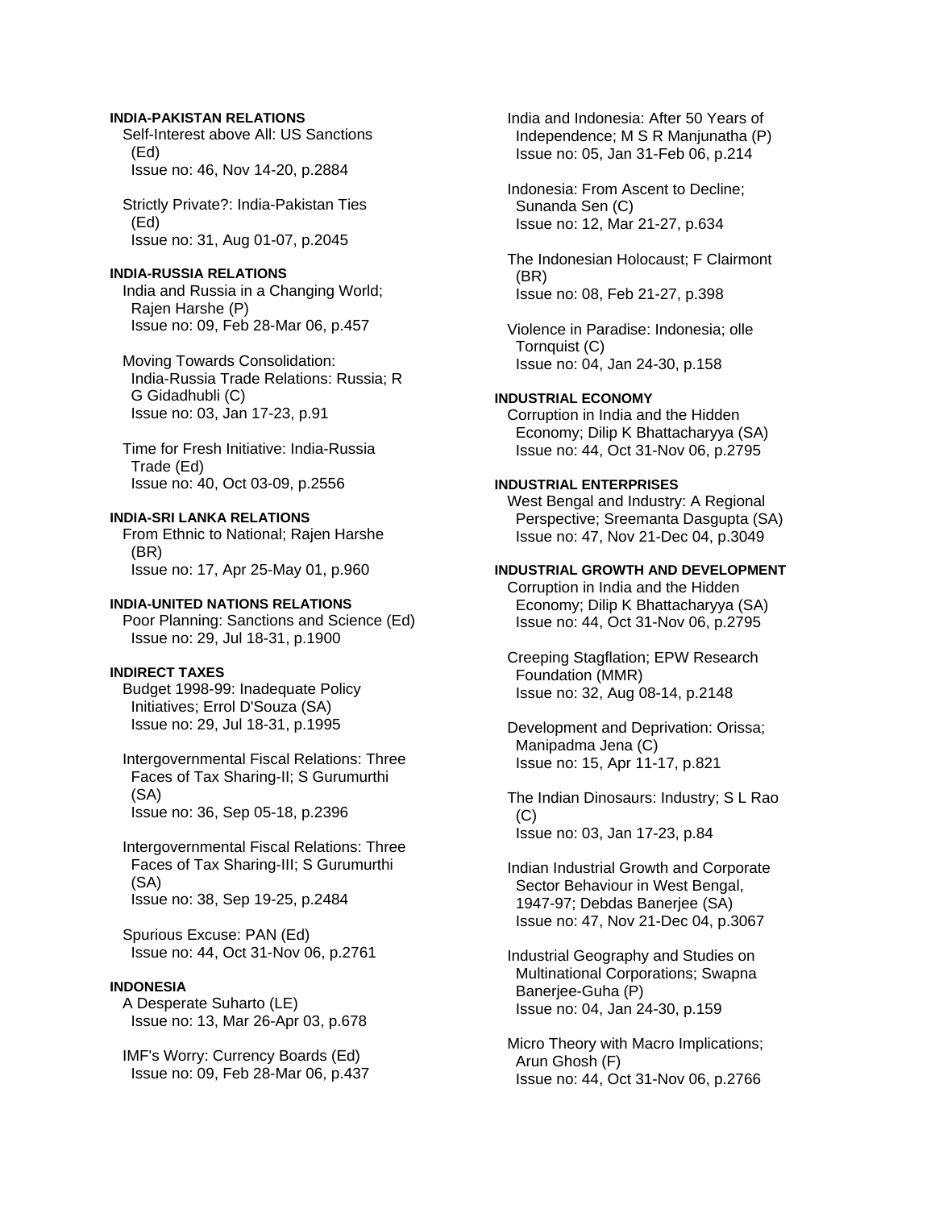**INDIA-PAKISTAN RELATIONS**

Self-Interest above All: US Sanctions (Ed)
Issue no: 46, Nov 14-20, p.2884

Strictly Private?: India-Pakistan Ties (Ed)
Issue no: 31, Aug 01-07, p.2045

**INDIA-RUSSIA RELATIONS**

India and Russia in a Changing World; Rajen Harshe (P)
Issue no: 09, Feb 28-Mar 06, p.457

Moving Towards Consolidation: India-Russia Trade Relations: Russia; R G Gidadhubli (C)
Issue no: 03, Jan 17-23, p.91

Time for Fresh Initiative: India-Russia Trade (Ed)
Issue no: 40, Oct 03-09, p.2556

**INDIA-SRI LANKA RELATIONS**

From Ethnic to National; Rajen Harshe (BR)
Issue no: 17, Apr 25-May 01, p.960

**INDIA-UNITED NATIONS RELATIONS**

Poor Planning: Sanctions and Science (Ed)
Issue no: 29, Jul 18-31, p.1900

**INDIRECT TAXES**

Budget 1998-99: Inadequate Policy Initiatives; Errol D'Souza (SA)
Issue no: 29, Jul 18-31, p.1995

Intergovernmental Fiscal Relations: Three Faces of Tax Sharing-II; S Gurumurthi (SA)
Issue no: 36, Sep 05-18, p.2396

Intergovernmental Fiscal Relations: Three Faces of Tax Sharing-III; S Gurumurthi (SA)
Issue no: 38, Sep 19-25, p.2484

Spurious Excuse: PAN (Ed)
Issue no: 44, Oct 31-Nov 06, p.2761

**INDONESIA**

A Desperate Suharto (LE)
Issue no: 13, Mar 26-Apr 03, p.678

IMF's Worry: Currency Boards (Ed)
Issue no: 09, Feb 28-Mar 06, p.437

India and Indonesia: After 50 Years of Independence; M S R Manjunatha (P)
Issue no: 05, Jan 31-Feb 06, p.214

Indonesia: From Ascent to Decline; Sunanda Sen (C)
Issue no: 12, Mar 21-27, p.634

The Indonesian Holocaust; F Clairmont (BR)
Issue no: 08, Feb 21-27, p.398

Violence in Paradise: Indonesia; olle Tornquist (C)
Issue no: 04, Jan 24-30, p.158

**INDUSTRIAL ECONOMY**

Corruption in India and the Hidden Economy; Dilip K Bhattacharyya (SA)
Issue no: 44, Oct 31-Nov 06, p.2795

**INDUSTRIAL ENTERPRISES**

West Bengal and Industry: A Regional Perspective; Sreemanta Dasgupta (SA)
Issue no: 47, Nov 21-Dec 04, p.3049

**INDUSTRIAL GROWTH AND DEVELOPMENT**

Corruption in India and the Hidden Economy; Dilip K Bhattacharyya (SA)
Issue no: 44, Oct 31-Nov 06, p.2795

Creeping Stagflation; EPW Research Foundation (MMR)
Issue no: 32, Aug 08-14, p.2148

Development and Deprivation: Orissa; Manipadma Jena (C)
Issue no: 15, Apr 11-17, p.821

The Indian Dinosaurs: Industry; S L Rao (C)
Issue no: 03, Jan 17-23, p.84

Indian Industrial Growth and Corporate Sector Behaviour in West Bengal, 1947-97; Debdas Banerjee (SA)
Issue no: 47, Nov 21-Dec 04, p.3067

Industrial Geography and Studies on Multinational Corporations; Swapna Banerjee-Guha (P)
Issue no: 04, Jan 24-30, p.159

Micro Theory with Macro Implications; Arun Ghosh (F)
Issue no: 44, Oct 31-Nov 06, p.2766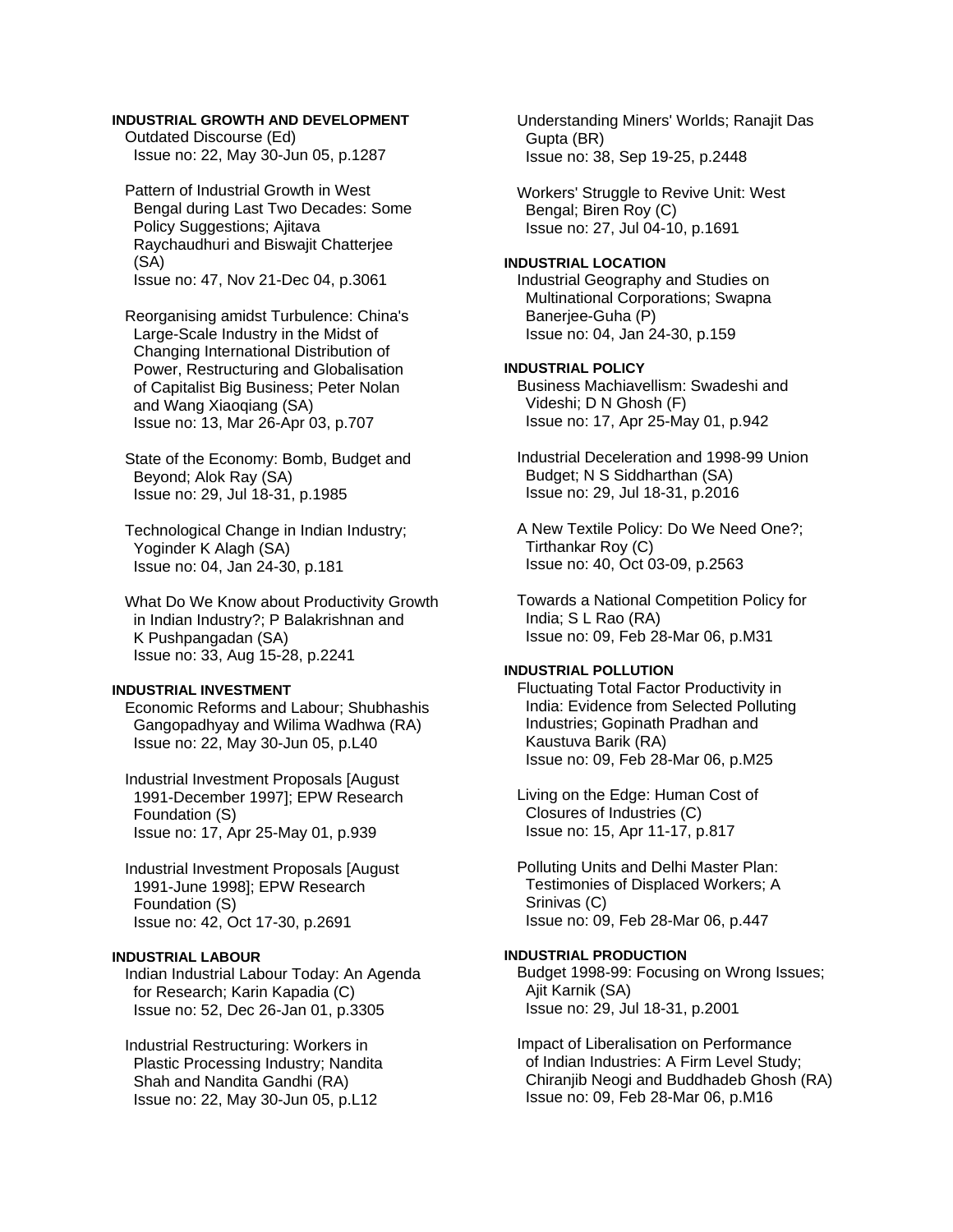**INDUSTRIAL GROWTH AND DEVELOPMENT**

Outdated Discourse (Ed)
Issue no: 22, May 30-Jun 05, p.1287

Pattern of Industrial Growth in West Bengal during Last Two Decades: Some Policy Suggestions; Ajitava Raychaudhuri and Biswajit Chatterjee (SA)
Issue no: 47, Nov 21-Dec 04, p.3061

Reorganising amidst Turbulence: China's Large-Scale Industry in the Midst of Changing International Distribution of Power, Restructuring and Globalisation of Capitalist Big Business; Peter Nolan and Wang Xiaoqiang (SA)
Issue no: 13, Mar 26-Apr 03, p.707

State of the Economy: Bomb, Budget and Beyond; Alok Ray (SA)
Issue no: 29, Jul 18-31, p.1985

Technological Change in Indian Industry; Yoginder K Alagh (SA)
Issue no: 04, Jan 24-30, p.181

What Do We Know about Productivity Growth in Indian Industry?; P Balakrishnan and K Pushpangadan (SA)
Issue no: 33, Aug 15-28, p.2241

**INDUSTRIAL INVESTMENT**

Economic Reforms and Labour; Shubhashis Gangopadhyay and Wilima Wadhwa (RA)
Issue no: 22, May 30-Jun 05, p.L40

Industrial Investment Proposals [August 1991-December 1997]; EPW Research Foundation (S)
Issue no: 17, Apr 25-May 01, p.939

Industrial Investment Proposals [August 1991-June 1998]; EPW Research Foundation (S)
Issue no: 42, Oct 17-30, p.2691

**INDUSTRIAL LABOUR**

Indian Industrial Labour Today: An Agenda for Research; Karin Kapadia (C)
Issue no: 52, Dec 26-Jan 01, p.3305

Industrial Restructuring: Workers in Plastic Processing Industry; Nandita Shah and Nandita Gandhi (RA)
Issue no: 22, May 30-Jun 05, p.L12

Understanding Miners' Worlds; Ranajit Das Gupta (BR)
Issue no: 38, Sep 19-25, p.2448

Workers' Struggle to Revive Unit: West Bengal; Biren Roy (C)
Issue no: 27, Jul 04-10, p.1691

**INDUSTRIAL LOCATION**

Industrial Geography and Studies on Multinational Corporations; Swapna Banerjee-Guha (P)
Issue no: 04, Jan 24-30, p.159

**INDUSTRIAL POLICY**

Business Machiavellism: Swadeshi and Videshi; D N Ghosh (F)
Issue no: 17, Apr 25-May 01, p.942

Industrial Deceleration and 1998-99 Union Budget; N S Siddharthan (SA)
Issue no: 29, Jul 18-31, p.2016

A New Textile Policy: Do We Need One?; Tirthankar Roy (C)
Issue no: 40, Oct 03-09, p.2563

Towards a National Competition Policy for India; S L Rao (RA)
Issue no: 09, Feb 28-Mar 06, p.M31

**INDUSTRIAL POLLUTION**

Fluctuating Total Factor Productivity in India: Evidence from Selected Polluting Industries; Gopinath Pradhan and Kaustuva Barik (RA)
Issue no: 09, Feb 28-Mar 06, p.M25

Living on the Edge: Human Cost of Closures of Industries (C)
Issue no: 15, Apr 11-17, p.817

Polluting Units and Delhi Master Plan: Testimonies of Displaced Workers; A Srinivas (C)
Issue no: 09, Feb 28-Mar 06, p.447

**INDUSTRIAL PRODUCTION**

Budget 1998-99: Focusing on Wrong Issues; Ajit Karnik (SA)
Issue no: 29, Jul 18-31, p.2001

Impact of Liberalisation on Performance of Indian Industries: A Firm Level Study; Chiranjib Neogi and Buddhadeb Ghosh (RA)
Issue no: 09, Feb 28-Mar 06, p.M16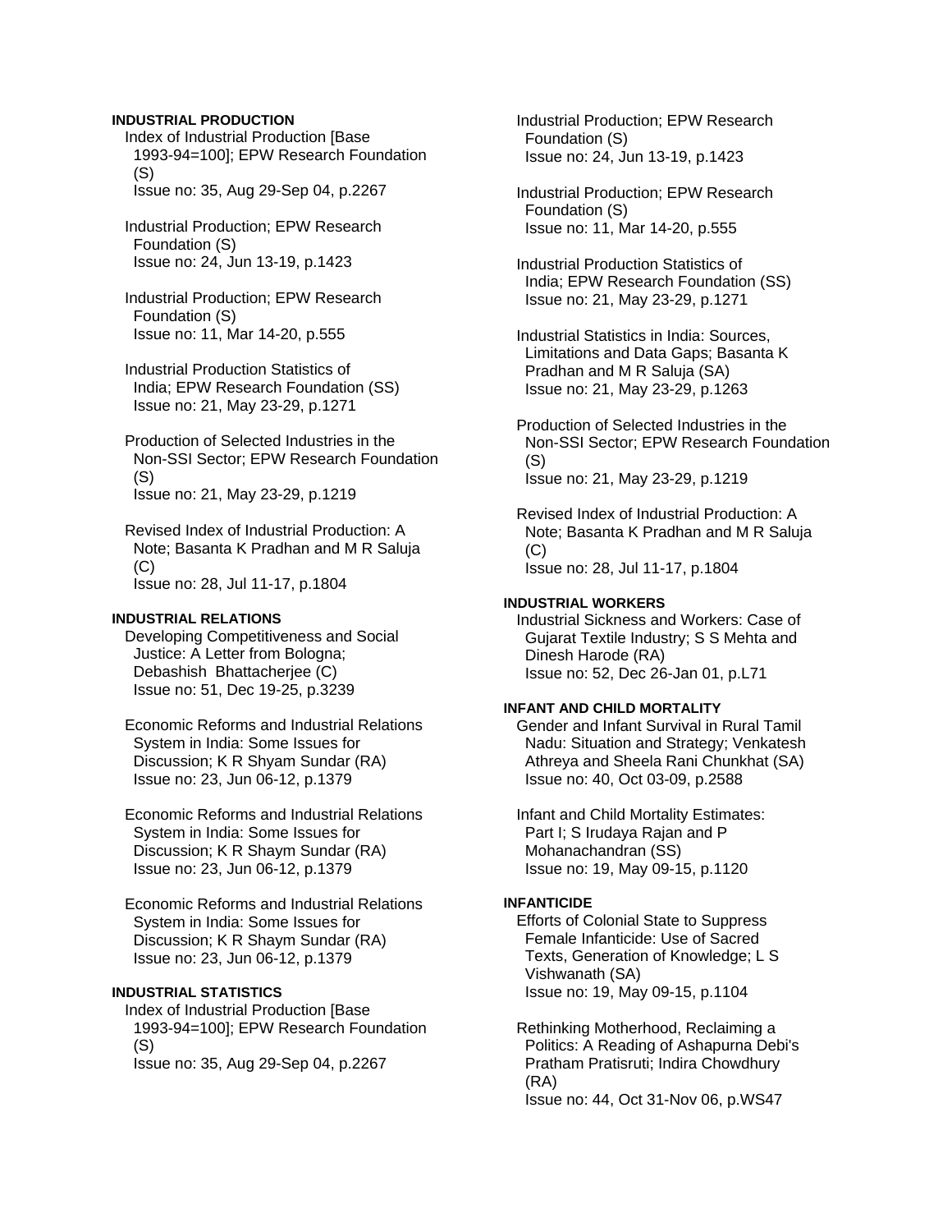**INDUSTRIAL PRODUCTION**

Index of Industrial Production [Base 1993-94=100]; EPW Research Foundation (S)
Issue no: 35, Aug 29-Sep 04, p.2267

Industrial Production; EPW Research Foundation (S)
Issue no: 24, Jun 13-19, p.1423

Industrial Production; EPW Research Foundation (S)
Issue no: 11, Mar 14-20, p.555

Industrial Production Statistics of India; EPW Research Foundation (SS)
Issue no: 21, May 23-29, p.1271

Production of Selected Industries in the Non-SSI Sector; EPW Research Foundation (S)
Issue no: 21, May 23-29, p.1219

Revised Index of Industrial Production: A Note; Basanta K Pradhan and M R Saluja (C)
Issue no: 28, Jul 11-17, p.1804

**INDUSTRIAL RELATIONS**

Developing Competitiveness and Social Justice: A Letter from Bologna; Debashish Bhattacherjee (C)
Issue no: 51, Dec 19-25, p.3239

Economic Reforms and Industrial Relations System in India: Some Issues for Discussion; K R Shyam Sundar (RA)
Issue no: 23, Jun 06-12, p.1379

Economic Reforms and Industrial Relations System in India: Some Issues for Discussion; K R Shaym Sundar (RA)
Issue no: 23, Jun 06-12, p.1379

Economic Reforms and Industrial Relations System in India: Some Issues for Discussion; K R Shaym Sundar (RA)
Issue no: 23, Jun 06-12, p.1379

**INDUSTRIAL STATISTICS**

Index of Industrial Production [Base 1993-94=100]; EPW Research Foundation (S)
Issue no: 35, Aug 29-Sep 04, p.2267

Industrial Production; EPW Research Foundation (S)
Issue no: 24, Jun 13-19, p.1423

Industrial Production; EPW Research Foundation (S)
Issue no: 11, Mar 14-20, p.555

Industrial Production Statistics of India; EPW Research Foundation (SS)
Issue no: 21, May 23-29, p.1271

Industrial Statistics in India: Sources, Limitations and Data Gaps; Basanta K Pradhan and M R Saluja (SA)
Issue no: 21, May 23-29, p.1263

Production of Selected Industries in the Non-SSI Sector; EPW Research Foundation (S)
Issue no: 21, May 23-29, p.1219

Revised Index of Industrial Production: A Note; Basanta K Pradhan and M R Saluja (C)
Issue no: 28, Jul 11-17, p.1804

**INDUSTRIAL WORKERS**

Industrial Sickness and Workers: Case of Gujarat Textile Industry; S S Mehta and Dinesh Harode (RA)
Issue no: 52, Dec 26-Jan 01, p.L71

**INFANT AND CHILD MORTALITY**

Gender and Infant Survival in Rural Tamil Nadu: Situation and Strategy; Venkatesh Athreya and Sheela Rani Chunkhat (SA)
Issue no: 40, Oct 03-09, p.2588

Infant and Child Mortality Estimates: Part I; S Irudaya Rajan and P Mohanachandran (SS)
Issue no: 19, May 09-15, p.1120

**INFANTICIDE**

Efforts of Colonial State to Suppress Female Infanticide: Use of Sacred Texts, Generation of Knowledge; L S Vishwanath (SA)
Issue no: 19, May 09-15, p.1104

Rethinking Motherhood, Reclaiming a Politics: A Reading of Ashapurna Debi's Pratham Pratisruti; Indira Chowdhury (RA)
Issue no: 44, Oct 31-Nov 06, p.WS47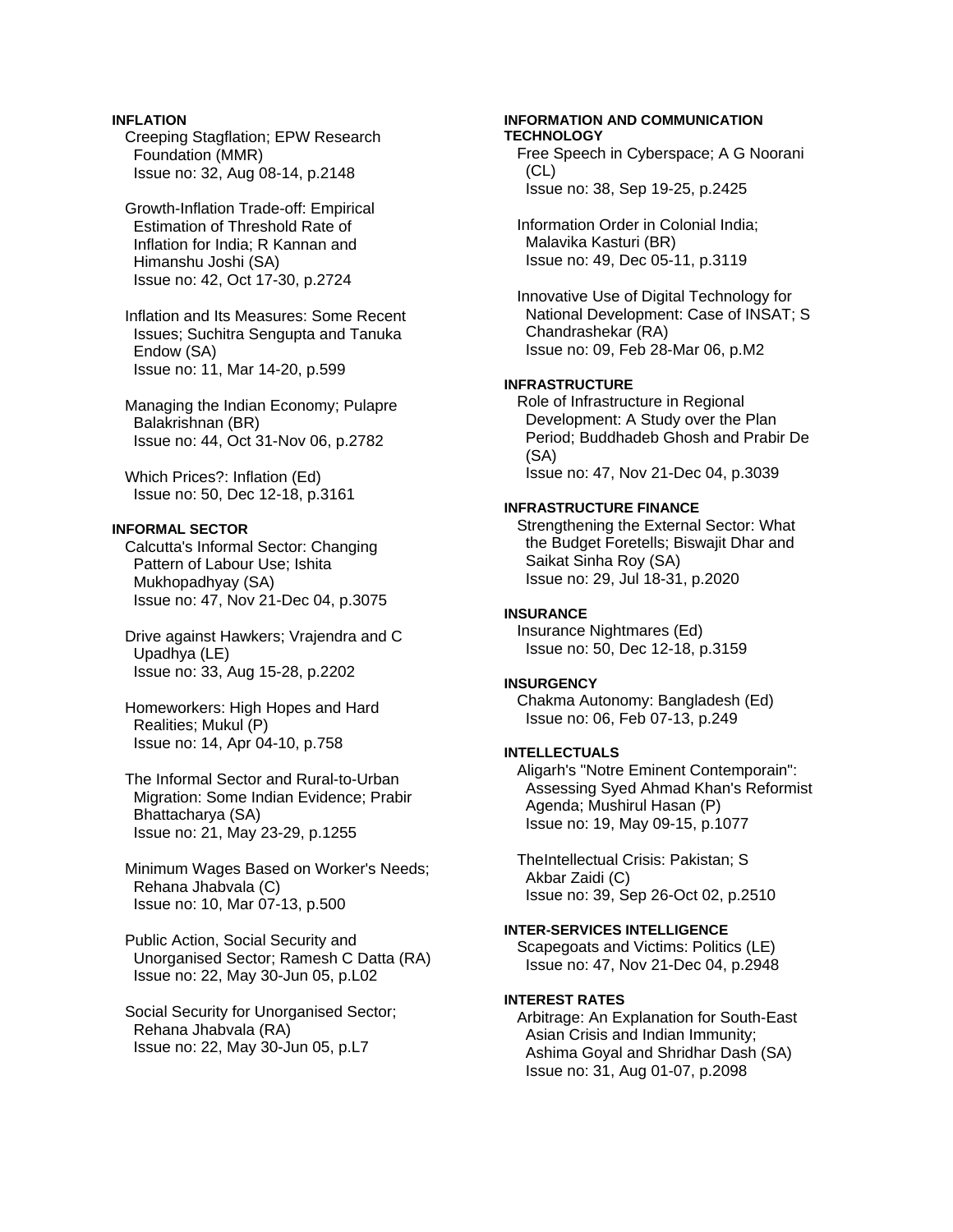**INFLATION**

Creeping Stagflation; EPW Research Foundation (MMR)
Issue no: 32, Aug 08-14, p.2148

Growth-Inflation Trade-off: Empirical Estimation of Threshold Rate of Inflation for India; R Kannan and Himanshu Joshi (SA)
Issue no: 42, Oct 17-30, p.2724

Inflation and Its Measures: Some Recent Issues; Suchitra Sengupta and Tanuka Endow (SA)
Issue no: 11, Mar 14-20, p.599

Managing the Indian Economy; Pulapre Balakrishnan (BR)
Issue no: 44, Oct 31-Nov 06, p.2782

Which Prices?: Inflation (Ed)
Issue no: 50, Dec 12-18, p.3161

**INFORMAL SECTOR**

Calcutta's Informal Sector: Changing Pattern of Labour Use; Ishita Mukhopadhyay (SA)
Issue no: 47, Nov 21-Dec 04, p.3075

Drive against Hawkers; Vrajendra and C Upadhya (LE)
Issue no: 33, Aug 15-28, p.2202

Homeworkers: High Hopes and Hard Realities; Mukul (P)
Issue no: 14, Apr 04-10, p.758

The Informal Sector and Rural-to-Urban Migration: Some Indian Evidence; Prabir Bhattacharya (SA)
Issue no: 21, May 23-29, p.1255

Minimum Wages Based on Worker's Needs; Rehana Jhabvala (C)
Issue no: 10, Mar 07-13, p.500

Public Action, Social Security and Unorganised Sector; Ramesh C Datta (RA)
Issue no: 22, May 30-Jun 05, p.L02

Social Security for Unorganised Sector; Rehana Jhabvala (RA)
Issue no: 22, May 30-Jun 05, p.L7

**INFORMATION AND COMMUNICATION TECHNOLOGY**

Free Speech in Cyberspace; A G Noorani (CL)
Issue no: 38, Sep 19-25, p.2425

Information Order in Colonial India; Malavika Kasturi (BR)
Issue no: 49, Dec 05-11, p.3119

Innovative Use of Digital Technology for National Development: Case of INSAT; S Chandrashekar (RA)
Issue no: 09, Feb 28-Mar 06, p.M2

**INFRASTRUCTURE**

Role of Infrastructure in Regional Development: A Study over the Plan Period; Buddhadeb Ghosh and Prabir De (SA)
Issue no: 47, Nov 21-Dec 04, p.3039

**INFRASTRUCTURE FINANCE**

Strengthening the External Sector: What the Budget Foretells; Biswajit Dhar and Saikat Sinha Roy (SA)
Issue no: 29, Jul 18-31, p.2020

**INSURANCE**

Insurance Nightmares (Ed)
Issue no: 50, Dec 12-18, p.3159

**INSURGENCY**

Chakma Autonomy: Bangladesh (Ed)
Issue no: 06, Feb 07-13, p.249

**INTELLECTUALS**

Aligarh's "Notre Eminent Contemporain": Assessing Syed Ahmad Khan's Reformist Agenda; Mushirul Hasan (P)
Issue no: 19, May 09-15, p.1077

TheIntellectual Crisis: Pakistan; S Akbar Zaidi (C)
Issue no: 39, Sep 26-Oct 02, p.2510

**INTER-SERVICES INTELLIGENCE**

Scapegoats and Victims: Politics (LE)
Issue no: 47, Nov 21-Dec 04, p.2948

**INTEREST RATES**

Arbitrage: An Explanation for South-East Asian Crisis and Indian Immunity; Ashima Goyal and Shridhar Dash (SA)
Issue no: 31, Aug 01-07, p.2098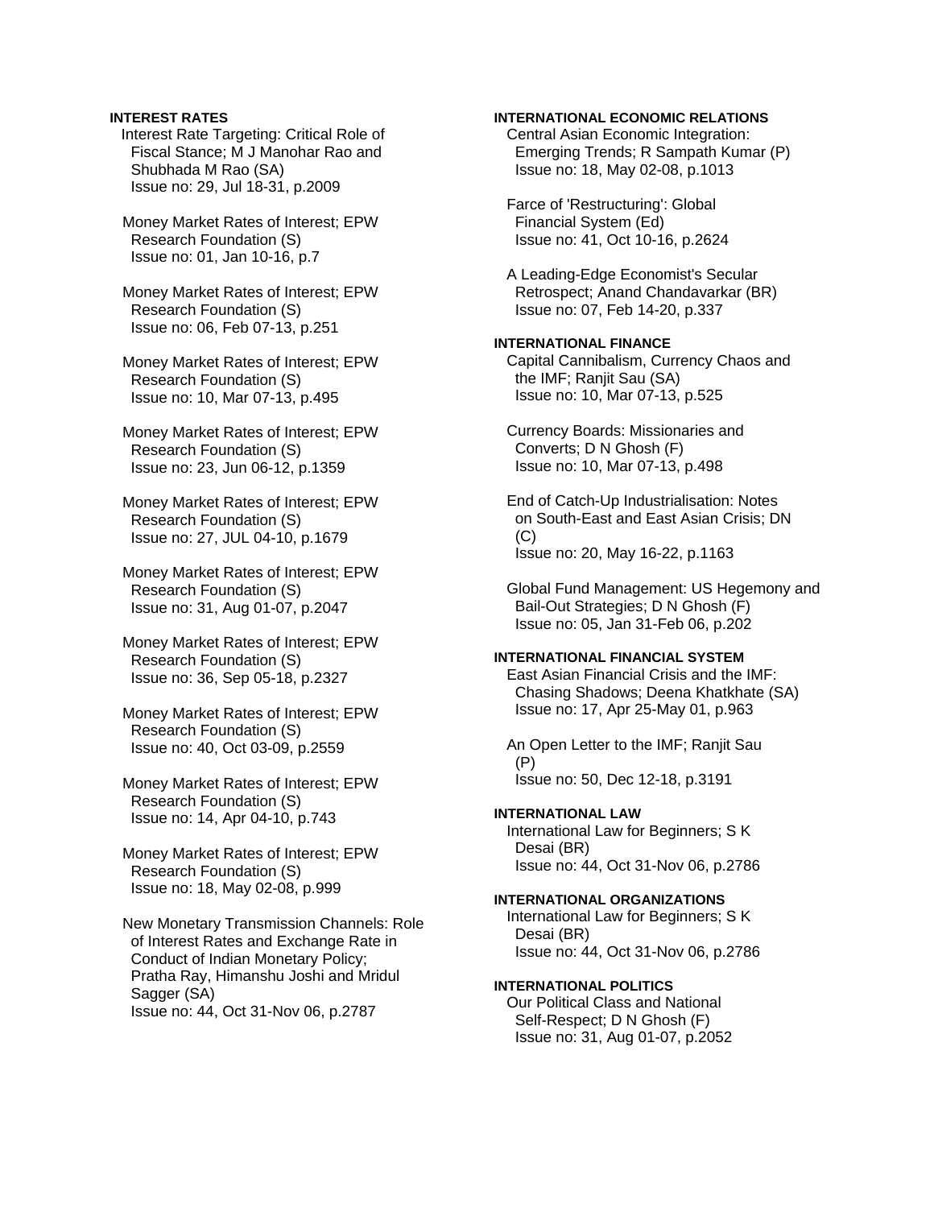**INTEREST RATES**

Interest Rate Targeting: Critical Role of Fiscal Stance; M J Manohar Rao and Shubhada M Rao (SA)
Issue no: 29, Jul 18-31, p.2009

Money Market Rates of Interest; EPW Research Foundation (S)
Issue no: 01, Jan 10-16, p.7

Money Market Rates of Interest; EPW Research Foundation (S)
Issue no: 06, Feb 07-13, p.251

Money Market Rates of Interest; EPW Research Foundation (S)
Issue no: 10, Mar 07-13, p.495

Money Market Rates of Interest; EPW Research Foundation (S)
Issue no: 23, Jun 06-12, p.1359

Money Market Rates of Interest; EPW Research Foundation (S)
Issue no: 27, JUL 04-10, p.1679

Money Market Rates of Interest; EPW Research Foundation (S)
Issue no: 31, Aug 01-07, p.2047

Money Market Rates of Interest; EPW Research Foundation (S)
Issue no: 36, Sep 05-18, p.2327

Money Market Rates of Interest; EPW Research Foundation (S)
Issue no: 40, Oct 03-09, p.2559

Money Market Rates of Interest; EPW Research Foundation (S)
Issue no: 14, Apr 04-10, p.743

Money Market Rates of Interest; EPW Research Foundation (S)
Issue no: 18, May 02-08, p.999

New Monetary Transmission Channels: Role of Interest Rates and Exchange Rate in Conduct of Indian Monetary Policy; Pratha Ray, Himanshu Joshi and Mridul Sagger (SA)
Issue no: 44, Oct 31-Nov 06, p.2787

**INTERNATIONAL ECONOMIC RELATIONS**

Central Asian Economic Integration: Emerging Trends; R Sampath Kumar (P)
Issue no: 18, May 02-08, p.1013

Farce of 'Restructuring': Global Financial System (Ed)
Issue no: 41, Oct 10-16, p.2624

A Leading-Edge Economist's Secular Retrospect; Anand Chandavarkar (BR)
Issue no: 07, Feb 14-20, p.337

**INTERNATIONAL FINANCE**

Capital Cannibalism, Currency Chaos and the IMF; Ranjit Sau (SA)
Issue no: 10, Mar 07-13, p.525

Currency Boards: Missionaries and Converts; D N Ghosh (F)
Issue no: 10, Mar 07-13, p.498

End of Catch-Up Industrialisation: Notes on South-East and East Asian Crisis; DN (C)
Issue no: 20, May 16-22, p.1163

Global Fund Management: US Hegemony and Bail-Out Strategies; D N Ghosh (F)
Issue no: 05, Jan 31-Feb 06, p.202

**INTERNATIONAL FINANCIAL SYSTEM**

East Asian Financial Crisis and the IMF: Chasing Shadows; Deena Khatkhate (SA)
Issue no: 17, Apr 25-May 01, p.963

An Open Letter to the IMF; Ranjit Sau (P)
Issue no: 50, Dec 12-18, p.3191

**INTERNATIONAL LAW**

International Law for Beginners; S K Desai (BR)
Issue no: 44, Oct 31-Nov 06, p.2786

**INTERNATIONAL ORGANIZATIONS**

International Law for Beginners; S K Desai (BR)
Issue no: 44, Oct 31-Nov 06, p.2786

**INTERNATIONAL POLITICS**

Our Political Class and National Self-Respect; D N Ghosh (F)
Issue no: 31, Aug 01-07, p.2052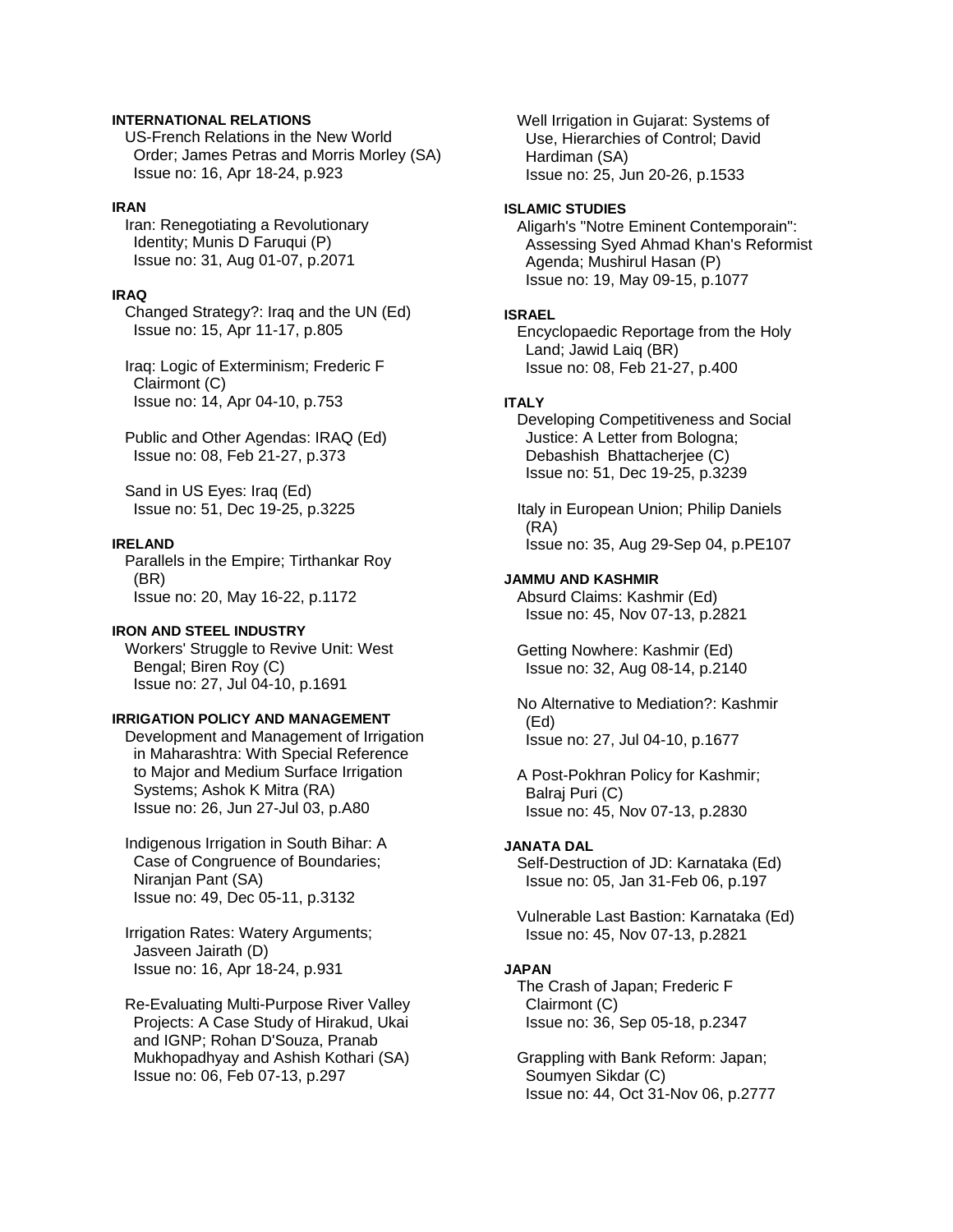**INTERNATIONAL RELATIONS**

US-French Relations in the New World Order; James Petras and Morris Morley (SA)
Issue no: 16, Apr 18-24, p.923

**IRAN**

Iran: Renegotiating a Revolutionary Identity; Munis D Faruqui (P)
Issue no: 31, Aug 01-07, p.2071

**IRAQ**

Changed Strategy?: Iraq and the UN (Ed)
Issue no: 15, Apr 11-17, p.805

Iraq: Logic of Exterminism; Frederic F Clairmont (C)
Issue no: 14, Apr 04-10, p.753

Public and Other Agendas: IRAQ (Ed)
Issue no: 08, Feb 21-27, p.373

Sand in US Eyes: Iraq (Ed)
Issue no: 51, Dec 19-25, p.3225

**IRELAND**

Parallels in the Empire; Tirthankar Roy (BR)
Issue no: 20, May 16-22, p.1172

**IRON AND STEEL INDUSTRY**

Workers' Struggle to Revive Unit: West Bengal; Biren Roy (C)
Issue no: 27, Jul 04-10, p.1691

**IRRIGATION POLICY AND MANAGEMENT**

Development and Management of Irrigation in Maharashtra: With Special Reference to Major and Medium Surface Irrigation Systems; Ashok K Mitra (RA)
Issue no: 26, Jun 27-Jul 03, p.A80

Indigenous Irrigation in South Bihar: A Case of Congruence of Boundaries; Niranjan Pant (SA)
Issue no: 49, Dec 05-11, p.3132

Irrigation Rates: Watery Arguments; Jasveen Jairath (D)
Issue no: 16, Apr 18-24, p.931

Re-Evaluating Multi-Purpose River Valley Projects: A Case Study of Hirakud, Ukai and IGNP; Rohan D'Souza, Pranab Mukhopadhyay and Ashish Kothari (SA)
Issue no: 06, Feb 07-13, p.297

Well Irrigation in Gujarat: Systems of Use, Hierarchies of Control; David Hardiman (SA)
Issue no: 25, Jun 20-26, p.1533

**ISLAMIC STUDIES**

Aligarh's "Notre Eminent Contemporain": Assessing Syed Ahmad Khan's Reformist Agenda; Mushirul Hasan (P)
Issue no: 19, May 09-15, p.1077

**ISRAEL**

Encyclopaedic Reportage from the Holy Land; Jawid Laiq (BR)
Issue no: 08, Feb 21-27, p.400

**ITALY**

Developing Competitiveness and Social Justice: A Letter from Bologna; Debashish Bhattacherjee (C)
Issue no: 51, Dec 19-25, p.3239

Italy in European Union; Philip Daniels (RA)
Issue no: 35, Aug 29-Sep 04, p.PE107

**JAMMU AND KASHMIR**

Absurd Claims: Kashmir (Ed)
Issue no: 45, Nov 07-13, p.2821

Getting Nowhere: Kashmir (Ed)
Issue no: 32, Aug 08-14, p.2140

No Alternative to Mediation?: Kashmir (Ed)
Issue no: 27, Jul 04-10, p.1677

A Post-Pokhran Policy for Kashmir; Balraj Puri (C)
Issue no: 45, Nov 07-13, p.2830

**JANATA DAL**

Self-Destruction of JD: Karnataka (Ed)
Issue no: 05, Jan 31-Feb 06, p.197

Vulnerable Last Bastion: Karnataka (Ed)
Issue no: 45, Nov 07-13, p.2821

**JAPAN**

The Crash of Japan; Frederic F Clairmont (C)
Issue no: 36, Sep 05-18, p.2347

Grappling with Bank Reform: Japan; Soumyen Sikdar (C)
Issue no: 44, Oct 31-Nov 06, p.2777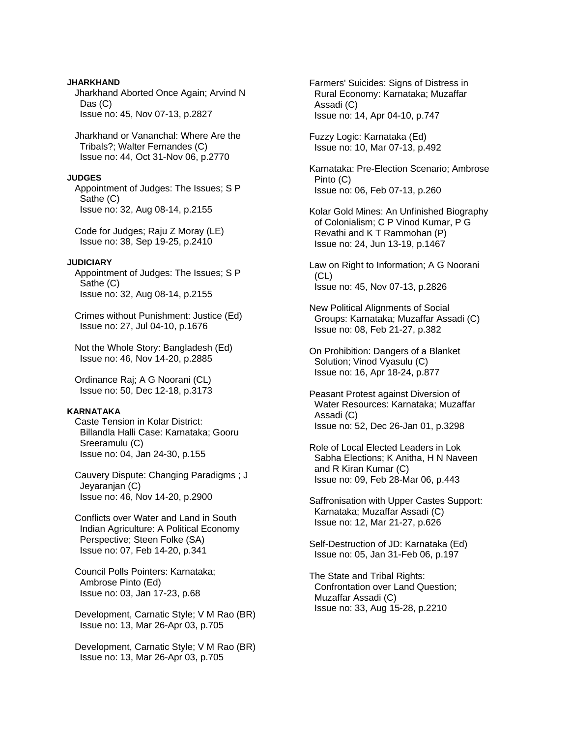**JHARKHAND**

Jharkhand Aborted Once Again; Arvind N Das (C)
Issue no: 45, Nov 07-13, p.2827

Jharkhand or Vananchal: Where Are the Tribals?; Walter Fernandes (C)
Issue no: 44, Oct 31-Nov 06, p.2770

**JUDGES**

Appointment of Judges: The Issues; S P Sathe (C)
Issue no: 32, Aug 08-14, p.2155

Code for Judges; Raju Z Moray (LE)
Issue no: 38, Sep 19-25, p.2410

**JUDICIARY**

Appointment of Judges: The Issues; S P Sathe (C)
Issue no: 32, Aug 08-14, p.2155

Crimes without Punishment: Justice (Ed)
Issue no: 27, Jul 04-10, p.1676

Not the Whole Story: Bangladesh (Ed)
Issue no: 46, Nov 14-20, p.2885

Ordinance Raj; A G Noorani (CL)
Issue no: 50, Dec 12-18, p.3173

**KARNATAKA**

Caste Tension in Kolar District: Billandla Halli Case: Karnataka; Gooru Sreeramulu (C)
Issue no: 04, Jan 24-30, p.155

Cauvery Dispute: Changing Paradigms ; J Jeyaranjan (C)
Issue no: 46, Nov 14-20, p.2900

Conflicts over Water and Land in South Indian Agriculture: A Political Economy Perspective; Steen Folke (SA)
Issue no: 07, Feb 14-20, p.341

Council Polls Pointers: Karnataka; Ambrose Pinto (Ed)
Issue no: 03, Jan 17-23, p.68

Development, Carnatic Style; V M Rao (BR)
Issue no: 13, Mar 26-Apr 03, p.705

Development, Carnatic Style; V M Rao (BR)
Issue no: 13, Mar 26-Apr 03, p.705

Farmers' Suicides: Signs of Distress in Rural Economy: Karnataka; Muzaffar Assadi (C)
Issue no: 14, Apr 04-10, p.747

Fuzzy Logic: Karnataka (Ed)
Issue no: 10, Mar 07-13, p.492

Karnataka: Pre-Election Scenario; Ambrose Pinto (C)
Issue no: 06, Feb 07-13, p.260

Kolar Gold Mines: An Unfinished Biography of Colonialism; C P Vinod Kumar, P G Revathi and K T Rammohan (P)
Issue no: 24, Jun 13-19, p.1467

Law on Right to Information; A G Noorani (CL)
Issue no: 45, Nov 07-13, p.2826

New Political Alignments of Social Groups: Karnataka; Muzaffar Assadi (C)
Issue no: 08, Feb 21-27, p.382

On Prohibition: Dangers of a Blanket Solution; Vinod Vyasulu (C)
Issue no: 16, Apr 18-24, p.877

Peasant Protest against Diversion of Water Resources: Karnataka; Muzaffar Assadi (C)
Issue no: 52, Dec 26-Jan 01, p.3298

Role of Local Elected Leaders in Lok Sabha Elections; K Anitha, H N Naveen and R Kiran Kumar (C)
Issue no: 09, Feb 28-Mar 06, p.443

Saffronisation with Upper Castes Support: Karnataka; Muzaffar Assadi (C)
Issue no: 12, Mar 21-27, p.626

Self-Destruction of JD: Karnataka (Ed)
Issue no: 05, Jan 31-Feb 06, p.197

The State and Tribal Rights: Confrontation over Land Question; Muzaffar Assadi (C)
Issue no: 33, Aug 15-28, p.2210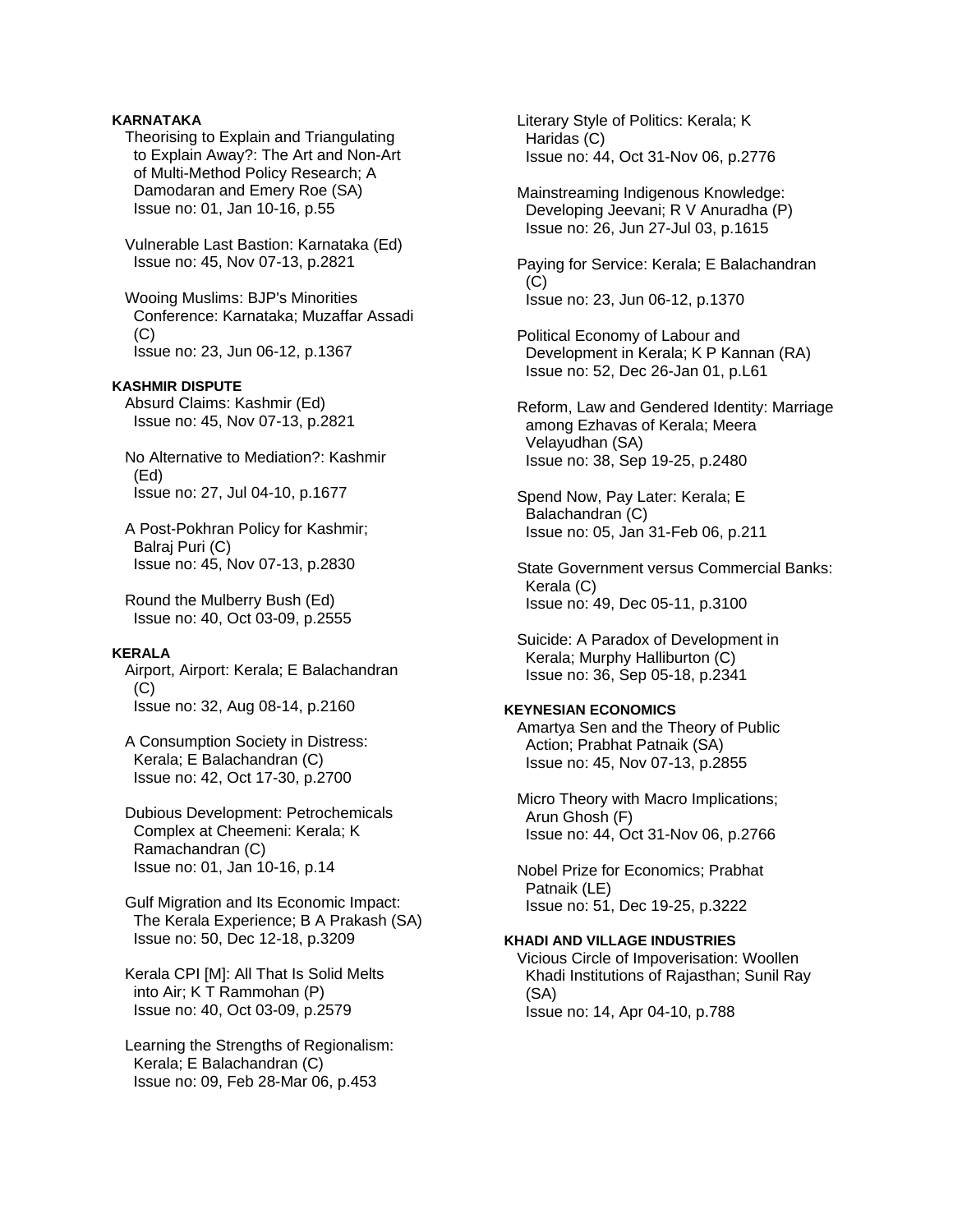**KARNATAKA**

Theorising to Explain and Triangulating to Explain Away?: The Art and Non-Art of Multi-Method Policy Research; A Damodaran and Emery Roe (SA)
Issue no: 01, Jan 10-16, p.55

Vulnerable Last Bastion: Karnataka (Ed)
Issue no: 45, Nov 07-13, p.2821

Wooing Muslims: BJP's Minorities Conference: Karnataka; Muzaffar Assadi (C)
Issue no: 23, Jun 06-12, p.1367

**KASHMIR DISPUTE**

Absurd Claims: Kashmir (Ed)
Issue no: 45, Nov 07-13, p.2821

No Alternative to Mediation?: Kashmir (Ed)
Issue no: 27, Jul 04-10, p.1677

A Post-Pokhran Policy for Kashmir; Balraj Puri (C)
Issue no: 45, Nov 07-13, p.2830

Round the Mulberry Bush (Ed)
Issue no: 40, Oct 03-09, p.2555

**KERALA**

Airport, Airport: Kerala; E Balachandran (C)
Issue no: 32, Aug 08-14, p.2160

A Consumption Society in Distress: Kerala; E Balachandran (C)
Issue no: 42, Oct 17-30, p.2700

Dubious Development: Petrochemicals Complex at Cheemeni: Kerala; K Ramachandran (C)
Issue no: 01, Jan 10-16, p.14

Gulf Migration and Its Economic Impact: The Kerala Experience; B A Prakash (SA)
Issue no: 50, Dec 12-18, p.3209

Kerala CPI [M]: All That Is Solid Melts into Air; K T Rammohan (P)
Issue no: 40, Oct 03-09, p.2579

Learning the Strengths of Regionalism: Kerala; E Balachandran (C)
Issue no: 09, Feb 28-Mar 06, p.453

Literary Style of Politics: Kerala; K Haridas (C)
Issue no: 44, Oct 31-Nov 06, p.2776

Mainstreaming Indigenous Knowledge: Developing Jeevani; R V Anuradha (P)
Issue no: 26, Jun 27-Jul 03, p.1615

Paying for Service: Kerala; E Balachandran (C)
Issue no: 23, Jun 06-12, p.1370

Political Economy of Labour and Development in Kerala; K P Kannan (RA)
Issue no: 52, Dec 26-Jan 01, p.L61

Reform, Law and Gendered Identity: Marriage among Ezhavas of Kerala; Meera Velayudhan (SA)
Issue no: 38, Sep 19-25, p.2480

Spend Now, Pay Later: Kerala; E Balachandran (C)
Issue no: 05, Jan 31-Feb 06, p.211

State Government versus Commercial Banks: Kerala (C)
Issue no: 49, Dec 05-11, p.3100

Suicide: A Paradox of Development in Kerala; Murphy Halliburton (C)
Issue no: 36, Sep 05-18, p.2341

**KEYNESIAN ECONOMICS**

Amartya Sen and the Theory of Public Action; Prabhat Patnaik (SA)
Issue no: 45, Nov 07-13, p.2855

Micro Theory with Macro Implications; Arun Ghosh (F)
Issue no: 44, Oct 31-Nov 06, p.2766

Nobel Prize for Economics; Prabhat Patnaik (LE)
Issue no: 51, Dec 19-25, p.3222

**KHADI AND VILLAGE INDUSTRIES**

Vicious Circle of Impoverisation: Woollen Khadi Institutions of Rajasthan; Sunil Ray (SA)
Issue no: 14, Apr 04-10, p.788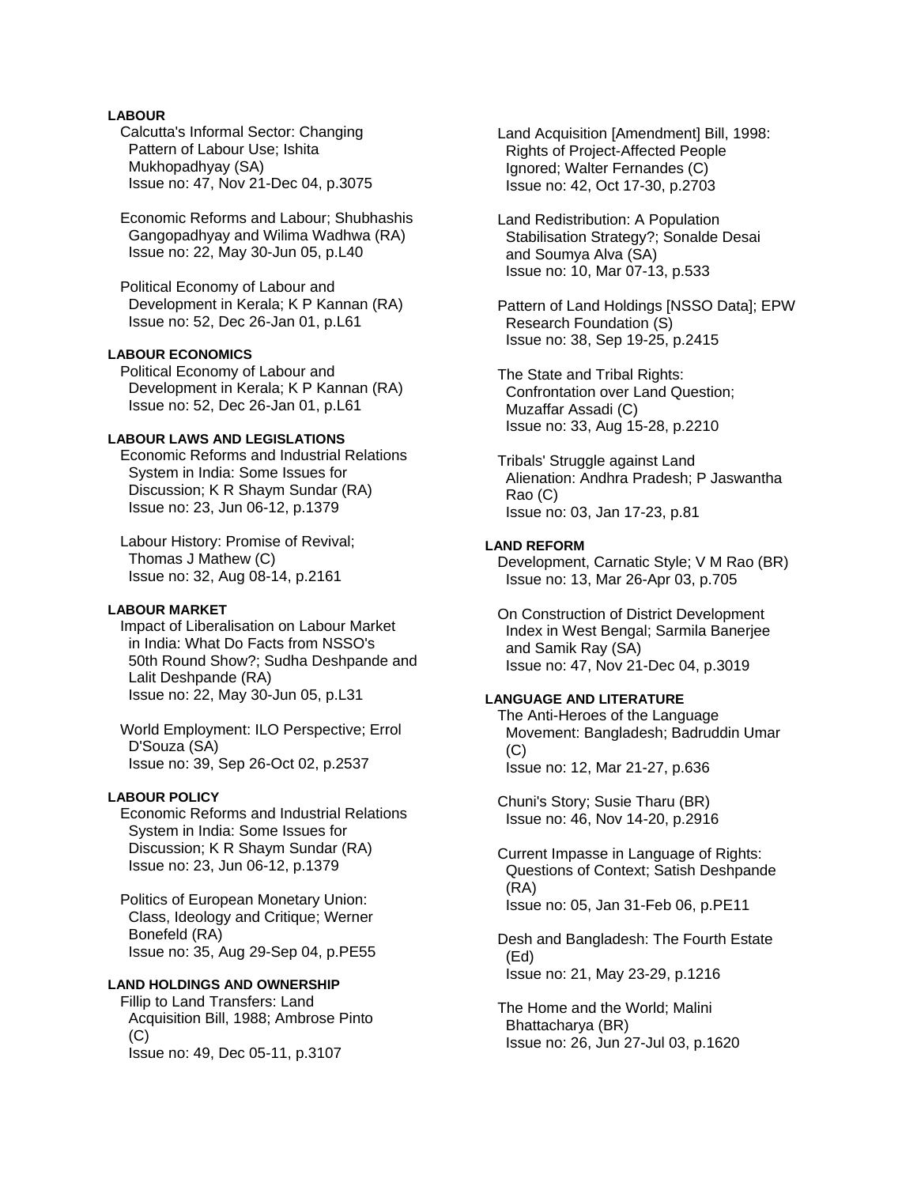**LABOUR**

Calcutta's Informal Sector: Changing Pattern of Labour Use; Ishita Mukhopadhyay (SA)
Issue no: 47, Nov 21-Dec 04, p.3075

Economic Reforms and Labour; Shubhashis Gangopadhyay and Wilima Wadhwa (RA)
Issue no: 22, May 30-Jun 05, p.L40

Political Economy of Labour and Development in Kerala; K P Kannan (RA)
Issue no: 52, Dec 26-Jan 01, p.L61

**LABOUR ECONOMICS**

Political Economy of Labour and Development in Kerala; K P Kannan (RA)
Issue no: 52, Dec 26-Jan 01, p.L61

**LABOUR LAWS AND LEGISLATIONS**

Economic Reforms and Industrial Relations System in India: Some Issues for Discussion; K R Shaym Sundar (RA)
Issue no: 23, Jun 06-12, p.1379

Labour History: Promise of Revival; Thomas J Mathew (C)
Issue no: 32, Aug 08-14, p.2161

**LABOUR MARKET**

Impact of Liberalisation on Labour Market in India: What Do Facts from NSSO's 50th Round Show?; Sudha Deshpande and Lalit Deshpande (RA)
Issue no: 22, May 30-Jun 05, p.L31

World Employment: ILO Perspective; Errol D'Souza (SA)
Issue no: 39, Sep 26-Oct 02, p.2537

**LABOUR POLICY**

Economic Reforms and Industrial Relations System in India: Some Issues for Discussion; K R Shaym Sundar (RA)
Issue no: 23, Jun 06-12, p.1379

Politics of European Monetary Union: Class, Ideology and Critique; Werner Bonefeld (RA)
Issue no: 35, Aug 29-Sep 04, p.PE55

**LAND HOLDINGS AND OWNERSHIP**

Fillip to Land Transfers: Land Acquisition Bill, 1988; Ambrose Pinto (C)
Issue no: 49, Dec 05-11, p.3107

Land Acquisition [Amendment] Bill, 1998: Rights of Project-Affected People Ignored; Walter Fernandes (C)
Issue no: 42, Oct 17-30, p.2703

Land Redistribution: A Population Stabilisation Strategy?; Sonalde Desai and Soumya Alva (SA)
Issue no: 10, Mar 07-13, p.533

Pattern of Land Holdings [NSSO Data]; EPW Research Foundation (S)
Issue no: 38, Sep 19-25, p.2415

The State and Tribal Rights: Confrontation over Land Question; Muzaffar Assadi (C)
Issue no: 33, Aug 15-28, p.2210

Tribals' Struggle against Land Alienation: Andhra Pradesh; P Jaswantha Rao (C)
Issue no: 03, Jan 17-23, p.81

**LAND REFORM**

Development, Carnatic Style; V M Rao (BR)
Issue no: 13, Mar 26-Apr 03, p.705

On Construction of District Development Index in West Bengal; Sarmila Banerjee and Samik Ray (SA)
Issue no: 47, Nov 21-Dec 04, p.3019

**LANGUAGE AND LITERATURE**

The Anti-Heroes of the Language Movement: Bangladesh; Badruddin Umar (C)
Issue no: 12, Mar 21-27, p.636

Chuni's Story; Susie Tharu (BR)
Issue no: 46, Nov 14-20, p.2916

Current Impasse in Language of Rights: Questions of Context; Satish Deshpande (RA)
Issue no: 05, Jan 31-Feb 06, p.PE11

Desh and Bangladesh: The Fourth Estate (Ed)
Issue no: 21, May 23-29, p.1216

The Home and the World; Malini Bhattacharya (BR)
Issue no: 26, Jun 27-Jul 03, p.1620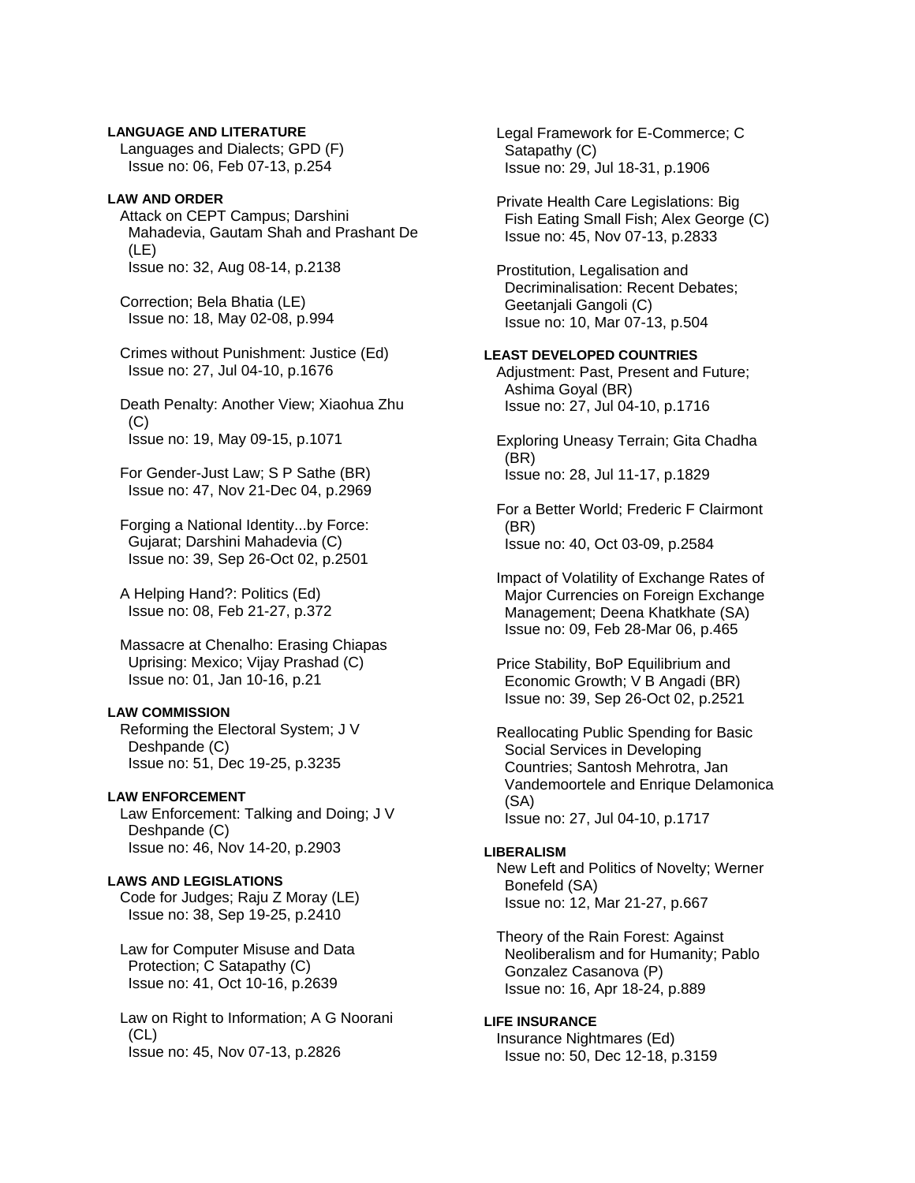**LANGUAGE AND LITERATURE**

Languages and Dialects; GPD (F)
Issue no: 06, Feb 07-13, p.254

**LAW AND ORDER**

Attack on CEPT Campus; Darshini Mahadevia, Gautam Shah and Prashant De (LE)
Issue no: 32, Aug 08-14, p.2138

Correction; Bela Bhatia (LE)
Issue no: 18, May 02-08, p.994

Crimes without Punishment: Justice (Ed)
Issue no: 27, Jul 04-10, p.1676

Death Penalty: Another View; Xiaohua Zhu (C)
Issue no: 19, May 09-15, p.1071

For Gender-Just Law; S P Sathe (BR)
Issue no: 47, Nov 21-Dec 04, p.2969

Forging a National Identity...by Force: Gujarat; Darshini Mahadevia (C)
Issue no: 39, Sep 26-Oct 02, p.2501

A Helping Hand?: Politics (Ed)
Issue no: 08, Feb 21-27, p.372

Massacre at Chenalho: Erasing Chiapas Uprising: Mexico; Vijay Prashad (C)
Issue no: 01, Jan 10-16, p.21

**LAW COMMISSION**

Reforming the Electoral System; J V Deshpande (C)
Issue no: 51, Dec 19-25, p.3235

**LAW ENFORCEMENT**

Law Enforcement: Talking and Doing; J V Deshpande (C)
Issue no: 46, Nov 14-20, p.2903

**LAWS AND LEGISLATIONS**

Code for Judges; Raju Z Moray (LE)
Issue no: 38, Sep 19-25, p.2410

Law for Computer Misuse and Data Protection; C Satapathy (C)
Issue no: 41, Oct 10-16, p.2639

Law on Right to Information; A G Noorani (CL)
Issue no: 45, Nov 07-13, p.2826

Legal Framework for E-Commerce; C Satapathy (C)
Issue no: 29, Jul 18-31, p.1906

Private Health Care Legislations: Big Fish Eating Small Fish; Alex George (C)
Issue no: 45, Nov 07-13, p.2833

Prostitution, Legalisation and Decriminalisation: Recent Debates; Geetanjali Gangoli (C)
Issue no: 10, Mar 07-13, p.504

**LEAST DEVELOPED COUNTRIES**

Adjustment: Past, Present and Future; Ashima Goyal (BR)
Issue no: 27, Jul 04-10, p.1716

Exploring Uneasy Terrain; Gita Chadha (BR)
Issue no: 28, Jul 11-17, p.1829

For a Better World; Frederic F Clairmont (BR)
Issue no: 40, Oct 03-09, p.2584

Impact of Volatility of Exchange Rates of Major Currencies on Foreign Exchange Management; Deena Khatkhate (SA)
Issue no: 09, Feb 28-Mar 06, p.465

Price Stability, BoP Equilibrium and Economic Growth; V B Angadi (BR)
Issue no: 39, Sep 26-Oct 02, p.2521

Reallocating Public Spending for Basic Social Services in Developing Countries; Santosh Mehrotra, Jan Vandemoortele and Enrique Delamonica (SA)
Issue no: 27, Jul 04-10, p.1717

**LIBERALISM**

New Left and Politics of Novelty; Werner Bonefeld (SA)
Issue no: 12, Mar 21-27, p.667

Theory of the Rain Forest: Against Neoliberalism and for Humanity; Pablo Gonzalez Casanova (P)
Issue no: 16, Apr 18-24, p.889

**LIFE INSURANCE**

Insurance Nightmares (Ed)
Issue no: 50, Dec 12-18, p.3159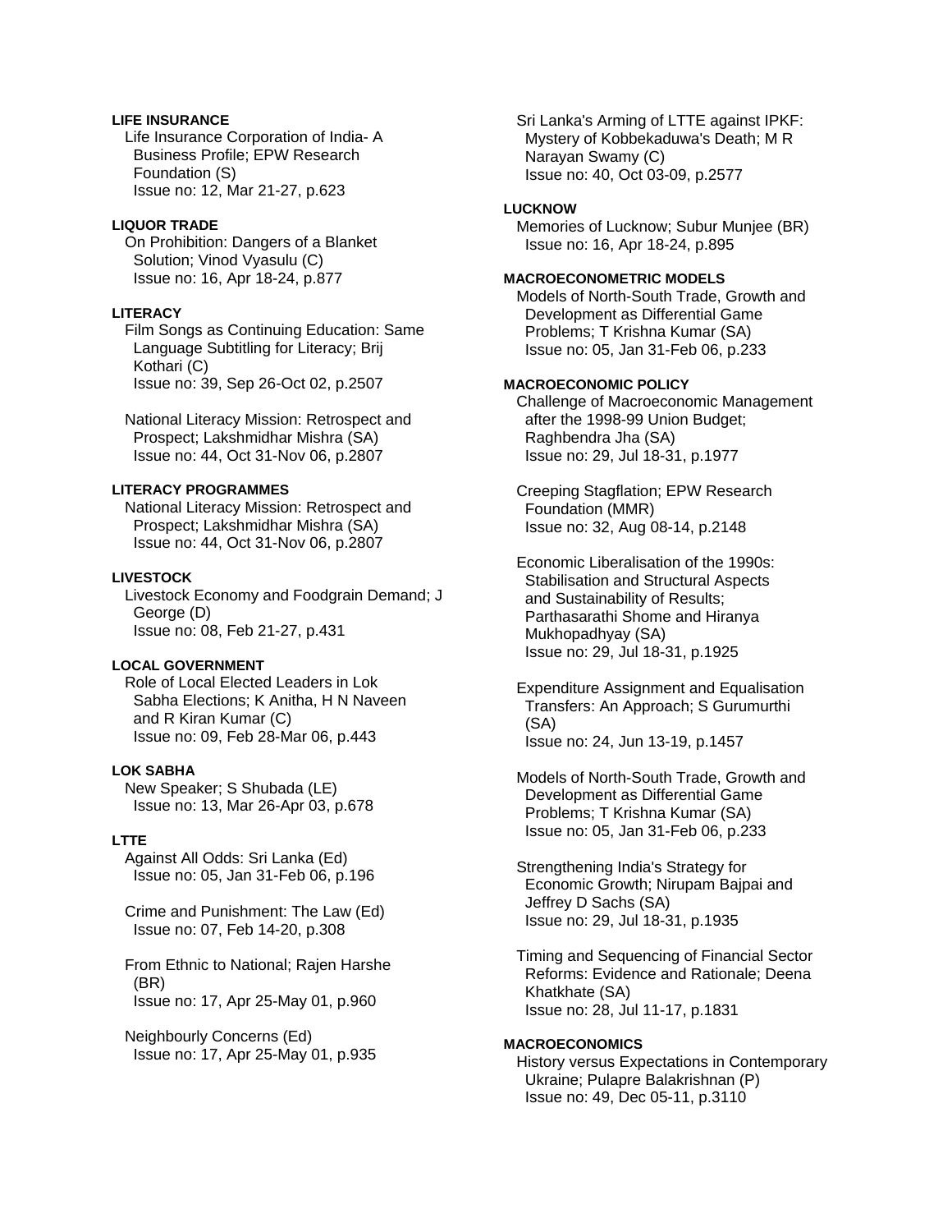**LIFE INSURANCE**

Life Insurance Corporation of India- A Business Profile; EPW Research Foundation (S)
Issue no: 12, Mar 21-27, p.623

**LIQUOR TRADE**

On Prohibition: Dangers of a Blanket Solution; Vinod Vyasulu (C)
Issue no: 16, Apr 18-24, p.877

**LITERACY**

Film Songs as Continuing Education: Same Language Subtitling for Literacy; Brij Kothari (C)
Issue no: 39, Sep 26-Oct 02, p.2507

National Literacy Mission: Retrospect and Prospect; Lakshmidhar Mishra (SA)
Issue no: 44, Oct 31-Nov 06, p.2807

**LITERACY PROGRAMMES**

National Literacy Mission: Retrospect and Prospect; Lakshmidhar Mishra (SA)
Issue no: 44, Oct 31-Nov 06, p.2807

**LIVESTOCK**

Livestock Economy and Foodgrain Demand; J George (D)
Issue no: 08, Feb 21-27, p.431

**LOCAL GOVERNMENT**

Role of Local Elected Leaders in Lok Sabha Elections; K Anitha, H N Naveen and R Kiran Kumar (C)
Issue no: 09, Feb 28-Mar 06, p.443

**LOK SABHA**

New Speaker; S Shubada (LE)
Issue no: 13, Mar 26-Apr 03, p.678

**LTTE**

Against All Odds: Sri Lanka (Ed)
Issue no: 05, Jan 31-Feb 06, p.196

Crime and Punishment: The Law (Ed)
Issue no: 07, Feb 14-20, p.308

From Ethnic to National; Rajen Harshe (BR)
Issue no: 17, Apr 25-May 01, p.960

Neighbourly Concerns (Ed)
Issue no: 17, Apr 25-May 01, p.935

Sri Lanka's Arming of LTTE against IPKF: Mystery of Kobbekaduwa's Death; M R Narayan Swamy (C)
Issue no: 40, Oct 03-09, p.2577

**LUCKNOW**

Memories of Lucknow; Subur Munjee (BR)
Issue no: 16, Apr 18-24, p.895

**MACROECONOMETRIC MODELS**

Models of North-South Trade, Growth and Development as Differential Game Problems; T Krishna Kumar (SA)
Issue no: 05, Jan 31-Feb 06, p.233

**MACROECONOMIC POLICY**

Challenge of Macroeconomic Management after the 1998-99 Union Budget; Raghbendra Jha (SA)
Issue no: 29, Jul 18-31, p.1977

Creeping Stagflation; EPW Research Foundation (MMR)
Issue no: 32, Aug 08-14, p.2148

Economic Liberalisation of the 1990s: Stabilisation and Structural Aspects and Sustainability of Results; Parthasarathi Shome and Hiranya Mukhopadhyay (SA)
Issue no: 29, Jul 18-31, p.1925

Expenditure Assignment and Equalisation Transfers: An Approach; S Gurumurthi (SA)
Issue no: 24, Jun 13-19, p.1457

Models of North-South Trade, Growth and Development as Differential Game Problems; T Krishna Kumar (SA)
Issue no: 05, Jan 31-Feb 06, p.233

Strengthening India's Strategy for Economic Growth; Nirupam Bajpai and Jeffrey D Sachs (SA)
Issue no: 29, Jul 18-31, p.1935

Timing and Sequencing of Financial Sector Reforms: Evidence and Rationale; Deena Khatkhate (SA)
Issue no: 28, Jul 11-17, p.1831

**MACROECONOMICS**

History versus Expectations in Contemporary Ukraine; Pulapre Balakrishnan (P)
Issue no: 49, Dec 05-11, p.3110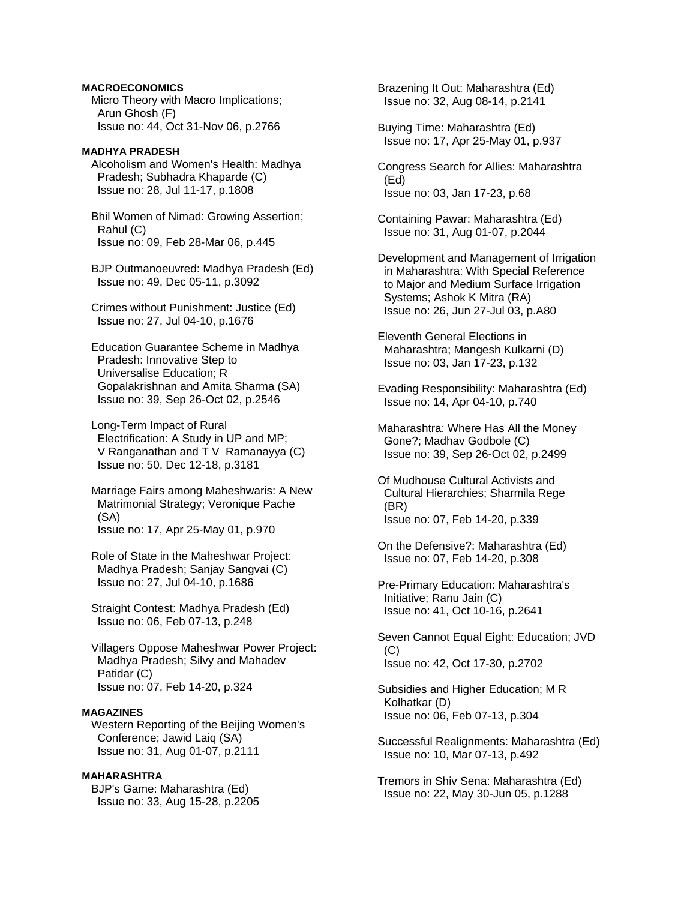**MACROECONOMICS**

Micro Theory with Macro Implications; Arun Ghosh (F)
Issue no: 44, Oct 31-Nov 06, p.2766

**MADHYA PRADESH**

Alcoholism and Women's Health: Madhya Pradesh; Subhadra Khaparde (C)
Issue no: 28, Jul 11-17, p.1808

Bhil Women of Nimad: Growing Assertion; Rahul (C)
Issue no: 09, Feb 28-Mar 06, p.445

BJP Outmanoeuvred: Madhya Pradesh (Ed)
Issue no: 49, Dec 05-11, p.3092

Crimes without Punishment: Justice (Ed)
Issue no: 27, Jul 04-10, p.1676

Education Guarantee Scheme in Madhya Pradesh: Innovative Step to Universalise Education; R Gopalakrishnan and Amita Sharma (SA)
Issue no: 39, Sep 26-Oct 02, p.2546

Long-Term Impact of Rural Electrification: A Study in UP and MP; V Ranganathan and T V Ramanayya (C)
Issue no: 50, Dec 12-18, p.3181

Marriage Fairs among Maheshwaris: A New Matrimonial Strategy; Veronique Pache (SA)
Issue no: 17, Apr 25-May 01, p.970

Role of State in the Maheshwar Project: Madhya Pradesh; Sanjay Sangvai (C)
Issue no: 27, Jul 04-10, p.1686

Straight Contest: Madhya Pradesh (Ed)
Issue no: 06, Feb 07-13, p.248

Villagers Oppose Maheshwar Power Project: Madhya Pradesh; Silvy and Mahadev Patidar (C)
Issue no: 07, Feb 14-20, p.324

**MAGAZINES**

Western Reporting of the Beijing Women's Conference; Jawid Laiq (SA)
Issue no: 31, Aug 01-07, p.2111

**MAHARASHTRA**

BJP's Game: Maharashtra (Ed)
Issue no: 33, Aug 15-28, p.2205

Brazening It Out: Maharashtra (Ed)
Issue no: 32, Aug 08-14, p.2141

Buying Time: Maharashtra (Ed)
Issue no: 17, Apr 25-May 01, p.937

Congress Search for Allies: Maharashtra (Ed)
Issue no: 03, Jan 17-23, p.68

Containing Pawar: Maharashtra (Ed)
Issue no: 31, Aug 01-07, p.2044

Development and Management of Irrigation in Maharashtra: With Special Reference to Major and Medium Surface Irrigation Systems; Ashok K Mitra (RA)
Issue no: 26, Jun 27-Jul 03, p.A80

Eleventh General Elections in Maharashtra; Mangesh Kulkarni (D)
Issue no: 03, Jan 17-23, p.132

Evading Responsibility: Maharashtra (Ed)
Issue no: 14, Apr 04-10, p.740

Maharashtra: Where Has All the Money Gone?; Madhav Godbole (C)
Issue no: 39, Sep 26-Oct 02, p.2499

Of Mudhouse Cultural Activists and Cultural Hierarchies; Sharmila Rege (BR)
Issue no: 07, Feb 14-20, p.339

On the Defensive?: Maharashtra (Ed)
Issue no: 07, Feb 14-20, p.308

Pre-Primary Education: Maharashtra's Initiative; Ranu Jain (C)
Issue no: 41, Oct 10-16, p.2641

Seven Cannot Equal Eight: Education; JVD (C)
Issue no: 42, Oct 17-30, p.2702

Subsidies and Higher Education; M R Kolhatkar (D)
Issue no: 06, Feb 07-13, p.304

Successful Realignments: Maharashtra (Ed)
Issue no: 10, Mar 07-13, p.492

Tremors in Shiv Sena: Maharashtra (Ed)
Issue no: 22, May 30-Jun 05, p.1288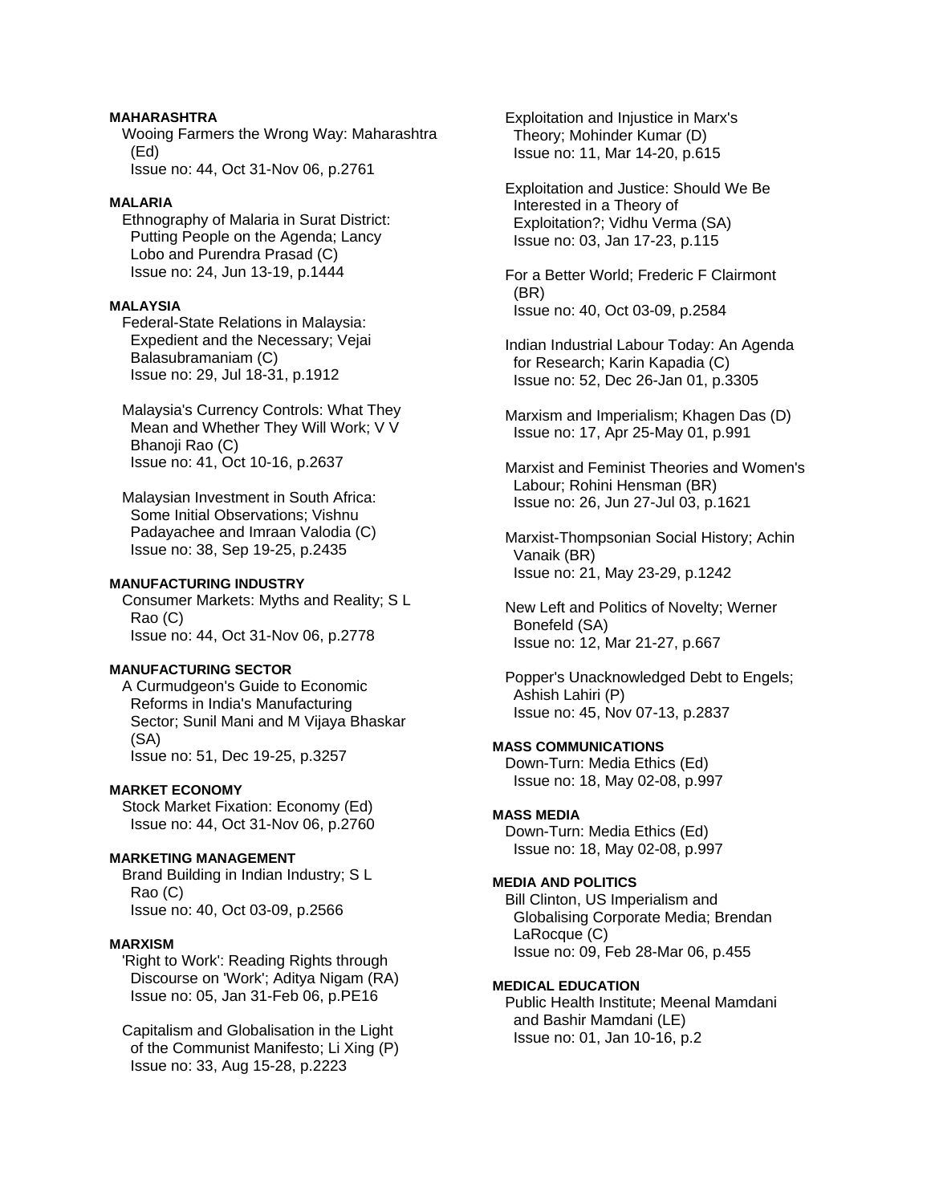**MAHARASHTRA**

Wooing Farmers the Wrong Way: Maharashtra (Ed)
Issue no: 44, Oct 31-Nov 06, p.2761

**MALARIA**

Ethnography of Malaria in Surat District: Putting People on the Agenda; Lancy Lobo and Purendra Prasad (C)
Issue no: 24, Jun 13-19, p.1444

**MALAYSIA**

Federal-State Relations in Malaysia: Expedient and the Necessary; Vejai Balasubramaniam (C)
Issue no: 29, Jul 18-31, p.1912

Malaysia's Currency Controls: What They Mean and Whether They Will Work; V V Bhanoji Rao (C)
Issue no: 41, Oct 10-16, p.2637

Malaysian Investment in South Africa: Some Initial Observations; Vishnu Padayachee and Imraan Valodia (C)
Issue no: 38, Sep 19-25, p.2435

**MANUFACTURING INDUSTRY**

Consumer Markets: Myths and Reality; S L Rao (C)
Issue no: 44, Oct 31-Nov 06, p.2778

**MANUFACTURING SECTOR**

A Curmudgeon's Guide to Economic Reforms in India's Manufacturing Sector; Sunil Mani and M Vijaya Bhaskar (SA)
Issue no: 51, Dec 19-25, p.3257

**MARKET ECONOMY**

Stock Market Fixation: Economy (Ed)
Issue no: 44, Oct 31-Nov 06, p.2760

**MARKETING MANAGEMENT**

Brand Building in Indian Industry; S L Rao (C)
Issue no: 40, Oct 03-09, p.2566

**MARXISM**

'Right to Work': Reading Rights through Discourse on 'Work'; Aditya Nigam (RA)
Issue no: 05, Jan 31-Feb 06, p.PE16

Capitalism and Globalisation in the Light of the Communist Manifesto; Li Xing (P)
Issue no: 33, Aug 15-28, p.2223

Exploitation and Injustice in Marx's Theory; Mohinder Kumar (D)
Issue no: 11, Mar 14-20, p.615

Exploitation and Justice: Should We Be Interested in a Theory of Exploitation?; Vidhu Verma (SA)
Issue no: 03, Jan 17-23, p.115

For a Better World; Frederic F Clairmont (BR)
Issue no: 40, Oct 03-09, p.2584

Indian Industrial Labour Today: An Agenda for Research; Karin Kapadia (C)
Issue no: 52, Dec 26-Jan 01, p.3305

Marxism and Imperialism; Khagen Das (D)
Issue no: 17, Apr 25-May 01, p.991

Marxist and Feminist Theories and Women's Labour; Rohini Hensman (BR)
Issue no: 26, Jun 27-Jul 03, p.1621

Marxist-Thompsonian Social History; Achin Vanaik (BR)
Issue no: 21, May 23-29, p.1242

New Left and Politics of Novelty; Werner Bonefeld (SA)
Issue no: 12, Mar 21-27, p.667

Popper's Unacknowledged Debt to Engels; Ashish Lahiri (P)
Issue no: 45, Nov 07-13, p.2837

**MASS COMMUNICATIONS**

Down-Turn: Media Ethics (Ed)
Issue no: 18, May 02-08, p.997

**MASS MEDIA**

Down-Turn: Media Ethics (Ed)
Issue no: 18, May 02-08, p.997

**MEDIA AND POLITICS**

Bill Clinton, US Imperialism and Globalising Corporate Media; Brendan LaRocque (C)
Issue no: 09, Feb 28-Mar 06, p.455

**MEDICAL EDUCATION**

Public Health Institute; Meenal Mamdani and Bashir Mamdani (LE)
Issue no: 01, Jan 10-16, p.2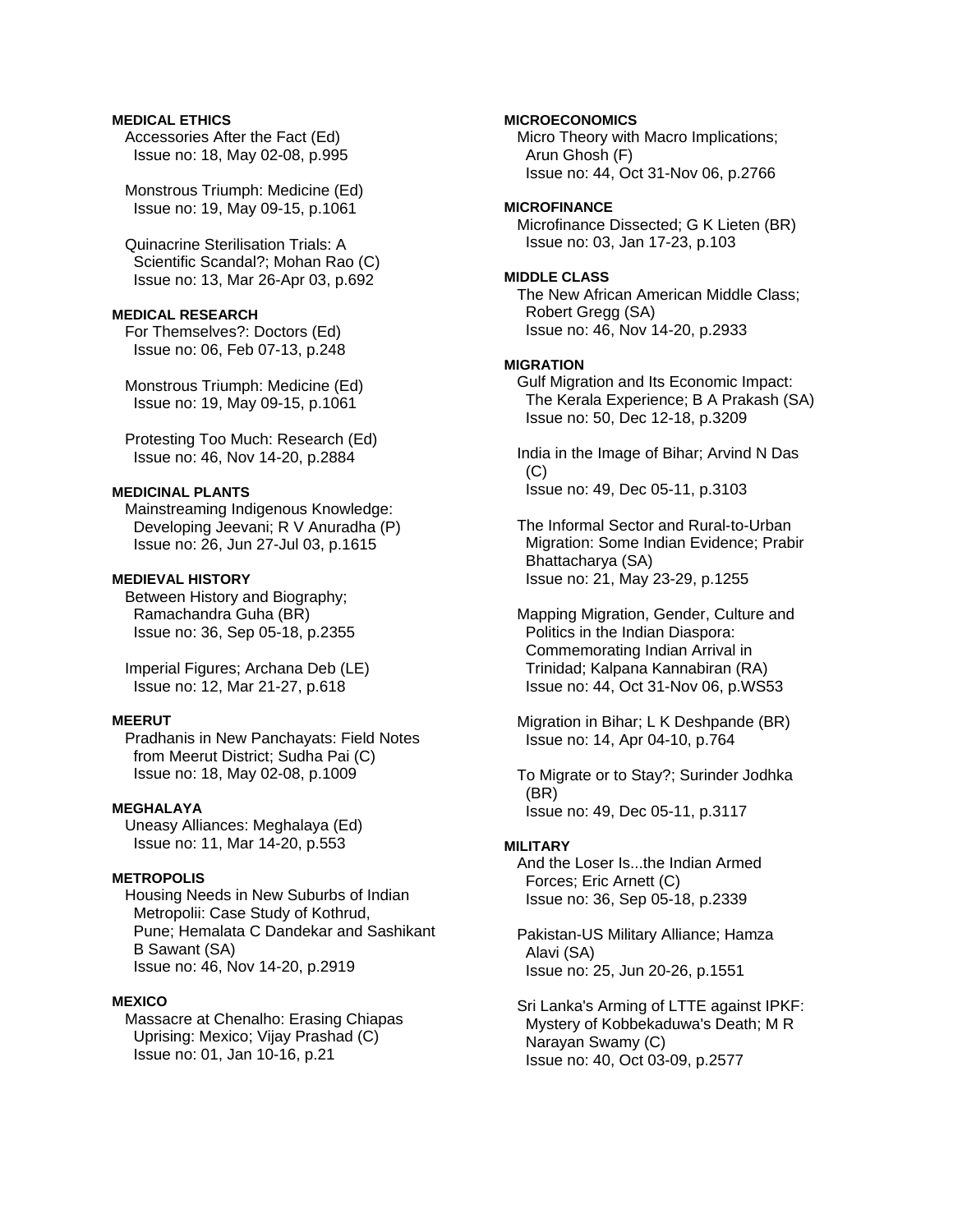**MEDICAL ETHICS**

Accessories After the Fact (Ed)
Issue no: 18, May 02-08, p.995

Monstrous Triumph: Medicine (Ed)
Issue no: 19, May 09-15, p.1061

Quinacrine Sterilisation Trials: A Scientific Scandal?; Mohan Rao (C)
Issue no: 13, Mar 26-Apr 03, p.692

**MEDICAL RESEARCH**

For Themselves?: Doctors (Ed)
Issue no: 06, Feb 07-13, p.248

Monstrous Triumph: Medicine (Ed)
Issue no: 19, May 09-15, p.1061

Protesting Too Much: Research (Ed)
Issue no: 46, Nov 14-20, p.2884

**MEDICINAL PLANTS**

Mainstreaming Indigenous Knowledge: Developing Jeevani; R V Anuradha (P)
Issue no: 26, Jun 27-Jul 03, p.1615

**MEDIEVAL HISTORY**

Between History and Biography; Ramachandra Guha (BR)
Issue no: 36, Sep 05-18, p.2355

Imperial Figures; Archana Deb (LE)
Issue no: 12, Mar 21-27, p.618

**MEERUT**

Pradhanis in New Panchayats: Field Notes from Meerut District; Sudha Pai (C)
Issue no: 18, May 02-08, p.1009

**MEGHALAYA**

Uneasy Alliances: Meghalaya (Ed)
Issue no: 11, Mar 14-20, p.553

**METROPOLIS**

Housing Needs in New Suburbs of Indian Metropolii: Case Study of Kothrud, Pune; Hemalata C Dandekar and Sashikant B Sawant (SA)
Issue no: 46, Nov 14-20, p.2919

**MEXICO**

Massacre at Chenalho: Erasing Chiapas Uprising: Mexico; Vijay Prashad (C)
Issue no: 01, Jan 10-16, p.21

**MICROECONOMICS**

Micro Theory with Macro Implications; Arun Ghosh (F)
Issue no: 44, Oct 31-Nov 06, p.2766

**MICROFINANCE**

Microfinance Dissected; G K Lieten (BR)
Issue no: 03, Jan 17-23, p.103

**MIDDLE CLASS**

The New African American Middle Class; Robert Gregg (SA)
Issue no: 46, Nov 14-20, p.2933

**MIGRATION**

Gulf Migration and Its Economic Impact: The Kerala Experience; B A Prakash (SA)
Issue no: 50, Dec 12-18, p.3209

India in the Image of Bihar; Arvind N Das (C)
Issue no: 49, Dec 05-11, p.3103

The Informal Sector and Rural-to-Urban Migration: Some Indian Evidence; Prabir Bhattacharya (SA)
Issue no: 21, May 23-29, p.1255

Mapping Migration, Gender, Culture and Politics in the Indian Diaspora: Commemorating Indian Arrival in Trinidad; Kalpana Kannabiran (RA)
Issue no: 44, Oct 31-Nov 06, p.WS53

Migration in Bihar; L K Deshpande (BR)
Issue no: 14, Apr 04-10, p.764

To Migrate or to Stay?; Surinder Jodhka (BR)
Issue no: 49, Dec 05-11, p.3117

**MILITARY**

And the Loser Is...the Indian Armed Forces; Eric Arnett (C)
Issue no: 36, Sep 05-18, p.2339

Pakistan-US Military Alliance; Hamza Alavi (SA)
Issue no: 25, Jun 20-26, p.1551

Sri Lanka's Arming of LTTE against IPKF: Mystery of Kobbekaduwa's Death; M R Narayan Swamy (C)
Issue no: 40, Oct 03-09, p.2577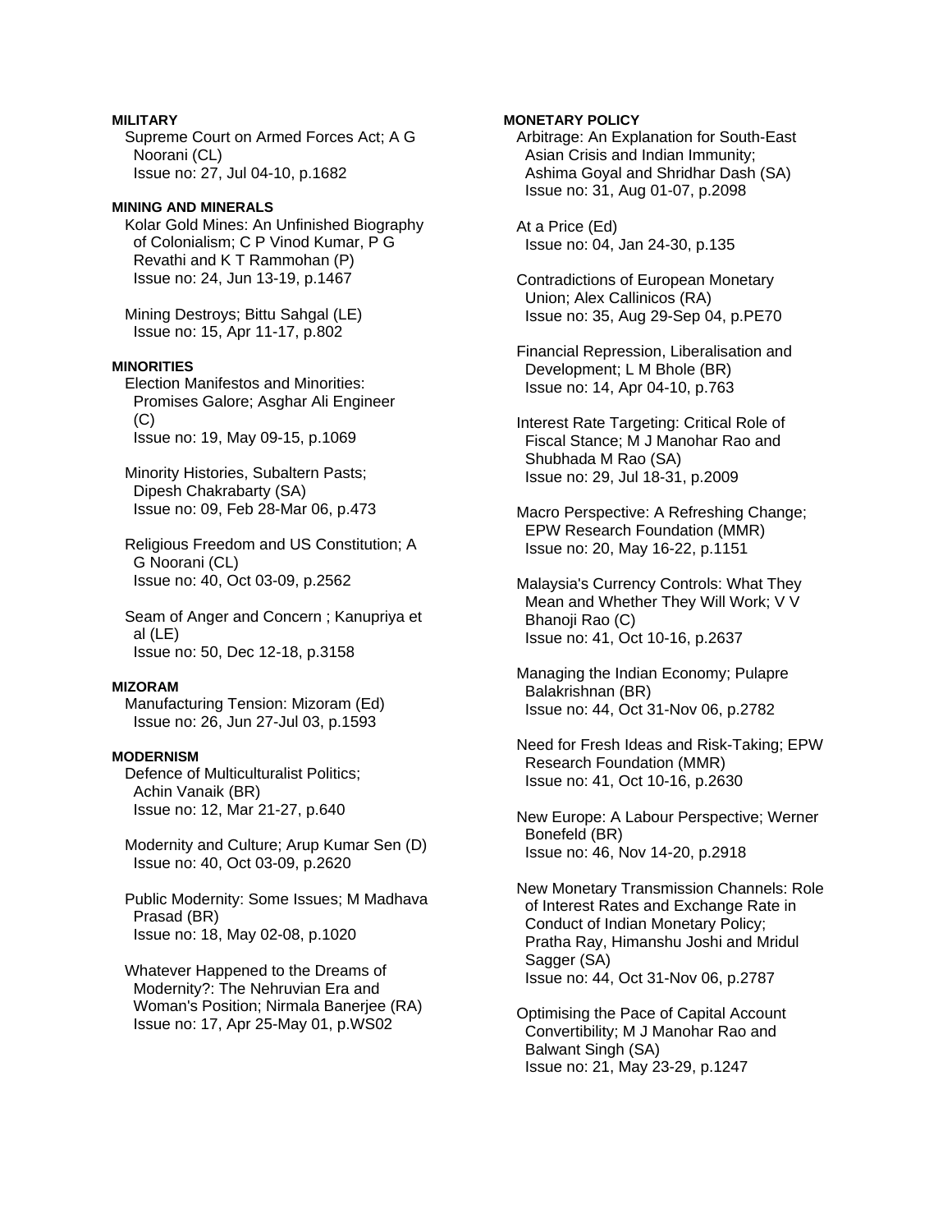**MILITARY**

Supreme Court on Armed Forces Act; A G Noorani (CL)
Issue no: 27, Jul 04-10, p.1682

**MINING AND MINERALS**

Kolar Gold Mines: An Unfinished Biography of Colonialism; C P Vinod Kumar, P G Revathi and K T Rammohan (P)
Issue no: 24, Jun 13-19, p.1467

Mining Destroys; Bittu Sahgal (LE)
Issue no: 15, Apr 11-17, p.802

**MINORITIES**

Election Manifestos and Minorities: Promises Galore; Asghar Ali Engineer (C)
Issue no: 19, May 09-15, p.1069

Minority Histories, Subaltern Pasts; Dipesh Chakrabarty (SA)
Issue no: 09, Feb 28-Mar 06, p.473

Religious Freedom and US Constitution; A G Noorani (CL)
Issue no: 40, Oct 03-09, p.2562

Seam of Anger and Concern ; Kanupriya et al (LE)
Issue no: 50, Dec 12-18, p.3158

**MIZORAM**

Manufacturing Tension: Mizoram (Ed)
Issue no: 26, Jun 27-Jul 03, p.1593

**MODERNISM**

Defence of Multiculturalist Politics; Achin Vanaik (BR)
Issue no: 12, Mar 21-27, p.640

Modernity and Culture; Arup Kumar Sen (D)
Issue no: 40, Oct 03-09, p.2620

Public Modernity: Some Issues; M Madhava Prasad (BR)
Issue no: 18, May 02-08, p.1020

Whatever Happened to the Dreams of Modernity?: The Nehruvian Era and Woman's Position; Nirmala Banerjee (RA)
Issue no: 17, Apr 25-May 01, p.WS02

**MONETARY POLICY**

Arbitrage: An Explanation for South-East Asian Crisis and Indian Immunity; Ashima Goyal and Shridhar Dash (SA)
Issue no: 31, Aug 01-07, p.2098

At a Price (Ed)
Issue no: 04, Jan 24-30, p.135

Contradictions of European Monetary Union; Alex Callinicos (RA)
Issue no: 35, Aug 29-Sep 04, p.PE70

Financial Repression, Liberalisation and Development; L M Bhole (BR)
Issue no: 14, Apr 04-10, p.763

Interest Rate Targeting: Critical Role of Fiscal Stance; M J Manohar Rao and Shubhada M Rao (SA)
Issue no: 29, Jul 18-31, p.2009

Macro Perspective: A Refreshing Change; EPW Research Foundation (MMR)
Issue no: 20, May 16-22, p.1151

Malaysia's Currency Controls: What They Mean and Whether They Will Work; V V Bhanoji Rao (C)
Issue no: 41, Oct 10-16, p.2637

Managing the Indian Economy; Pulapre Balakrishnan (BR)
Issue no: 44, Oct 31-Nov 06, p.2782

Need for Fresh Ideas and Risk-Taking; EPW Research Foundation (MMR)
Issue no: 41, Oct 10-16, p.2630

New Europe: A Labour Perspective; Werner Bonefeld (BR)
Issue no: 46, Nov 14-20, p.2918

New Monetary Transmission Channels: Role of Interest Rates and Exchange Rate in Conduct of Indian Monetary Policy; Pratha Ray, Himanshu Joshi and Mridul Sagger (SA)
Issue no: 44, Oct 31-Nov 06, p.2787

Optimising the Pace of Capital Account Convertibility; M J Manohar Rao and Balwant Singh (SA)
Issue no: 21, May 23-29, p.1247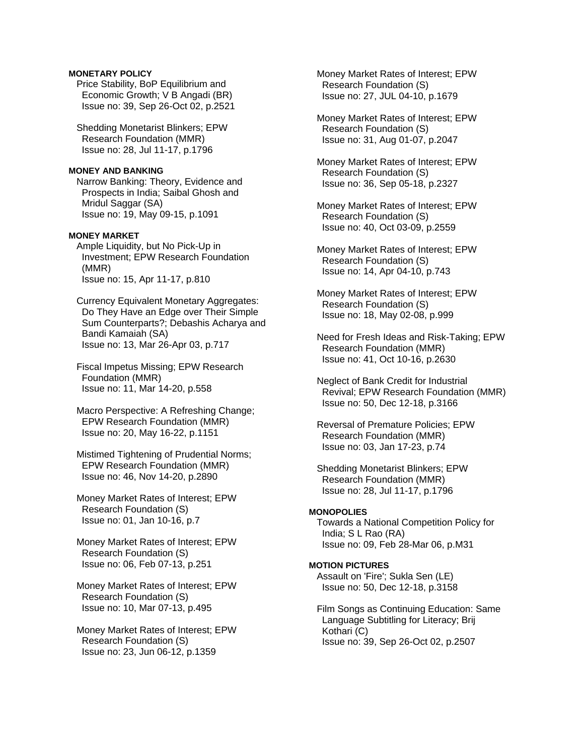**MONETARY POLICY**

Price Stability, BoP Equilibrium and Economic Growth; V B Angadi (BR)
Issue no: 39, Sep 26-Oct 02, p.2521

Shedding Monetarist Blinkers; EPW Research Foundation (MMR)
Issue no: 28, Jul 11-17, p.1796

**MONEY AND BANKING**

Narrow Banking: Theory, Evidence and Prospects in India; Saibal Ghosh and Mridul Saggar (SA)
Issue no: 19, May 09-15, p.1091

**MONEY MARKET**

Ample Liquidity, but No Pick-Up in Investment; EPW Research Foundation (MMR)
Issue no: 15, Apr 11-17, p.810

Currency Equivalent Monetary Aggregates: Do They Have an Edge over Their Simple Sum Counterparts?; Debashis Acharya and Bandi Kamaiah (SA)
Issue no: 13, Mar 26-Apr 03, p.717

Fiscal Impetus Missing; EPW Research Foundation (MMR)
Issue no: 11, Mar 14-20, p.558

Macro Perspective: A Refreshing Change; EPW Research Foundation (MMR)
Issue no: 20, May 16-22, p.1151

Mistimed Tightening of Prudential Norms; EPW Research Foundation (MMR)
Issue no: 46, Nov 14-20, p.2890

Money Market Rates of Interest; EPW Research Foundation (S)
Issue no: 01, Jan 10-16, p.7

Money Market Rates of Interest; EPW Research Foundation (S)
Issue no: 06, Feb 07-13, p.251

Money Market Rates of Interest; EPW Research Foundation (S)
Issue no: 10, Mar 07-13, p.495

Money Market Rates of Interest; EPW Research Foundation (S)
Issue no: 23, Jun 06-12, p.1359

Money Market Rates of Interest; EPW Research Foundation (S)
Issue no: 27, JUL 04-10, p.1679

Money Market Rates of Interest; EPW Research Foundation (S)
Issue no: 31, Aug 01-07, p.2047

Money Market Rates of Interest; EPW Research Foundation (S)
Issue no: 36, Sep 05-18, p.2327

Money Market Rates of Interest; EPW Research Foundation (S)
Issue no: 40, Oct 03-09, p.2559

Money Market Rates of Interest; EPW Research Foundation (S)
Issue no: 14, Apr 04-10, p.743

Money Market Rates of Interest; EPW Research Foundation (S)
Issue no: 18, May 02-08, p.999

Need for Fresh Ideas and Risk-Taking; EPW Research Foundation (MMR)
Issue no: 41, Oct 10-16, p.2630

Neglect of Bank Credit for Industrial Revival; EPW Research Foundation (MMR)
Issue no: 50, Dec 12-18, p.3166

Reversal of Premature Policies; EPW Research Foundation (MMR)
Issue no: 03, Jan 17-23, p.74

Shedding Monetarist Blinkers; EPW Research Foundation (MMR)
Issue no: 28, Jul 11-17, p.1796

**MONOPOLIES**

Towards a National Competition Policy for India; S L Rao (RA)
Issue no: 09, Feb 28-Mar 06, p.M31

**MOTION PICTURES**

Assault on 'Fire'; Sukla Sen (LE)
Issue no: 50, Dec 12-18, p.3158

Film Songs as Continuing Education: Same Language Subtitling for Literacy; Brij Kothari (C)
Issue no: 39, Sep 26-Oct 02, p.2507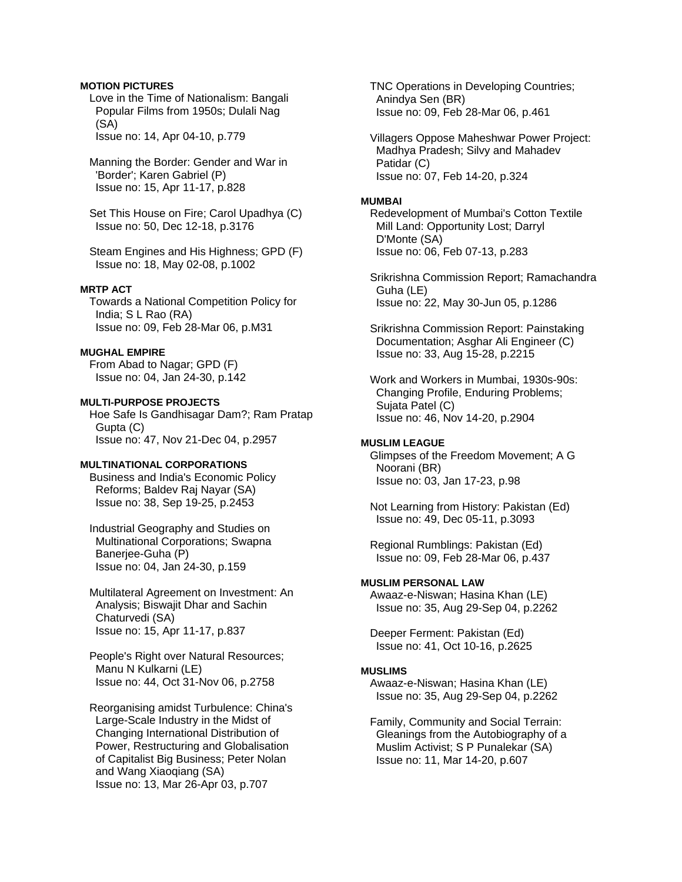**MOTION PICTURES**

Love in the Time of Nationalism: Bangali Popular Films from 1950s; Dulali Nag (SA)
Issue no: 14, Apr 04-10, p.779

Manning the Border: Gender and War in 'Border'; Karen Gabriel (P)
Issue no: 15, Apr 11-17, p.828

Set This House on Fire; Carol Upadhya (C)
Issue no: 50, Dec 12-18, p.3176

Steam Engines and His Highness; GPD (F)
Issue no: 18, May 02-08, p.1002

**MRTP ACT**

Towards a National Competition Policy for India; S L Rao (RA)
Issue no: 09, Feb 28-Mar 06, p.M31

**MUGHAL EMPIRE**

From Abad to Nagar; GPD (F)
Issue no: 04, Jan 24-30, p.142

**MULTI-PURPOSE PROJECTS**

Hoe Safe Is Gandhisagar Dam?; Ram Pratap Gupta (C)
Issue no: 47, Nov 21-Dec 04, p.2957

**MULTINATIONAL CORPORATIONS**

Business and India's Economic Policy Reforms; Baldev Raj Nayar (SA)
Issue no: 38, Sep 19-25, p.2453

Industrial Geography and Studies on Multinational Corporations; Swapna Banerjee-Guha (P)
Issue no: 04, Jan 24-30, p.159

Multilateral Agreement on Investment: An Analysis; Biswajit Dhar and Sachin Chaturvedi (SA)
Issue no: 15, Apr 11-17, p.837

People's Right over Natural Resources; Manu N Kulkarni (LE)
Issue no: 44, Oct 31-Nov 06, p.2758

Reorganising amidst Turbulence: China's Large-Scale Industry in the Midst of Changing International Distribution of Power, Restructuring and Globalisation of Capitalist Big Business; Peter Nolan and Wang Xiaoqiang (SA)
Issue no: 13, Mar 26-Apr 03, p.707

TNC Operations in Developing Countries; Anindya Sen (BR)
Issue no: 09, Feb 28-Mar 06, p.461

Villagers Oppose Maheshwar Power Project: Madhya Pradesh; Silvy and Mahadev Patidar (C)
Issue no: 07, Feb 14-20, p.324

**MUMBAI**

Redevelopment of Mumbai's Cotton Textile Mill Land: Opportunity Lost; Darryl D'Monte (SA)
Issue no: 06, Feb 07-13, p.283

Srikrishna Commission Report; Ramachandra Guha (LE)
Issue no: 22, May 30-Jun 05, p.1286

Srikrishna Commission Report: Painstaking Documentation; Asghar Ali Engineer (C)
Issue no: 33, Aug 15-28, p.2215

Work and Workers in Mumbai, 1930s-90s: Changing Profile, Enduring Problems; Sujata Patel (C)
Issue no: 46, Nov 14-20, p.2904

**MUSLIM LEAGUE**

Glimpses of the Freedom Movement; A G Noorani (BR)
Issue no: 03, Jan 17-23, p.98

Not Learning from History: Pakistan (Ed)
Issue no: 49, Dec 05-11, p.3093

Regional Rumblings: Pakistan (Ed)
Issue no: 09, Feb 28-Mar 06, p.437

**MUSLIM PERSONAL LAW**

Awaaz-e-Niswan; Hasina Khan (LE)
Issue no: 35, Aug 29-Sep 04, p.2262

Deeper Ferment: Pakistan (Ed)
Issue no: 41, Oct 10-16, p.2625

**MUSLIMS**

Awaaz-e-Niswan; Hasina Khan (LE)
Issue no: 35, Aug 29-Sep 04, p.2262

Family, Community and Social Terrain: Gleanings from the Autobiography of a Muslim Activist; S P Punalekar (SA)
Issue no: 11, Mar 14-20, p.607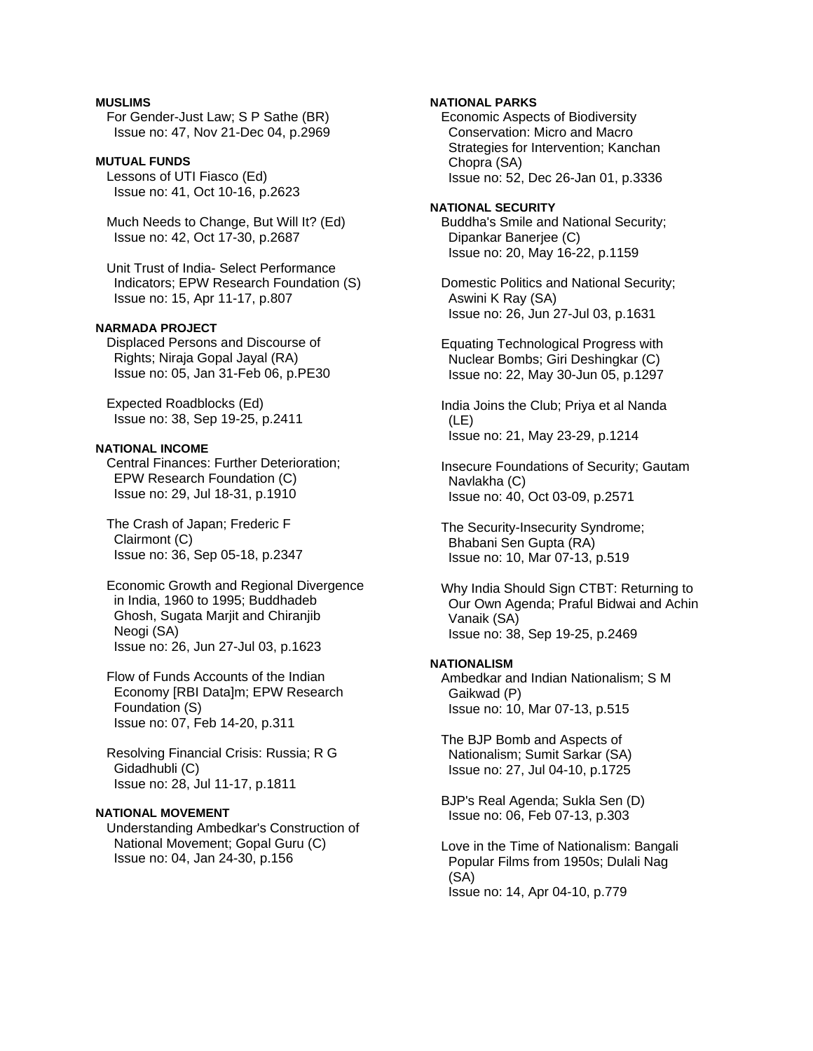**MUSLIMS**

For Gender-Just Law; S P Sathe (BR)
Issue no: 47, Nov 21-Dec 04, p.2969

**MUTUAL FUNDS**

Lessons of UTI Fiasco (Ed)
Issue no: 41, Oct 10-16, p.2623

Much Needs to Change, But Will It? (Ed)
Issue no: 42, Oct 17-30, p.2687

Unit Trust of India- Select Performance Indicators; EPW Research Foundation (S)
Issue no: 15, Apr 11-17, p.807

**NARMADA PROJECT**

Displaced Persons and Discourse of Rights; Niraja Gopal Jayal (RA)
Issue no: 05, Jan 31-Feb 06, p.PE30

Expected Roadblocks (Ed)
Issue no: 38, Sep 19-25, p.2411

**NATIONAL INCOME**

Central Finances: Further Deterioration; EPW Research Foundation (C)
Issue no: 29, Jul 18-31, p.1910

The Crash of Japan; Frederic F Clairmont (C)
Issue no: 36, Sep 05-18, p.2347

Economic Growth and Regional Divergence in India, 1960 to 1995; Buddhadeb Ghosh, Sugata Marjit and Chiranjib Neogi (SA)
Issue no: 26, Jun 27-Jul 03, p.1623

Flow of Funds Accounts of the Indian Economy [RBI Data]m; EPW Research Foundation (S)
Issue no: 07, Feb 14-20, p.311

Resolving Financial Crisis: Russia; R G Gidadhubli (C)
Issue no: 28, Jul 11-17, p.1811

**NATIONAL MOVEMENT**

Understanding Ambedkar's Construction of National Movement; Gopal Guru (C)
Issue no: 04, Jan 24-30, p.156

**NATIONAL PARKS**

Economic Aspects of Biodiversity Conservation: Micro and Macro Strategies for Intervention; Kanchan Chopra (SA)
Issue no: 52, Dec 26-Jan 01, p.3336

**NATIONAL SECURITY**

Buddha's Smile and National Security; Dipankar Banerjee (C)
Issue no: 20, May 16-22, p.1159

Domestic Politics and National Security; Aswini K Ray (SA)
Issue no: 26, Jun 27-Jul 03, p.1631

Equating Technological Progress with Nuclear Bombs; Giri Deshingkar (C)
Issue no: 22, May 30-Jun 05, p.1297

India Joins the Club; Priya et al Nanda (LE)
Issue no: 21, May 23-29, p.1214

Insecure Foundations of Security; Gautam Navlakha (C)
Issue no: 40, Oct 03-09, p.2571

The Security-Insecurity Syndrome; Bhabani Sen Gupta (RA)
Issue no: 10, Mar 07-13, p.519

Why India Should Sign CTBT: Returning to Our Own Agenda; Praful Bidwai and Achin Vanaik (SA)
Issue no: 38, Sep 19-25, p.2469

**NATIONALISM**

Ambedkar and Indian Nationalism; S M Gaikwad (P)
Issue no: 10, Mar 07-13, p.515

The BJP Bomb and Aspects of Nationalism; Sumit Sarkar (SA)
Issue no: 27, Jul 04-10, p.1725

BJP's Real Agenda; Sukla Sen (D)
Issue no: 06, Feb 07-13, p.303

Love in the Time of Nationalism: Bangali Popular Films from 1950s; Dulali Nag (SA)
Issue no: 14, Apr 04-10, p.779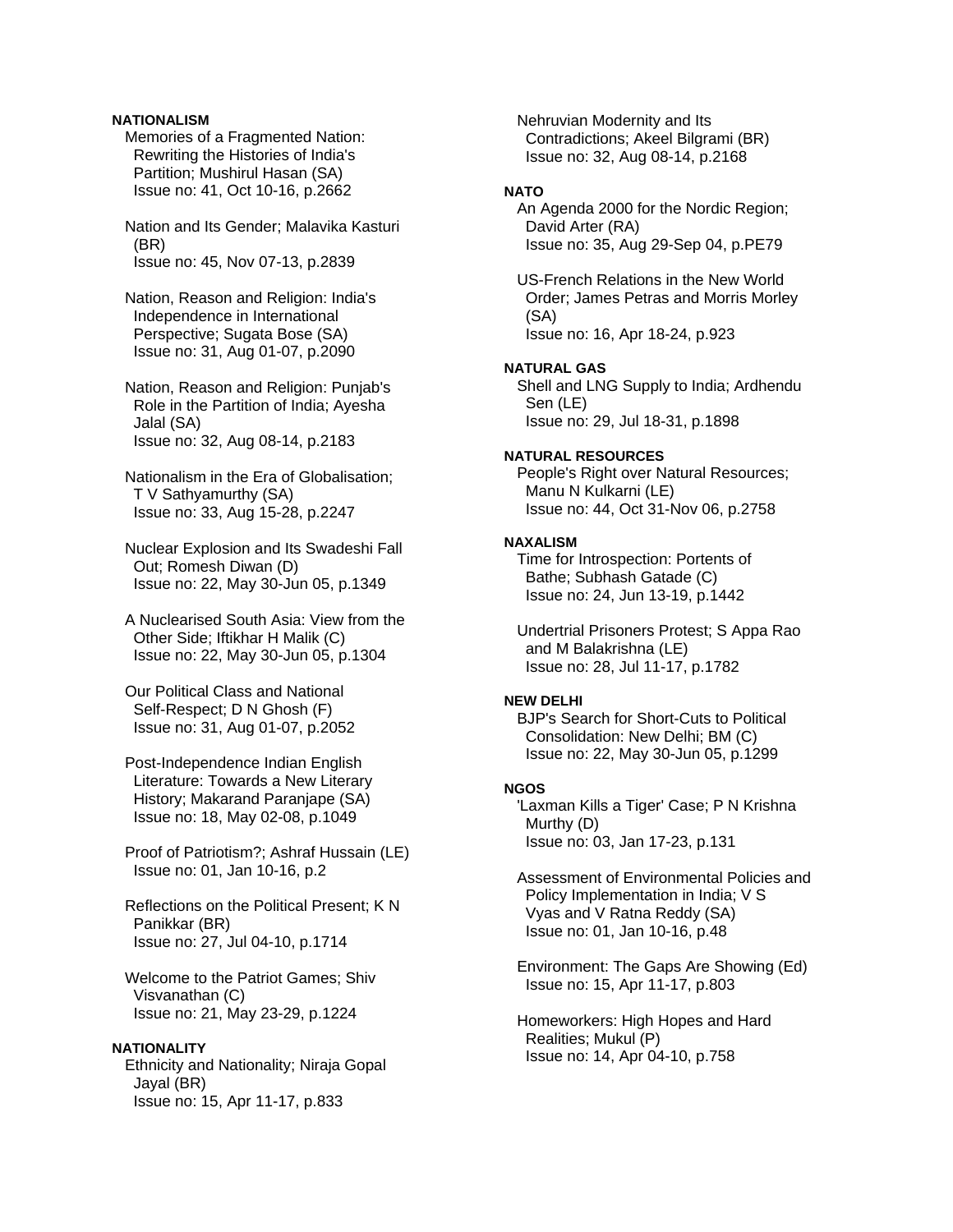**NATIONALISM**

Memories of a Fragmented Nation: Rewriting the Histories of India's Partition; Mushirul Hasan (SA)
Issue no: 41, Oct 10-16, p.2662

Nation and Its Gender; Malavika Kasturi (BR)
Issue no: 45, Nov 07-13, p.2839

Nation, Reason and Religion: India's Independence in International Perspective; Sugata Bose (SA)
Issue no: 31, Aug 01-07, p.2090

Nation, Reason and Religion: Punjab's Role in the Partition of India; Ayesha Jalal (SA)
Issue no: 32, Aug 08-14, p.2183

Nationalism in the Era of Globalisation; T V Sathyamurthy (SA)
Issue no: 33, Aug 15-28, p.2247

Nuclear Explosion and Its Swadeshi Fall Out; Romesh Diwan (D)
Issue no: 22, May 30-Jun 05, p.1349

A Nuclearised South Asia: View from the Other Side; Iftikhar H Malik (C)
Issue no: 22, May 30-Jun 05, p.1304

Our Political Class and National Self-Respect; D N Ghosh (F)
Issue no: 31, Aug 01-07, p.2052

Post-Independence Indian English Literature: Towards a New Literary History; Makarand Paranjape (SA)
Issue no: 18, May 02-08, p.1049

Proof of Patriotism?; Ashraf Hussain (LE)
Issue no: 01, Jan 10-16, p.2

Reflections on the Political Present; K N Panikkar (BR)
Issue no: 27, Jul 04-10, p.1714

Welcome to the Patriot Games; Shiv Visvanathan (C)
Issue no: 21, May 23-29, p.1224

**NATIONALITY**

Ethnicity and Nationality; Niraja Gopal Jayal (BR)
Issue no: 15, Apr 11-17, p.833

Nehruvian Modernity and Its Contradictions; Akeel Bilgrami (BR)
Issue no: 32, Aug 08-14, p.2168

**NATO**

An Agenda 2000 for the Nordic Region; David Arter (RA)
Issue no: 35, Aug 29-Sep 04, p.PE79

US-French Relations in the New World Order; James Petras and Morris Morley (SA)
Issue no: 16, Apr 18-24, p.923

**NATURAL GAS**

Shell and LNG Supply to India; Ardhendu Sen (LE)
Issue no: 29, Jul 18-31, p.1898

**NATURAL RESOURCES**

People's Right over Natural Resources; Manu N Kulkarni (LE)
Issue no: 44, Oct 31-Nov 06, p.2758

**NAXALISM**

Time for Introspection: Portents of Bathe; Subhash Gatade (C)
Issue no: 24, Jun 13-19, p.1442

Undertrial Prisoners Protest; S Appa Rao and M Balakrishna (LE)
Issue no: 28, Jul 11-17, p.1782

**NEW DELHI**

BJP's Search for Short-Cuts to Political Consolidation: New Delhi; BM (C)
Issue no: 22, May 30-Jun 05, p.1299

**NGOS**

'Laxman Kills a Tiger' Case; P N Krishna Murthy (D)
Issue no: 03, Jan 17-23, p.131

Assessment of Environmental Policies and Policy Implementation in India; V S Vyas and V Ratna Reddy (SA)
Issue no: 01, Jan 10-16, p.48

Environment: The Gaps Are Showing (Ed)
Issue no: 15, Apr 11-17, p.803

Homeworkers: High Hopes and Hard Realities; Mukul (P)
Issue no: 14, Apr 04-10, p.758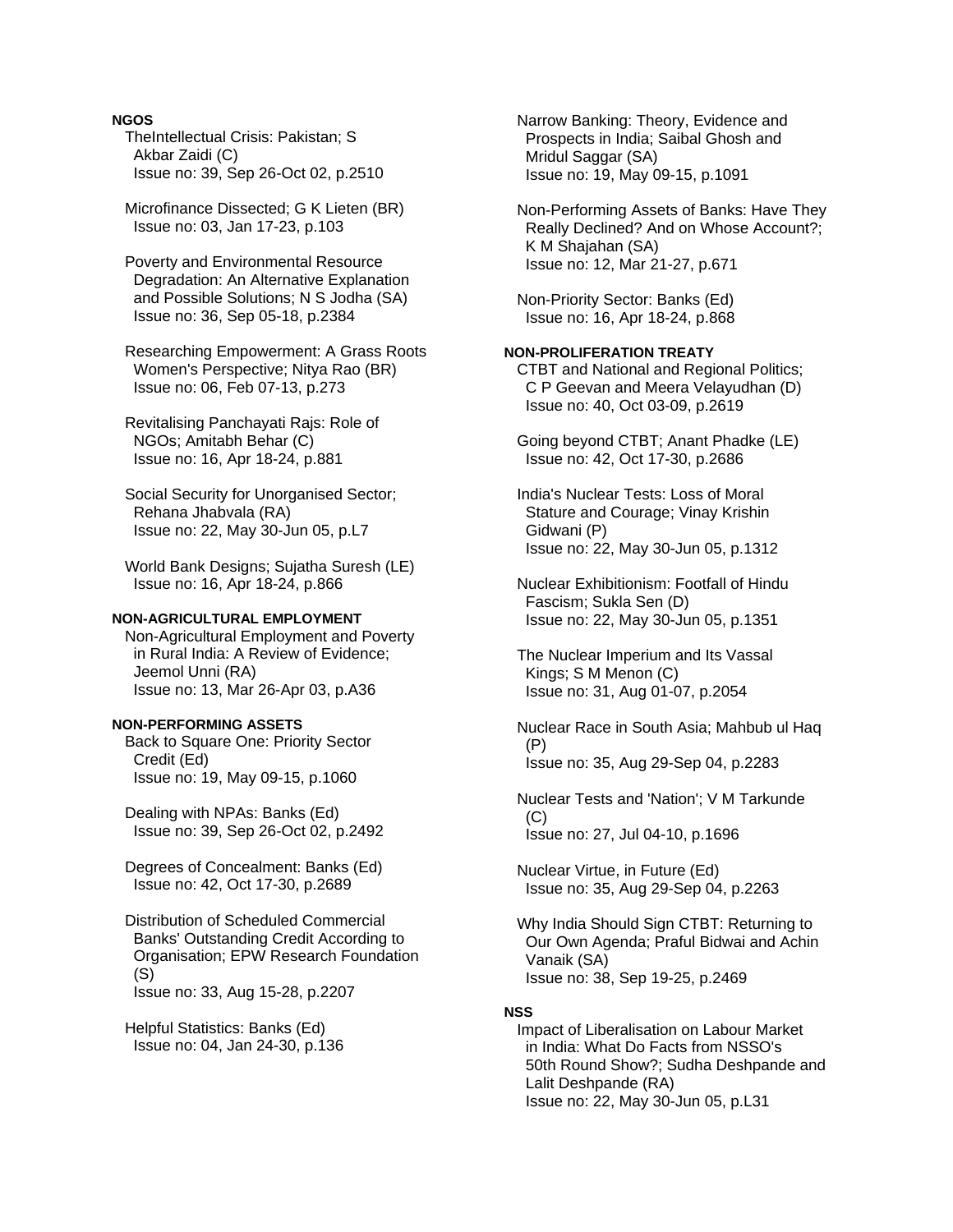**NGOS**

TheIntellectual Crisis: Pakistan; S Akbar Zaidi (C)
Issue no: 39, Sep 26-Oct 02, p.2510

Microfinance Dissected; G K Lieten (BR)
Issue no: 03, Jan 17-23, p.103

Poverty and Environmental Resource Degradation: An Alternative Explanation and Possible Solutions; N S Jodha (SA)
Issue no: 36, Sep 05-18, p.2384

Researching Empowerment: A Grass Roots Women's Perspective; Nitya Rao (BR)
Issue no: 06, Feb 07-13, p.273

Revitalising Panchayati Rajs: Role of NGOs; Amitabh Behar (C)
Issue no: 16, Apr 18-24, p.881

Social Security for Unorganised Sector; Rehana Jhabvala (RA)
Issue no: 22, May 30-Jun 05, p.L7

World Bank Designs; Sujatha Suresh (LE)
Issue no: 16, Apr 18-24, p.866

**NON-AGRICULTURAL EMPLOYMENT**

Non-Agricultural Employment and Poverty in Rural India: A Review of Evidence; Jeemol Unni (RA)
Issue no: 13, Mar 26-Apr 03, p.A36

**NON-PERFORMING ASSETS**

Back to Square One: Priority Sector Credit (Ed)
Issue no: 19, May 09-15, p.1060

Dealing with NPAs: Banks (Ed)
Issue no: 39, Sep 26-Oct 02, p.2492

Degrees of Concealment: Banks (Ed)
Issue no: 42, Oct 17-30, p.2689

Distribution of Scheduled Commercial Banks' Outstanding Credit According to Organisation; EPW Research Foundation (S)
Issue no: 33, Aug 15-28, p.2207

Helpful Statistics: Banks (Ed)
Issue no: 04, Jan 24-30, p.136

Narrow Banking: Theory, Evidence and Prospects in India; Saibal Ghosh and Mridul Saggar (SA)
Issue no: 19, May 09-15, p.1091

Non-Performing Assets of Banks: Have They Really Declined? And on Whose Account?; K M Shajahan (SA)
Issue no: 12, Mar 21-27, p.671

Non-Priority Sector: Banks (Ed)
Issue no: 16, Apr 18-24, p.868

**NON-PROLIFERATION TREATY**

CTBT and National and Regional Politics; C P Geevan and Meera Velayudhan (D)
Issue no: 40, Oct 03-09, p.2619

Going beyond CTBT; Anant Phadke (LE)
Issue no: 42, Oct 17-30, p.2686

India's Nuclear Tests: Loss of Moral Stature and Courage; Vinay Krishin Gidwani (P)
Issue no: 22, May 30-Jun 05, p.1312

Nuclear Exhibitionism: Footfall of Hindu Fascism; Sukla Sen (D)
Issue no: 22, May 30-Jun 05, p.1351

The Nuclear Imperium and Its Vassal Kings; S M Menon (C)
Issue no: 31, Aug 01-07, p.2054

Nuclear Race in South Asia; Mahbub ul Haq (P)
Issue no: 35, Aug 29-Sep 04, p.2283

Nuclear Tests and 'Nation'; V M Tarkunde (C)
Issue no: 27, Jul 04-10, p.1696

Nuclear Virtue, in Future (Ed)
Issue no: 35, Aug 29-Sep 04, p.2263

Why India Should Sign CTBT: Returning to Our Own Agenda; Praful Bidwai and Achin Vanaik (SA)
Issue no: 38, Sep 19-25, p.2469

**NSS**

Impact of Liberalisation on Labour Market in India: What Do Facts from NSSO's 50th Round Show?; Sudha Deshpande and Lalit Deshpande (RA)
Issue no: 22, May 30-Jun 05, p.L31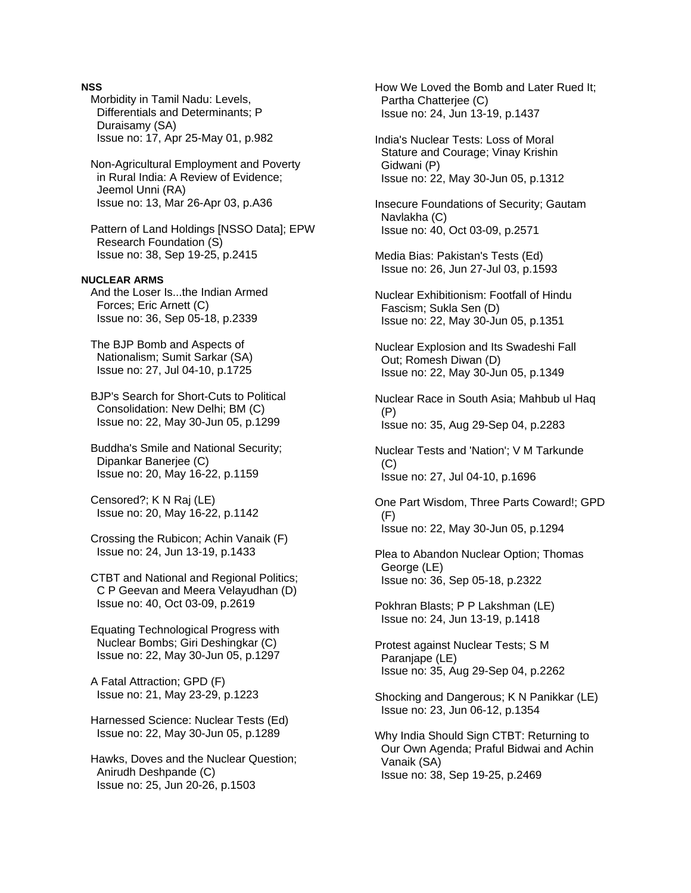**NSS**

Morbidity in Tamil Nadu: Levels, Differentials and Determinants; P Duraisamy (SA)
Issue no: 17, Apr 25-May 01, p.982

Non-Agricultural Employment and Poverty in Rural India: A Review of Evidence; Jeemol Unni (RA)
Issue no: 13, Mar 26-Apr 03, p.A36

Pattern of Land Holdings [NSSO Data]; EPW Research Foundation (S)
Issue no: 38, Sep 19-25, p.2415

**NUCLEAR ARMS**

And the Loser Is...the Indian Armed Forces; Eric Arnett (C)
Issue no: 36, Sep 05-18, p.2339

The BJP Bomb and Aspects of Nationalism; Sumit Sarkar (SA)
Issue no: 27, Jul 04-10, p.1725

BJP's Search for Short-Cuts to Political Consolidation: New Delhi; BM (C)
Issue no: 22, May 30-Jun 05, p.1299

Buddha's Smile and National Security; Dipankar Banerjee (C)
Issue no: 20, May 16-22, p.1159

Censored?; K N Raj (LE)
Issue no: 20, May 16-22, p.1142

Crossing the Rubicon; Achin Vanaik (F)
Issue no: 24, Jun 13-19, p.1433

CTBT and National and Regional Politics; C P Geevan and Meera Velayudhan (D)
Issue no: 40, Oct 03-09, p.2619

Equating Technological Progress with Nuclear Bombs; Giri Deshingkar (C)
Issue no: 22, May 30-Jun 05, p.1297

A Fatal Attraction; GPD (F)
Issue no: 21, May 23-29, p.1223

Harnessed Science: Nuclear Tests (Ed)
Issue no: 22, May 30-Jun 05, p.1289

Hawks, Doves and the Nuclear Question; Anirudh Deshpande (C)
Issue no: 25, Jun 20-26, p.1503

How We Loved the Bomb and Later Rued It; Partha Chatterjee (C)
Issue no: 24, Jun 13-19, p.1437

India's Nuclear Tests: Loss of Moral Stature and Courage; Vinay Krishin Gidwani (P)
Issue no: 22, May 30-Jun 05, p.1312

Insecure Foundations of Security; Gautam Navlakha (C)
Issue no: 40, Oct 03-09, p.2571

Media Bias: Pakistan's Tests (Ed)
Issue no: 26, Jun 27-Jul 03, p.1593

Nuclear Exhibitionism: Footfall of Hindu Fascism; Sukla Sen (D)
Issue no: 22, May 30-Jun 05, p.1351

Nuclear Explosion and Its Swadeshi Fall Out; Romesh Diwan (D)
Issue no: 22, May 30-Jun 05, p.1349

Nuclear Race in South Asia; Mahbub ul Haq (P)
Issue no: 35, Aug 29-Sep 04, p.2283

Nuclear Tests and 'Nation'; V M Tarkunde (C)
Issue no: 27, Jul 04-10, p.1696

One Part Wisdom, Three Parts Coward!; GPD (F)
Issue no: 22, May 30-Jun 05, p.1294

Plea to Abandon Nuclear Option; Thomas George (LE)
Issue no: 36, Sep 05-18, p.2322

Pokhran Blasts; P P Lakshman (LE)
Issue no: 24, Jun 13-19, p.1418

Protest against Nuclear Tests; S M Paranjape (LE)
Issue no: 35, Aug 29-Sep 04, p.2262

Shocking and Dangerous; K N Panikkar (LE)
Issue no: 23, Jun 06-12, p.1354

Why India Should Sign CTBT: Returning to Our Own Agenda; Praful Bidwai and Achin Vanaik (SA)
Issue no: 38, Sep 19-25, p.2469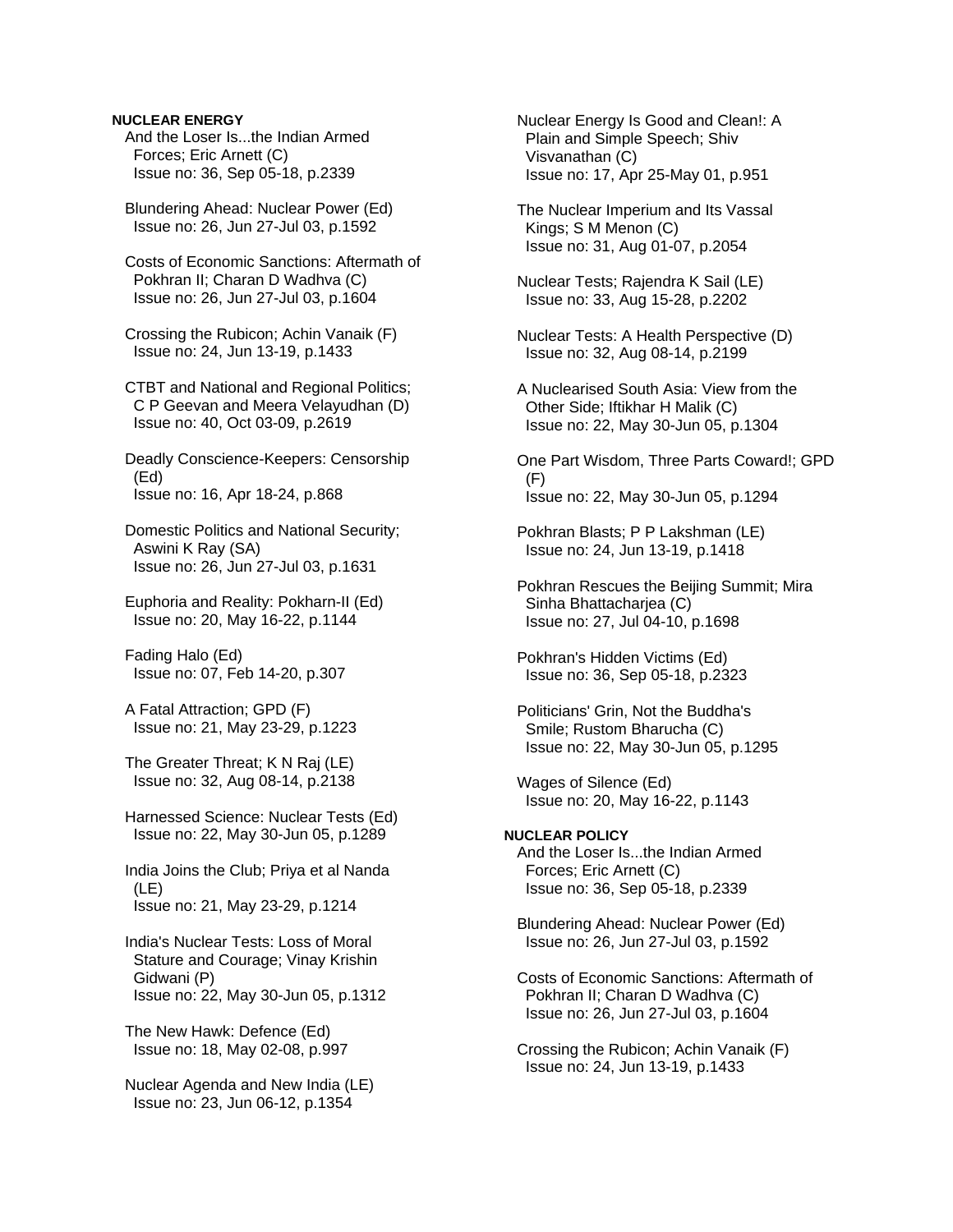**NUCLEAR ENERGY**

And the Loser Is...the Indian Armed Forces; Eric Arnett (C)
Issue no: 36, Sep 05-18, p.2339

Blundering Ahead: Nuclear Power (Ed)
Issue no: 26, Jun 27-Jul 03, p.1592

Costs of Economic Sanctions: Aftermath of Pokhran II; Charan D Wadhva (C)
Issue no: 26, Jun 27-Jul 03, p.1604

Crossing the Rubicon; Achin Vanaik (F)
Issue no: 24, Jun 13-19, p.1433

CTBT and National and Regional Politics; C P Geevan and Meera Velayudhan (D)
Issue no: 40, Oct 03-09, p.2619

Deadly Conscience-Keepers: Censorship (Ed)
Issue no: 16, Apr 18-24, p.868

Domestic Politics and National Security; Aswini K Ray (SA)
Issue no: 26, Jun 27-Jul 03, p.1631

Euphoria and Reality: Pokharn-II (Ed)
Issue no: 20, May 16-22, p.1144

Fading Halo (Ed)
Issue no: 07, Feb 14-20, p.307

A Fatal Attraction; GPD (F)
Issue no: 21, May 23-29, p.1223

The Greater Threat; K N Raj (LE)
Issue no: 32, Aug 08-14, p.2138

Harnessed Science: Nuclear Tests (Ed)
Issue no: 22, May 30-Jun 05, p.1289

India Joins the Club; Priya et al Nanda (LE)
Issue no: 21, May 23-29, p.1214

India's Nuclear Tests: Loss of Moral Stature and Courage; Vinay Krishin Gidwani (P)
Issue no: 22, May 30-Jun 05, p.1312

The New Hawk: Defence (Ed)
Issue no: 18, May 02-08, p.997

Nuclear Agenda and New India (LE)
Issue no: 23, Jun 06-12, p.1354

Nuclear Energy Is Good and Clean!: A Plain and Simple Speech; Shiv Visvanathan (C)
Issue no: 17, Apr 25-May 01, p.951

The Nuclear Imperium and Its Vassal Kings; S M Menon (C)
Issue no: 31, Aug 01-07, p.2054

Nuclear Tests; Rajendra K Sail (LE)
Issue no: 33, Aug 15-28, p.2202

Nuclear Tests: A Health Perspective (D)
Issue no: 32, Aug 08-14, p.2199

A Nuclearised South Asia: View from the Other Side; Iftikhar H Malik (C)
Issue no: 22, May 30-Jun 05, p.1304

One Part Wisdom, Three Parts Coward!; GPD (F)
Issue no: 22, May 30-Jun 05, p.1294

Pokhran Blasts; P P Lakshman (LE)
Issue no: 24, Jun 13-19, p.1418

Pokhran Rescues the Beijing Summit; Mira Sinha Bhattacharjea (C)
Issue no: 27, Jul 04-10, p.1698

Pokhran's Hidden Victims (Ed)
Issue no: 36, Sep 05-18, p.2323

Politicians' Grin, Not the Buddha's Smile; Rustom Bharucha (C)
Issue no: 22, May 30-Jun 05, p.1295

Wages of Silence (Ed)
Issue no: 20, May 16-22, p.1143

**NUCLEAR POLICY**

And the Loser Is...the Indian Armed Forces; Eric Arnett (C)
Issue no: 36, Sep 05-18, p.2339

Blundering Ahead: Nuclear Power (Ed)
Issue no: 26, Jun 27-Jul 03, p.1592

Costs of Economic Sanctions: Aftermath of Pokhran II; Charan D Wadhva (C)
Issue no: 26, Jun 27-Jul 03, p.1604

Crossing the Rubicon; Achin Vanaik (F)
Issue no: 24, Jun 13-19, p.1433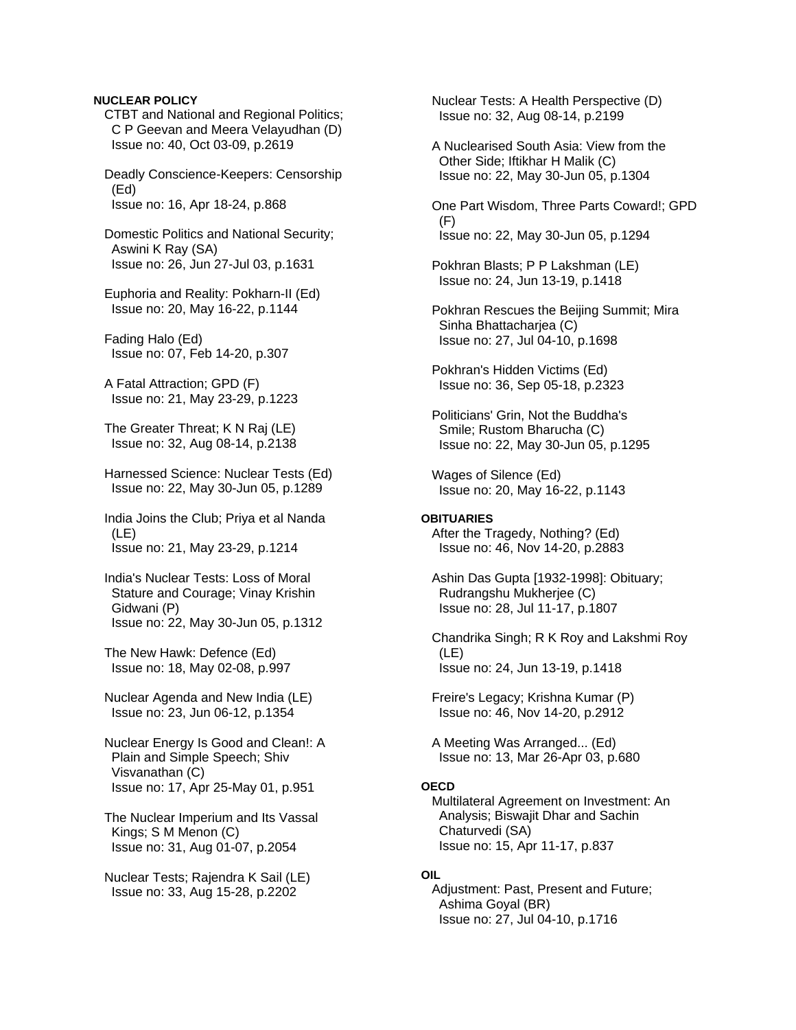**NUCLEAR POLICY**

CTBT and National and Regional Politics; C P Geevan and Meera Velayudhan (D)
Issue no: 40, Oct 03-09, p.2619

Deadly Conscience-Keepers: Censorship (Ed)
Issue no: 16, Apr 18-24, p.868

Domestic Politics and National Security; Aswini K Ray (SA)
Issue no: 26, Jun 27-Jul 03, p.1631

Euphoria and Reality: Pokharn-II (Ed)
Issue no: 20, May 16-22, p.1144

Fading Halo (Ed)
Issue no: 07, Feb 14-20, p.307

A Fatal Attraction; GPD (F)
Issue no: 21, May 23-29, p.1223

The Greater Threat; K N Raj (LE)
Issue no: 32, Aug 08-14, p.2138

Harnessed Science: Nuclear Tests (Ed)
Issue no: 22, May 30-Jun 05, p.1289

India Joins the Club; Priya et al Nanda (LE)
Issue no: 21, May 23-29, p.1214

India's Nuclear Tests: Loss of Moral Stature and Courage; Vinay Krishin Gidwani (P)
Issue no: 22, May 30-Jun 05, p.1312

The New Hawk: Defence (Ed)
Issue no: 18, May 02-08, p.997

Nuclear Agenda and New India (LE)
Issue no: 23, Jun 06-12, p.1354

Nuclear Energy Is Good and Clean!: A Plain and Simple Speech; Shiv Visvanathan (C)
Issue no: 17, Apr 25-May 01, p.951

The Nuclear Imperium and Its Vassal Kings; S M Menon (C)
Issue no: 31, Aug 01-07, p.2054

Nuclear Tests; Rajendra K Sail (LE)
Issue no: 33, Aug 15-28, p.2202

Nuclear Tests: A Health Perspective (D)
Issue no: 32, Aug 08-14, p.2199

A Nuclearised South Asia: View from the Other Side; Iftikhar H Malik (C)
Issue no: 22, May 30-Jun 05, p.1304

One Part Wisdom, Three Parts Coward!; GPD (F)
Issue no: 22, May 30-Jun 05, p.1294

Pokhran Blasts; P P Lakshman (LE)
Issue no: 24, Jun 13-19, p.1418

Pokhran Rescues the Beijing Summit; Mira Sinha Bhattacharjea (C)
Issue no: 27, Jul 04-10, p.1698

Pokhran's Hidden Victims (Ed)
Issue no: 36, Sep 05-18, p.2323

Politicians' Grin, Not the Buddha's Smile; Rustom Bharucha (C)
Issue no: 22, May 30-Jun 05, p.1295

Wages of Silence (Ed)
Issue no: 20, May 16-22, p.1143

**OBITUARIES**

After the Tragedy, Nothing? (Ed)
Issue no: 46, Nov 14-20, p.2883

Ashin Das Gupta [1932-1998]: Obituary; Rudrangshu Mukherjee (C)
Issue no: 28, Jul 11-17, p.1807

Chandrika Singh; R K Roy and Lakshmi Roy (LE)
Issue no: 24, Jun 13-19, p.1418

Freire's Legacy; Krishna Kumar (P)
Issue no: 46, Nov 14-20, p.2912

A Meeting Was Arranged... (Ed)
Issue no: 13, Mar 26-Apr 03, p.680

**OECD**

Multilateral Agreement on Investment: An Analysis; Biswajit Dhar and Sachin Chaturvedi (SA)
Issue no: 15, Apr 11-17, p.837

**OIL**

Adjustment: Past, Present and Future; Ashima Goyal (BR)
Issue no: 27, Jul 04-10, p.1716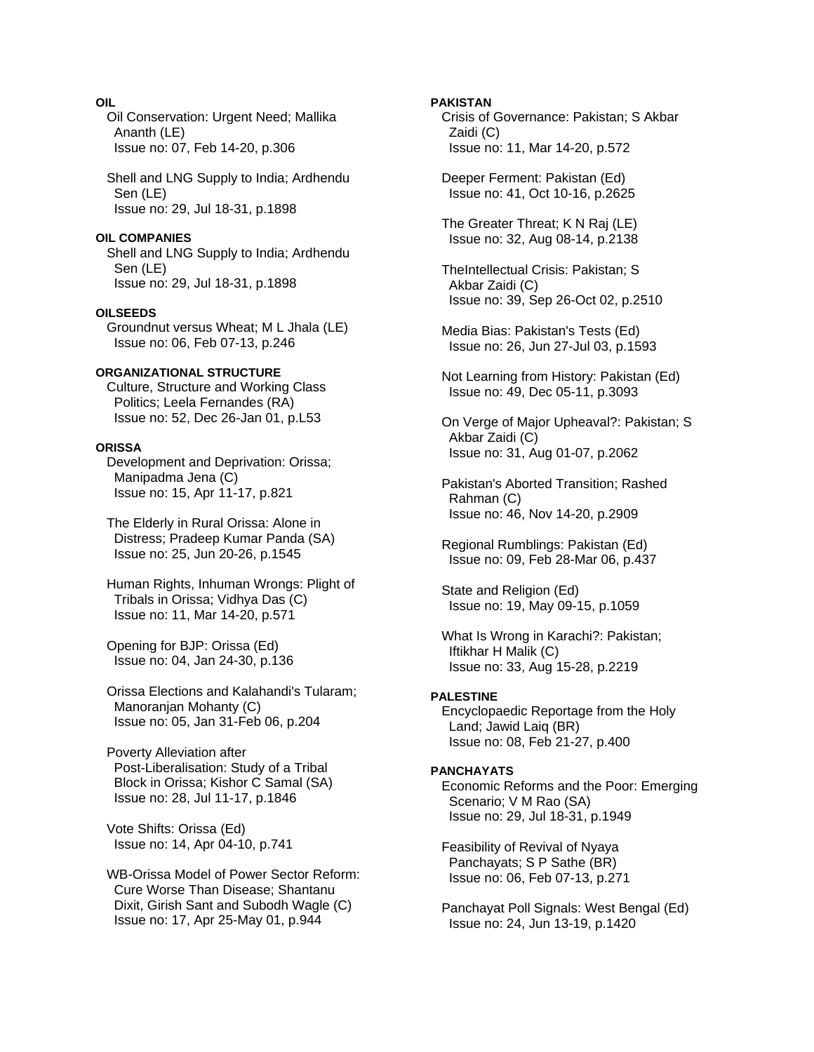**OIL**

Oil Conservation: Urgent Need; Mallika Ananth (LE)
Issue no: 07, Feb 14-20, p.306

Shell and LNG Supply to India; Ardhendu Sen (LE)
Issue no: 29, Jul 18-31, p.1898

**OIL COMPANIES**

Shell and LNG Supply to India; Ardhendu Sen (LE)
Issue no: 29, Jul 18-31, p.1898

**OILSEEDS**

Groundnut versus Wheat; M L Jhala (LE)
Issue no: 06, Feb 07-13, p.246

**ORGANIZATIONAL STRUCTURE**

Culture, Structure and Working Class Politics; Leela Fernandes (RA)
Issue no: 52, Dec 26-Jan 01, p.L53

**ORISSA**

Development and Deprivation: Orissa; Manipadma Jena (C)
Issue no: 15, Apr 11-17, p.821

The Elderly in Rural Orissa: Alone in Distress; Pradeep Kumar Panda (SA)
Issue no: 25, Jun 20-26, p.1545

Human Rights, Inhuman Wrongs: Plight of Tribals in Orissa; Vidhya Das (C)
Issue no: 11, Mar 14-20, p.571

Opening for BJP: Orissa (Ed)
Issue no: 04, Jan 24-30, p.136

Orissa Elections and Kalahandi's Tularam; Manoranjan Mohanty (C)
Issue no: 05, Jan 31-Feb 06, p.204

Poverty Alleviation after Post-Liberalisation: Study of a Tribal Block in Orissa; Kishor C Samal (SA)
Issue no: 28, Jul 11-17, p.1846

Vote Shifts: Orissa (Ed)
Issue no: 14, Apr 04-10, p.741

WB-Orissa Model of Power Sector Reform: Cure Worse Than Disease; Shantanu Dixit, Girish Sant and Subodh Wagle (C)
Issue no: 17, Apr 25-May 01, p.944

**PAKISTAN**

Crisis of Governance: Pakistan; S Akbar Zaidi (C)
Issue no: 11, Mar 14-20, p.572

Deeper Ferment: Pakistan (Ed)
Issue no: 41, Oct 10-16, p.2625

The Greater Threat; K N Raj (LE)
Issue no: 32, Aug 08-14, p.2138

TheIntellectual Crisis: Pakistan; S Akbar Zaidi (C)
Issue no: 39, Sep 26-Oct 02, p.2510

Media Bias: Pakistan's Tests (Ed)
Issue no: 26, Jun 27-Jul 03, p.1593

Not Learning from History: Pakistan (Ed)
Issue no: 49, Dec 05-11, p.3093

On Verge of Major Upheaval?: Pakistan; S Akbar Zaidi (C)
Issue no: 31, Aug 01-07, p.2062

Pakistan's Aborted Transition; Rashed Rahman (C)
Issue no: 46, Nov 14-20, p.2909

Regional Rumblings: Pakistan (Ed)
Issue no: 09, Feb 28-Mar 06, p.437

State and Religion (Ed)
Issue no: 19, May 09-15, p.1059

What Is Wrong in Karachi?: Pakistan; Iftikhar H Malik (C)
Issue no: 33, Aug 15-28, p.2219

**PALESTINE**

Encyclopaedic Reportage from the Holy Land; Jawid Laiq (BR)
Issue no: 08, Feb 21-27, p.400

**PANCHAYATS**

Economic Reforms and the Poor: Emerging Scenario; V M Rao (SA)
Issue no: 29, Jul 18-31, p.1949

Feasibility of Revival of Nyaya Panchayats; S P Sathe (BR)
Issue no: 06, Feb 07-13, p.271

Panchayat Poll Signals: West Bengal (Ed)
Issue no: 24, Jun 13-19, p.1420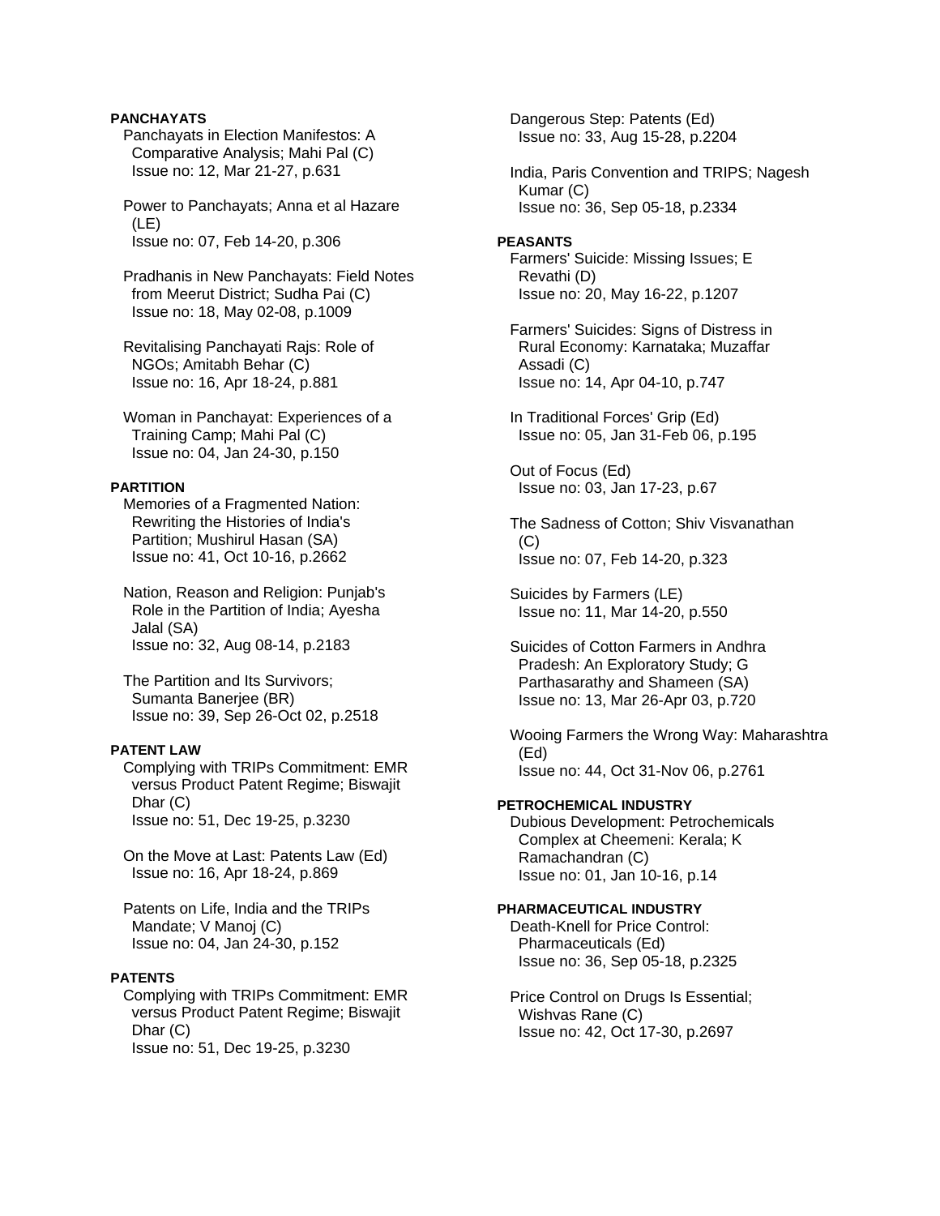**PANCHAYATS**

Panchayats in Election Manifestos: A Comparative Analysis; Mahi Pal (C)
Issue no: 12, Mar 21-27, p.631

Power to Panchayats; Anna et al Hazare (LE)
Issue no: 07, Feb 14-20, p.306

Pradhanis in New Panchayats: Field Notes from Meerut District; Sudha Pai (C)
Issue no: 18, May 02-08, p.1009

Revitalising Panchayati Rajs: Role of NGOs; Amitabh Behar (C)
Issue no: 16, Apr 18-24, p.881

Woman in Panchayat: Experiences of a Training Camp; Mahi Pal (C)
Issue no: 04, Jan 24-30, p.150

**PARTITION**

Memories of a Fragmented Nation: Rewriting the Histories of India's Partition; Mushirul Hasan (SA)
Issue no: 41, Oct 10-16, p.2662

Nation, Reason and Religion: Punjab's Role in the Partition of India; Ayesha Jalal (SA)
Issue no: 32, Aug 08-14, p.2183

The Partition and Its Survivors; Sumanta Banerjee (BR)
Issue no: 39, Sep 26-Oct 02, p.2518

**PATENT LAW**

Complying with TRIPs Commitment: EMR versus Product Patent Regime; Biswajit Dhar (C)
Issue no: 51, Dec 19-25, p.3230

On the Move at Last: Patents Law (Ed)
Issue no: 16, Apr 18-24, p.869

Patents on Life, India and the TRIPs Mandate; V Manoj (C)
Issue no: 04, Jan 24-30, p.152

**PATENTS**

Complying with TRIPs Commitment: EMR versus Product Patent Regime; Biswajit Dhar (C)
Issue no: 51, Dec 19-25, p.3230

Dangerous Step: Patents (Ed)
Issue no: 33, Aug 15-28, p.2204

India, Paris Convention and TRIPS; Nagesh Kumar (C)
Issue no: 36, Sep 05-18, p.2334

**PEASANTS**

Farmers' Suicide: Missing Issues; E Revathi (D)
Issue no: 20, May 16-22, p.1207

Farmers' Suicides: Signs of Distress in Rural Economy: Karnataka; Muzaffar Assadi (C)
Issue no: 14, Apr 04-10, p.747

In Traditional Forces' Grip (Ed)
Issue no: 05, Jan 31-Feb 06, p.195

Out of Focus (Ed)
Issue no: 03, Jan 17-23, p.67

The Sadness of Cotton; Shiv Visvanathan (C)
Issue no: 07, Feb 14-20, p.323

Suicides by Farmers (LE)
Issue no: 11, Mar 14-20, p.550

Suicides of Cotton Farmers in Andhra Pradesh: An Exploratory Study; G Parthasarathy and Shameen (SA)
Issue no: 13, Mar 26-Apr 03, p.720

Wooing Farmers the Wrong Way: Maharashtra (Ed)
Issue no: 44, Oct 31-Nov 06, p.2761

**PETROCHEMICAL INDUSTRY**

Dubious Development: Petrochemicals Complex at Cheemeni: Kerala; K Ramachandran (C)
Issue no: 01, Jan 10-16, p.14

**PHARMACEUTICAL INDUSTRY**

Death-Knell for Price Control: Pharmaceuticals (Ed)
Issue no: 36, Sep 05-18, p.2325

Price Control on Drugs Is Essential; Wishvas Rane (C)
Issue no: 42, Oct 17-30, p.2697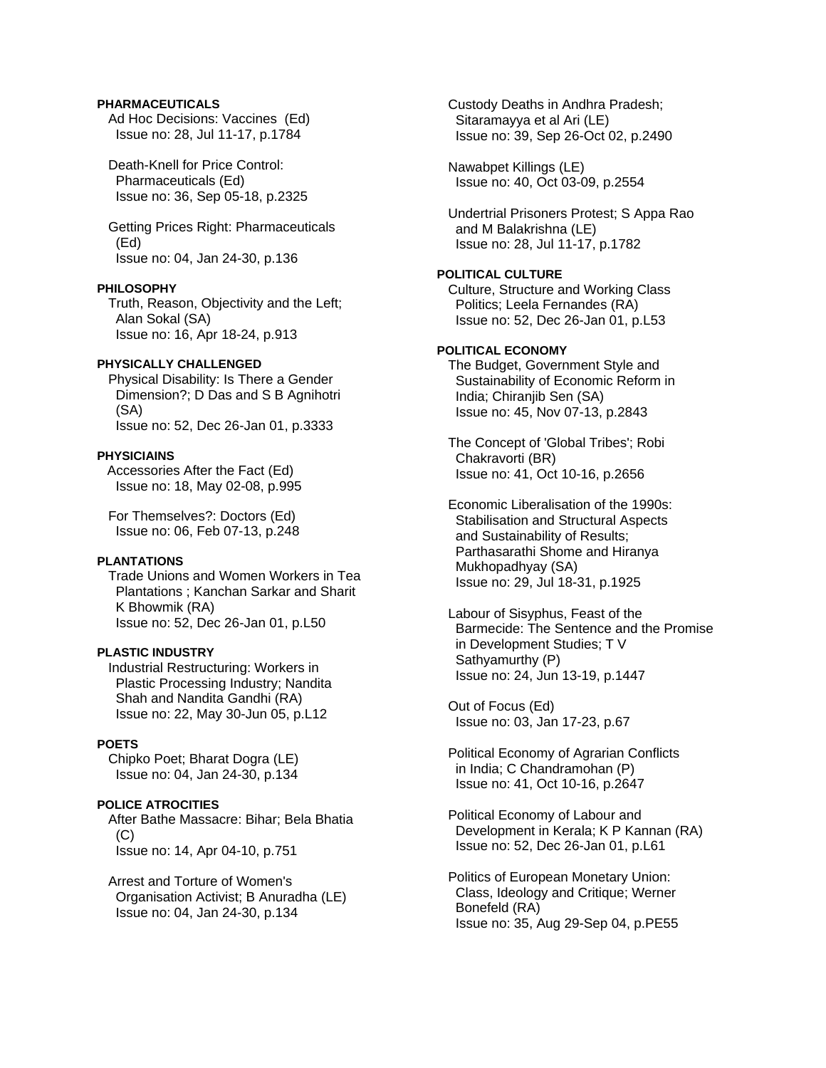**PHARMACEUTICALS**

Ad Hoc Decisions: Vaccines (Ed)
Issue no: 28, Jul 11-17, p.1784

Death-Knell for Price Control: Pharmaceuticals (Ed)
Issue no: 36, Sep 05-18, p.2325

Getting Prices Right: Pharmaceuticals (Ed)
Issue no: 04, Jan 24-30, p.136

**PHILOSOPHY**

Truth, Reason, Objectivity and the Left; Alan Sokal (SA)
Issue no: 16, Apr 18-24, p.913

**PHYSICALLY CHALLENGED**

Physical Disability: Is There a Gender Dimension?; D Das and S B Agnihotri (SA)
Issue no: 52, Dec 26-Jan 01, p.3333

**PHYSICIAINS**

Accessories After the Fact (Ed)
Issue no: 18, May 02-08, p.995

For Themselves?: Doctors (Ed)
Issue no: 06, Feb 07-13, p.248

**PLANTATIONS**

Trade Unions and Women Workers in Tea Plantations ; Kanchan Sarkar and Sharit K Bhowmik (RA)
Issue no: 52, Dec 26-Jan 01, p.L50

**PLASTIC INDUSTRY**

Industrial Restructuring: Workers in Plastic Processing Industry; Nandita Shah and Nandita Gandhi (RA)
Issue no: 22, May 30-Jun 05, p.L12

**POETS**

Chipko Poet; Bharat Dogra (LE)
Issue no: 04, Jan 24-30, p.134

**POLICE ATROCITIES**

After Bathe Massacre: Bihar; Bela Bhatia (C)
Issue no: 14, Apr 04-10, p.751

Arrest and Torture of Women's Organisation Activist; B Anuradha (LE)
Issue no: 04, Jan 24-30, p.134

Custody Deaths in Andhra Pradesh; Sitaramayya et al Ari (LE)
Issue no: 39, Sep 26-Oct 02, p.2490

Nawabpet Killings (LE)
Issue no: 40, Oct 03-09, p.2554

Undertrial Prisoners Protest; S Appa Rao and M Balakrishna (LE)
Issue no: 28, Jul 11-17, p.1782

**POLITICAL CULTURE**

Culture, Structure and Working Class Politics; Leela Fernandes (RA)
Issue no: 52, Dec 26-Jan 01, p.L53

**POLITICAL ECONOMY**

The Budget, Government Style and Sustainability of Economic Reform in India; Chiranjib Sen (SA)
Issue no: 45, Nov 07-13, p.2843

The Concept of 'Global Tribes'; Robi Chakravorti (BR)
Issue no: 41, Oct 10-16, p.2656

Economic Liberalisation of the 1990s: Stabilisation and Structural Aspects and Sustainability of Results; Parthasarathi Shome and Hiranya Mukhopadhyay (SA)
Issue no: 29, Jul 18-31, p.1925

Labour of Sisyphus, Feast of the Barmecide: The Sentence and the Promise in Development Studies; T V Sathyamurthy (P)
Issue no: 24, Jun 13-19, p.1447

Out of Focus (Ed)
Issue no: 03, Jan 17-23, p.67

Political Economy of Agrarian Conflicts in India; C Chandramohan (P)
Issue no: 41, Oct 10-16, p.2647

Political Economy of Labour and Development in Kerala; K P Kannan (RA)
Issue no: 52, Dec 26-Jan 01, p.L61

Politics of European Monetary Union: Class, Ideology and Critique; Werner Bonefeld (RA)
Issue no: 35, Aug 29-Sep 04, p.PE55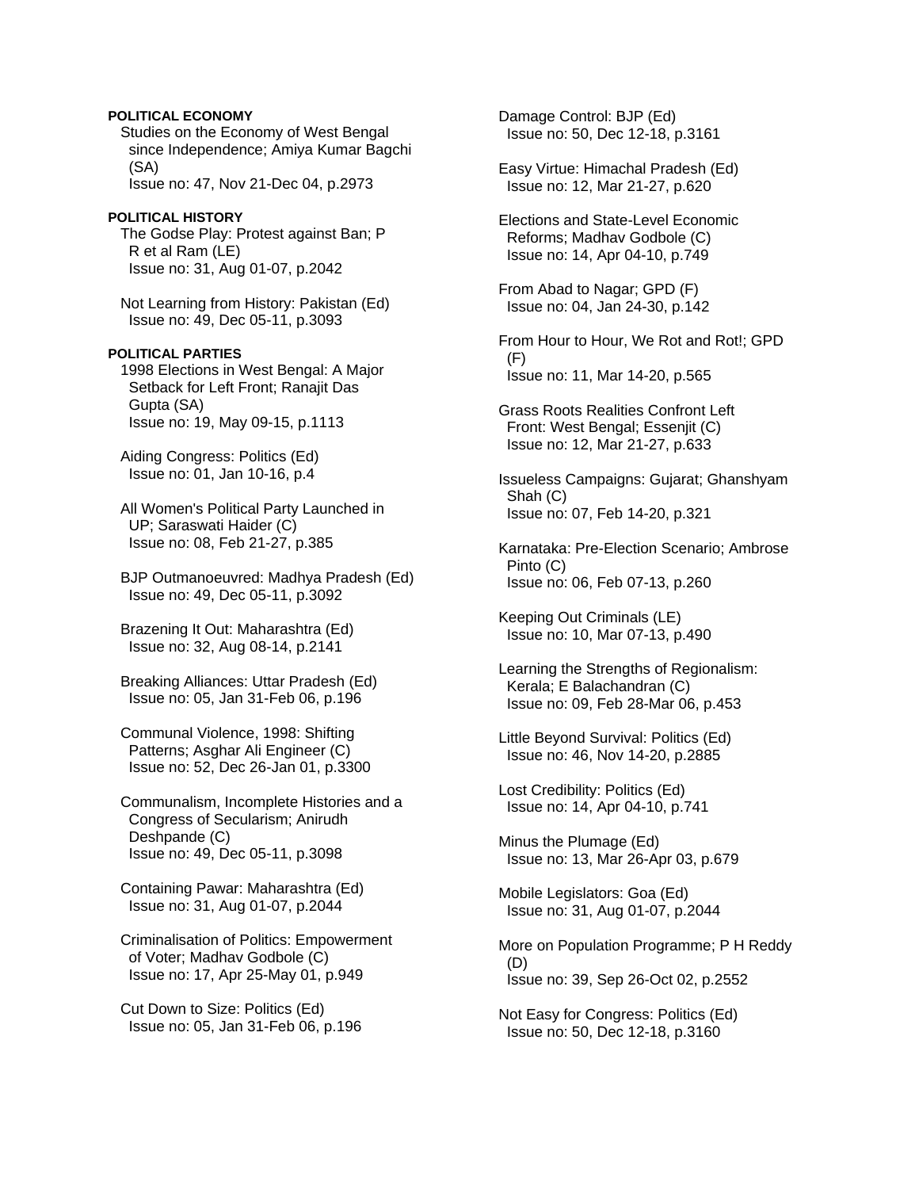**POLITICAL ECONOMY**

Studies on the Economy of West Bengal since Independence; Amiya Kumar Bagchi (SA)
Issue no: 47, Nov 21-Dec 04, p.2973

**POLITICAL HISTORY**

The Godse Play: Protest against Ban; P R et al Ram (LE)
Issue no: 31, Aug 01-07, p.2042

Not Learning from History: Pakistan (Ed)
Issue no: 49, Dec 05-11, p.3093

**POLITICAL PARTIES**

1998 Elections in West Bengal: A Major Setback for Left Front; Ranajit Das Gupta (SA)
Issue no: 19, May 09-15, p.1113

Aiding Congress: Politics (Ed)
Issue no: 01, Jan 10-16, p.4

All Women's Political Party Launched in UP; Saraswati Haider (C)
Issue no: 08, Feb 21-27, p.385

BJP Outmanoeuvred: Madhya Pradesh (Ed)
Issue no: 49, Dec 05-11, p.3092

Brazening It Out: Maharashtra (Ed)
Issue no: 32, Aug 08-14, p.2141

Breaking Alliances: Uttar Pradesh (Ed)
Issue no: 05, Jan 31-Feb 06, p.196

Communal Violence, 1998: Shifting Patterns; Asghar Ali Engineer (C)
Issue no: 52, Dec 26-Jan 01, p.3300

Communalism, Incomplete Histories and a Congress of Secularism; Anirudh Deshpande (C)
Issue no: 49, Dec 05-11, p.3098

Containing Pawar: Maharashtra (Ed)
Issue no: 31, Aug 01-07, p.2044

Criminalisation of Politics: Empowerment of Voter; Madhav Godbole (C)
Issue no: 17, Apr 25-May 01, p.949

Cut Down to Size: Politics (Ed)
Issue no: 05, Jan 31-Feb 06, p.196

Damage Control: BJP (Ed)
Issue no: 50, Dec 12-18, p.3161

Easy Virtue: Himachal Pradesh (Ed)
Issue no: 12, Mar 21-27, p.620

Elections and State-Level Economic Reforms; Madhav Godbole (C)
Issue no: 14, Apr 04-10, p.749

From Abad to Nagar; GPD (F)
Issue no: 04, Jan 24-30, p.142

From Hour to Hour, We Rot and Rot!; GPD (F)
Issue no: 11, Mar 14-20, p.565

Grass Roots Realities Confront Left Front: West Bengal; Essenjit (C)
Issue no: 12, Mar 21-27, p.633

Issueless Campaigns: Gujarat; Ghanshyam Shah (C)
Issue no: 07, Feb 14-20, p.321

Karnataka: Pre-Election Scenario; Ambrose Pinto (C)
Issue no: 06, Feb 07-13, p.260

Keeping Out Criminals (LE)
Issue no: 10, Mar 07-13, p.490

Learning the Strengths of Regionalism: Kerala; E Balachandran (C)
Issue no: 09, Feb 28-Mar 06, p.453

Little Beyond Survival: Politics (Ed)
Issue no: 46, Nov 14-20, p.2885

Lost Credibility: Politics (Ed)
Issue no: 14, Apr 04-10, p.741

Minus the Plumage (Ed)
Issue no: 13, Mar 26-Apr 03, p.679

Mobile Legislators: Goa (Ed)
Issue no: 31, Aug 01-07, p.2044

More on Population Programme; P H Reddy (D)
Issue no: 39, Sep 26-Oct 02, p.2552

Not Easy for Congress: Politics (Ed)
Issue no: 50, Dec 12-18, p.3160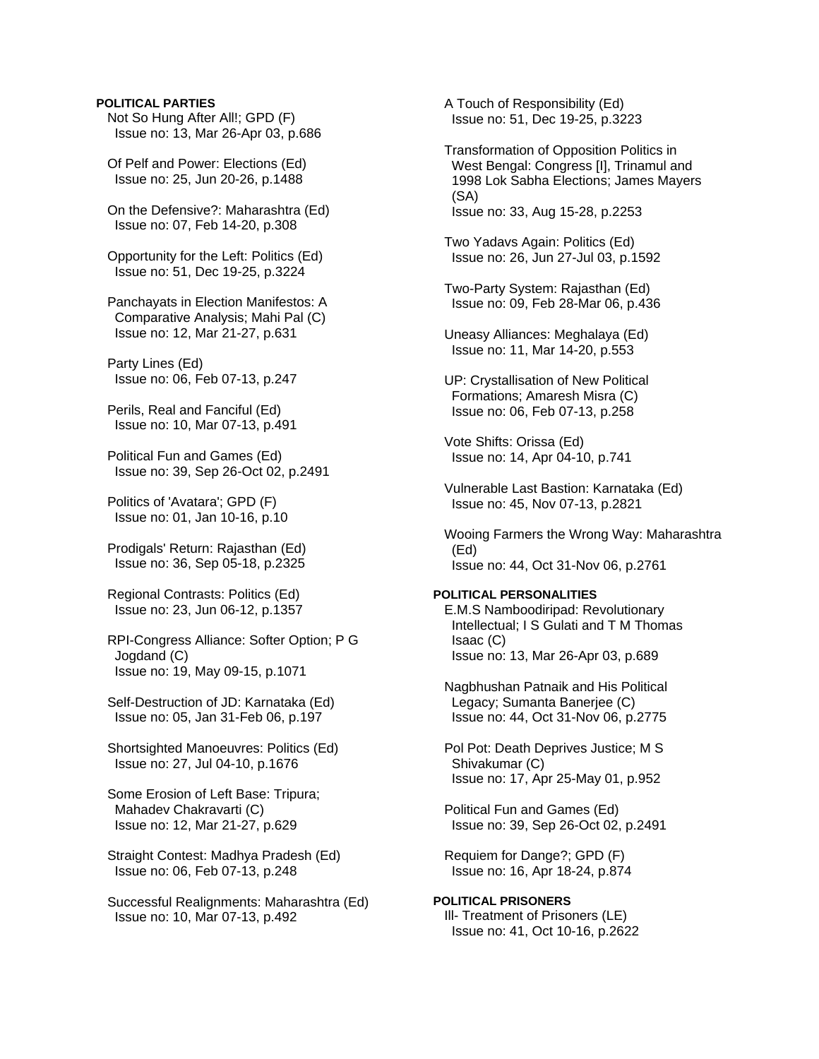**POLITICAL PARTIES**

Not So Hung After All!; GPD (F)
Issue no: 13, Mar 26-Apr 03, p.686

Of Pelf and Power: Elections (Ed)
Issue no: 25, Jun 20-26, p.1488

On the Defensive?: Maharashtra (Ed)
Issue no: 07, Feb 14-20, p.308

Opportunity for the Left: Politics (Ed)
Issue no: 51, Dec 19-25, p.3224

Panchayats in Election Manifestos: A Comparative Analysis; Mahi Pal (C)
Issue no: 12, Mar 21-27, p.631

Party Lines (Ed)
Issue no: 06, Feb 07-13, p.247

Perils, Real and Fanciful (Ed)
Issue no: 10, Mar 07-13, p.491

Political Fun and Games (Ed)
Issue no: 39, Sep 26-Oct 02, p.2491

Politics of 'Avatara'; GPD (F)
Issue no: 01, Jan 10-16, p.10

Prodigals' Return: Rajasthan (Ed)
Issue no: 36, Sep 05-18, p.2325

Regional Contrasts: Politics (Ed)
Issue no: 23, Jun 06-12, p.1357

RPI-Congress Alliance: Softer Option; P G Jogdand (C)
Issue no: 19, May 09-15, p.1071

Self-Destruction of JD: Karnataka (Ed)
Issue no: 05, Jan 31-Feb 06, p.197

Shortsighted Manoeuvres: Politics (Ed)
Issue no: 27, Jul 04-10, p.1676

Some Erosion of Left Base: Tripura; Mahadev Chakravarti (C)
Issue no: 12, Mar 21-27, p.629

Straight Contest: Madhya Pradesh (Ed)
Issue no: 06, Feb 07-13, p.248

Successful Realignments: Maharashtra (Ed)
Issue no: 10, Mar 07-13, p.492

A Touch of Responsibility (Ed)
Issue no: 51, Dec 19-25, p.3223

Transformation of Opposition Politics in West Bengal: Congress [I], Trinamul and 1998 Lok Sabha Elections; James Mayers (SA)
Issue no: 33, Aug 15-28, p.2253

Two Yadavs Again: Politics (Ed)
Issue no: 26, Jun 27-Jul 03, p.1592

Two-Party System: Rajasthan (Ed)
Issue no: 09, Feb 28-Mar 06, p.436

Uneasy Alliances: Meghalaya (Ed)
Issue no: 11, Mar 14-20, p.553

UP: Crystallisation of New Political Formations; Amaresh Misra (C)
Issue no: 06, Feb 07-13, p.258

Vote Shifts: Orissa (Ed)
Issue no: 14, Apr 04-10, p.741

Vulnerable Last Bastion: Karnataka (Ed)
Issue no: 45, Nov 07-13, p.2821

Wooing Farmers the Wrong Way: Maharashtra (Ed)
Issue no: 44, Oct 31-Nov 06, p.2761

**POLITICAL PERSONALITIES**

E.M.S Namboodiripad: Revolutionary Intellectual; I S Gulati and T M Thomas Isaac (C)
Issue no: 13, Mar 26-Apr 03, p.689

Nagbhushan Patnaik and His Political Legacy; Sumanta Banerjee (C)
Issue no: 44, Oct 31-Nov 06, p.2775

Pol Pot: Death Deprives Justice; M S Shivakumar (C)
Issue no: 17, Apr 25-May 01, p.952

Political Fun and Games (Ed)
Issue no: 39, Sep 26-Oct 02, p.2491

Requiem for Dange?; GPD (F)
Issue no: 16, Apr 18-24, p.874

**POLITICAL PRISONERS**

Ill- Treatment of Prisoners (LE)
Issue no: 41, Oct 10-16, p.2622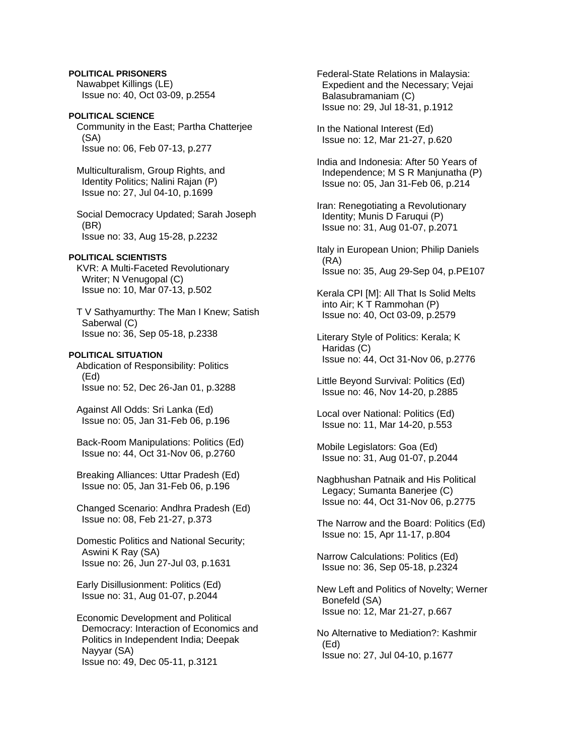**POLITICAL PRISONERS**

Nawabpet Killings (LE)
Issue no: 40, Oct 03-09, p.2554

**POLITICAL SCIENCE**

Community in the East; Partha Chatterjee (SA)
Issue no: 06, Feb 07-13, p.277

Multiculturalism, Group Rights, and Identity Politics; Nalini Rajan (P)
Issue no: 27, Jul 04-10, p.1699

Social Democracy Updated; Sarah Joseph (BR)
Issue no: 33, Aug 15-28, p.2232

**POLITICAL SCIENTISTS**

KVR: A Multi-Faceted Revolutionary Writer; N Venugopal (C)
Issue no: 10, Mar 07-13, p.502

T V Sathyamurthy: The Man I Knew; Satish Saberwal (C)
Issue no: 36, Sep 05-18, p.2338

**POLITICAL SITUATION**

Abdication of Responsibility: Politics (Ed)
Issue no: 52, Dec 26-Jan 01, p.3288

Against All Odds: Sri Lanka (Ed)
Issue no: 05, Jan 31-Feb 06, p.196

Back-Room Manipulations: Politics (Ed)
Issue no: 44, Oct 31-Nov 06, p.2760

Breaking Alliances: Uttar Pradesh (Ed)
Issue no: 05, Jan 31-Feb 06, p.196

Changed Scenario: Andhra Pradesh (Ed)
Issue no: 08, Feb 21-27, p.373

Domestic Politics and National Security; Aswini K Ray (SA)
Issue no: 26, Jun 27-Jul 03, p.1631

Early Disillusionment: Politics (Ed)
Issue no: 31, Aug 01-07, p.2044

Economic Development and Political Democracy: Interaction of Economics and Politics in Independent India; Deepak Nayyar (SA)
Issue no: 49, Dec 05-11, p.3121

Federal-State Relations in Malaysia: Expedient and the Necessary; Vejai Balasubramaniam (C)
Issue no: 29, Jul 18-31, p.1912

In the National Interest (Ed)
Issue no: 12, Mar 21-27, p.620

India and Indonesia: After 50 Years of Independence; M S R Manjunatha (P)
Issue no: 05, Jan 31-Feb 06, p.214

Iran: Renegotiating a Revolutionary Identity; Munis D Faruqui (P)
Issue no: 31, Aug 01-07, p.2071

Italy in European Union; Philip Daniels (RA)
Issue no: 35, Aug 29-Sep 04, p.PE107

Kerala CPI [M]: All That Is Solid Melts into Air; K T Rammohan (P)
Issue no: 40, Oct 03-09, p.2579

Literary Style of Politics: Kerala; K Haridas (C)
Issue no: 44, Oct 31-Nov 06, p.2776

Little Beyond Survival: Politics (Ed)
Issue no: 46, Nov 14-20, p.2885

Local over National: Politics (Ed)
Issue no: 11, Mar 14-20, p.553

Mobile Legislators: Goa (Ed)
Issue no: 31, Aug 01-07, p.2044

Nagbhushan Patnaik and His Political Legacy; Sumanta Banerjee (C)
Issue no: 44, Oct 31-Nov 06, p.2775

The Narrow and the Board: Politics (Ed)
Issue no: 15, Apr 11-17, p.804

Narrow Calculations: Politics (Ed)
Issue no: 36, Sep 05-18, p.2324

New Left and Politics of Novelty; Werner Bonefeld (SA)
Issue no: 12, Mar 21-27, p.667

No Alternative to Mediation?: Kashmir (Ed)
Issue no: 27, Jul 04-10, p.1677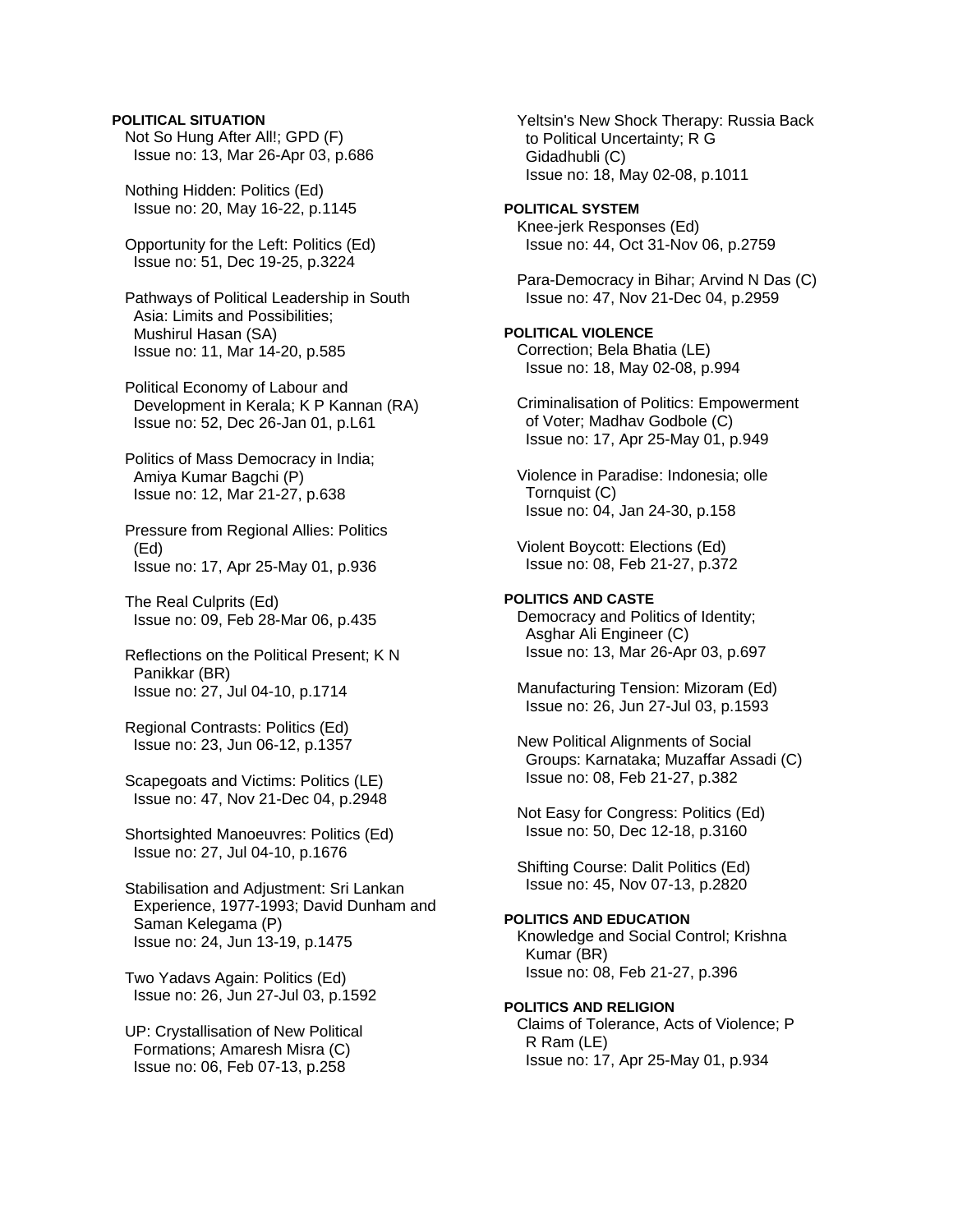**POLITICAL SITUATION**

Not So Hung After All!; GPD (F)
Issue no: 13, Mar 26-Apr 03, p.686

Nothing Hidden: Politics (Ed)
Issue no: 20, May 16-22, p.1145

Opportunity for the Left: Politics (Ed)
Issue no: 51, Dec 19-25, p.3224

Pathways of Political Leadership in South Asia: Limits and Possibilities; Mushirul Hasan (SA)
Issue no: 11, Mar 14-20, p.585

Political Economy of Labour and Development in Kerala; K P Kannan (RA)
Issue no: 52, Dec 26-Jan 01, p.L61

Politics of Mass Democracy in India; Amiya Kumar Bagchi (P)
Issue no: 12, Mar 21-27, p.638

Pressure from Regional Allies: Politics (Ed)
Issue no: 17, Apr 25-May 01, p.936

The Real Culprits (Ed)
Issue no: 09, Feb 28-Mar 06, p.435

Reflections on the Political Present; K N Panikkar (BR)
Issue no: 27, Jul 04-10, p.1714

Regional Contrasts: Politics (Ed)
Issue no: 23, Jun 06-12, p.1357

Scapegoats and Victims: Politics (LE)
Issue no: 47, Nov 21-Dec 04, p.2948

Shortsighted Manoeuvres: Politics (Ed)
Issue no: 27, Jul 04-10, p.1676

Stabilisation and Adjustment: Sri Lankan Experience, 1977-1993; David Dunham and Saman Kelegama (P)
Issue no: 24, Jun 13-19, p.1475

Two Yadavs Again: Politics (Ed)
Issue no: 26, Jun 27-Jul 03, p.1592

UP: Crystallisation of New Political Formations; Amaresh Misra (C)
Issue no: 06, Feb 07-13, p.258

Yeltsin's New Shock Therapy: Russia Back to Political Uncertainty; R G Gidadhubli (C)
Issue no: 18, May 02-08, p.1011

**POLITICAL SYSTEM**

Knee-jerk Responses (Ed)
Issue no: 44, Oct 31-Nov 06, p.2759

Para-Democracy in Bihar; Arvind N Das (C)
Issue no: 47, Nov 21-Dec 04, p.2959

**POLITICAL VIOLENCE**

Correction; Bela Bhatia (LE)
Issue no: 18, May 02-08, p.994

Criminalisation of Politics: Empowerment of Voter; Madhav Godbole (C)
Issue no: 17, Apr 25-May 01, p.949

Violence in Paradise: Indonesia; olle Tornquist (C)
Issue no: 04, Jan 24-30, p.158

Violent Boycott: Elections (Ed)
Issue no: 08, Feb 21-27, p.372

**POLITICS AND CASTE**

Democracy and Politics of Identity; Asghar Ali Engineer (C)
Issue no: 13, Mar 26-Apr 03, p.697

Manufacturing Tension: Mizoram (Ed)
Issue no: 26, Jun 27-Jul 03, p.1593

New Political Alignments of Social Groups: Karnataka; Muzaffar Assadi (C)
Issue no: 08, Feb 21-27, p.382

Not Easy for Congress: Politics (Ed)
Issue no: 50, Dec 12-18, p.3160

Shifting Course: Dalit Politics (Ed)
Issue no: 45, Nov 07-13, p.2820

**POLITICS AND EDUCATION**

Knowledge and Social Control; Krishna Kumar (BR)
Issue no: 08, Feb 21-27, p.396

**POLITICS AND RELIGION**

Claims of Tolerance, Acts of Violence; P R Ram (LE)
Issue no: 17, Apr 25-May 01, p.934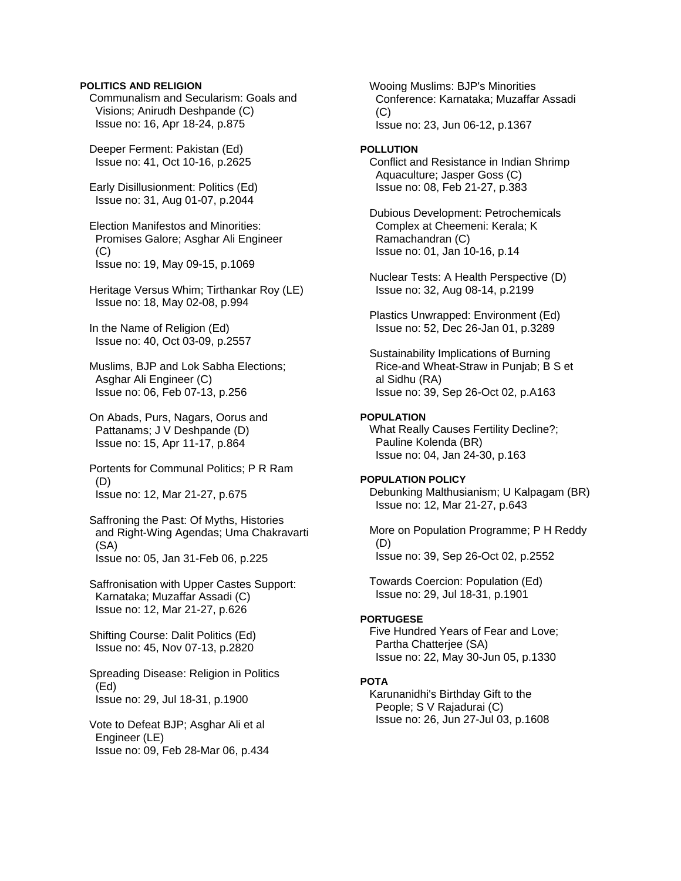**POLITICS AND RELIGION**

Communalism and Secularism: Goals and Visions; Anirudh Deshpande (C)
Issue no: 16, Apr 18-24, p.875

Deeper Ferment: Pakistan (Ed)
Issue no: 41, Oct 10-16, p.2625

Early Disillusionment: Politics (Ed)
Issue no: 31, Aug 01-07, p.2044

Election Manifestos and Minorities: Promises Galore; Asghar Ali Engineer (C)
Issue no: 19, May 09-15, p.1069

Heritage Versus Whim; Tirthankar Roy (LE)
Issue no: 18, May 02-08, p.994

In the Name of Religion (Ed)
Issue no: 40, Oct 03-09, p.2557

Muslims, BJP and Lok Sabha Elections; Asghar Ali Engineer (C)
Issue no: 06, Feb 07-13, p.256

On Abads, Purs, Nagars, Oorus and Pattanams; J V Deshpande (D)
Issue no: 15, Apr 11-17, p.864

Portents for Communal Politics; P R Ram (D)
Issue no: 12, Mar 21-27, p.675

Saffroning the Past: Of Myths, Histories and Right-Wing Agendas; Uma Chakravarti (SA)
Issue no: 05, Jan 31-Feb 06, p.225

Saffronisation with Upper Castes Support: Karnataka; Muzaffar Assadi (C)
Issue no: 12, Mar 21-27, p.626

Shifting Course: Dalit Politics (Ed)
Issue no: 45, Nov 07-13, p.2820

Spreading Disease: Religion in Politics (Ed)
Issue no: 29, Jul 18-31, p.1900

Vote to Defeat BJP; Asghar Ali et al Engineer (LE)
Issue no: 09, Feb 28-Mar 06, p.434

Wooing Muslims: BJP's Minorities Conference: Karnataka; Muzaffar Assadi (C)
Issue no: 23, Jun 06-12, p.1367

**POLLUTION**

Conflict and Resistance in Indian Shrimp Aquaculture; Jasper Goss (C)
Issue no: 08, Feb 21-27, p.383

Dubious Development: Petrochemicals Complex at Cheemeni: Kerala; K Ramachandran (C)
Issue no: 01, Jan 10-16, p.14

Nuclear Tests: A Health Perspective (D)
Issue no: 32, Aug 08-14, p.2199

Plastics Unwrapped: Environment (Ed)
Issue no: 52, Dec 26-Jan 01, p.3289

Sustainability Implications of Burning Rice-and Wheat-Straw in Punjab; B S et al Sidhu (RA)
Issue no: 39, Sep 26-Oct 02, p.A163

**POPULATION**

What Really Causes Fertility Decline?; Pauline Kolenda (BR)
Issue no: 04, Jan 24-30, p.163

**POPULATION POLICY**

Debunking Malthusianism; U Kalpagam (BR)
Issue no: 12, Mar 21-27, p.643

More on Population Programme; P H Reddy (D)
Issue no: 39, Sep 26-Oct 02, p.2552

Towards Coercion: Population (Ed)
Issue no: 29, Jul 18-31, p.1901

**PORTUGESE**

Five Hundred Years of Fear and Love; Partha Chatterjee (SA)
Issue no: 22, May 30-Jun 05, p.1330

**POTA**

Karunanidhi's Birthday Gift to the People; S V Rajadurai (C)
Issue no: 26, Jun 27-Jul 03, p.1608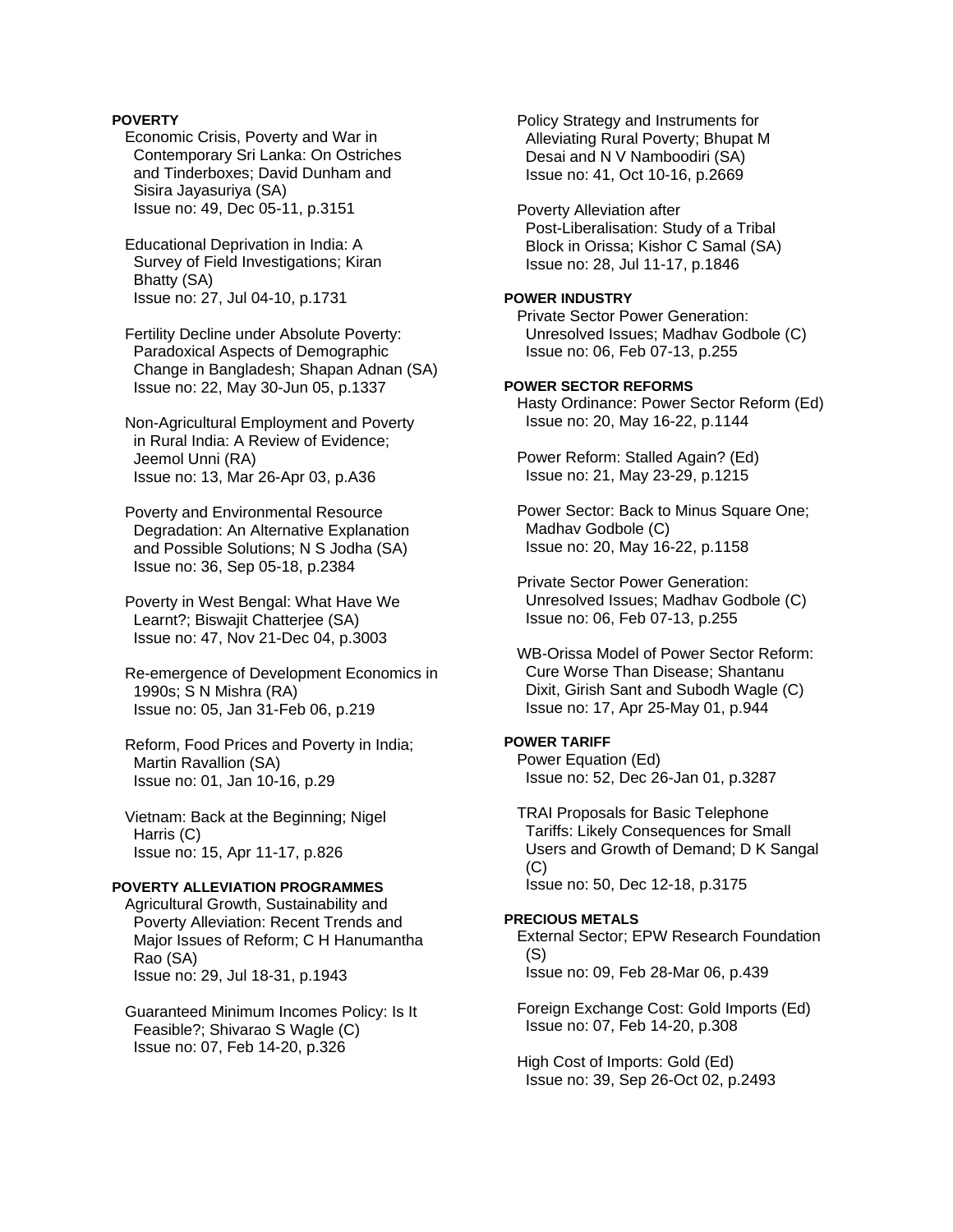**POVERTY**

Economic Crisis, Poverty and War in Contemporary Sri Lanka: On Ostriches and Tinderboxes; David Dunham and Sisira Jayasuriya (SA)
Issue no: 49, Dec 05-11, p.3151

Educational Deprivation in India: A Survey of Field Investigations; Kiran Bhatty (SA)
Issue no: 27, Jul 04-10, p.1731

Fertility Decline under Absolute Poverty: Paradoxical Aspects of Demographic Change in Bangladesh; Shapan Adnan (SA)
Issue no: 22, May 30-Jun 05, p.1337

Non-Agricultural Employment and Poverty in Rural India: A Review of Evidence; Jeemol Unni (RA)
Issue no: 13, Mar 26-Apr 03, p.A36

Poverty and Environmental Resource Degradation: An Alternative Explanation and Possible Solutions; N S Jodha (SA)
Issue no: 36, Sep 05-18, p.2384

Poverty in West Bengal: What Have We Learnt?; Biswajit Chatterjee (SA)
Issue no: 47, Nov 21-Dec 04, p.3003

Re-emergence of Development Economics in 1990s; S N Mishra (RA)
Issue no: 05, Jan 31-Feb 06, p.219

Reform, Food Prices and Poverty in India; Martin Ravallion (SA)
Issue no: 01, Jan 10-16, p.29

Vietnam: Back at the Beginning; Nigel Harris (C)
Issue no: 15, Apr 11-17, p.826

**POVERTY ALLEVIATION PROGRAMMES**

Agricultural Growth, Sustainability and Poverty Alleviation: Recent Trends and Major Issues of Reform; C H Hanumantha Rao (SA)
Issue no: 29, Jul 18-31, p.1943

Guaranteed Minimum Incomes Policy: Is It Feasible?; Shivarao S Wagle (C)
Issue no: 07, Feb 14-20, p.326

Policy Strategy and Instruments for Alleviating Rural Poverty; Bhupat M Desai and N V Namboodiri (SA)
Issue no: 41, Oct 10-16, p.2669

Poverty Alleviation after Post-Liberalisation: Study of a Tribal Block in Orissa; Kishor C Samal (SA)
Issue no: 28, Jul 11-17, p.1846

**POWER INDUSTRY**

Private Sector Power Generation: Unresolved Issues; Madhav Godbole (C)
Issue no: 06, Feb 07-13, p.255

**POWER SECTOR REFORMS**

Hasty Ordinance: Power Sector Reform (Ed)
Issue no: 20, May 16-22, p.1144

Power Reform: Stalled Again? (Ed)
Issue no: 21, May 23-29, p.1215

Power Sector: Back to Minus Square One; Madhav Godbole (C)
Issue no: 20, May 16-22, p.1158

Private Sector Power Generation: Unresolved Issues; Madhav Godbole (C)
Issue no: 06, Feb 07-13, p.255

WB-Orissa Model of Power Sector Reform: Cure Worse Than Disease; Shantanu Dixit, Girish Sant and Subodh Wagle (C)
Issue no: 17, Apr 25-May 01, p.944

**POWER TARIFF**

Power Equation (Ed)
Issue no: 52, Dec 26-Jan 01, p.3287

TRAI Proposals for Basic Telephone Tariffs: Likely Consequences for Small Users and Growth of Demand; D K Sangal (C)
Issue no: 50, Dec 12-18, p.3175

**PRECIOUS METALS**

External Sector; EPW Research Foundation (S)
Issue no: 09, Feb 28-Mar 06, p.439

Foreign Exchange Cost: Gold Imports (Ed)
Issue no: 07, Feb 14-20, p.308

High Cost of Imports: Gold (Ed)
Issue no: 39, Sep 26-Oct 02, p.2493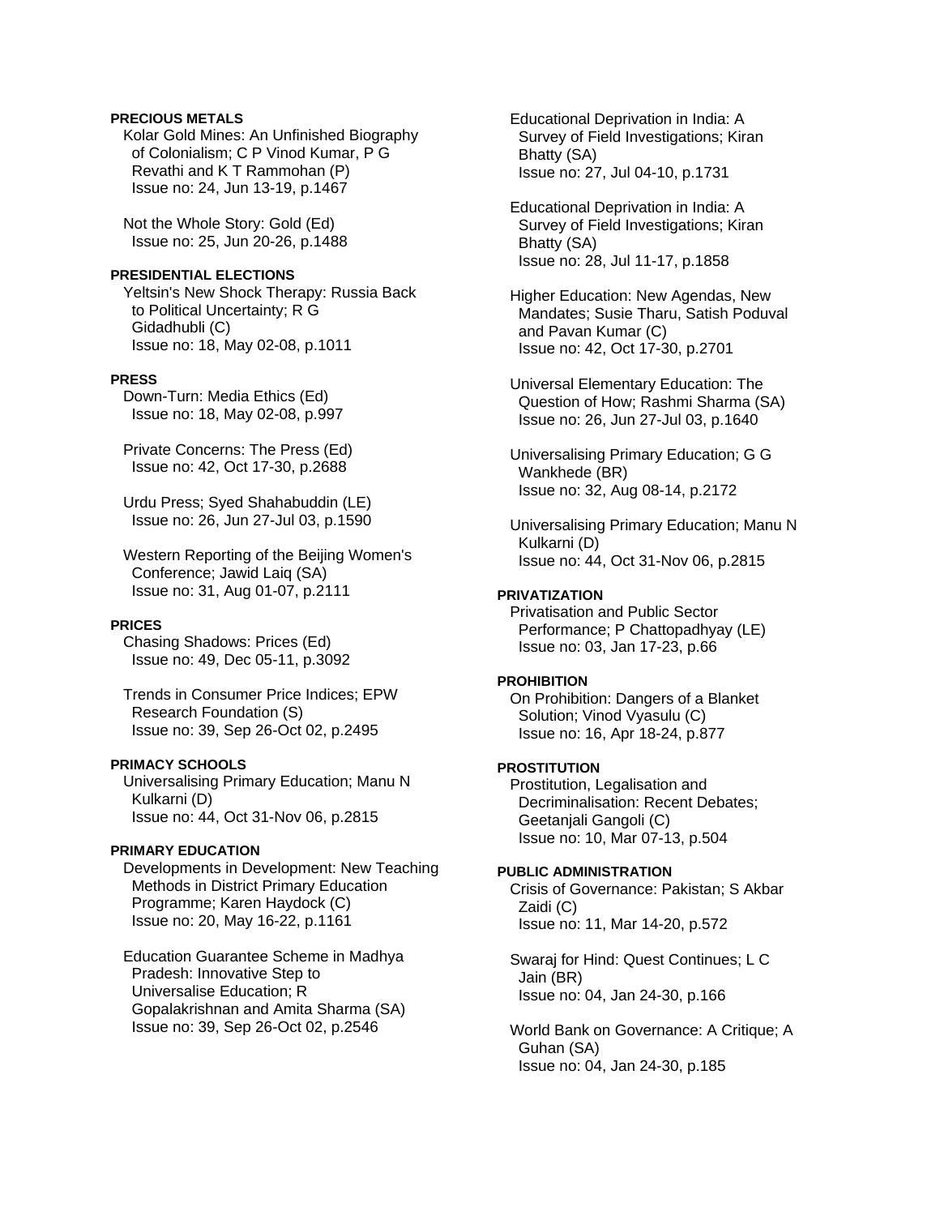**PRECIOUS METALS**

Kolar Gold Mines: An Unfinished Biography of Colonialism; C P Vinod Kumar, P G Revathi and K T Rammohan (P)
Issue no: 24, Jun 13-19, p.1467

Not the Whole Story: Gold (Ed)
Issue no: 25, Jun 20-26, p.1488

**PRESIDENTIAL ELECTIONS**

Yeltsin's New Shock Therapy: Russia Back to Political Uncertainty; R G Gidadhubli (C)
Issue no: 18, May 02-08, p.1011

**PRESS**

Down-Turn: Media Ethics (Ed)
Issue no: 18, May 02-08, p.997

Private Concerns: The Press (Ed)
Issue no: 42, Oct 17-30, p.2688

Urdu Press; Syed Shahabuddin (LE)
Issue no: 26, Jun 27-Jul 03, p.1590

Western Reporting of the Beijing Women's Conference; Jawid Laiq (SA)
Issue no: 31, Aug 01-07, p.2111

**PRICES**

Chasing Shadows: Prices (Ed)
Issue no: 49, Dec 05-11, p.3092

Trends in Consumer Price Indices; EPW Research Foundation (S)
Issue no: 39, Sep 26-Oct 02, p.2495

**PRIMACY SCHOOLS**

Universalising Primary Education; Manu N Kulkarni (D)
Issue no: 44, Oct 31-Nov 06, p.2815

**PRIMARY EDUCATION**

Developments in Development: New Teaching Methods in District Primary Education Programme; Karen Haydock (C)
Issue no: 20, May 16-22, p.1161

Education Guarantee Scheme in Madhya Pradesh: Innovative Step to Universalise Education; R Gopalakrishnan and Amita Sharma (SA)
Issue no: 39, Sep 26-Oct 02, p.2546

Educational Deprivation in India: A Survey of Field Investigations; Kiran Bhatty (SA)
Issue no: 27, Jul 04-10, p.1731

Educational Deprivation in India: A Survey of Field Investigations; Kiran Bhatty (SA)
Issue no: 28, Jul 11-17, p.1858

Higher Education: New Agendas, New Mandates; Susie Tharu, Satish Poduval and Pavan Kumar (C)
Issue no: 42, Oct 17-30, p.2701

Universal Elementary Education: The Question of How; Rashmi Sharma (SA)
Issue no: 26, Jun 27-Jul 03, p.1640

Universalising Primary Education; G G Wankhede (BR)
Issue no: 32, Aug 08-14, p.2172

Universalising Primary Education; Manu N Kulkarni (D)
Issue no: 44, Oct 31-Nov 06, p.2815

**PRIVATIZATION**

Privatisation and Public Sector Performance; P Chattopadhyay (LE)
Issue no: 03, Jan 17-23, p.66

**PROHIBITION**

On Prohibition: Dangers of a Blanket Solution; Vinod Vyasulu (C)
Issue no: 16, Apr 18-24, p.877

**PROSTITUTION**

Prostitution, Legalisation and Decriminalisation: Recent Debates; Geetanjali Gangoli (C)
Issue no: 10, Mar 07-13, p.504

**PUBLIC ADMINISTRATION**

Crisis of Governance: Pakistan; S Akbar Zaidi (C)
Issue no: 11, Mar 14-20, p.572

Swaraj for Hind: Quest Continues; L C Jain (BR)
Issue no: 04, Jan 24-30, p.166

World Bank on Governance: A Critique; A Guhan (SA)
Issue no: 04, Jan 24-30, p.185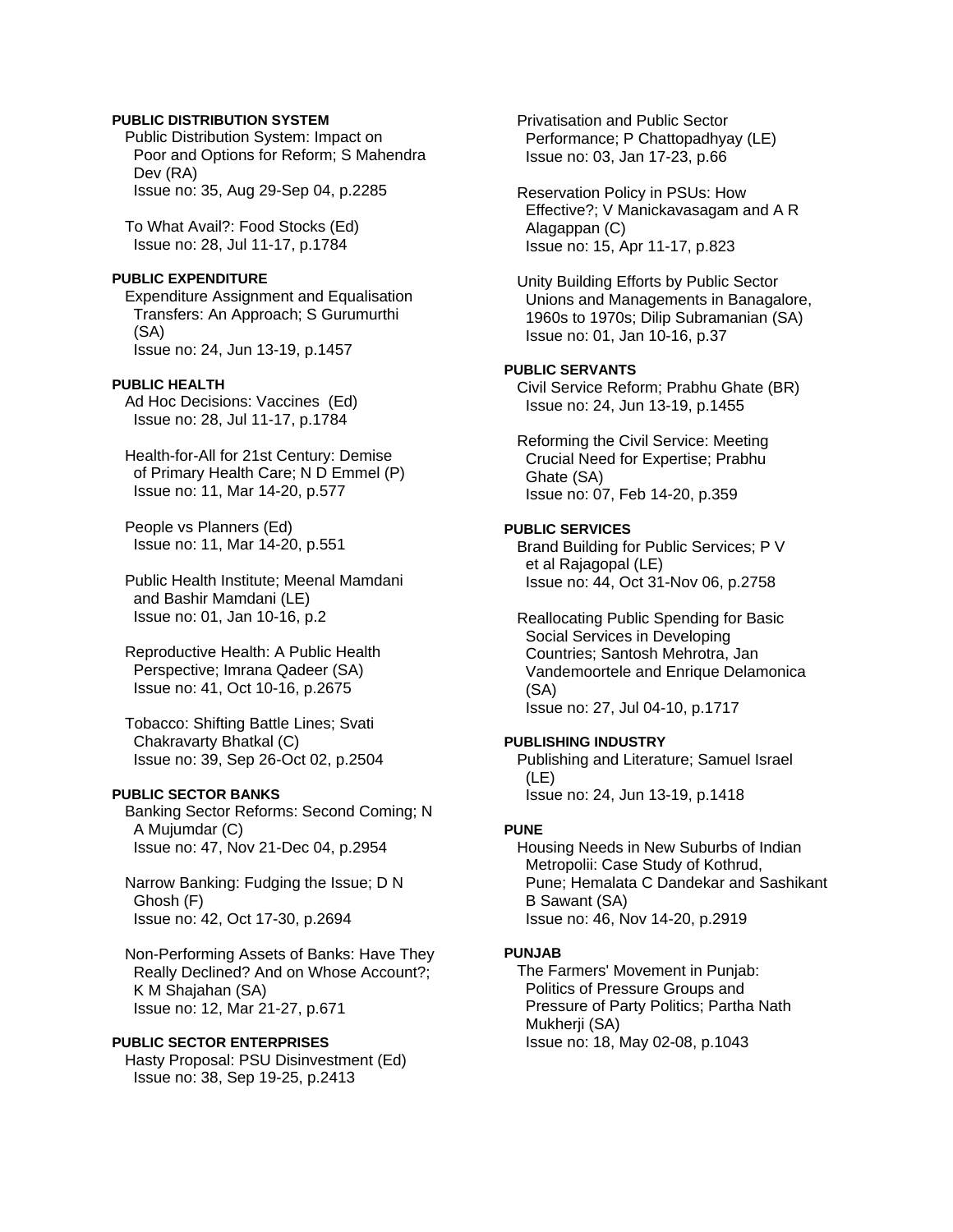**PUBLIC DISTRIBUTION SYSTEM**

Public Distribution System: Impact on Poor and Options for Reform; S Mahendra Dev (RA)
Issue no: 35, Aug 29-Sep 04, p.2285

To What Avail?: Food Stocks (Ed)
Issue no: 28, Jul 11-17, p.1784

**PUBLIC EXPENDITURE**

Expenditure Assignment and Equalisation Transfers: An Approach; S Gurumurthi (SA)
Issue no: 24, Jun 13-19, p.1457

**PUBLIC HEALTH**

Ad Hoc Decisions: Vaccines (Ed)
Issue no: 28, Jul 11-17, p.1784

Health-for-All for 21st Century: Demise of Primary Health Care; N D Emmel (P)
Issue no: 11, Mar 14-20, p.577

People vs Planners (Ed)
Issue no: 11, Mar 14-20, p.551

Public Health Institute; Meenal Mamdani and Bashir Mamdani (LE)
Issue no: 01, Jan 10-16, p.2

Reproductive Health: A Public Health Perspective; Imrana Qadeer (SA)
Issue no: 41, Oct 10-16, p.2675

Tobacco: Shifting Battle Lines; Svati Chakravarty Bhatkal (C)
Issue no: 39, Sep 26-Oct 02, p.2504

**PUBLIC SECTOR BANKS**

Banking Sector Reforms: Second Coming; N A Mujumdar (C)
Issue no: 47, Nov 21-Dec 04, p.2954

Narrow Banking: Fudging the Issue; D N Ghosh (F)
Issue no: 42, Oct 17-30, p.2694

Non-Performing Assets of Banks: Have They Really Declined? And on Whose Account?; K M Shajahan (SA)
Issue no: 12, Mar 21-27, p.671

**PUBLIC SECTOR ENTERPRISES**

Hasty Proposal: PSU Disinvestment (Ed)
Issue no: 38, Sep 19-25, p.2413

Privatisation and Public Sector Performance; P Chattopadhyay (LE)
Issue no: 03, Jan 17-23, p.66

Reservation Policy in PSUs: How Effective?; V Manickavasagam and A R Alagappan (C)
Issue no: 15, Apr 11-17, p.823

Unity Building Efforts by Public Sector Unions and Managements in Banagalore, 1960s to 1970s; Dilip Subramanian (SA)
Issue no: 01, Jan 10-16, p.37

**PUBLIC SERVANTS**

Civil Service Reform; Prabhu Ghate (BR)
Issue no: 24, Jun 13-19, p.1455

Reforming the Civil Service: Meeting Crucial Need for Expertise; Prabhu Ghate (SA)
Issue no: 07, Feb 14-20, p.359

**PUBLIC SERVICES**

Brand Building for Public Services; P V et al Rajagopal (LE)
Issue no: 44, Oct 31-Nov 06, p.2758

Reallocating Public Spending for Basic Social Services in Developing Countries; Santosh Mehrotra, Jan Vandemoortele and Enrique Delamonica (SA)
Issue no: 27, Jul 04-10, p.1717

**PUBLISHING INDUSTRY**

Publishing and Literature; Samuel Israel (LE)
Issue no: 24, Jun 13-19, p.1418

**PUNE**

Housing Needs in New Suburbs of Indian Metropolii: Case Study of Kothrud, Pune; Hemalata C Dandekar and Sashikant B Sawant (SA)
Issue no: 46, Nov 14-20, p.2919

**PUNJAB**

The Farmers' Movement in Punjab: Politics of Pressure Groups and Pressure of Party Politics; Partha Nath Mukherji (SA)
Issue no: 18, May 02-08, p.1043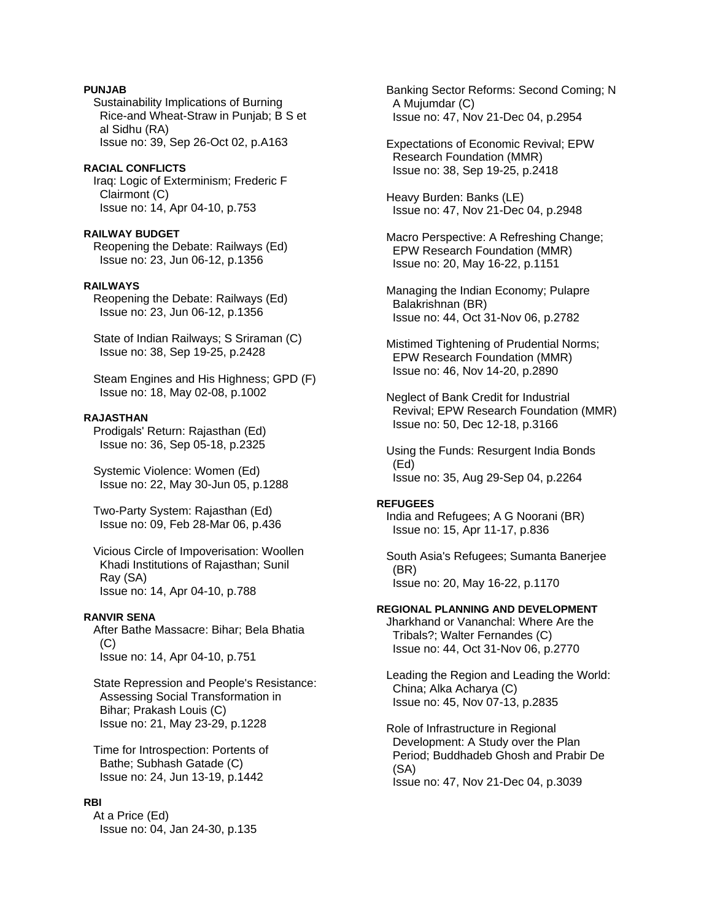**PUNJAB**

Sustainability Implications of Burning Rice-and Wheat-Straw in Punjab; B S et al Sidhu (RA)
Issue no: 39, Sep 26-Oct 02, p.A163

**RACIAL CONFLICTS**

Iraq: Logic of Exterminism; Frederic F Clairmont (C)
Issue no: 14, Apr 04-10, p.753

**RAILWAY BUDGET**

Reopening the Debate: Railways (Ed)
Issue no: 23, Jun 06-12, p.1356

**RAILWAYS**

Reopening the Debate: Railways (Ed)
Issue no: 23, Jun 06-12, p.1356

State of Indian Railways; S Sriraman (C)
Issue no: 38, Sep 19-25, p.2428

Steam Engines and His Highness; GPD (F)
Issue no: 18, May 02-08, p.1002

**RAJASTHAN**

Prodigals' Return: Rajasthan (Ed)
Issue no: 36, Sep 05-18, p.2325

Systemic Violence: Women (Ed)
Issue no: 22, May 30-Jun 05, p.1288

Two-Party System: Rajasthan (Ed)
Issue no: 09, Feb 28-Mar 06, p.436

Vicious Circle of Impoverisation: Woollen Khadi Institutions of Rajasthan; Sunil Ray (SA)
Issue no: 14, Apr 04-10, p.788

**RANVIR SENA**

After Bathe Massacre: Bihar; Bela Bhatia (C)
Issue no: 14, Apr 04-10, p.751

State Repression and People's Resistance: Assessing Social Transformation in Bihar; Prakash Louis (C)
Issue no: 21, May 23-29, p.1228

Time for Introspection: Portents of Bathe; Subhash Gatade (C)
Issue no: 24, Jun 13-19, p.1442

**RBI**

At a Price (Ed)
Issue no: 04, Jan 24-30, p.135

Banking Sector Reforms: Second Coming; N A Mujumdar (C)
Issue no: 47, Nov 21-Dec 04, p.2954

Expectations of Economic Revival; EPW Research Foundation (MMR)
Issue no: 38, Sep 19-25, p.2418

Heavy Burden: Banks (LE)
Issue no: 47, Nov 21-Dec 04, p.2948

Macro Perspective: A Refreshing Change; EPW Research Foundation (MMR)
Issue no: 20, May 16-22, p.1151

Managing the Indian Economy; Pulapre Balakrishnan (BR)
Issue no: 44, Oct 31-Nov 06, p.2782

Mistimed Tightening of Prudential Norms; EPW Research Foundation (MMR)
Issue no: 46, Nov 14-20, p.2890

Neglect of Bank Credit for Industrial Revival; EPW Research Foundation (MMR)
Issue no: 50, Dec 12-18, p.3166

Using the Funds: Resurgent India Bonds (Ed)
Issue no: 35, Aug 29-Sep 04, p.2264

**REFUGEES**

India and Refugees; A G Noorani (BR)
Issue no: 15, Apr 11-17, p.836

South Asia's Refugees; Sumanta Banerjee (BR)
Issue no: 20, May 16-22, p.1170

**REGIONAL PLANNING AND DEVELOPMENT**

Jharkhand or Vananchal: Where Are the Tribals?; Walter Fernandes (C)
Issue no: 44, Oct 31-Nov 06, p.2770

Leading the Region and Leading the World: China; Alka Acharya (C)
Issue no: 45, Nov 07-13, p.2835

Role of Infrastructure in Regional Development: A Study over the Plan Period; Buddhadeb Ghosh and Prabir De (SA)
Issue no: 47, Nov 21-Dec 04, p.3039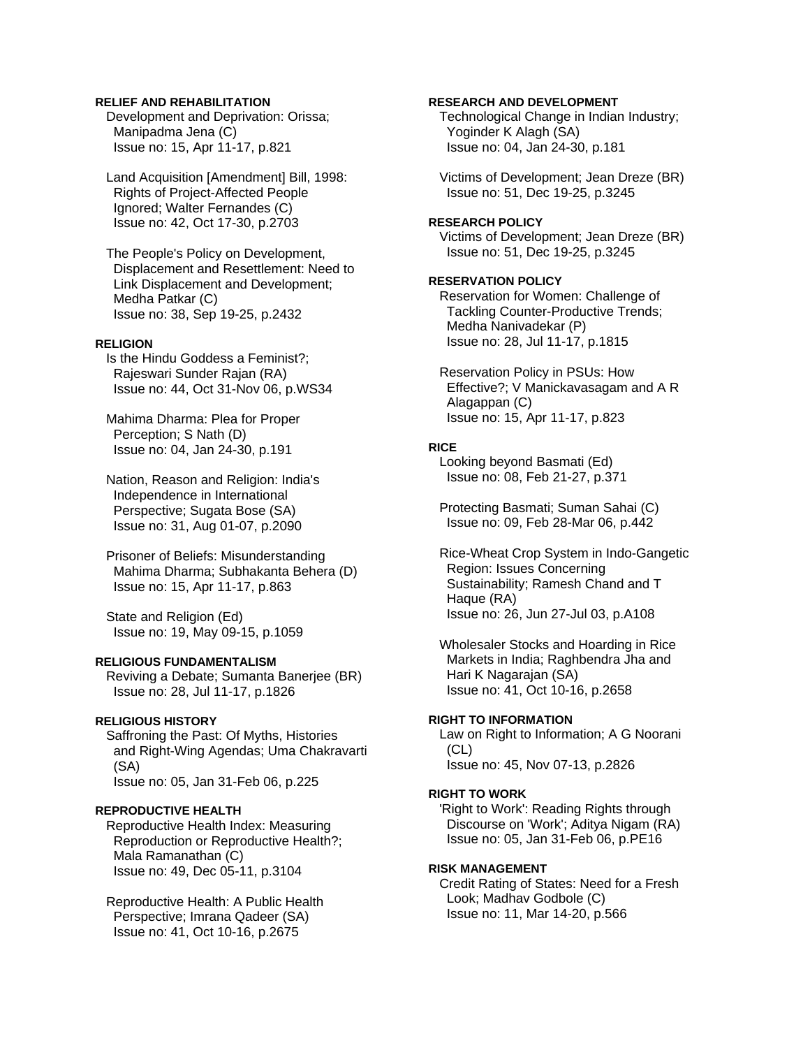**RELIEF AND REHABILITATION**

Development and Deprivation: Orissa; Manipadma Jena (C)
Issue no: 15, Apr 11-17, p.821

Land Acquisition [Amendment] Bill, 1998: Rights of Project-Affected People Ignored; Walter Fernandes (C)
Issue no: 42, Oct 17-30, p.2703

The People's Policy on Development, Displacement and Resettlement: Need to Link Displacement and Development; Medha Patkar (C)
Issue no: 38, Sep 19-25, p.2432

**RELIGION**

Is the Hindu Goddess a Feminist?; Rajeswari Sunder Rajan (RA)
Issue no: 44, Oct 31-Nov 06, p.WS34

Mahima Dharma: Plea for Proper Perception; S Nath (D)
Issue no: 04, Jan 24-30, p.191

Nation, Reason and Religion: India's Independence in International Perspective; Sugata Bose (SA)
Issue no: 31, Aug 01-07, p.2090

Prisoner of Beliefs: Misunderstanding Mahima Dharma; Subhakanta Behera (D)
Issue no: 15, Apr 11-17, p.863

State and Religion (Ed)
Issue no: 19, May 09-15, p.1059

**RELIGIOUS FUNDAMENTALISM**

Reviving a Debate; Sumanta Banerjee (BR)
Issue no: 28, Jul 11-17, p.1826

**RELIGIOUS HISTORY**

Saffroning the Past: Of Myths, Histories and Right-Wing Agendas; Uma Chakravarti (SA)
Issue no: 05, Jan 31-Feb 06, p.225

**REPRODUCTIVE HEALTH**

Reproductive Health Index: Measuring Reproduction or Reproductive Health?; Mala Ramanathan (C)
Issue no: 49, Dec 05-11, p.3104

Reproductive Health: A Public Health Perspective; Imrana Qadeer (SA)
Issue no: 41, Oct 10-16, p.2675

**RESEARCH AND DEVELOPMENT**

Technological Change in Indian Industry; Yoginder K Alagh (SA)
Issue no: 04, Jan 24-30, p.181

Victims of Development; Jean Dreze (BR)
Issue no: 51, Dec 19-25, p.3245

**RESEARCH POLICY**

Victims of Development; Jean Dreze (BR)
Issue no: 51, Dec 19-25, p.3245

**RESERVATION POLICY**

Reservation for Women: Challenge of Tackling Counter-Productive Trends; Medha Nanivadekar (P)
Issue no: 28, Jul 11-17, p.1815

Reservation Policy in PSUs: How Effective?; V Manickavasagam and A R Alagappan (C)
Issue no: 15, Apr 11-17, p.823

**RICE**

Looking beyond Basmati (Ed)
Issue no: 08, Feb 21-27, p.371

Protecting Basmati; Suman Sahai (C)
Issue no: 09, Feb 28-Mar 06, p.442

Rice-Wheat Crop System in Indo-Gangetic Region: Issues Concerning Sustainability; Ramesh Chand and T Haque (RA)
Issue no: 26, Jun 27-Jul 03, p.A108

Wholesaler Stocks and Hoarding in Rice Markets in India; Raghbendra Jha and Hari K Nagarajan (SA)
Issue no: 41, Oct 10-16, p.2658

**RIGHT TO INFORMATION**

Law on Right to Information; A G Noorani (CL)
Issue no: 45, Nov 07-13, p.2826

**RIGHT TO WORK**

'Right to Work': Reading Rights through Discourse on 'Work'; Aditya Nigam (RA)
Issue no: 05, Jan 31-Feb 06, p.PE16

**RISK MANAGEMENT**

Credit Rating of States: Need for a Fresh Look; Madhav Godbole (C)
Issue no: 11, Mar 14-20, p.566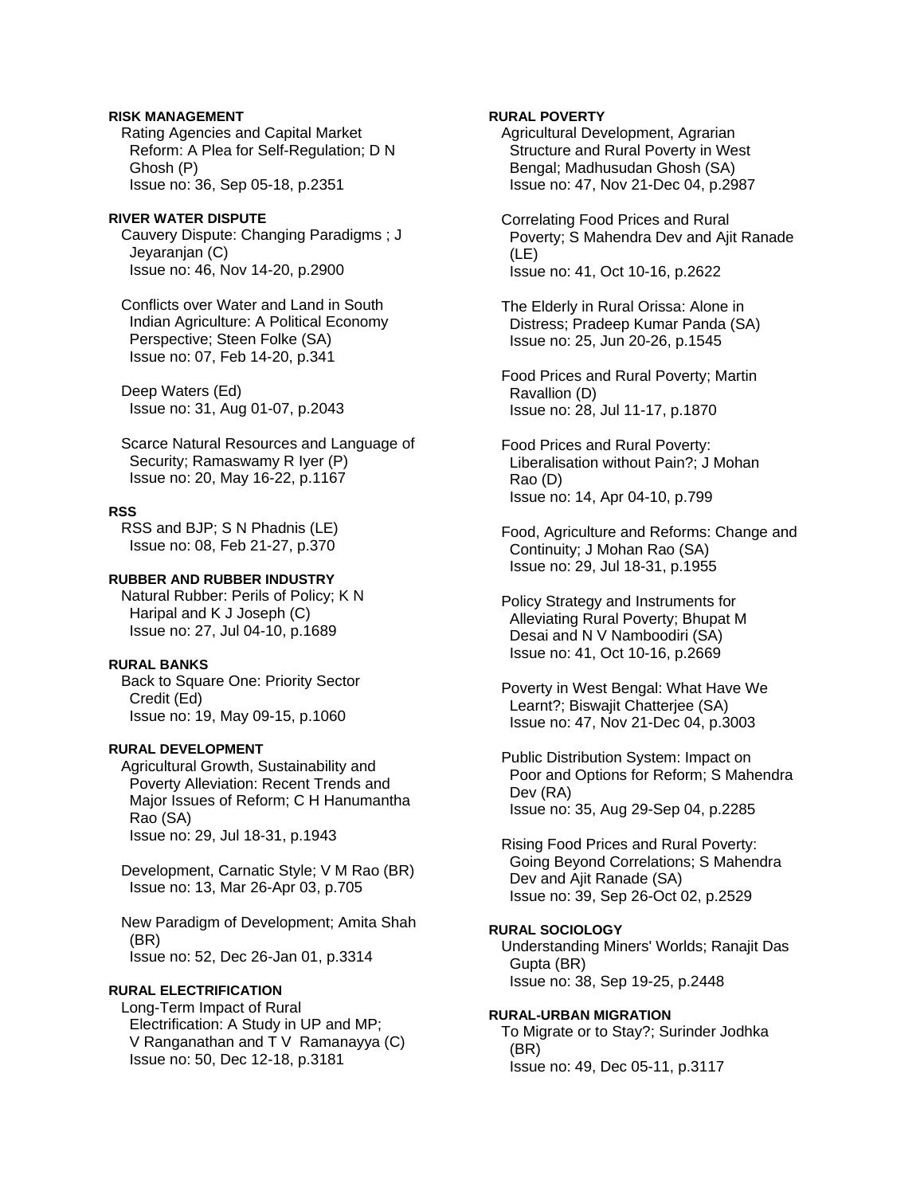**RISK MANAGEMENT**

Rating Agencies and Capital Market Reform: A Plea for Self-Regulation; D N Ghosh (P)
Issue no: 36, Sep 05-18, p.2351

**RIVER WATER DISPUTE**

Cauvery Dispute: Changing Paradigms ; J Jeyaranjan (C)
Issue no: 46, Nov 14-20, p.2900

Conflicts over Water and Land in South Indian Agriculture: A Political Economy Perspective; Steen Folke (SA)
Issue no: 07, Feb 14-20, p.341

Deep Waters (Ed)
Issue no: 31, Aug 01-07, p.2043

Scarce Natural Resources and Language of Security; Ramaswamy R Iyer (P)
Issue no: 20, May 16-22, p.1167

**RSS**

RSS and BJP; S N Phadnis (LE)
Issue no: 08, Feb 21-27, p.370

**RUBBER AND RUBBER INDUSTRY**

Natural Rubber: Perils of Policy; K N Haripal and K J Joseph (C)
Issue no: 27, Jul 04-10, p.1689

**RURAL BANKS**

Back to Square One: Priority Sector Credit (Ed)
Issue no: 19, May 09-15, p.1060

**RURAL DEVELOPMENT**

Agricultural Growth, Sustainability and Poverty Alleviation: Recent Trends and Major Issues of Reform; C H Hanumantha Rao (SA)
Issue no: 29, Jul 18-31, p.1943

Development, Carnatic Style; V M Rao (BR)
Issue no: 13, Mar 26-Apr 03, p.705

New Paradigm of Development; Amita Shah (BR)
Issue no: 52, Dec 26-Jan 01, p.3314

**RURAL ELECTRIFICATION**

Long-Term Impact of Rural Electrification: A Study in UP and MP; V Ranganathan and T V Ramanayya (C)
Issue no: 50, Dec 12-18, p.3181

**RURAL POVERTY**

Agricultural Development, Agrarian Structure and Rural Poverty in West Bengal; Madhusudan Ghosh (SA)
Issue no: 47, Nov 21-Dec 04, p.2987

Correlating Food Prices and Rural Poverty; S Mahendra Dev and Ajit Ranade (LE)
Issue no: 41, Oct 10-16, p.2622

The Elderly in Rural Orissa: Alone in Distress; Pradeep Kumar Panda (SA)
Issue no: 25, Jun 20-26, p.1545

Food Prices and Rural Poverty; Martin Ravallion (D)
Issue no: 28, Jul 11-17, p.1870

Food Prices and Rural Poverty: Liberalisation without Pain?; J Mohan Rao (D)
Issue no: 14, Apr 04-10, p.799

Food, Agriculture and Reforms: Change and Continuity; J Mohan Rao (SA)
Issue no: 29, Jul 18-31, p.1955

Policy Strategy and Instruments for Alleviating Rural Poverty; Bhupat M Desai and N V Namboodiri (SA)
Issue no: 41, Oct 10-16, p.2669

Poverty in West Bengal: What Have We Learnt?; Biswajit Chatterjee (SA)
Issue no: 47, Nov 21-Dec 04, p.3003

Public Distribution System: Impact on Poor and Options for Reform; S Mahendra Dev (RA)
Issue no: 35, Aug 29-Sep 04, p.2285

Rising Food Prices and Rural Poverty: Going Beyond Correlations; S Mahendra Dev and Ajit Ranade (SA)
Issue no: 39, Sep 26-Oct 02, p.2529

**RURAL SOCIOLOGY**

Understanding Miners' Worlds; Ranajit Das Gupta (BR)
Issue no: 38, Sep 19-25, p.2448

**RURAL-URBAN MIGRATION**

To Migrate or to Stay?; Surinder Jodhka (BR)
Issue no: 49, Dec 05-11, p.3117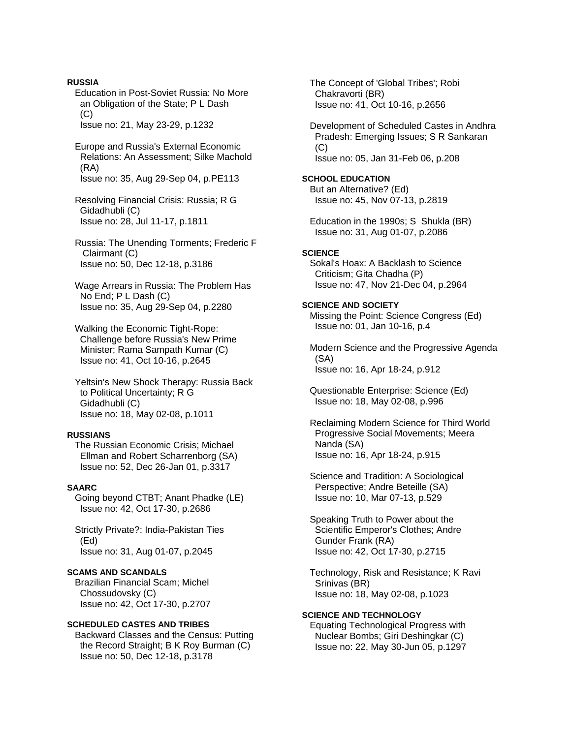**RUSSIA**

Education in Post-Soviet Russia: No More an Obligation of the State; P L Dash (C)
Issue no: 21, May 23-29, p.1232

Europe and Russia's External Economic Relations: An Assessment; Silke Machold (RA)
Issue no: 35, Aug 29-Sep 04, p.PE113

Resolving Financial Crisis: Russia; R G Gidadhubli (C)
Issue no: 28, Jul 11-17, p.1811

Russia: The Unending Torments; Frederic F Clairmant (C)
Issue no: 50, Dec 12-18, p.3186

Wage Arrears in Russia: The Problem Has No End; P L Dash (C)
Issue no: 35, Aug 29-Sep 04, p.2280

Walking the Economic Tight-Rope: Challenge before Russia's New Prime Minister; Rama Sampath Kumar (C)
Issue no: 41, Oct 10-16, p.2645

Yeltsin's New Shock Therapy: Russia Back to Political Uncertainty; R G Gidadhubli (C)
Issue no: 18, May 02-08, p.1011

**RUSSIANS**

The Russian Economic Crisis; Michael Ellman and Robert Scharrenborg (SA)
Issue no: 52, Dec 26-Jan 01, p.3317

**SAARC**

Going beyond CTBT; Anant Phadke (LE)
Issue no: 42, Oct 17-30, p.2686

Strictly Private?: India-Pakistan Ties (Ed)
Issue no: 31, Aug 01-07, p.2045

**SCAMS AND SCANDALS**

Brazilian Financial Scam; Michel Chossudovsky (C)
Issue no: 42, Oct 17-30, p.2707

**SCHEDULED CASTES AND TRIBES**

Backward Classes and the Census: Putting the Record Straight; B K Roy Burman (C)
Issue no: 50, Dec 12-18, p.3178

The Concept of 'Global Tribes'; Robi Chakravorti (BR)
Issue no: 41, Oct 10-16, p.2656

Development of Scheduled Castes in Andhra Pradesh: Emerging Issues; S R Sankaran (C)
Issue no: 05, Jan 31-Feb 06, p.208

**SCHOOL EDUCATION**

But an Alternative? (Ed)
Issue no: 45, Nov 07-13, p.2819

Education in the 1990s; S Shukla (BR)
Issue no: 31, Aug 01-07, p.2086

**SCIENCE**

Sokal's Hoax: A Backlash to Science Criticism; Gita Chadha (P)
Issue no: 47, Nov 21-Dec 04, p.2964

**SCIENCE AND SOCIETY**

Missing the Point: Science Congress (Ed)
Issue no: 01, Jan 10-16, p.4

Modern Science and the Progressive Agenda (SA)
Issue no: 16, Apr 18-24, p.912

Questionable Enterprise: Science (Ed)
Issue no: 18, May 02-08, p.996

Reclaiming Modern Science for Third World Progressive Social Movements; Meera Nanda (SA)
Issue no: 16, Apr 18-24, p.915

Science and Tradition: A Sociological Perspective; Andre Beteille (SA)
Issue no: 10, Mar 07-13, p.529

Speaking Truth to Power about the Scientific Emperor's Clothes; Andre Gunder Frank (RA)
Issue no: 42, Oct 17-30, p.2715

Technology, Risk and Resistance; K Ravi Srinivas (BR)
Issue no: 18, May 02-08, p.1023

**SCIENCE AND TECHNOLOGY**

Equating Technological Progress with Nuclear Bombs; Giri Deshingkar (C)
Issue no: 22, May 30-Jun 05, p.1297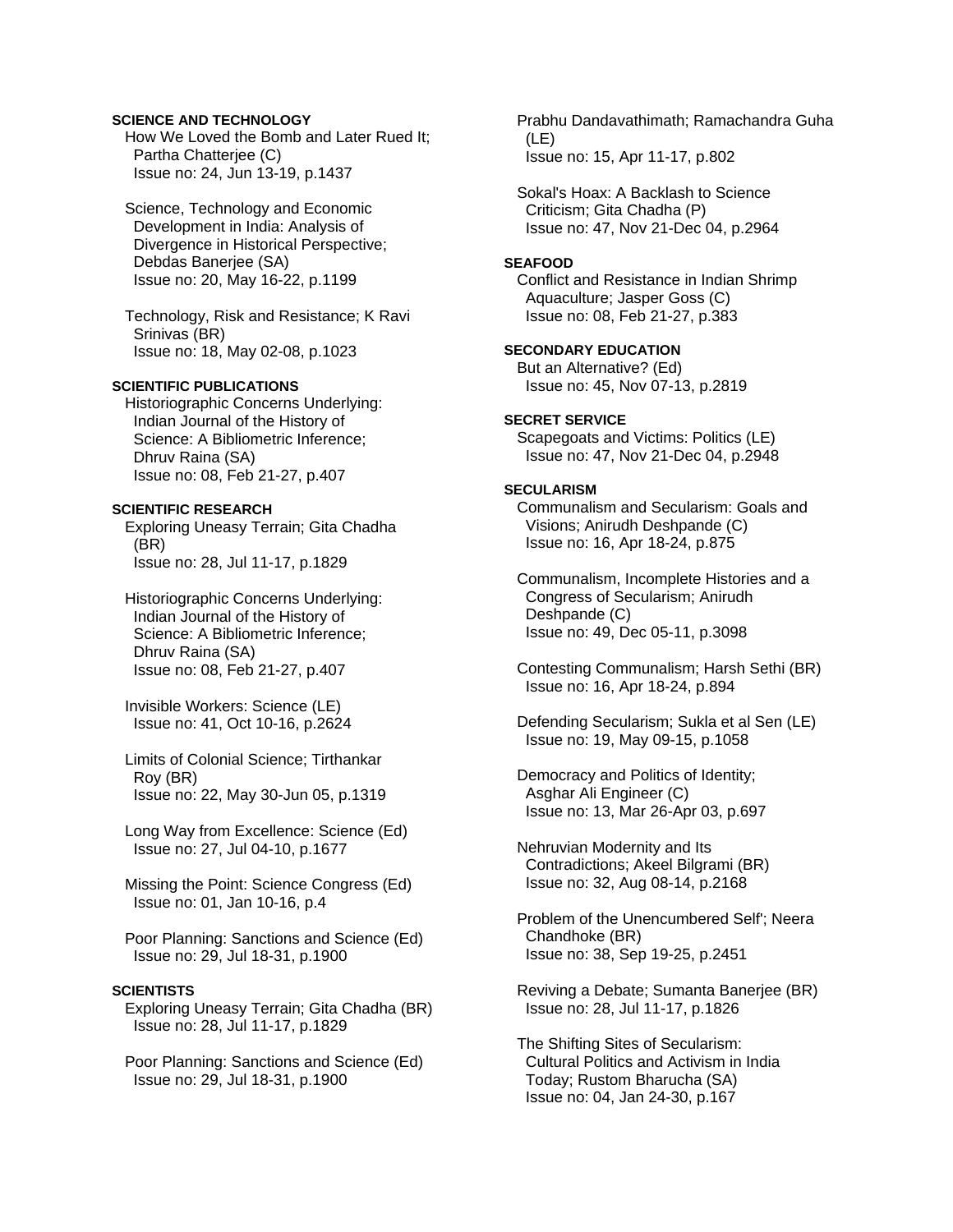**SCIENCE AND TECHNOLOGY**

How We Loved the Bomb and Later Rued It; Partha Chatterjee (C)
Issue no: 24, Jun 13-19, p.1437

Science, Technology and Economic Development in India: Analysis of Divergence in Historical Perspective; Debdas Banerjee (SA)
Issue no: 20, May 16-22, p.1199

Technology, Risk and Resistance; K Ravi Srinivas (BR)
Issue no: 18, May 02-08, p.1023

**SCIENTIFIC PUBLICATIONS**

Historiographic Concerns Underlying: Indian Journal of the History of Science: A Bibliometric Inference; Dhruv Raina (SA)
Issue no: 08, Feb 21-27, p.407

**SCIENTIFIC RESEARCH**

Exploring Uneasy Terrain; Gita Chadha (BR)
Issue no: 28, Jul 11-17, p.1829

Historiographic Concerns Underlying: Indian Journal of the History of Science: A Bibliometric Inference; Dhruv Raina (SA)
Issue no: 08, Feb 21-27, p.407

Invisible Workers: Science (LE)
Issue no: 41, Oct 10-16, p.2624

Limits of Colonial Science; Tirthankar Roy (BR)
Issue no: 22, May 30-Jun 05, p.1319

Long Way from Excellence: Science (Ed)
Issue no: 27, Jul 04-10, p.1677

Missing the Point: Science Congress (Ed)
Issue no: 01, Jan 10-16, p.4

Poor Planning: Sanctions and Science (Ed)
Issue no: 29, Jul 18-31, p.1900

**SCIENTISTS**

Exploring Uneasy Terrain; Gita Chadha (BR)
Issue no: 28, Jul 11-17, p.1829

Poor Planning: Sanctions and Science (Ed)
Issue no: 29, Jul 18-31, p.1900

Prabhu Dandavathimath; Ramachandra Guha (LE)
Issue no: 15, Apr 11-17, p.802

Sokal's Hoax: A Backlash to Science Criticism; Gita Chadha (P)
Issue no: 47, Nov 21-Dec 04, p.2964

**SEAFOOD**

Conflict and Resistance in Indian Shrimp Aquaculture; Jasper Goss (C)
Issue no: 08, Feb 21-27, p.383

**SECONDARY EDUCATION**

But an Alternative? (Ed)
Issue no: 45, Nov 07-13, p.2819

**SECRET SERVICE**

Scapegoats and Victims: Politics (LE)
Issue no: 47, Nov 21-Dec 04, p.2948

**SECULARISM**

Communalism and Secularism: Goals and Visions; Anirudh Deshpande (C)
Issue no: 16, Apr 18-24, p.875

Communalism, Incomplete Histories and a Congress of Secularism; Anirudh Deshpande (C)
Issue no: 49, Dec 05-11, p.3098

Contesting Communalism; Harsh Sethi (BR)
Issue no: 16, Apr 18-24, p.894

Defending Secularism; Sukla et al Sen (LE)
Issue no: 19, May 09-15, p.1058

Democracy and Politics of Identity; Asghar Ali Engineer (C)
Issue no: 13, Mar 26-Apr 03, p.697

Nehruvian Modernity and Its Contradictions; Akeel Bilgrami (BR)
Issue no: 32, Aug 08-14, p.2168

Problem of the Unencumbered Self'; Neera Chandhoke (BR)
Issue no: 38, Sep 19-25, p.2451

Reviving a Debate; Sumanta Banerjee (BR)
Issue no: 28, Jul 11-17, p.1826

The Shifting Sites of Secularism: Cultural Politics and Activism in India Today; Rustom Bharucha (SA)
Issue no: 04, Jan 24-30, p.167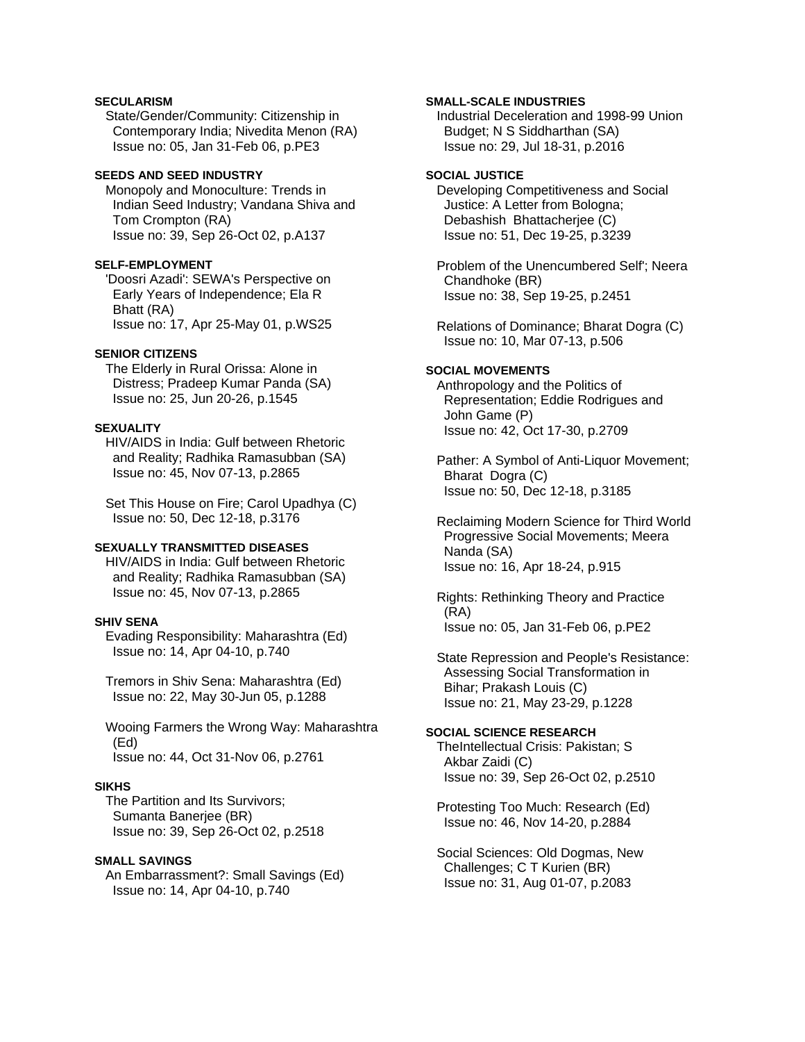**SECULARISM**

State/Gender/Community: Citizenship in Contemporary India; Nivedita Menon (RA)
Issue no: 05, Jan 31-Feb 06, p.PE3

**SEEDS AND SEED INDUSTRY**

Monopoly and Monoculture: Trends in Indian Seed Industry; Vandana Shiva and Tom Crompton (RA)
Issue no: 39, Sep 26-Oct 02, p.A137

**SELF-EMPLOYMENT**

'Doosri Azadi': SEWA's Perspective on Early Years of Independence; Ela R Bhatt (RA)
Issue no: 17, Apr 25-May 01, p.WS25

**SENIOR CITIZENS**

The Elderly in Rural Orissa: Alone in Distress; Pradeep Kumar Panda (SA)
Issue no: 25, Jun 20-26, p.1545

**SEXUALITY**

HIV/AIDS in India: Gulf between Rhetoric and Reality; Radhika Ramasubban (SA)
Issue no: 45, Nov 07-13, p.2865

Set This House on Fire; Carol Upadhya (C)
Issue no: 50, Dec 12-18, p.3176

**SEXUALLY TRANSMITTED DISEASES**

HIV/AIDS in India: Gulf between Rhetoric and Reality; Radhika Ramasubban (SA)
Issue no: 45, Nov 07-13, p.2865

**SHIV SENA**

Evading Responsibility: Maharashtra (Ed)
Issue no: 14, Apr 04-10, p.740

Tremors in Shiv Sena: Maharashtra (Ed)
Issue no: 22, May 30-Jun 05, p.1288

Wooing Farmers the Wrong Way: Maharashtra (Ed)
Issue no: 44, Oct 31-Nov 06, p.2761

**SIKHS**

The Partition and Its Survivors; Sumanta Banerjee (BR)
Issue no: 39, Sep 26-Oct 02, p.2518

**SMALL SAVINGS**

An Embarrassment?: Small Savings (Ed)
Issue no: 14, Apr 04-10, p.740

**SMALL-SCALE INDUSTRIES**

Industrial Deceleration and 1998-99 Union Budget; N S Siddharthan (SA)
Issue no: 29, Jul 18-31, p.2016

**SOCIAL JUSTICE**

Developing Competitiveness and Social Justice: A Letter from Bologna; Debashish Bhattacherjee (C)
Issue no: 51, Dec 19-25, p.3239

Problem of the Unencumbered Self'; Neera Chandhoke (BR)
Issue no: 38, Sep 19-25, p.2451

Relations of Dominance; Bharat Dogra (C)
Issue no: 10, Mar 07-13, p.506

**SOCIAL MOVEMENTS**

Anthropology and the Politics of Representation; Eddie Rodrigues and John Game (P)
Issue no: 42, Oct 17-30, p.2709

Pather: A Symbol of Anti-Liquor Movement; Bharat Dogra (C)
Issue no: 50, Dec 12-18, p.3185

Reclaiming Modern Science for Third World Progressive Social Movements; Meera Nanda (SA)
Issue no: 16, Apr 18-24, p.915

Rights: Rethinking Theory and Practice (RA)
Issue no: 05, Jan 31-Feb 06, p.PE2

State Repression and People's Resistance: Assessing Social Transformation in Bihar; Prakash Louis (C)
Issue no: 21, May 23-29, p.1228

**SOCIAL SCIENCE RESEARCH**

TheIntellectual Crisis: Pakistan; S Akbar Zaidi (C)
Issue no: 39, Sep 26-Oct 02, p.2510

Protesting Too Much: Research (Ed)
Issue no: 46, Nov 14-20, p.2884

Social Sciences: Old Dogmas, New Challenges; C T Kurien (BR)
Issue no: 31, Aug 01-07, p.2083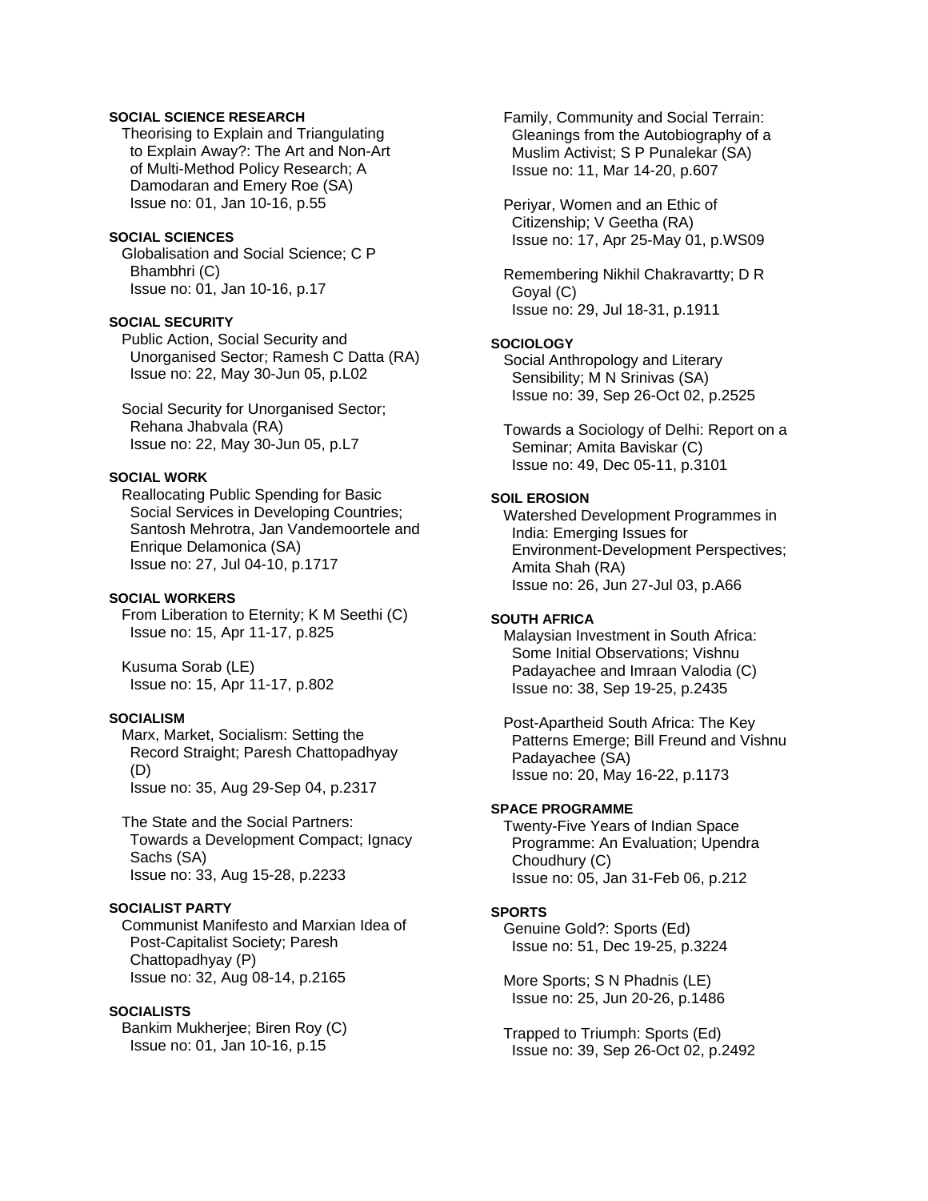**SOCIAL SCIENCE RESEARCH**

Theorising to Explain and Triangulating to Explain Away?: The Art and Non-Art of Multi-Method Policy Research; A Damodaran and Emery Roe (SA)
Issue no: 01, Jan 10-16, p.55

**SOCIAL SCIENCES**

Globalisation and Social Science; C P Bhambhri (C)
Issue no: 01, Jan 10-16, p.17

**SOCIAL SECURITY**

Public Action, Social Security and Unorganised Sector; Ramesh C Datta (RA)
Issue no: 22, May 30-Jun 05, p.L02

Social Security for Unorganised Sector; Rehana Jhabvala (RA)
Issue no: 22, May 30-Jun 05, p.L7

**SOCIAL WORK**

Reallocating Public Spending for Basic Social Services in Developing Countries; Santosh Mehrotra, Jan Vandemoortele and Enrique Delamonica (SA)
Issue no: 27, Jul 04-10, p.1717

**SOCIAL WORKERS**

From Liberation to Eternity; K M Seethi (C)
Issue no: 15, Apr 11-17, p.825

Kusuma Sorab (LE)
Issue no: 15, Apr 11-17, p.802

**SOCIALISM**

Marx, Market, Socialism: Setting the Record Straight; Paresh Chattopadhyay (D)
Issue no: 35, Aug 29-Sep 04, p.2317

The State and the Social Partners: Towards a Development Compact; Ignacy Sachs (SA)
Issue no: 33, Aug 15-28, p.2233

**SOCIALIST PARTY**

Communist Manifesto and Marxian Idea of Post-Capitalist Society; Paresh Chattopadhyay (P)
Issue no: 32, Aug 08-14, p.2165

**SOCIALISTS**

Bankim Mukherjee; Biren Roy (C)
Issue no: 01, Jan 10-16, p.15

Family, Community and Social Terrain: Gleanings from the Autobiography of a Muslim Activist; S P Punalekar (SA)
Issue no: 11, Mar 14-20, p.607

Periyar, Women and an Ethic of Citizenship; V Geetha (RA)
Issue no: 17, Apr 25-May 01, p.WS09

Remembering Nikhil Chakravartty; D R Goyal (C)
Issue no: 29, Jul 18-31, p.1911

**SOCIOLOGY**

Social Anthropology and Literary Sensibility; M N Srinivas (SA)
Issue no: 39, Sep 26-Oct 02, p.2525

Towards a Sociology of Delhi: Report on a Seminar; Amita Baviskar (C)
Issue no: 49, Dec 05-11, p.3101

**SOIL EROSION**

Watershed Development Programmes in India: Emerging Issues for Environment-Development Perspectives; Amita Shah (RA)
Issue no: 26, Jun 27-Jul 03, p.A66

**SOUTH AFRICA**

Malaysian Investment in South Africa: Some Initial Observations; Vishnu Padayachee and Imraan Valodia (C)
Issue no: 38, Sep 19-25, p.2435

Post-Apartheid South Africa: The Key Patterns Emerge; Bill Freund and Vishnu Padayachee (SA)
Issue no: 20, May 16-22, p.1173

**SPACE PROGRAMME**

Twenty-Five Years of Indian Space Programme: An Evaluation; Upendra Choudhury (C)
Issue no: 05, Jan 31-Feb 06, p.212

**SPORTS**

Genuine Gold?: Sports (Ed)
Issue no: 51, Dec 19-25, p.3224

More Sports; S N Phadnis (LE)
Issue no: 25, Jun 20-26, p.1486

Trapped to Triumph: Sports (Ed)
Issue no: 39, Sep 26-Oct 02, p.2492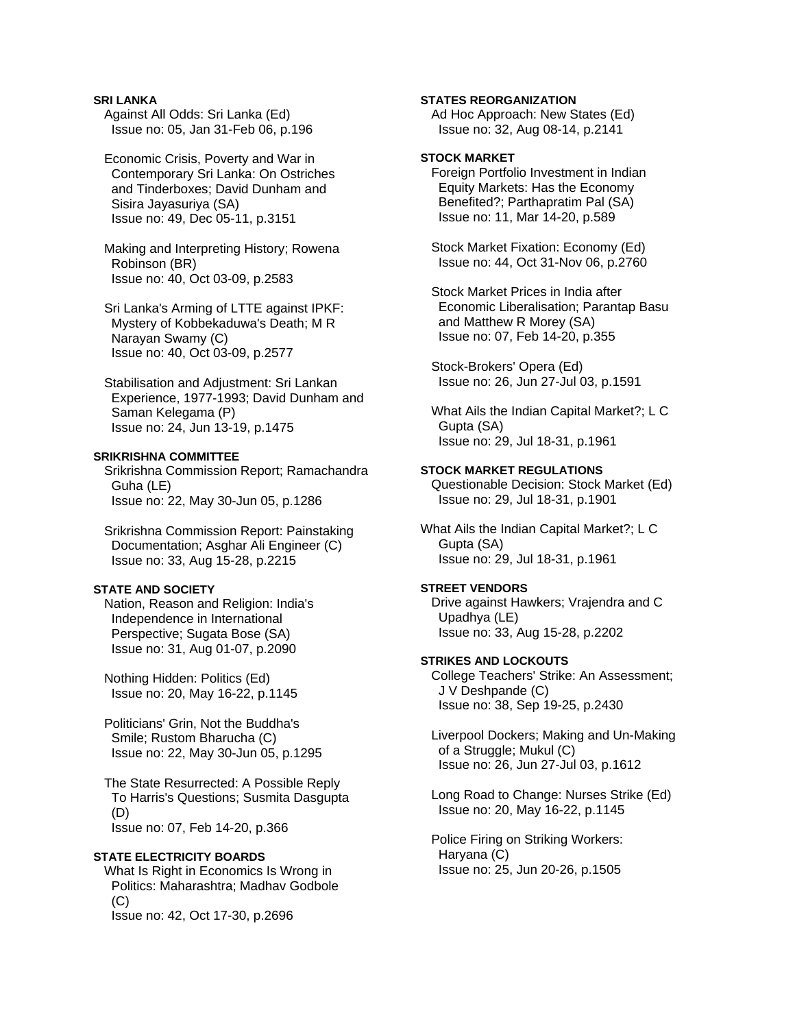**SRI LANKA**

Against All Odds: Sri Lanka (Ed)
Issue no: 05, Jan 31-Feb 06, p.196

Economic Crisis, Poverty and War in Contemporary Sri Lanka: On Ostriches and Tinderboxes; David Dunham and Sisira Jayasuriya (SA)
Issue no: 49, Dec 05-11, p.3151

Making and Interpreting History; Rowena Robinson (BR)
Issue no: 40, Oct 03-09, p.2583

Sri Lanka's Arming of LTTE against IPKF: Mystery of Kobbekaduwa's Death; M R Narayan Swamy (C)
Issue no: 40, Oct 03-09, p.2577

Stabilisation and Adjustment: Sri Lankan Experience, 1977-1993; David Dunham and Saman Kelegama (P)
Issue no: 24, Jun 13-19, p.1475

**SRIKRISHNA COMMITTEE**

Srikrishna Commission Report; Ramachandra Guha (LE)
Issue no: 22, May 30-Jun 05, p.1286

Srikrishna Commission Report: Painstaking Documentation; Asghar Ali Engineer (C)
Issue no: 33, Aug 15-28, p.2215

**STATE AND SOCIETY**

Nation, Reason and Religion: India's Independence in International Perspective; Sugata Bose (SA)
Issue no: 31, Aug 01-07, p.2090

Nothing Hidden: Politics (Ed)
Issue no: 20, May 16-22, p.1145

Politicians' Grin, Not the Buddha's Smile; Rustom Bharucha (C)
Issue no: 22, May 30-Jun 05, p.1295

The State Resurrected: A Possible Reply To Harris's Questions; Susmita Dasgupta (D)
Issue no: 07, Feb 14-20, p.366

**STATE ELECTRICITY BOARDS**

What Is Right in Economics Is Wrong in Politics: Maharashtra; Madhav Godbole (C)
Issue no: 42, Oct 17-30, p.2696

**STATES REORGANIZATION**

Ad Hoc Approach: New States (Ed)
Issue no: 32, Aug 08-14, p.2141

**STOCK MARKET**

Foreign Portfolio Investment in Indian Equity Markets: Has the Economy Benefited?; Parthapratim Pal (SA)
Issue no: 11, Mar 14-20, p.589

Stock Market Fixation: Economy (Ed)
Issue no: 44, Oct 31-Nov 06, p.2760

Stock Market Prices in India after Economic Liberalisation; Parantap Basu and Matthew R Morey (SA)
Issue no: 07, Feb 14-20, p.355

Stock-Brokers' Opera (Ed)
Issue no: 26, Jun 27-Jul 03, p.1591

What Ails the Indian Capital Market?; L C Gupta (SA)
Issue no: 29, Jul 18-31, p.1961

**STOCK MARKET REGULATIONS**

Questionable Decision: Stock Market (Ed)
Issue no: 29, Jul 18-31, p.1901

What Ails the Indian Capital Market?; L C Gupta (SA)
Issue no: 29, Jul 18-31, p.1961

**STREET VENDORS**

Drive against Hawkers; Vrajendra and C Upadhya (LE)
Issue no: 33, Aug 15-28, p.2202

**STRIKES AND LOCKOUTS**

College Teachers' Strike: An Assessment; J V Deshpande (C)
Issue no: 38, Sep 19-25, p.2430

Liverpool Dockers; Making and Un-Making of a Struggle; Mukul (C)
Issue no: 26, Jun 27-Jul 03, p.1612

Long Road to Change: Nurses Strike (Ed)
Issue no: 20, May 16-22, p.1145

Police Firing on Striking Workers: Haryana (C)
Issue no: 25, Jun 20-26, p.1505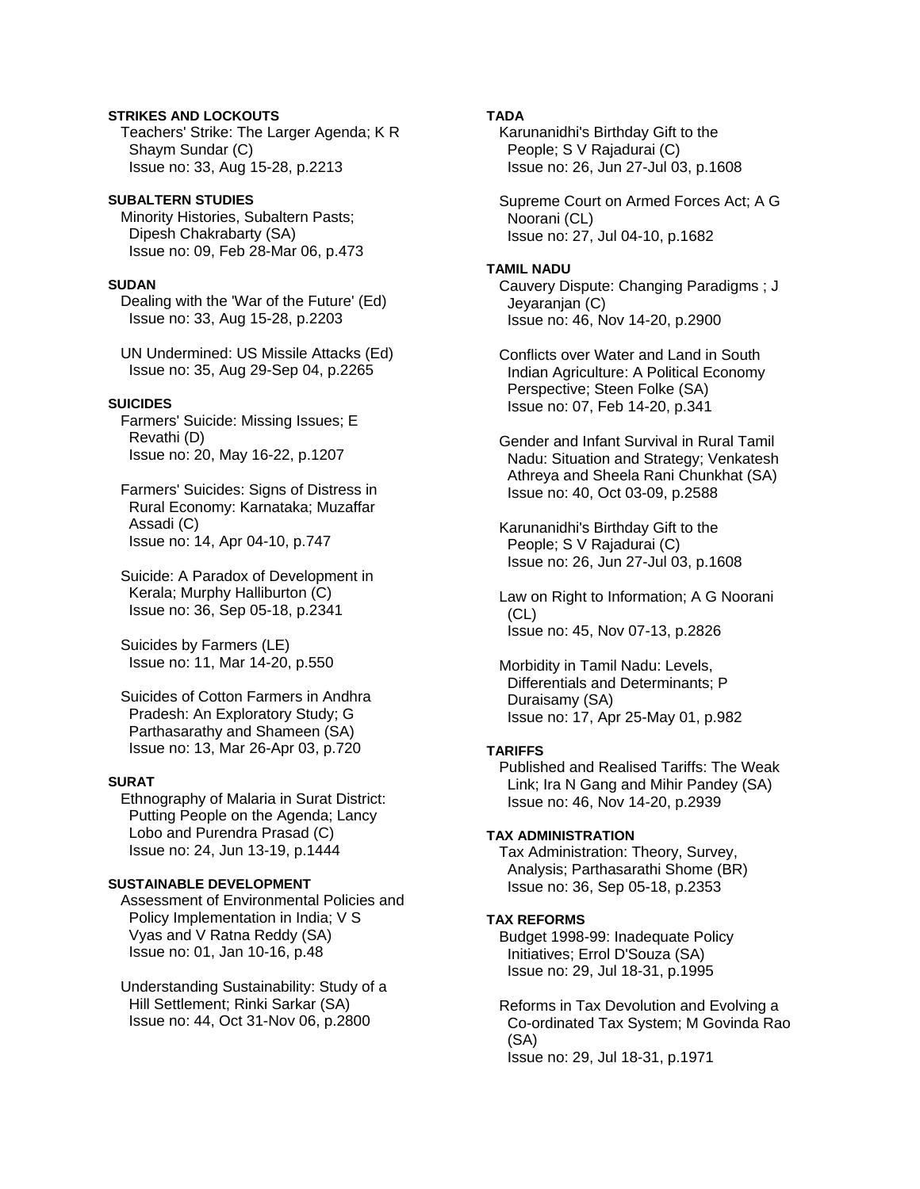**STRIKES AND LOCKOUTS**

Teachers' Strike: The Larger Agenda; K R Shaym Sundar (C)
Issue no: 33, Aug 15-28, p.2213

**SUBALTERN STUDIES**

Minority Histories, Subaltern Pasts; Dipesh Chakrabarty (SA)
Issue no: 09, Feb 28-Mar 06, p.473

**SUDAN**

Dealing with the 'War of the Future' (Ed)
Issue no: 33, Aug 15-28, p.2203

UN Undermined: US Missile Attacks (Ed)
Issue no: 35, Aug 29-Sep 04, p.2265

**SUICIDES**

Farmers' Suicide: Missing Issues; E Revathi (D)
Issue no: 20, May 16-22, p.1207

Farmers' Suicides: Signs of Distress in Rural Economy: Karnataka; Muzaffar Assadi (C)
Issue no: 14, Apr 04-10, p.747

Suicide: A Paradox of Development in Kerala; Murphy Halliburton (C)
Issue no: 36, Sep 05-18, p.2341

Suicides by Farmers (LE)
Issue no: 11, Mar 14-20, p.550

Suicides of Cotton Farmers in Andhra Pradesh: An Exploratory Study; G Parthasarathy and Shameen (SA)
Issue no: 13, Mar 26-Apr 03, p.720

**SURAT**

Ethnography of Malaria in Surat District: Putting People on the Agenda; Lancy Lobo and Purendra Prasad (C)
Issue no: 24, Jun 13-19, p.1444

**SUSTAINABLE DEVELOPMENT**

Assessment of Environmental Policies and Policy Implementation in India; V S Vyas and V Ratna Reddy (SA)
Issue no: 01, Jan 10-16, p.48

Understanding Sustainability: Study of a Hill Settlement; Rinki Sarkar (SA)
Issue no: 44, Oct 31-Nov 06, p.2800

**TADA**

Karunanidhi's Birthday Gift to the People; S V Rajadurai (C)
Issue no: 26, Jun 27-Jul 03, p.1608

Supreme Court on Armed Forces Act; A G Noorani (CL)
Issue no: 27, Jul 04-10, p.1682

**TAMIL NADU**

Cauvery Dispute: Changing Paradigms ; J Jeyaranjan (C)
Issue no: 46, Nov 14-20, p.2900

Conflicts over Water and Land in South Indian Agriculture: A Political Economy Perspective; Steen Folke (SA)
Issue no: 07, Feb 14-20, p.341

Gender and Infant Survival in Rural Tamil Nadu: Situation and Strategy; Venkatesh Athreya and Sheela Rani Chunkhat (SA)
Issue no: 40, Oct 03-09, p.2588

Karunanidhi's Birthday Gift to the People; S V Rajadurai (C)
Issue no: 26, Jun 27-Jul 03, p.1608

Law on Right to Information; A G Noorani (CL)
Issue no: 45, Nov 07-13, p.2826

Morbidity in Tamil Nadu: Levels, Differentials and Determinants; P Duraisamy (SA)
Issue no: 17, Apr 25-May 01, p.982

**TARIFFS**

Published and Realised Tariffs: The Weak Link; Ira N Gang and Mihir Pandey (SA)
Issue no: 46, Nov 14-20, p.2939

**TAX ADMINISTRATION**

Tax Administration: Theory, Survey, Analysis; Parthasarathi Shome (BR)
Issue no: 36, Sep 05-18, p.2353

**TAX REFORMS**

Budget 1998-99: Inadequate Policy Initiatives; Errol D'Souza (SA)
Issue no: 29, Jul 18-31, p.1995

Reforms in Tax Devolution and Evolving a Co-ordinated Tax System; M Govinda Rao (SA)
Issue no: 29, Jul 18-31, p.1971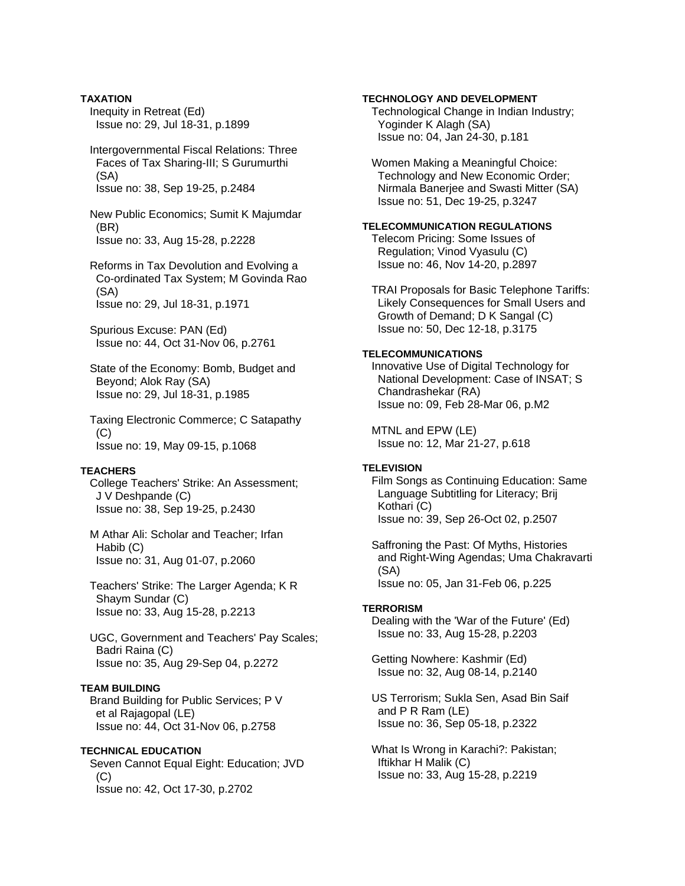**TAXATION**

Inequity in Retreat (Ed)
Issue no: 29, Jul 18-31, p.1899

Intergovernmental Fiscal Relations: Three Faces of Tax Sharing-III; S Gurumurthi (SA)
Issue no: 38, Sep 19-25, p.2484

New Public Economics; Sumit K Majumdar (BR)
Issue no: 33, Aug 15-28, p.2228

Reforms in Tax Devolution and Evolving a Co-ordinated Tax System; M Govinda Rao (SA)
Issue no: 29, Jul 18-31, p.1971

Spurious Excuse: PAN (Ed)
Issue no: 44, Oct 31-Nov 06, p.2761

State of the Economy: Bomb, Budget and Beyond; Alok Ray (SA)
Issue no: 29, Jul 18-31, p.1985

Taxing Electronic Commerce; C Satapathy (C)
Issue no: 19, May 09-15, p.1068

**TEACHERS**

College Teachers' Strike: An Assessment; J V Deshpande (C)
Issue no: 38, Sep 19-25, p.2430

M Athar Ali: Scholar and Teacher; Irfan Habib (C)
Issue no: 31, Aug 01-07, p.2060

Teachers' Strike: The Larger Agenda; K R Shaym Sundar (C)
Issue no: 33, Aug 15-28, p.2213

UGC, Government and Teachers' Pay Scales; Badri Raina (C)
Issue no: 35, Aug 29-Sep 04, p.2272

**TEAM BUILDING**

Brand Building for Public Services; P V et al Rajagopal (LE)
Issue no: 44, Oct 31-Nov 06, p.2758

**TECHNICAL EDUCATION**

Seven Cannot Equal Eight: Education; JVD (C)
Issue no: 42, Oct 17-30, p.2702

**TECHNOLOGY AND DEVELOPMENT**

Technological Change in Indian Industry; Yoginder K Alagh (SA)
Issue no: 04, Jan 24-30, p.181

Women Making a Meaningful Choice: Technology and New Economic Order; Nirmala Banerjee and Swasti Mitter (SA)
Issue no: 51, Dec 19-25, p.3247

**TELECOMMUNICATION REGULATIONS**

Telecom Pricing: Some Issues of Regulation; Vinod Vyasulu (C)
Issue no: 46, Nov 14-20, p.2897

TRAI Proposals for Basic Telephone Tariffs: Likely Consequences for Small Users and Growth of Demand; D K Sangal (C)
Issue no: 50, Dec 12-18, p.3175

**TELECOMMUNICATIONS**

Innovative Use of Digital Technology for National Development: Case of INSAT; S Chandrashekar (RA)
Issue no: 09, Feb 28-Mar 06, p.M2

MTNL and EPW (LE)
Issue no: 12, Mar 21-27, p.618

**TELEVISION**

Film Songs as Continuing Education: Same Language Subtitling for Literacy; Brij Kothari (C)
Issue no: 39, Sep 26-Oct 02, p.2507

Saffroning the Past: Of Myths, Histories and Right-Wing Agendas; Uma Chakravarti (SA)
Issue no: 05, Jan 31-Feb 06, p.225

**TERRORISM**

Dealing with the 'War of the Future' (Ed)
Issue no: 33, Aug 15-28, p.2203

Getting Nowhere: Kashmir (Ed)
Issue no: 32, Aug 08-14, p.2140

US Terrorism; Sukla Sen, Asad Bin Saif and P R Ram (LE)
Issue no: 36, Sep 05-18, p.2322

What Is Wrong in Karachi?: Pakistan; Iftikhar H Malik (C)
Issue no: 33, Aug 15-28, p.2219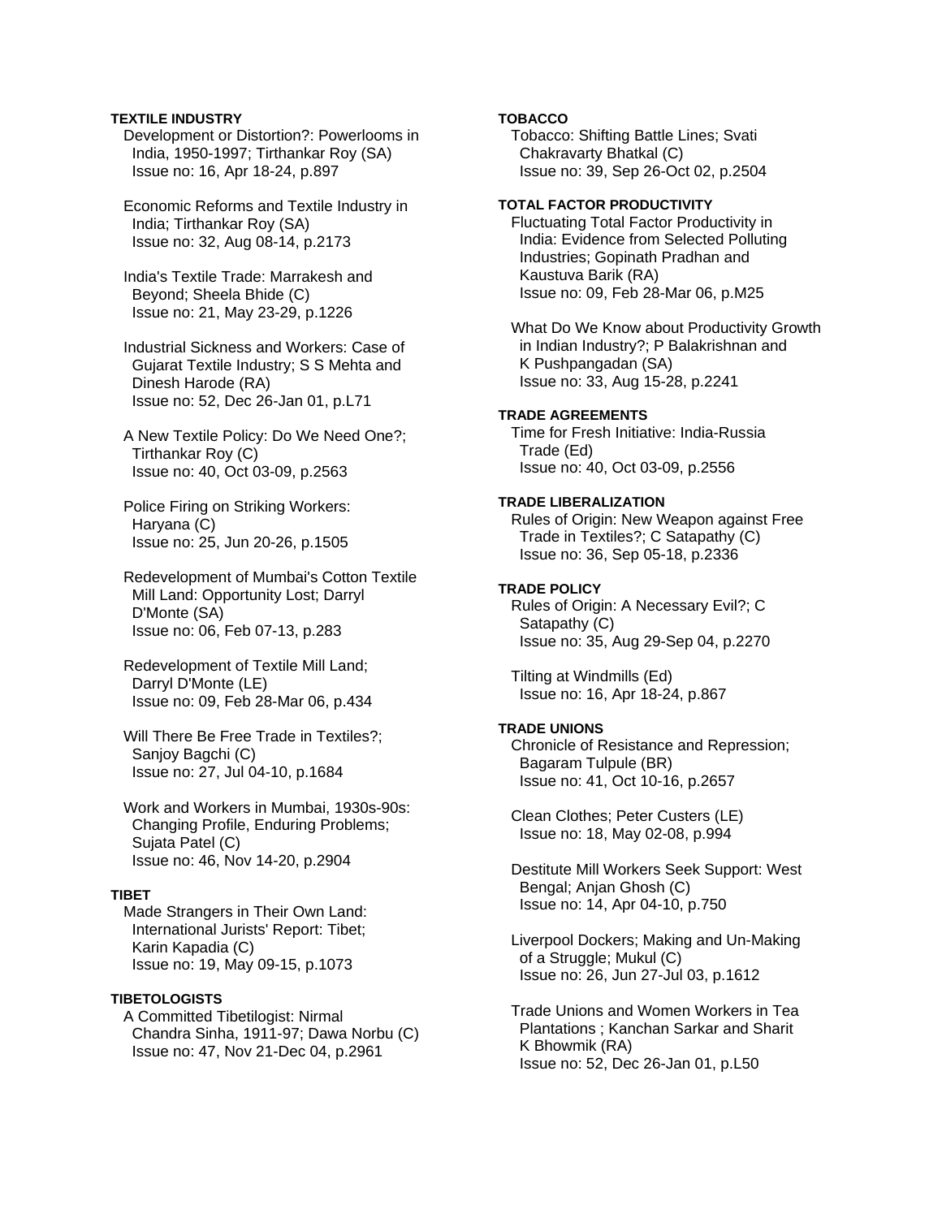**TEXTILE INDUSTRY**

Development or Distortion?: Powerlooms in India, 1950-1997; Tirthankar Roy (SA)
Issue no: 16, Apr 18-24, p.897

Economic Reforms and Textile Industry in India; Tirthankar Roy (SA)
Issue no: 32, Aug 08-14, p.2173

India's Textile Trade: Marrakesh and Beyond; Sheela Bhide (C)
Issue no: 21, May 23-29, p.1226

Industrial Sickness and Workers: Case of Gujarat Textile Industry; S S Mehta and Dinesh Harode (RA)
Issue no: 52, Dec 26-Jan 01, p.L71

A New Textile Policy: Do We Need One?; Tirthankar Roy (C)
Issue no: 40, Oct 03-09, p.2563

Police Firing on Striking Workers: Haryana (C)
Issue no: 25, Jun 20-26, p.1505

Redevelopment of Mumbai's Cotton Textile Mill Land: Opportunity Lost; Darryl D'Monte (SA)
Issue no: 06, Feb 07-13, p.283

Redevelopment of Textile Mill Land; Darryl D'Monte (LE)
Issue no: 09, Feb 28-Mar 06, p.434

Will There Be Free Trade in Textiles?; Sanjoy Bagchi (C)
Issue no: 27, Jul 04-10, p.1684

Work and Workers in Mumbai, 1930s-90s: Changing Profile, Enduring Problems; Sujata Patel (C)
Issue no: 46, Nov 14-20, p.2904

**TIBET**

Made Strangers in Their Own Land: International Jurists' Report: Tibet; Karin Kapadia (C)
Issue no: 19, May 09-15, p.1073

**TIBETOLOGISTS**

A Committed Tibetilogist: Nirmal Chandra Sinha, 1911-97; Dawa Norbu (C)
Issue no: 47, Nov 21-Dec 04, p.2961

**TOBACCO**

Tobacco: Shifting Battle Lines; Svati Chakravarty Bhatkal (C)
Issue no: 39, Sep 26-Oct 02, p.2504

**TOTAL FACTOR PRODUCTIVITY**

Fluctuating Total Factor Productivity in India: Evidence from Selected Polluting Industries; Gopinath Pradhan and Kaustuva Barik (RA)
Issue no: 09, Feb 28-Mar 06, p.M25

What Do We Know about Productivity Growth in Indian Industry?; P Balakrishnan and K Pushpangadan (SA)
Issue no: 33, Aug 15-28, p.2241

**TRADE AGREEMENTS**

Time for Fresh Initiative: India-Russia Trade (Ed)
Issue no: 40, Oct 03-09, p.2556

**TRADE LIBERALIZATION**

Rules of Origin: New Weapon against Free Trade in Textiles?; C Satapathy (C)
Issue no: 36, Sep 05-18, p.2336

**TRADE POLICY**

Rules of Origin: A Necessary Evil?; C Satapathy (C)
Issue no: 35, Aug 29-Sep 04, p.2270

Tilting at Windmills (Ed)
Issue no: 16, Apr 18-24, p.867

**TRADE UNIONS**

Chronicle of Resistance and Repression; Bagaram Tulpule (BR)
Issue no: 41, Oct 10-16, p.2657

Clean Clothes; Peter Custers (LE)
Issue no: 18, May 02-08, p.994

Destitute Mill Workers Seek Support: West Bengal; Anjan Ghosh (C)
Issue no: 14, Apr 04-10, p.750

Liverpool Dockers; Making and Un-Making of a Struggle; Mukul (C)
Issue no: 26, Jun 27-Jul 03, p.1612

Trade Unions and Women Workers in Tea Plantations ; Kanchan Sarkar and Sharit K Bhowmik (RA)
Issue no: 52, Dec 26-Jan 01, p.L50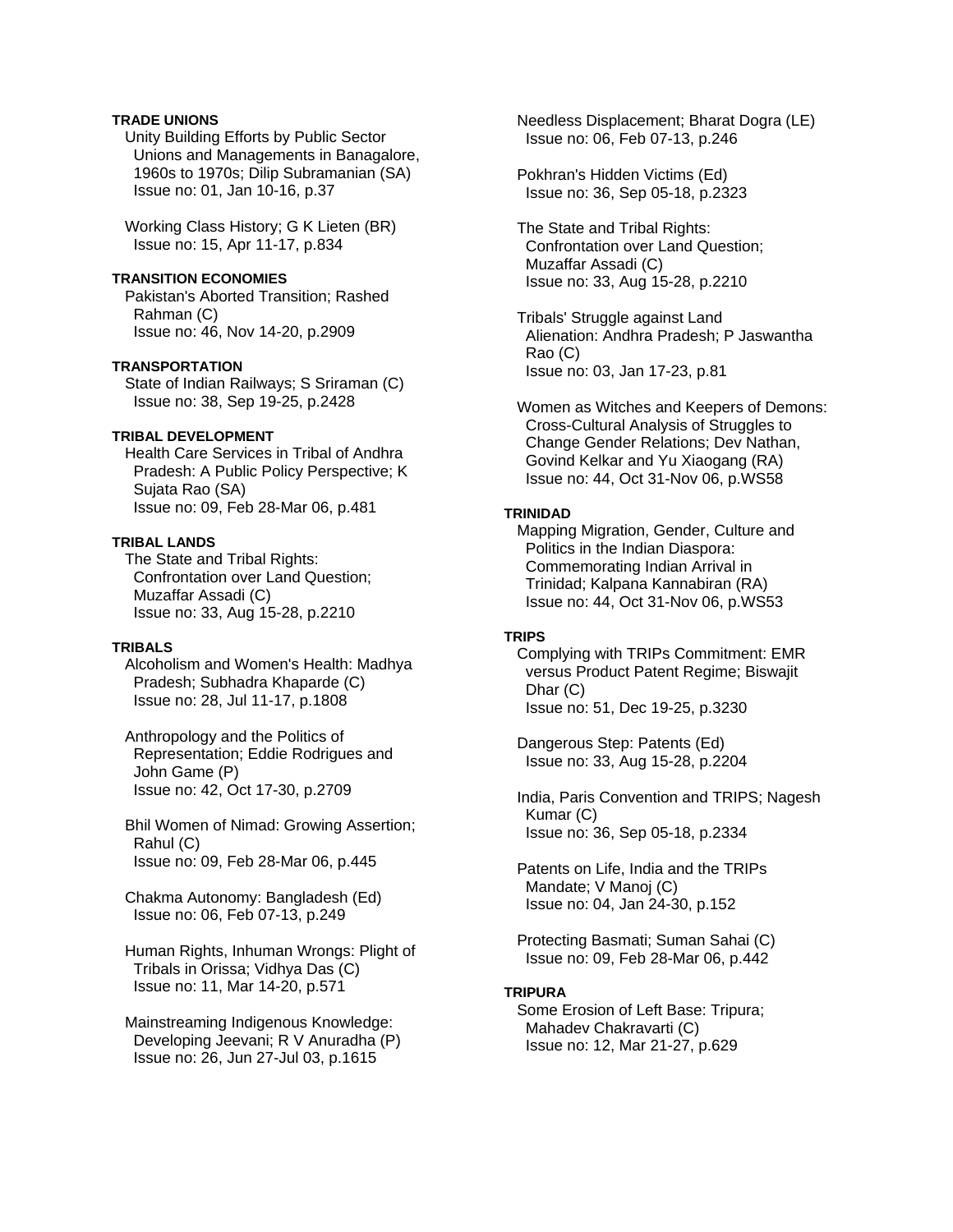**TRADE UNIONS**

Unity Building Efforts by Public Sector Unions and Managements in Banagalore, 1960s to 1970s; Dilip Subramanian (SA)
Issue no: 01, Jan 10-16, p.37

Working Class History; G K Lieten (BR)
Issue no: 15, Apr 11-17, p.834

**TRANSITION ECONOMIES**

Pakistan's Aborted Transition; Rashed Rahman (C)
Issue no: 46, Nov 14-20, p.2909

**TRANSPORTATION**

State of Indian Railways; S Sriraman (C)
Issue no: 38, Sep 19-25, p.2428

**TRIBAL DEVELOPMENT**

Health Care Services in Tribal of Andhra Pradesh: A Public Policy Perspective; K Sujata Rao (SA)
Issue no: 09, Feb 28-Mar 06, p.481

**TRIBAL LANDS**

The State and Tribal Rights: Confrontation over Land Question; Muzaffar Assadi (C)
Issue no: 33, Aug 15-28, p.2210

**TRIBALS**

Alcoholism and Women's Health: Madhya Pradesh; Subhadra Khaparde (C)
Issue no: 28, Jul 11-17, p.1808

Anthropology and the Politics of Representation; Eddie Rodrigues and John Game (P)
Issue no: 42, Oct 17-30, p.2709

Bhil Women of Nimad: Growing Assertion; Rahul (C)
Issue no: 09, Feb 28-Mar 06, p.445

Chakma Autonomy: Bangladesh (Ed)
Issue no: 06, Feb 07-13, p.249

Human Rights, Inhuman Wrongs: Plight of Tribals in Orissa; Vidhya Das (C)
Issue no: 11, Mar 14-20, p.571

Mainstreaming Indigenous Knowledge: Developing Jeevani; R V Anuradha (P)
Issue no: 26, Jun 27-Jul 03, p.1615

Needless Displacement; Bharat Dogra (LE)
Issue no: 06, Feb 07-13, p.246

Pokhran's Hidden Victims (Ed)
Issue no: 36, Sep 05-18, p.2323

The State and Tribal Rights: Confrontation over Land Question; Muzaffar Assadi (C)
Issue no: 33, Aug 15-28, p.2210

Tribals' Struggle against Land Alienation: Andhra Pradesh; P Jaswantha Rao (C)
Issue no: 03, Jan 17-23, p.81

Women as Witches and Keepers of Demons: Cross-Cultural Analysis of Struggles to Change Gender Relations; Dev Nathan, Govind Kelkar and Yu Xiaogang (RA)
Issue no: 44, Oct 31-Nov 06, p.WS58

**TRINIDAD**

Mapping Migration, Gender, Culture and Politics in the Indian Diaspora: Commemorating Indian Arrival in Trinidad; Kalpana Kannabiran (RA)
Issue no: 44, Oct 31-Nov 06, p.WS53

**TRIPS**

Complying with TRIPs Commitment: EMR versus Product Patent Regime; Biswajit Dhar (C)
Issue no: 51, Dec 19-25, p.3230

Dangerous Step: Patents (Ed)
Issue no: 33, Aug 15-28, p.2204

India, Paris Convention and TRIPS; Nagesh Kumar (C)
Issue no: 36, Sep 05-18, p.2334

Patents on Life, India and the TRIPs Mandate; V Manoj (C)
Issue no: 04, Jan 24-30, p.152

Protecting Basmati; Suman Sahai (C)
Issue no: 09, Feb 28-Mar 06, p.442

**TRIPURA**

Some Erosion of Left Base: Tripura; Mahadev Chakravarti (C)
Issue no: 12, Mar 21-27, p.629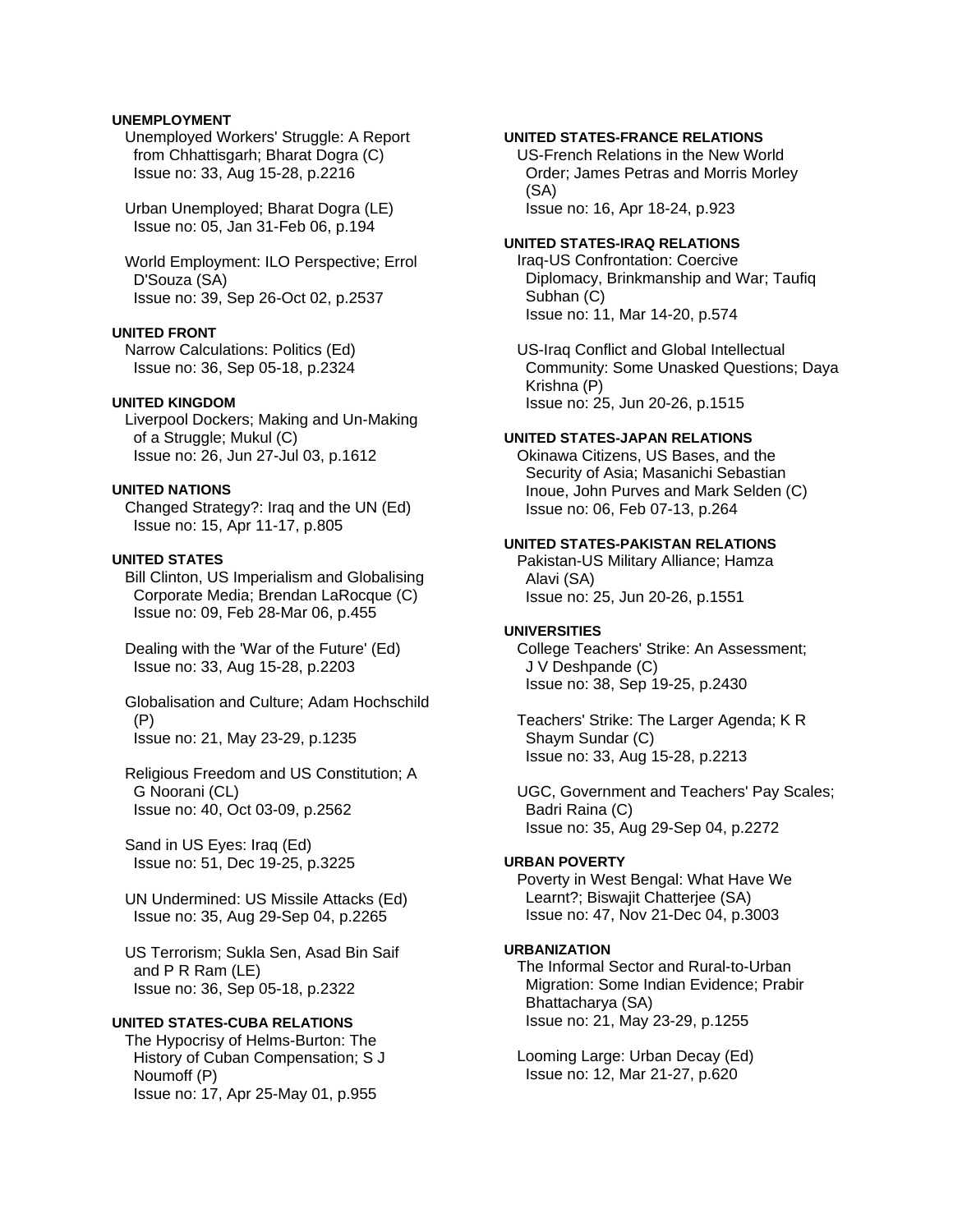**UNEMPLOYMENT**

Unemployed Workers' Struggle: A Report from Chhattisgarh; Bharat Dogra (C)
Issue no: 33, Aug 15-28, p.2216

Urban Unemployed; Bharat Dogra (LE)
Issue no: 05, Jan 31-Feb 06, p.194

World Employment: ILO Perspective; Errol D'Souza (SA)
Issue no: 39, Sep 26-Oct 02, p.2537

**UNITED FRONT**

Narrow Calculations: Politics (Ed)
Issue no: 36, Sep 05-18, p.2324

**UNITED KINGDOM**

Liverpool Dockers; Making and Un-Making of a Struggle; Mukul (C)
Issue no: 26, Jun 27-Jul 03, p.1612

**UNITED NATIONS**

Changed Strategy?: Iraq and the UN (Ed)
Issue no: 15, Apr 11-17, p.805

**UNITED STATES**

Bill Clinton, US Imperialism and Globalising Corporate Media; Brendan LaRocque (C)
Issue no: 09, Feb 28-Mar 06, p.455

Dealing with the 'War of the Future' (Ed)
Issue no: 33, Aug 15-28, p.2203

Globalisation and Culture; Adam Hochschild (P)
Issue no: 21, May 23-29, p.1235

Religious Freedom and US Constitution; A G Noorani (CL)
Issue no: 40, Oct 03-09, p.2562

Sand in US Eyes: Iraq (Ed)
Issue no: 51, Dec 19-25, p.3225

UN Undermined: US Missile Attacks (Ed)
Issue no: 35, Aug 29-Sep 04, p.2265

US Terrorism; Sukla Sen, Asad Bin Saif and P R Ram (LE)
Issue no: 36, Sep 05-18, p.2322

**UNITED STATES-CUBA RELATIONS**

The Hypocrisy of Helms-Burton: The History of Cuban Compensation; S J Noumoff (P)
Issue no: 17, Apr 25-May 01, p.955

**UNITED STATES-FRANCE RELATIONS**

US-French Relations in the New World Order; James Petras and Morris Morley (SA)
Issue no: 16, Apr 18-24, p.923

**UNITED STATES-IRAQ RELATIONS**

Iraq-US Confrontation: Coercive Diplomacy, Brinkmanship and War; Taufiq Subhan (C)
Issue no: 11, Mar 14-20, p.574

US-Iraq Conflict and Global Intellectual Community: Some Unasked Questions; Daya Krishna (P)
Issue no: 25, Jun 20-26, p.1515

**UNITED STATES-JAPAN RELATIONS**

Okinawa Citizens, US Bases, and the Security of Asia; Masanichi Sebastian Inoue, John Purves and Mark Selden (C)
Issue no: 06, Feb 07-13, p.264

**UNITED STATES-PAKISTAN RELATIONS**

Pakistan-US Military Alliance; Hamza Alavi (SA)
Issue no: 25, Jun 20-26, p.1551

**UNIVERSITIES**

College Teachers' Strike: An Assessment; J V Deshpande (C)
Issue no: 38, Sep 19-25, p.2430

Teachers' Strike: The Larger Agenda; K R Shaym Sundar (C)
Issue no: 33, Aug 15-28, p.2213

UGC, Government and Teachers' Pay Scales; Badri Raina (C)
Issue no: 35, Aug 29-Sep 04, p.2272

**URBAN POVERTY**

Poverty in West Bengal: What Have We Learnt?; Biswajit Chatterjee (SA)
Issue no: 47, Nov 21-Dec 04, p.3003

**URBANIZATION**

The Informal Sector and Rural-to-Urban Migration: Some Indian Evidence; Prabir Bhattacharya (SA)
Issue no: 21, May 23-29, p.1255

Looming Large: Urban Decay (Ed)
Issue no: 12, Mar 21-27, p.620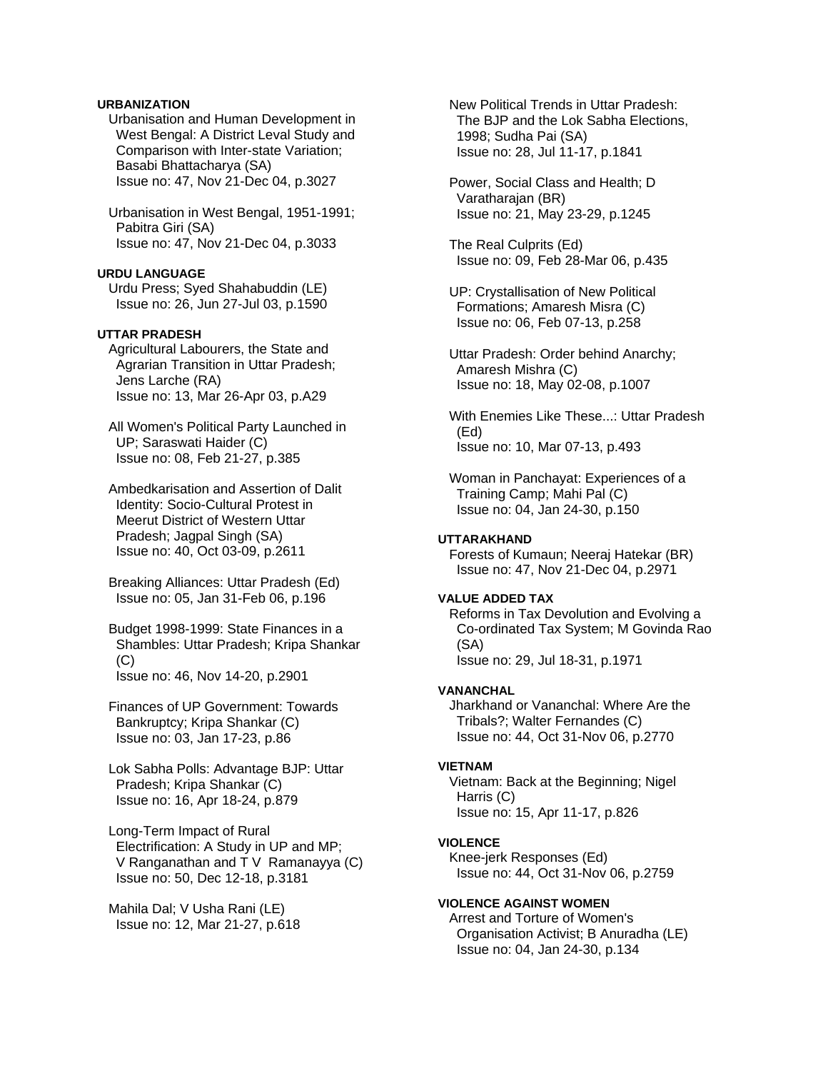**URBANIZATION**

Urbanisation and Human Development in West Bengal: A District Leval Study and Comparison with Inter-state Variation; Basabi Bhattacharya (SA)
Issue no: 47, Nov 21-Dec 04, p.3027

Urbanisation in West Bengal, 1951-1991; Pabitra Giri (SA)
Issue no: 47, Nov 21-Dec 04, p.3033

**URDU LANGUAGE**

Urdu Press; Syed Shahabuddin (LE)
Issue no: 26, Jun 27-Jul 03, p.1590

**UTTAR PRADESH**

Agricultural Labourers, the State and Agrarian Transition in Uttar Pradesh; Jens Larche (RA)
Issue no: 13, Mar 26-Apr 03, p.A29

All Women's Political Party Launched in UP; Saraswati Haider (C)
Issue no: 08, Feb 21-27, p.385

Ambedkarisation and Assertion of Dalit Identity: Socio-Cultural Protest in Meerut District of Western Uttar Pradesh; Jagpal Singh (SA)
Issue no: 40, Oct 03-09, p.2611

Breaking Alliances: Uttar Pradesh (Ed)
Issue no: 05, Jan 31-Feb 06, p.196

Budget 1998-1999: State Finances in a Shambles: Uttar Pradesh; Kripa Shankar (C)
Issue no: 46, Nov 14-20, p.2901

Finances of UP Government: Towards Bankruptcy; Kripa Shankar (C)
Issue no: 03, Jan 17-23, p.86

Lok Sabha Polls: Advantage BJP: Uttar Pradesh; Kripa Shankar (C)
Issue no: 16, Apr 18-24, p.879

Long-Term Impact of Rural Electrification: A Study in UP and MP; V Ranganathan and T V Ramanayya (C)
Issue no: 50, Dec 12-18, p.3181

Mahila Dal; V Usha Rani (LE)
Issue no: 12, Mar 21-27, p.618

New Political Trends in Uttar Pradesh: The BJP and the Lok Sabha Elections, 1998; Sudha Pai (SA)
Issue no: 28, Jul 11-17, p.1841

Power, Social Class and Health; D Varatharajan (BR)
Issue no: 21, May 23-29, p.1245

The Real Culprits (Ed)
Issue no: 09, Feb 28-Mar 06, p.435

UP: Crystallisation of New Political Formations; Amaresh Misra (C)
Issue no: 06, Feb 07-13, p.258

Uttar Pradesh: Order behind Anarchy; Amaresh Mishra (C)
Issue no: 18, May 02-08, p.1007

With Enemies Like These...: Uttar Pradesh (Ed)
Issue no: 10, Mar 07-13, p.493

Woman in Panchayat: Experiences of a Training Camp; Mahi Pal (C)
Issue no: 04, Jan 24-30, p.150

**UTTARAKHAND**

Forests of Kumaun; Neeraj Hatekar (BR)
Issue no: 47, Nov 21-Dec 04, p.2971

**VALUE ADDED TAX**

Reforms in Tax Devolution and Evolving a Co-ordinated Tax System; M Govinda Rao (SA)
Issue no: 29, Jul 18-31, p.1971

**VANANCHAL**

Jharkhand or Vananchal: Where Are the Tribals?; Walter Fernandes (C)
Issue no: 44, Oct 31-Nov 06, p.2770

**VIETNAM**

Vietnam: Back at the Beginning; Nigel Harris (C)
Issue no: 15, Apr 11-17, p.826

**VIOLENCE**

Knee-jerk Responses (Ed)
Issue no: 44, Oct 31-Nov 06, p.2759

**VIOLENCE AGAINST WOMEN**

Arrest and Torture of Women's Organisation Activist; B Anuradha (LE)
Issue no: 04, Jan 24-30, p.134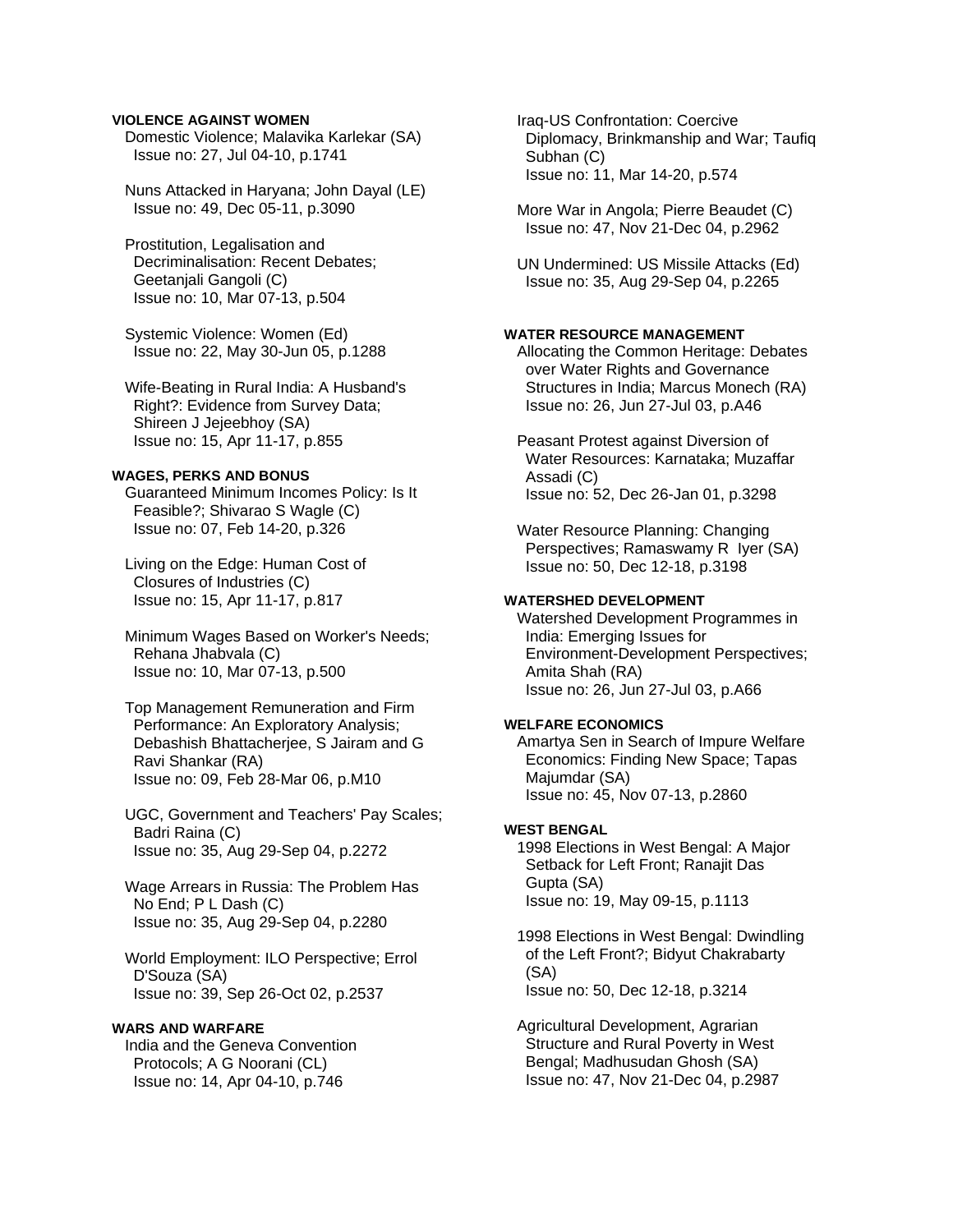**VIOLENCE AGAINST WOMEN**

Domestic Violence; Malavika Karlekar (SA)
Issue no: 27, Jul 04-10, p.1741

Nuns Attacked in Haryana; John Dayal (LE)
Issue no: 49, Dec 05-11, p.3090

Prostitution, Legalisation and Decriminalisation: Recent Debates; Geetanjali Gangoli (C)
Issue no: 10, Mar 07-13, p.504

Systemic Violence: Women (Ed)
Issue no: 22, May 30-Jun 05, p.1288

Wife-Beating in Rural India: A Husband's Right?: Evidence from Survey Data; Shireen J Jejeebhoy (SA)
Issue no: 15, Apr 11-17, p.855

**WAGES, PERKS AND BONUS**

Guaranteed Minimum Incomes Policy: Is It Feasible?; Shivarao S Wagle (C)
Issue no: 07, Feb 14-20, p.326

Living on the Edge: Human Cost of Closures of Industries (C)
Issue no: 15, Apr 11-17, p.817

Minimum Wages Based on Worker's Needs; Rehana Jhabvala (C)
Issue no: 10, Mar 07-13, p.500

Top Management Remuneration and Firm Performance: An Exploratory Analysis; Debashish Bhattacherjee, S Jairam and G Ravi Shankar (RA)
Issue no: 09, Feb 28-Mar 06, p.M10

UGC, Government and Teachers' Pay Scales; Badri Raina (C)
Issue no: 35, Aug 29-Sep 04, p.2272

Wage Arrears in Russia: The Problem Has No End; P L Dash (C)
Issue no: 35, Aug 29-Sep 04, p.2280

World Employment: ILO Perspective; Errol D'Souza (SA)
Issue no: 39, Sep 26-Oct 02, p.2537

**WARS AND WARFARE**

India and the Geneva Convention Protocols; A G Noorani (CL)
Issue no: 14, Apr 04-10, p.746

Iraq-US Confrontation: Coercive Diplomacy, Brinkmanship and War; Taufiq Subhan (C)
Issue no: 11, Mar 14-20, p.574

More War in Angola; Pierre Beaudet (C)
Issue no: 47, Nov 21-Dec 04, p.2962

UN Undermined: US Missile Attacks (Ed)
Issue no: 35, Aug 29-Sep 04, p.2265

**WATER RESOURCE MANAGEMENT**

Allocating the Common Heritage: Debates over Water Rights and Governance Structures in India; Marcus Monech (RA)
Issue no: 26, Jun 27-Jul 03, p.A46

Peasant Protest against Diversion of Water Resources: Karnataka; Muzaffar Assadi (C)
Issue no: 52, Dec 26-Jan 01, p.3298

Water Resource Planning: Changing Perspectives; Ramaswamy R Iyer (SA)
Issue no: 50, Dec 12-18, p.3198

**WATERSHED DEVELOPMENT**

Watershed Development Programmes in India: Emerging Issues for Environment-Development Perspectives; Amita Shah (RA)
Issue no: 26, Jun 27-Jul 03, p.A66

**WELFARE ECONOMICS**

Amartya Sen in Search of Impure Welfare Economics: Finding New Space; Tapas Majumdar (SA)
Issue no: 45, Nov 07-13, p.2860

**WEST BENGAL**

1998 Elections in West Bengal: A Major Setback for Left Front; Ranajit Das Gupta (SA)
Issue no: 19, May 09-15, p.1113

1998 Elections in West Bengal: Dwindling of the Left Front?; Bidyut Chakrabarty (SA)
Issue no: 50, Dec 12-18, p.3214

Agricultural Development, Agrarian Structure and Rural Poverty in West Bengal; Madhusudan Ghosh (SA)
Issue no: 47, Nov 21-Dec 04, p.2987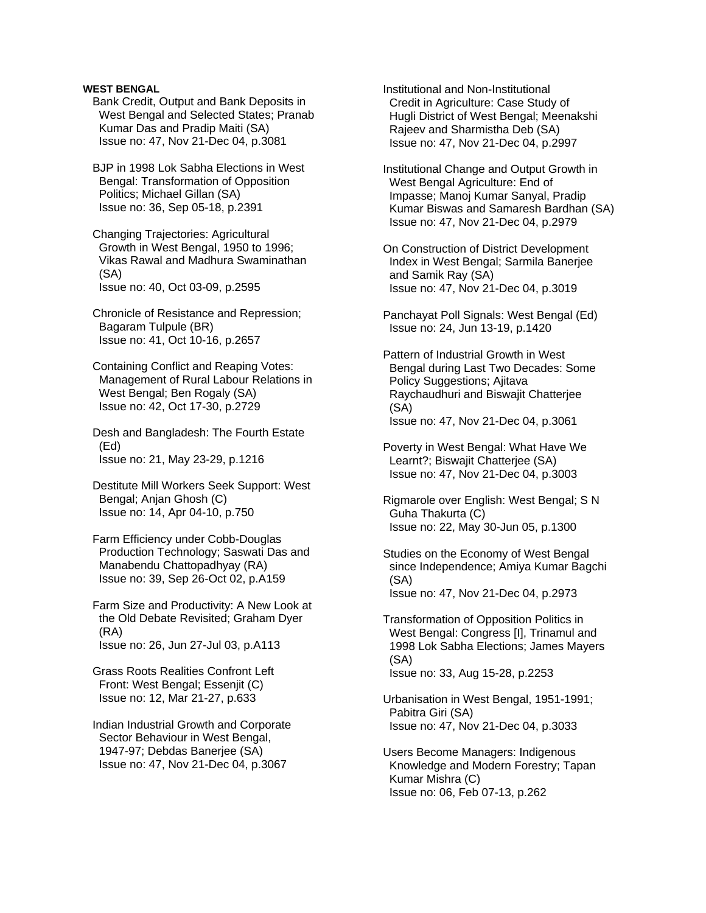**WEST BENGAL**

Bank Credit, Output and Bank Deposits in West Bengal and Selected States; Pranab Kumar Das and Pradip Maiti (SA)
Issue no: 47, Nov 21-Dec 04, p.3081

BJP in 1998 Lok Sabha Elections in West Bengal: Transformation of Opposition Politics; Michael Gillan (SA)
Issue no: 36, Sep 05-18, p.2391

Changing Trajectories: Agricultural Growth in West Bengal, 1950 to 1996; Vikas Rawal and Madhura Swaminathan (SA)
Issue no: 40, Oct 03-09, p.2595

Chronicle of Resistance and Repression; Bagaram Tulpule (BR)
Issue no: 41, Oct 10-16, p.2657

Containing Conflict and Reaping Votes: Management of Rural Labour Relations in West Bengal; Ben Rogaly (SA)
Issue no: 42, Oct 17-30, p.2729

Desh and Bangladesh: The Fourth Estate (Ed)
Issue no: 21, May 23-29, p.1216

Destitute Mill Workers Seek Support: West Bengal; Anjan Ghosh (C)
Issue no: 14, Apr 04-10, p.750

Farm Efficiency under Cobb-Douglas Production Technology; Saswati Das and Manabendu Chattopadhyay (RA)
Issue no: 39, Sep 26-Oct 02, p.A159

Farm Size and Productivity: A New Look at the Old Debate Revisited; Graham Dyer (RA)
Issue no: 26, Jun 27-Jul 03, p.A113

Grass Roots Realities Confront Left Front: West Bengal; Essenjit (C)
Issue no: 12, Mar 21-27, p.633

Indian Industrial Growth and Corporate Sector Behaviour in West Bengal, 1947-97; Debdas Banerjee (SA)
Issue no: 47, Nov 21-Dec 04, p.3067

Institutional and Non-Institutional Credit in Agriculture: Case Study of Hugli District of West Bengal; Meenakshi Rajeev and Sharmistha Deb (SA)
Issue no: 47, Nov 21-Dec 04, p.2997

Institutional Change and Output Growth in West Bengal Agriculture: End of Impasse; Manoj Kumar Sanyal, Pradip Kumar Biswas and Samaresh Bardhan (SA)
Issue no: 47, Nov 21-Dec 04, p.2979

On Construction of District Development Index in West Bengal; Sarmila Banerjee and Samik Ray (SA)
Issue no: 47, Nov 21-Dec 04, p.3019

Panchayat Poll Signals: West Bengal (Ed)
Issue no: 24, Jun 13-19, p.1420

Pattern of Industrial Growth in West Bengal during Last Two Decades: Some Policy Suggestions; Ajitava Raychaudhuri and Biswajit Chatterjee (SA)
Issue no: 47, Nov 21-Dec 04, p.3061

Poverty in West Bengal: What Have We Learnt?; Biswajit Chatterjee (SA)
Issue no: 47, Nov 21-Dec 04, p.3003

Rigmarole over English: West Bengal; S N Guha Thakurta (C)
Issue no: 22, May 30-Jun 05, p.1300

Studies on the Economy of West Bengal since Independence; Amiya Kumar Bagchi (SA)
Issue no: 47, Nov 21-Dec 04, p.2973

Transformation of Opposition Politics in West Bengal: Congress [I], Trinamul and 1998 Lok Sabha Elections; James Mayers (SA)
Issue no: 33, Aug 15-28, p.2253

Urbanisation in West Bengal, 1951-1991; Pabitra Giri (SA)
Issue no: 47, Nov 21-Dec 04, p.3033

Users Become Managers: Indigenous Knowledge and Modern Forestry; Tapan Kumar Mishra (C)
Issue no: 06, Feb 07-13, p.262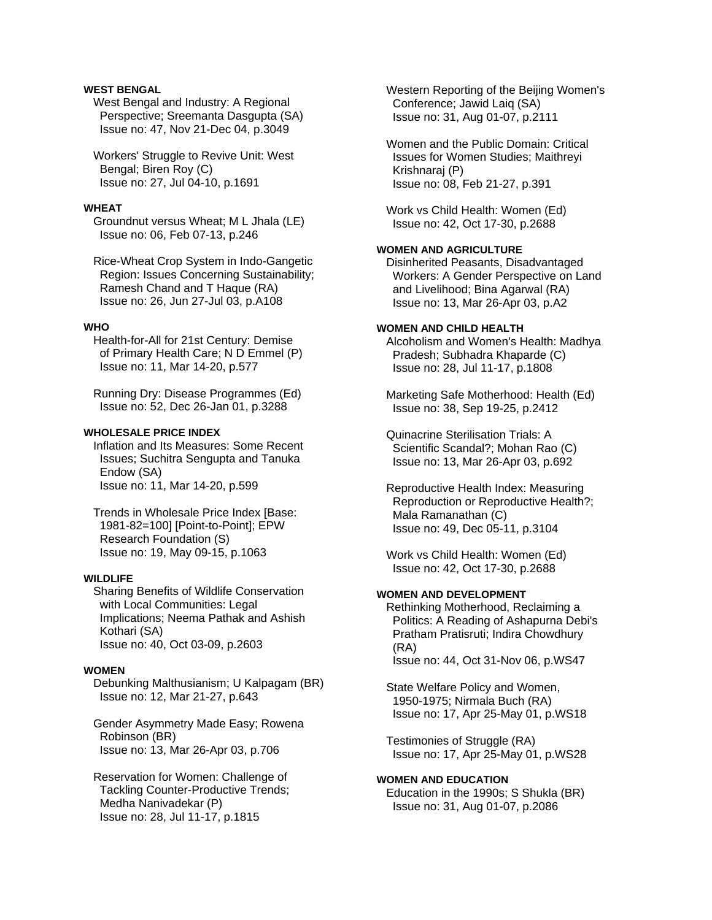**WEST BENGAL**

West Bengal and Industry: A Regional Perspective; Sreemanta Dasgupta (SA)
Issue no: 47, Nov 21-Dec 04, p.3049

Workers' Struggle to Revive Unit: West Bengal; Biren Roy (C)
Issue no: 27, Jul 04-10, p.1691

**WHEAT**

Groundnut versus Wheat; M L Jhala (LE)
Issue no: 06, Feb 07-13, p.246

Rice-Wheat Crop System in Indo-Gangetic Region: Issues Concerning Sustainability; Ramesh Chand and T Haque (RA)
Issue no: 26, Jun 27-Jul 03, p.A108

**WHO**

Health-for-All for 21st Century: Demise of Primary Health Care; N D Emmel (P)
Issue no: 11, Mar 14-20, p.577

Running Dry: Disease Programmes (Ed)
Issue no: 52, Dec 26-Jan 01, p.3288

**WHOLESALE PRICE INDEX**

Inflation and Its Measures: Some Recent Issues; Suchitra Sengupta and Tanuka Endow (SA)
Issue no: 11, Mar 14-20, p.599

Trends in Wholesale Price Index [Base: 1981-82=100] [Point-to-Point]; EPW Research Foundation (S)
Issue no: 19, May 09-15, p.1063

**WILDLIFE**

Sharing Benefits of Wildlife Conservation with Local Communities: Legal Implications; Neema Pathak and Ashish Kothari (SA)
Issue no: 40, Oct 03-09, p.2603

**WOMEN**

Debunking Malthusianism; U Kalpagam (BR)
Issue no: 12, Mar 21-27, p.643

Gender Asymmetry Made Easy; Rowena Robinson (BR)
Issue no: 13, Mar 26-Apr 03, p.706

Reservation for Women: Challenge of Tackling Counter-Productive Trends; Medha Nanivadekar (P)
Issue no: 28, Jul 11-17, p.1815

Western Reporting of the Beijing Women's Conference; Jawid Laiq (SA)
Issue no: 31, Aug 01-07, p.2111

Women and the Public Domain: Critical Issues for Women Studies; Maithreyi Krishnaraj (P)
Issue no: 08, Feb 21-27, p.391

Work vs Child Health: Women (Ed)
Issue no: 42, Oct 17-30, p.2688

**WOMEN AND AGRICULTURE**

Disinherited Peasants, Disadvantaged Workers: A Gender Perspective on Land and Livelihood; Bina Agarwal (RA)
Issue no: 13, Mar 26-Apr 03, p.A2

**WOMEN AND CHILD HEALTH**

Alcoholism and Women's Health: Madhya Pradesh; Subhadra Khaparde (C)
Issue no: 28, Jul 11-17, p.1808

Marketing Safe Motherhood: Health (Ed)
Issue no: 38, Sep 19-25, p.2412

Quinacrine Sterilisation Trials: A Scientific Scandal?; Mohan Rao (C)
Issue no: 13, Mar 26-Apr 03, p.692

Reproductive Health Index: Measuring Reproduction or Reproductive Health?; Mala Ramanathan (C)
Issue no: 49, Dec 05-11, p.3104

Work vs Child Health: Women (Ed)
Issue no: 42, Oct 17-30, p.2688

**WOMEN AND DEVELOPMENT**

Rethinking Motherhood, Reclaiming a Politics: A Reading of Ashapurna Debi's Pratham Pratisruti; Indira Chowdhury (RA)
Issue no: 44, Oct 31-Nov 06, p.WS47

State Welfare Policy and Women, 1950-1975; Nirmala Buch (RA)
Issue no: 17, Apr 25-May 01, p.WS18

Testimonies of Struggle (RA)
Issue no: 17, Apr 25-May 01, p.WS28

**WOMEN AND EDUCATION**

Education in the 1990s; S Shukla (BR)
Issue no: 31, Aug 01-07, p.2086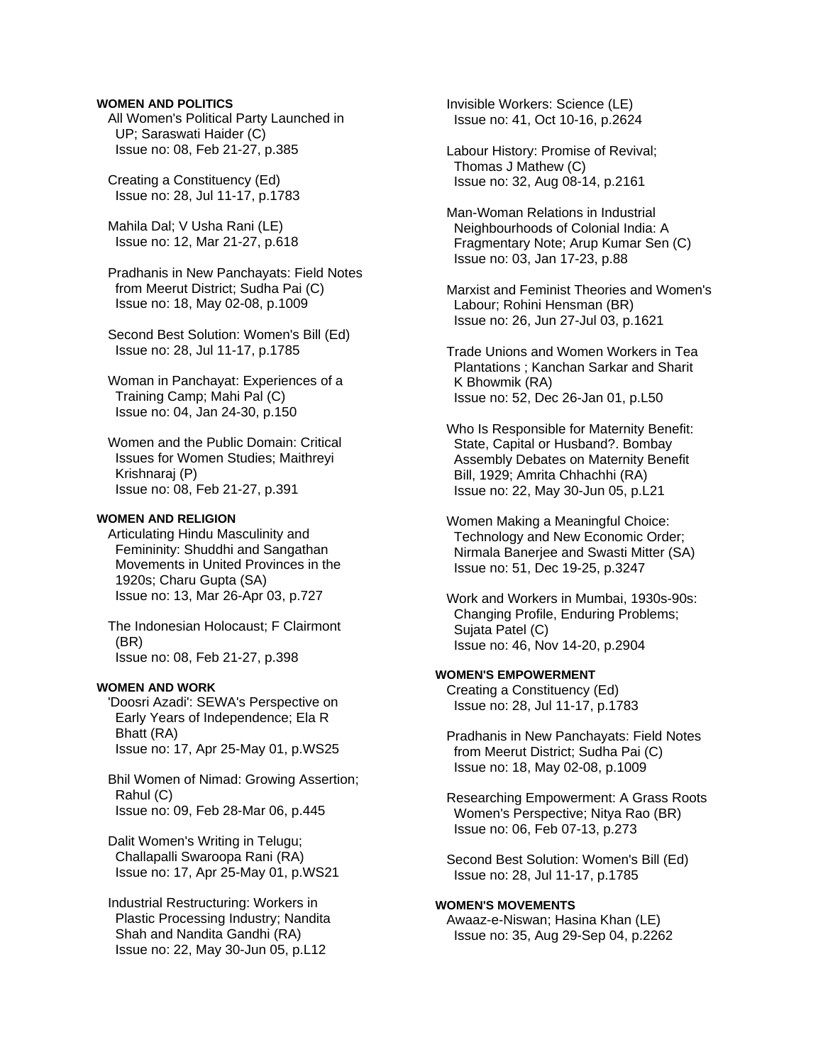**WOMEN AND POLITICS**

All Women's Political Party Launched in UP; Saraswati Haider (C)
Issue no: 08, Feb 21-27, p.385

Creating a Constituency (Ed)
Issue no: 28, Jul 11-17, p.1783

Mahila Dal; V Usha Rani (LE)
Issue no: 12, Mar 21-27, p.618

Pradhanis in New Panchayats: Field Notes from Meerut District; Sudha Pai (C)
Issue no: 18, May 02-08, p.1009

Second Best Solution: Women's Bill (Ed)
Issue no: 28, Jul 11-17, p.1785

Woman in Panchayat: Experiences of a Training Camp; Mahi Pal (C)
Issue no: 04, Jan 24-30, p.150

Women and the Public Domain: Critical Issues for Women Studies; Maithreyi Krishnaraj (P)
Issue no: 08, Feb 21-27, p.391

**WOMEN AND RELIGION**

Articulating Hindu Masculinity and Femininity: Shuddhi and Sangathan Movements in United Provinces in the 1920s; Charu Gupta (SA)
Issue no: 13, Mar 26-Apr 03, p.727

The Indonesian Holocaust; F Clairmont (BR)
Issue no: 08, Feb 21-27, p.398

**WOMEN AND WORK**

'Doosri Azadi': SEWA's Perspective on Early Years of Independence; Ela R Bhatt (RA)
Issue no: 17, Apr 25-May 01, p.WS25

Bhil Women of Nimad: Growing Assertion; Rahul (C)
Issue no: 09, Feb 28-Mar 06, p.445

Dalit Women's Writing in Telugu; Challapalli Swaroopa Rani (RA)
Issue no: 17, Apr 25-May 01, p.WS21

Industrial Restructuring: Workers in Plastic Processing Industry; Nandita Shah and Nandita Gandhi (RA)
Issue no: 22, May 30-Jun 05, p.L12

Invisible Workers: Science (LE)
Issue no: 41, Oct 10-16, p.2624

Labour History: Promise of Revival; Thomas J Mathew (C)
Issue no: 32, Aug 08-14, p.2161

Man-Woman Relations in Industrial Neighbourhoods of Colonial India: A Fragmentary Note; Arup Kumar Sen (C)
Issue no: 03, Jan 17-23, p.88

Marxist and Feminist Theories and Women's Labour; Rohini Hensman (BR)
Issue no: 26, Jun 27-Jul 03, p.1621

Trade Unions and Women Workers in Tea Plantations ; Kanchan Sarkar and Sharit K Bhowmik (RA)
Issue no: 52, Dec 26-Jan 01, p.L50

Who Is Responsible for Maternity Benefit: State, Capital or Husband?. Bombay Assembly Debates on Maternity Benefit Bill, 1929; Amrita Chhachhi (RA)
Issue no: 22, May 30-Jun 05, p.L21

Women Making a Meaningful Choice: Technology and New Economic Order; Nirmala Banerjee and Swasti Mitter (SA)
Issue no: 51, Dec 19-25, p.3247

Work and Workers in Mumbai, 1930s-90s: Changing Profile, Enduring Problems; Sujata Patel (C)
Issue no: 46, Nov 14-20, p.2904

**WOMEN'S EMPOWERMENT**

Creating a Constituency (Ed)
Issue no: 28, Jul 11-17, p.1783

Pradhanis in New Panchayats: Field Notes from Meerut District; Sudha Pai (C)
Issue no: 18, May 02-08, p.1009

Researching Empowerment: A Grass Roots Women's Perspective; Nitya Rao (BR)
Issue no: 06, Feb 07-13, p.273

Second Best Solution: Women's Bill (Ed)
Issue no: 28, Jul 11-17, p.1785

**WOMEN'S MOVEMENTS**

Awaaz-e-Niswan; Hasina Khan (LE)
Issue no: 35, Aug 29-Sep 04, p.2262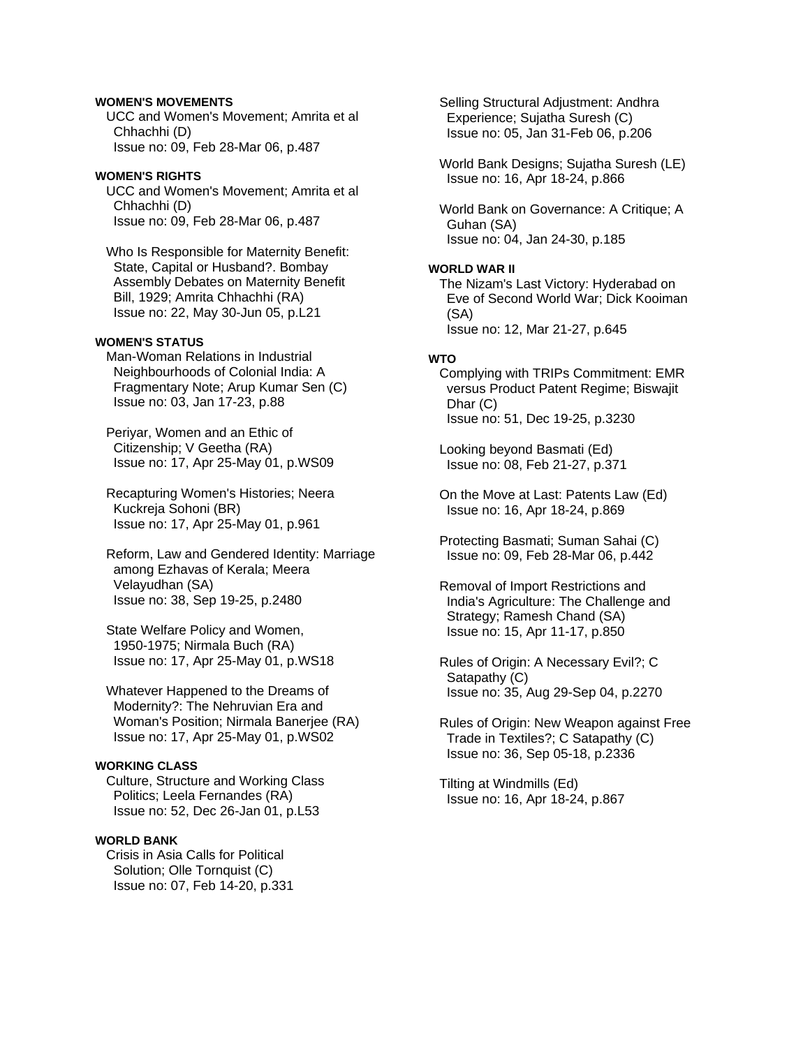**WOMEN'S MOVEMENTS**

UCC and Women's Movement; Amrita et al Chhachhi (D)
Issue no: 09, Feb 28-Mar 06, p.487

**WOMEN'S RIGHTS**

UCC and Women's Movement; Amrita et al Chhachhi (D)
Issue no: 09, Feb 28-Mar 06, p.487

Who Is Responsible for Maternity Benefit: State, Capital or Husband?. Bombay Assembly Debates on Maternity Benefit Bill, 1929; Amrita Chhachhi (RA)
Issue no: 22, May 30-Jun 05, p.L21

**WOMEN'S STATUS**

Man-Woman Relations in Industrial Neighbourhoods of Colonial India: A Fragmentary Note; Arup Kumar Sen (C)
Issue no: 03, Jan 17-23, p.88

Periyar, Women and an Ethic of Citizenship; V Geetha (RA)
Issue no: 17, Apr 25-May 01, p.WS09

Recapturing Women's Histories; Neera Kuckreja Sohoni (BR)
Issue no: 17, Apr 25-May 01, p.961

Reform, Law and Gendered Identity: Marriage among Ezhavas of Kerala; Meera Velayudhan (SA)
Issue no: 38, Sep 19-25, p.2480

State Welfare Policy and Women, 1950-1975; Nirmala Buch (RA)
Issue no: 17, Apr 25-May 01, p.WS18

Whatever Happened to the Dreams of Modernity?: The Nehruvian Era and Woman's Position; Nirmala Banerjee (RA)
Issue no: 17, Apr 25-May 01, p.WS02

**WORKING CLASS**

Culture, Structure and Working Class Politics; Leela Fernandes (RA)
Issue no: 52, Dec 26-Jan 01, p.L53

**WORLD BANK**

Crisis in Asia Calls for Political Solution; Olle Tornquist (C)
Issue no: 07, Feb 14-20, p.331

Selling Structural Adjustment: Andhra Experience; Sujatha Suresh (C)
Issue no: 05, Jan 31-Feb 06, p.206

World Bank Designs; Sujatha Suresh (LE)
Issue no: 16, Apr 18-24, p.866

World Bank on Governance: A Critique; A Guhan (SA)
Issue no: 04, Jan 24-30, p.185

**WORLD WAR II**

The Nizam's Last Victory: Hyderabad on Eve of Second World War; Dick Kooiman (SA)
Issue no: 12, Mar 21-27, p.645

**WTO**

Complying with TRIPs Commitment: EMR versus Product Patent Regime; Biswajit Dhar (C)
Issue no: 51, Dec 19-25, p.3230

Looking beyond Basmati (Ed)
Issue no: 08, Feb 21-27, p.371

On the Move at Last: Patents Law (Ed)
Issue no: 16, Apr 18-24, p.869

Protecting Basmati; Suman Sahai (C)
Issue no: 09, Feb 28-Mar 06, p.442

Removal of Import Restrictions and India's Agriculture: The Challenge and Strategy; Ramesh Chand (SA)
Issue no: 15, Apr 11-17, p.850

Rules of Origin: A Necessary Evil?; C Satapathy (C)
Issue no: 35, Aug 29-Sep 04, p.2270

Rules of Origin: New Weapon against Free Trade in Textiles?; C Satapathy (C)
Issue no: 36, Sep 05-18, p.2336

Tilting at Windmills (Ed)
Issue no: 16, Apr 18-24, p.867